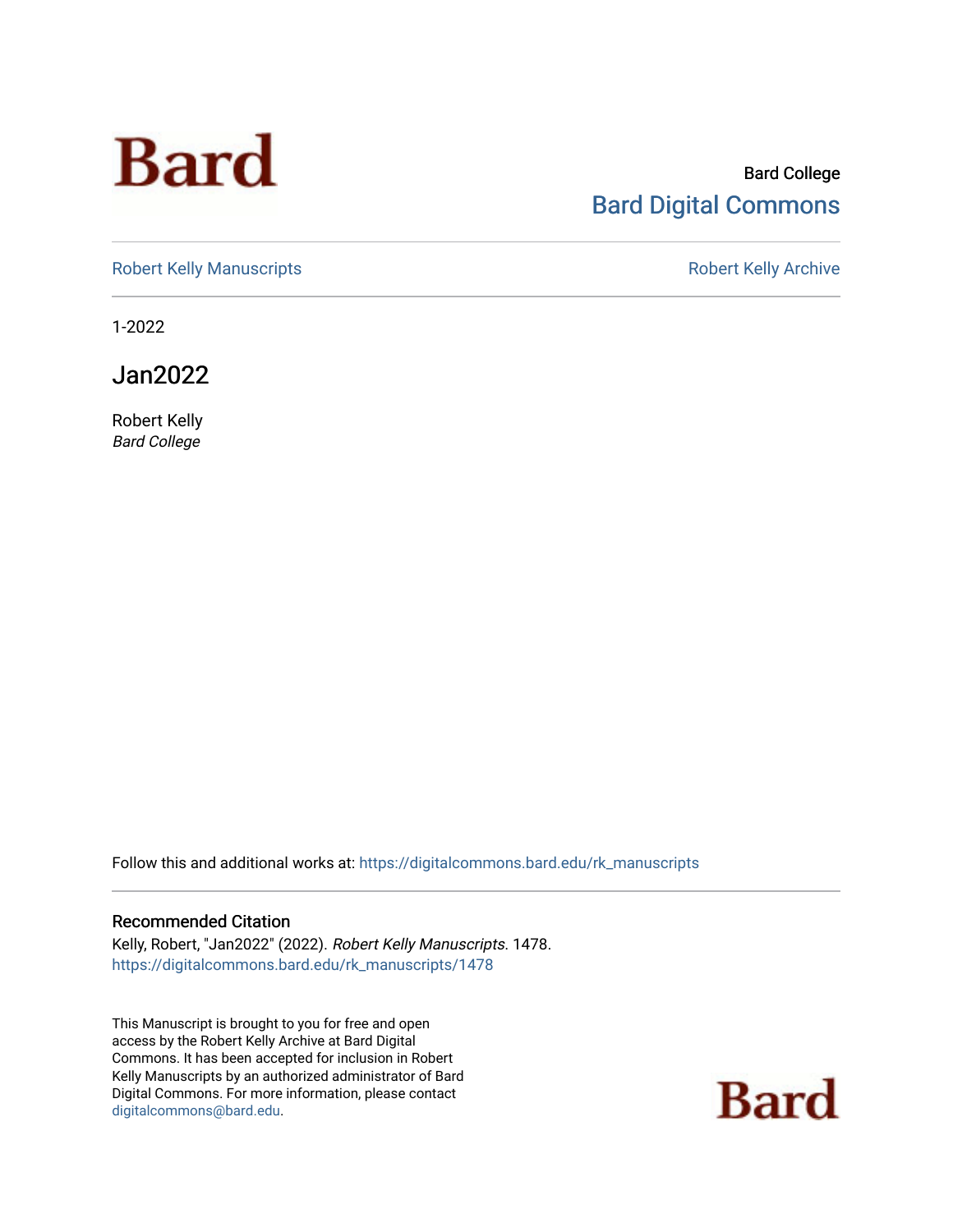Bard

Bard College
Bard Digital Commons

Robert Kelly Manuscripts

Robert Kelly Archive

1-2022

# Jan2022

Robert Kelly
*Bard College*

Follow this and additional works at: https://digitalcommons.bard.edu/rk_manuscripts

## Recommended Citation

Kelly, Robert, "Jan2022" (2022). *Robert Kelly Manuscripts*. 1478.
https://digitalcommons.bard.edu/rk_manuscripts/1478

This Manuscript is brought to you for free and open access by the Robert Kelly Archive at Bard Digital Commons. It has been accepted for inclusion in Robert Kelly Manuscripts by an authorized administrator of Bard Digital Commons. For more information, please contact digitalcommons@bard.edu.

Bard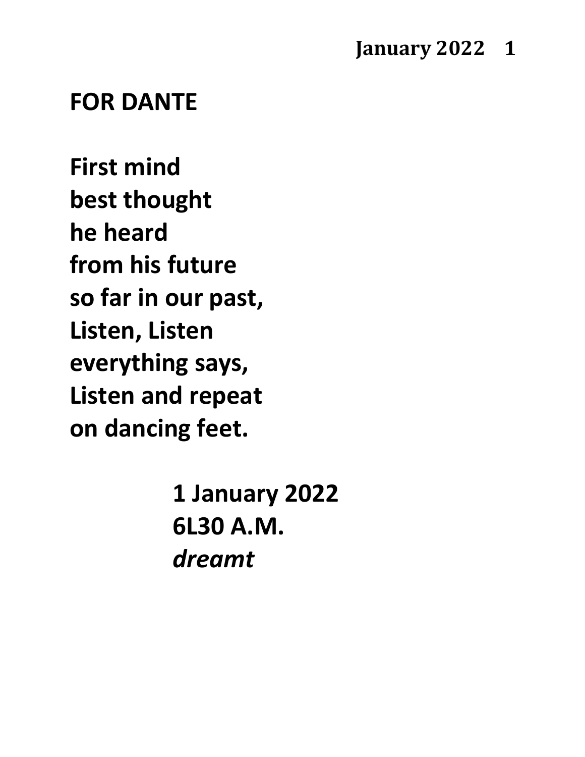## FOR DANTE

**First mind**
**best thought**
**he heard**
**from his future**
**so far in our past,**
**Listen, Listen**
**everything says,**
**Listen and repeat**
**on dancing feet.**

**1 January 2022**
**6L30 A.M.**
***dreamt***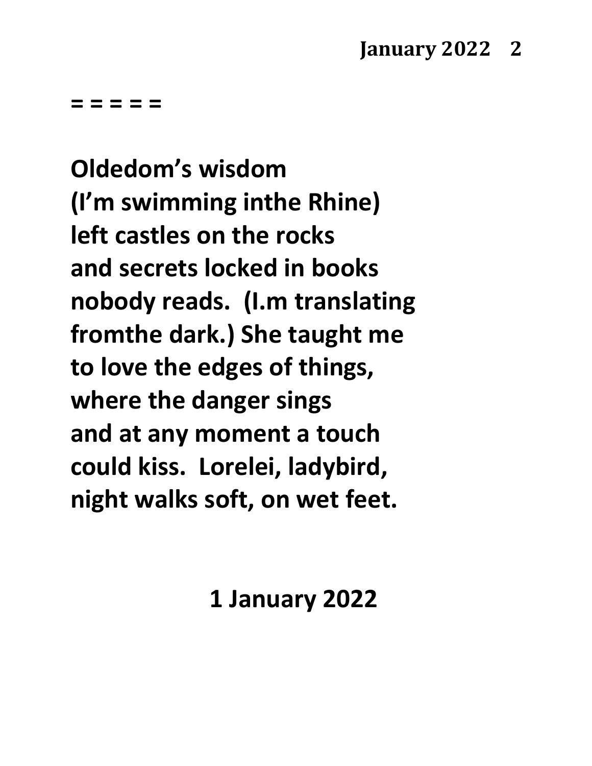= = = = =

**Oldedom's wisdom**
**(I'm swimming inthe Rhine)**
**left castles on the rocks**
**and secrets locked in books**
**nobody reads. (I.m translating**
**fromthe dark.) She taught me**
**to love the edges of things,**
**where the danger sings**
**and at any moment a touch**
**could kiss. Lorelei, ladybird,**
**night walks soft, on wet feet.**

**1 January 2022**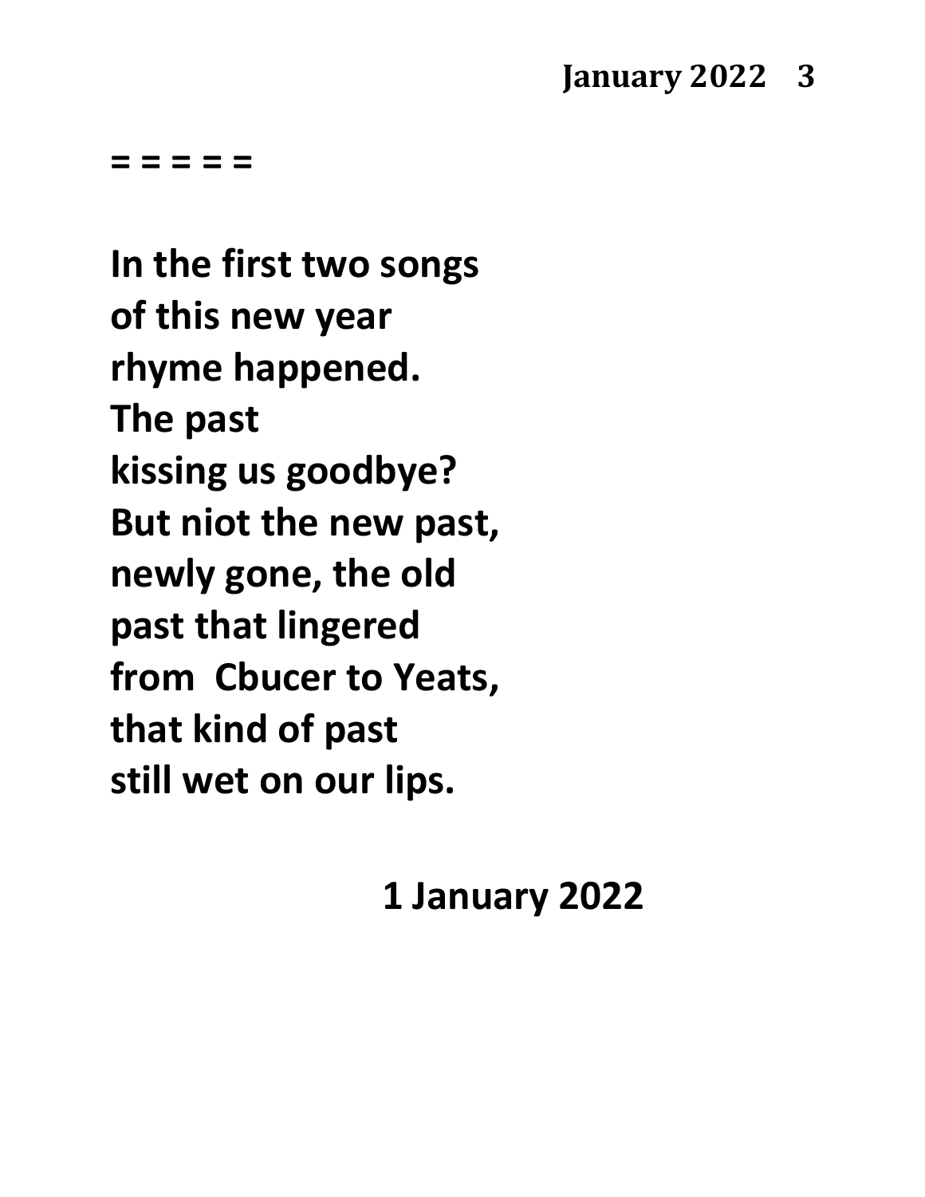= = = = =

In the first two songs
of this new year
rhyme happened.
The past
kissing us goodbye?
But niot the new past,
newly gone, the old
past that lingered
from  Cbucer to Yeats,
that kind of past
still wet on our lips.

1 January 2022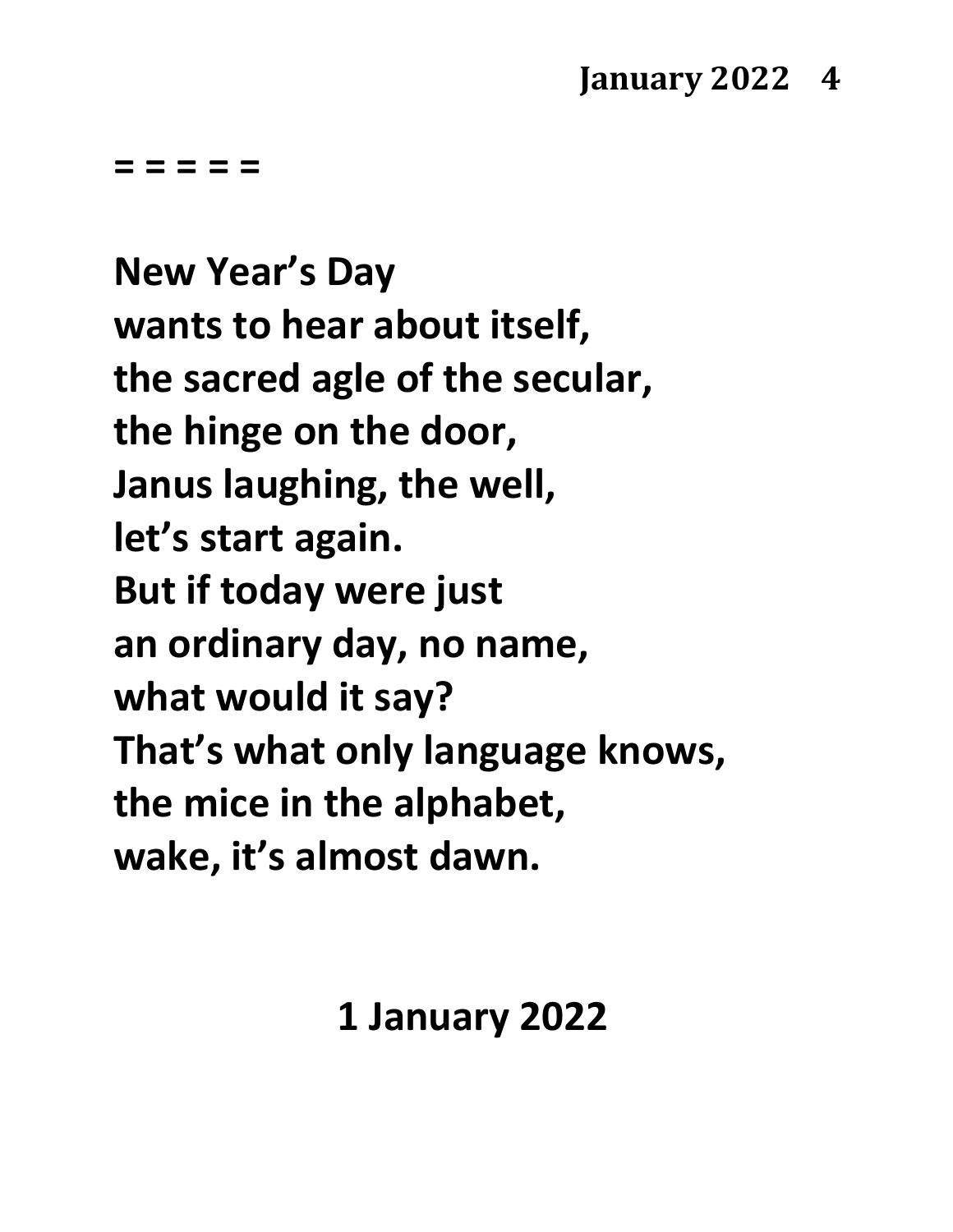= = = = =

**New Year's Day**
**wants to hear about itself,**
**the sacred agle of the secular,**
**the hinge on the door,**
**Janus laughing, the well,**
**let's start again.**
**But if today were just**
**an ordinary day, no name,**
**what would it say?**
**That's what only language knows,**
**the mice in the alphabet,**
**wake, it's almost dawn.**

**1 January 2022**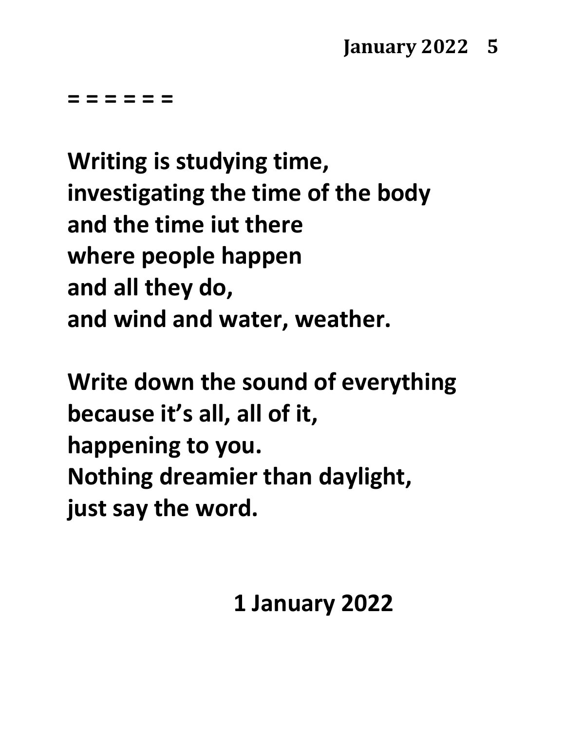= = = = = =

**Writing is studying time,**
**investigating the time of the body**
**and the time iut there**
**where people happen**
**and all they do,**
**and wind and water, weather.**

**Write down the sound of everything**
**because it's all, all of it,**
**happening to you.**
**Nothing dreamier than daylight,**
**just say the word.**

**1 January 2022**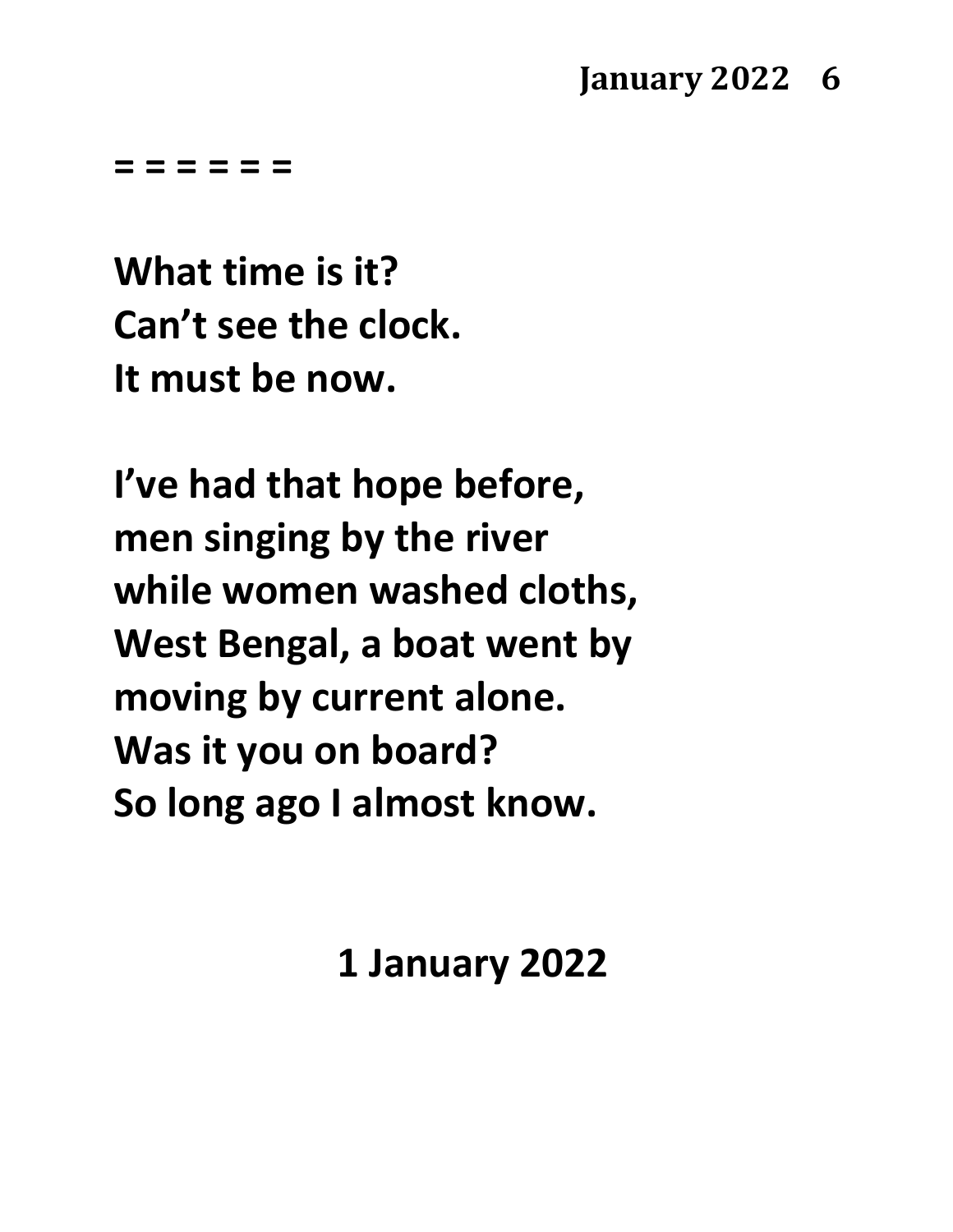= = = = = =

**What time is it?**
**Can't see the clock.**
**It must be now.**

**I've had that hope before,**
**men singing by the river**
**while women washed cloths,**
**West Bengal, a boat went by**
**moving by current alone.**
**Was it you on board?**
**So long ago I almost know.**

**1 January 2022**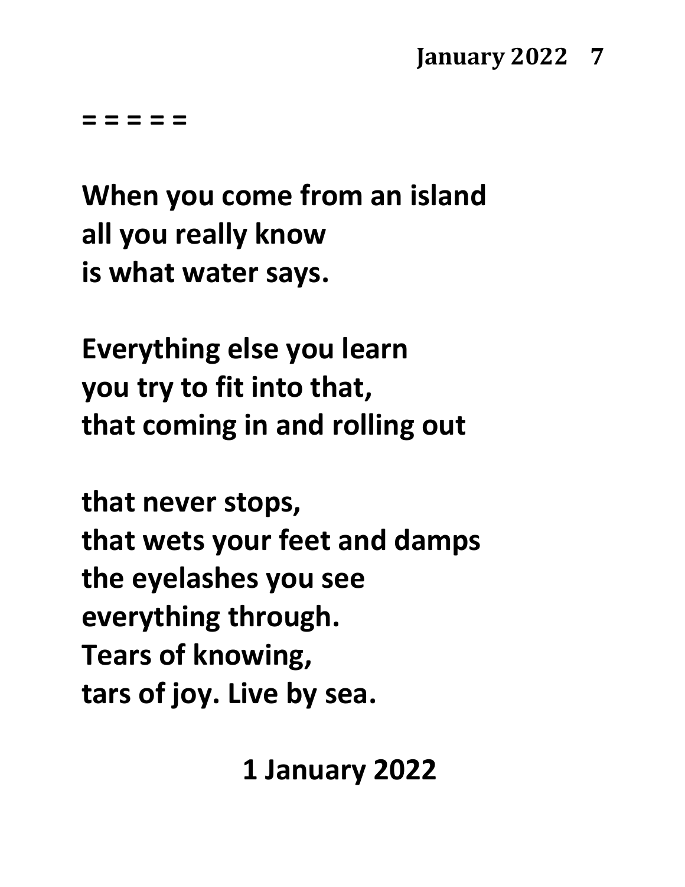= = = = =

**When you come from an island**
**all you really know**
**is what water says.**

**Everything else you learn**
**you try to fit into that,**
**that coming in and rolling out**

**that never stops,**
**that wets your feet and damps**
**the eyelashes you see**
**everything through.**
**Tears of knowing,**
**tars of joy. Live by sea.**

**1 January 2022**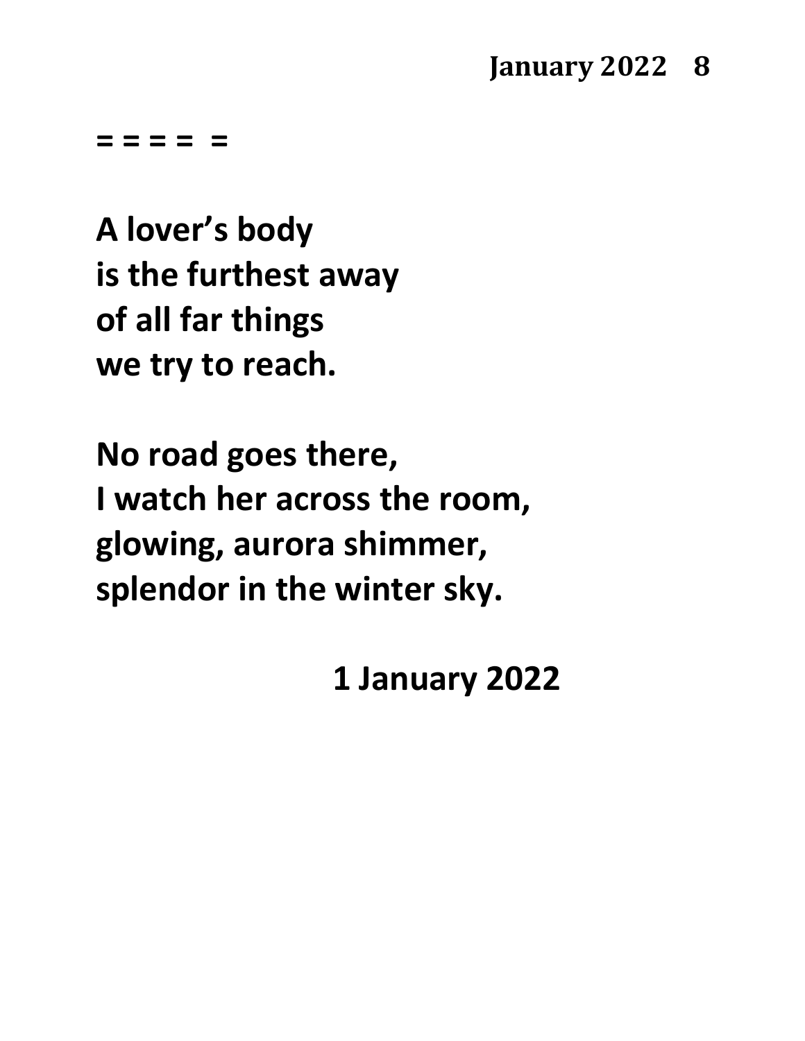= = = =  =

**A lover's body**
**is the furthest away**
**of all far things**
**we try to reach.**

**No road goes there,**
**I watch her across the room,**
**glowing, aurora shimmer,**
**splendor in the winter sky.**

**1 January 2022**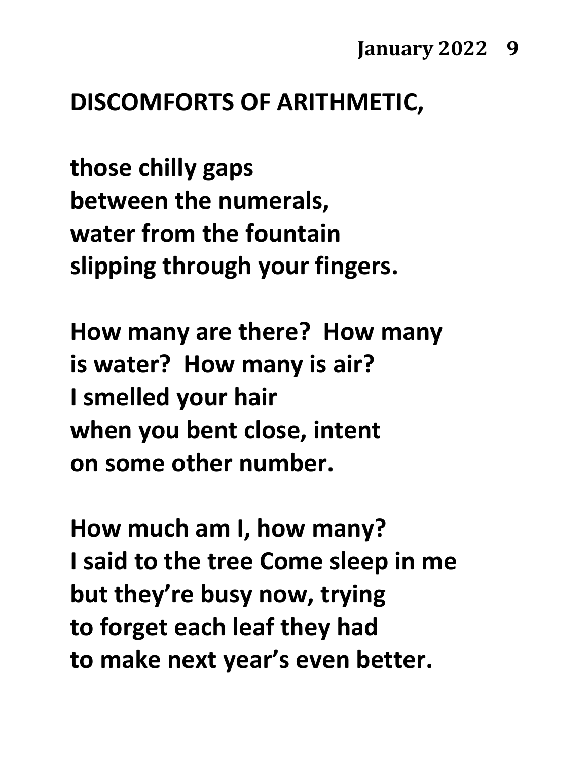## DISCOMFORTS OF ARITHMETIC,

those chilly gaps  
between the numerals,  
water from the fountain  
slipping through your fingers.

How many are there?  How many  
is water?  How many is air?  
I smelled your hair  
when you bent close, intent  
on some other number.

How much am I, how many?  
I said to the tree Come sleep in me  
but they're busy now, trying  
to forget each leaf they had  
to make next year's even better.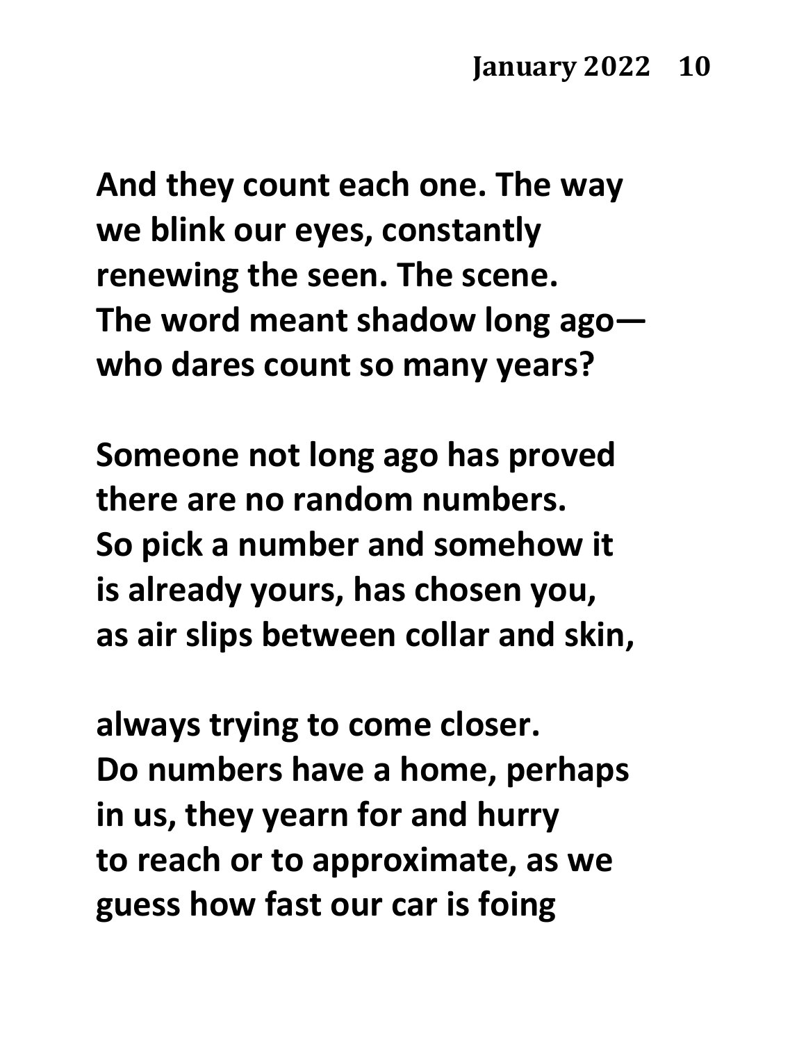And they count each one. The way
we blink our eyes, constantly
renewing the seen. The scene.
The word meant shadow long ago—
who dares count so many years?

Someone not long ago has proved
there are no random numbers.
So pick a number and somehow it
is already yours, has chosen you,
as air slips between collar and skin,

always trying to come closer.
Do numbers have a home, perhaps
in us, they yearn for and hurry
to reach or to approximate, as we
guess how fast our car is foing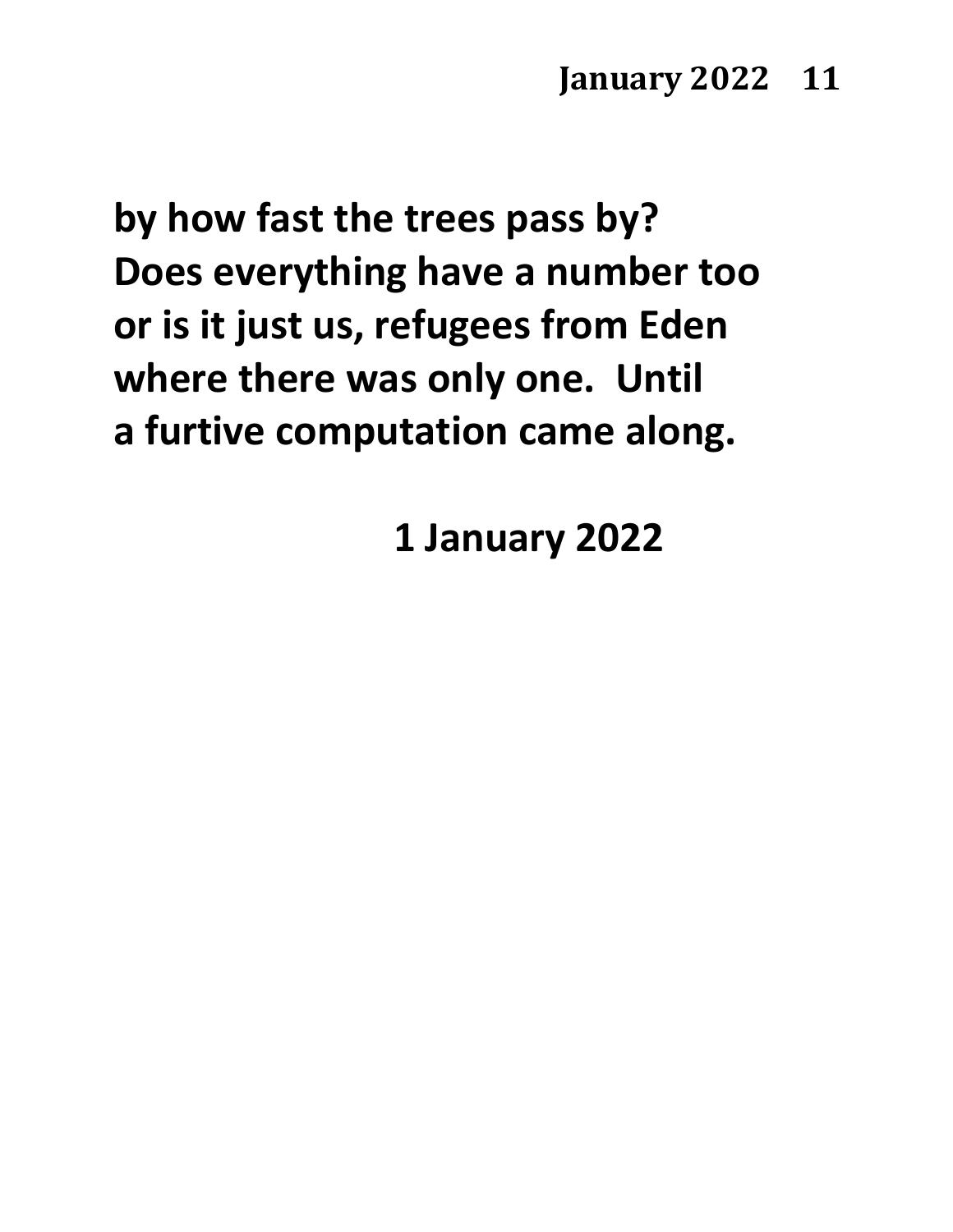by how fast the trees pass by?  
Does everything have a number too  
or is it just us, refugees from Eden  
where there was only one.  Until  
a furtive computation came along.

1 January 2022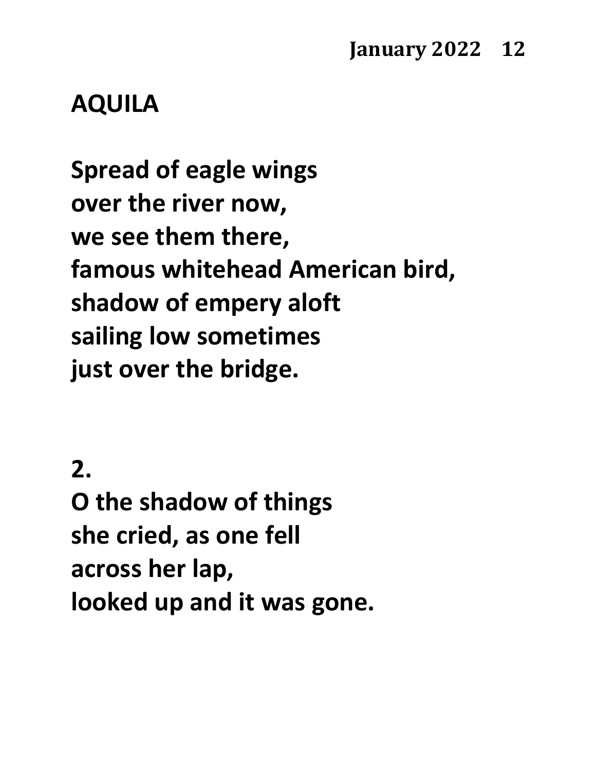## AQUILA

Spread of eagle wings
over the river now,
we see them there,
famous whitehead American bird,
shadow of empery aloft
sailing low sometimes
just over the bridge.

2.
O the shadow of things
she cried, as one fell
across her lap,
looked up and it was gone.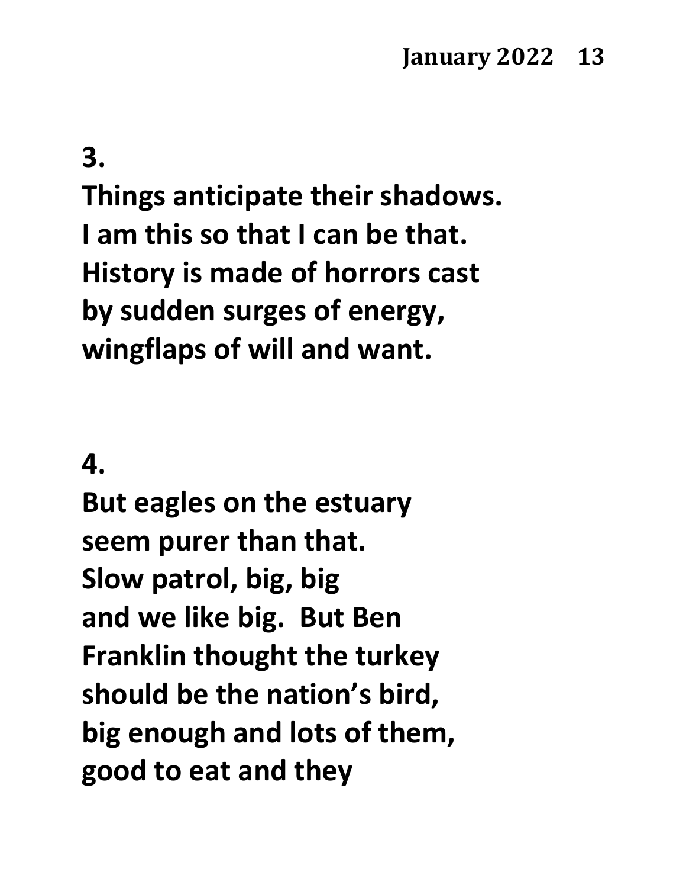**3.**

**Things anticipate their shadows.**
**I am this so that I can be that.**
**History is made of horrors cast**
**by sudden surges of energy,**
**wingflaps of will and want.**

**4.**

**But eagles on the estuary**
**seem purer than that.**
**Slow patrol, big, big**
**and we like big. But Ben**
**Franklin thought the turkey**
**should be the nation's bird,**
**big enough and lots of them,**
**good to eat and they**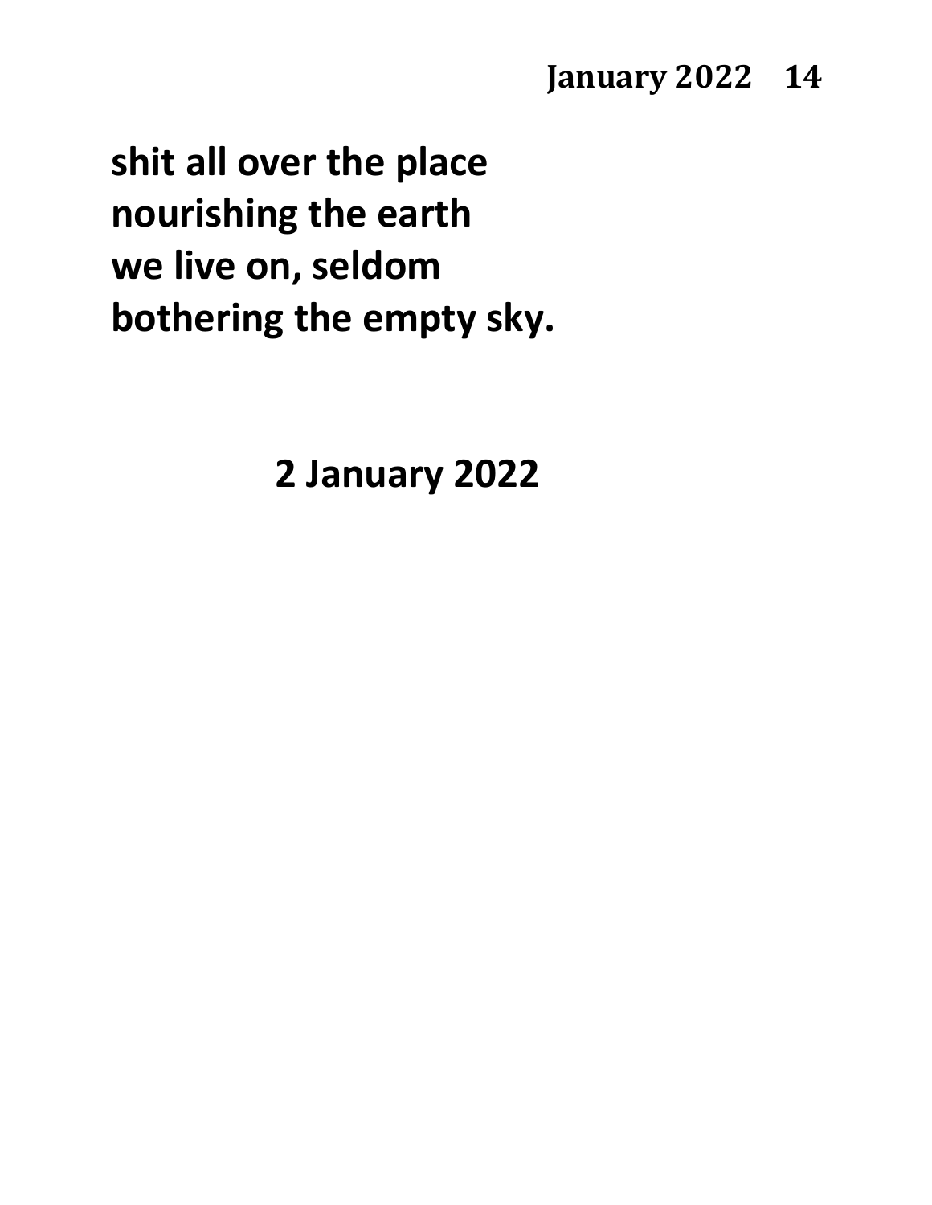**shit all over the place**
**nourishing the earth**
**we live on, seldom**
**bothering the empty sky.**

**2 January 2022**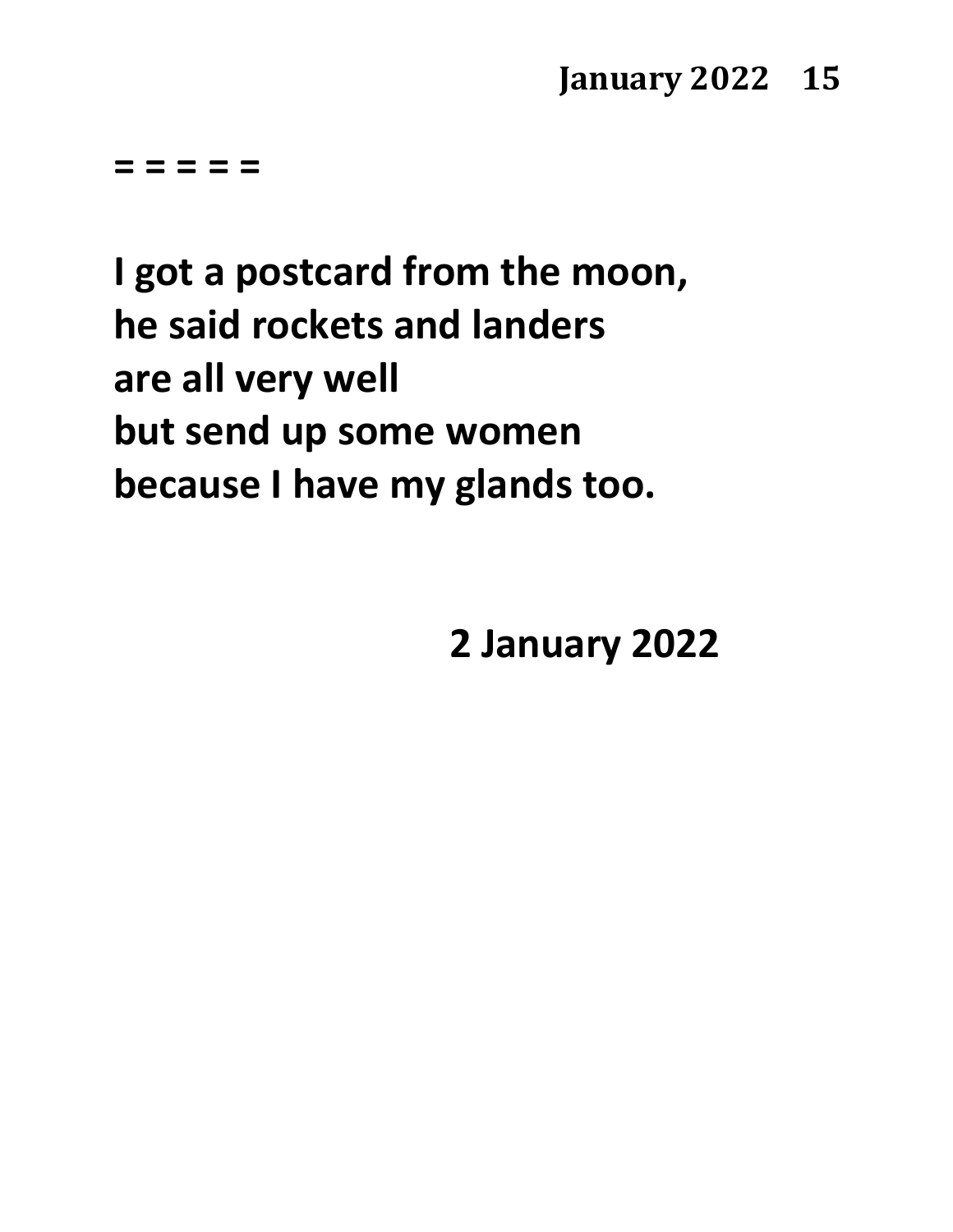**= = = = =**

**I got a postcard from the moon,**
**he said rockets and landers**
**are all very well**
**but send up some women**
**because I have my glands too.**

**2 January 2022**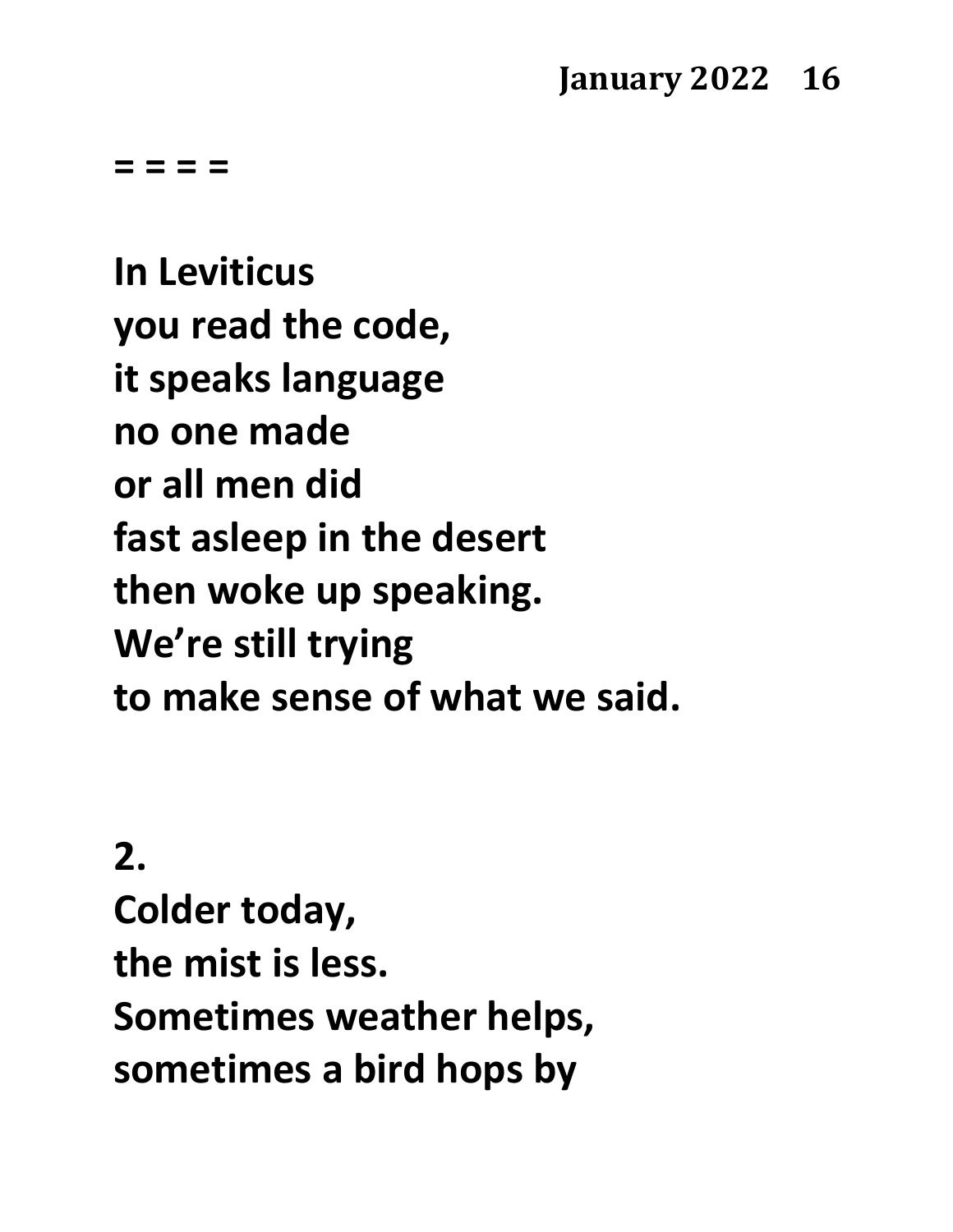**= = = =**

**In Leviticus**  
**you read the code,**  
**it speaks language**  
**no one made**  
**or all men did**  
**fast asleep in the desert**  
**then woke up speaking.**  
**We're still trying**  
**to make sense of what we said.**

**2.**  
**Colder today,**  
**the mist is less.**  
**Sometimes weather helps,**  
**sometimes a bird hops by**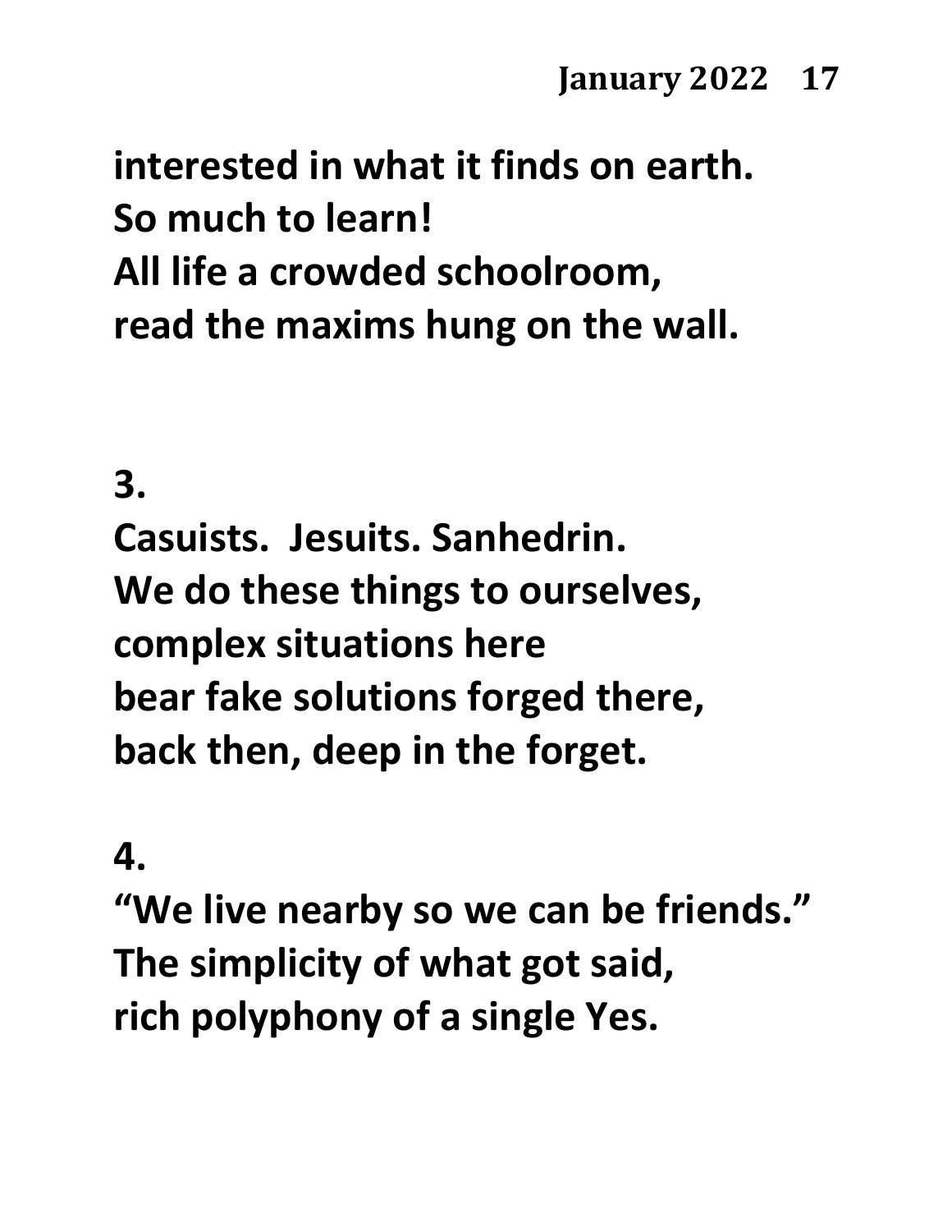**interested in what it finds on earth.**
**So much to learn!**
**All life a crowded schoolroom,**
**read the maxims hung on the wall.**

**3.**

**Casuists. Jesuits. Sanhedrin.**
**We do these things to ourselves,**
**complex situations here**
**bear fake solutions forged there,**
**back then, deep in the forget.**

**4.**

**"We live nearby so we can be friends."**
**The simplicity of what got said,**
**rich polyphony of a single Yes.**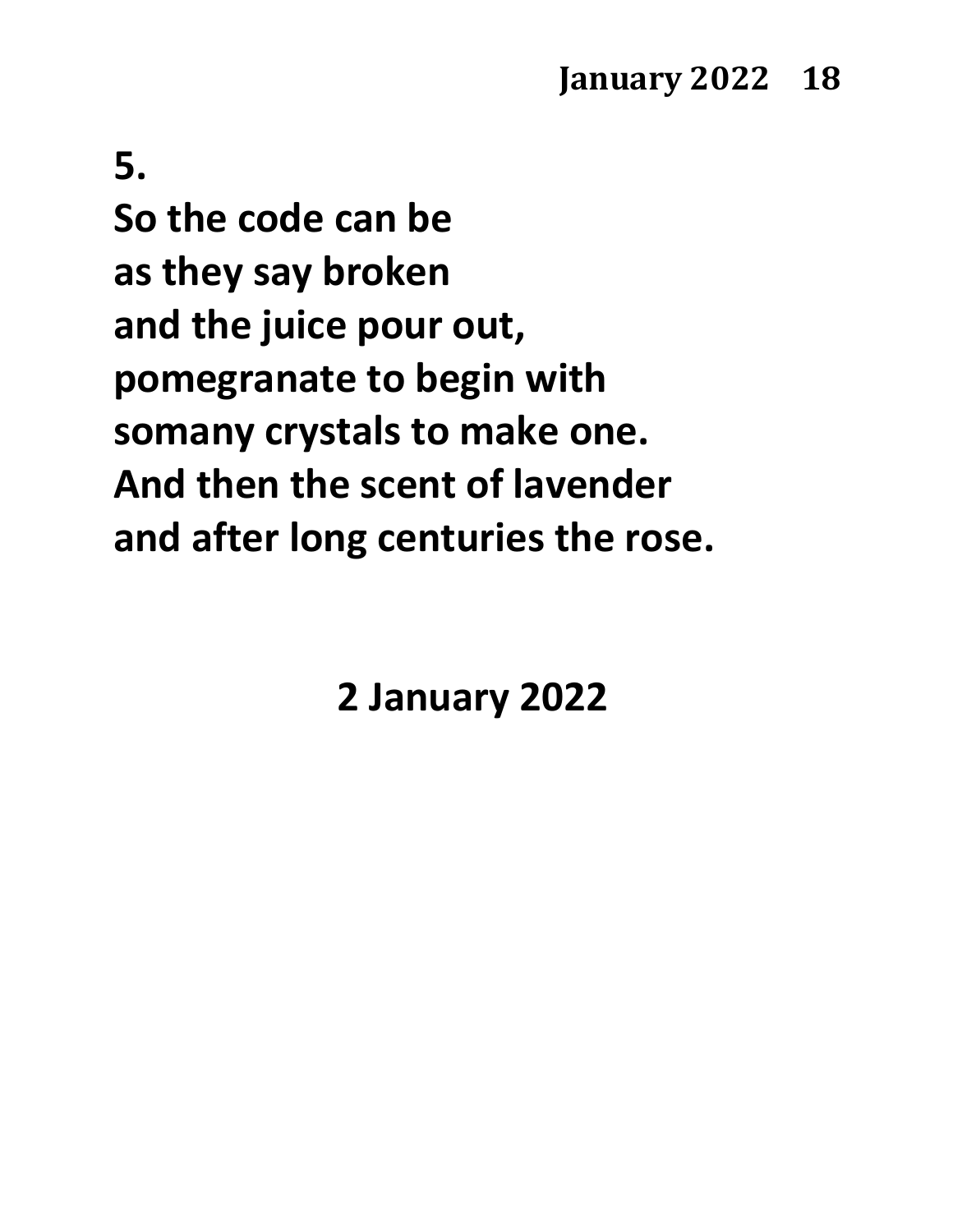**5.**

**So the code can be**
**as they say broken**
**and the juice pour out,**
**pomegranate to begin with**
**somany crystals to make one.**
**And then the scent of lavender**
**and after long centuries the rose.**

**2 January 2022**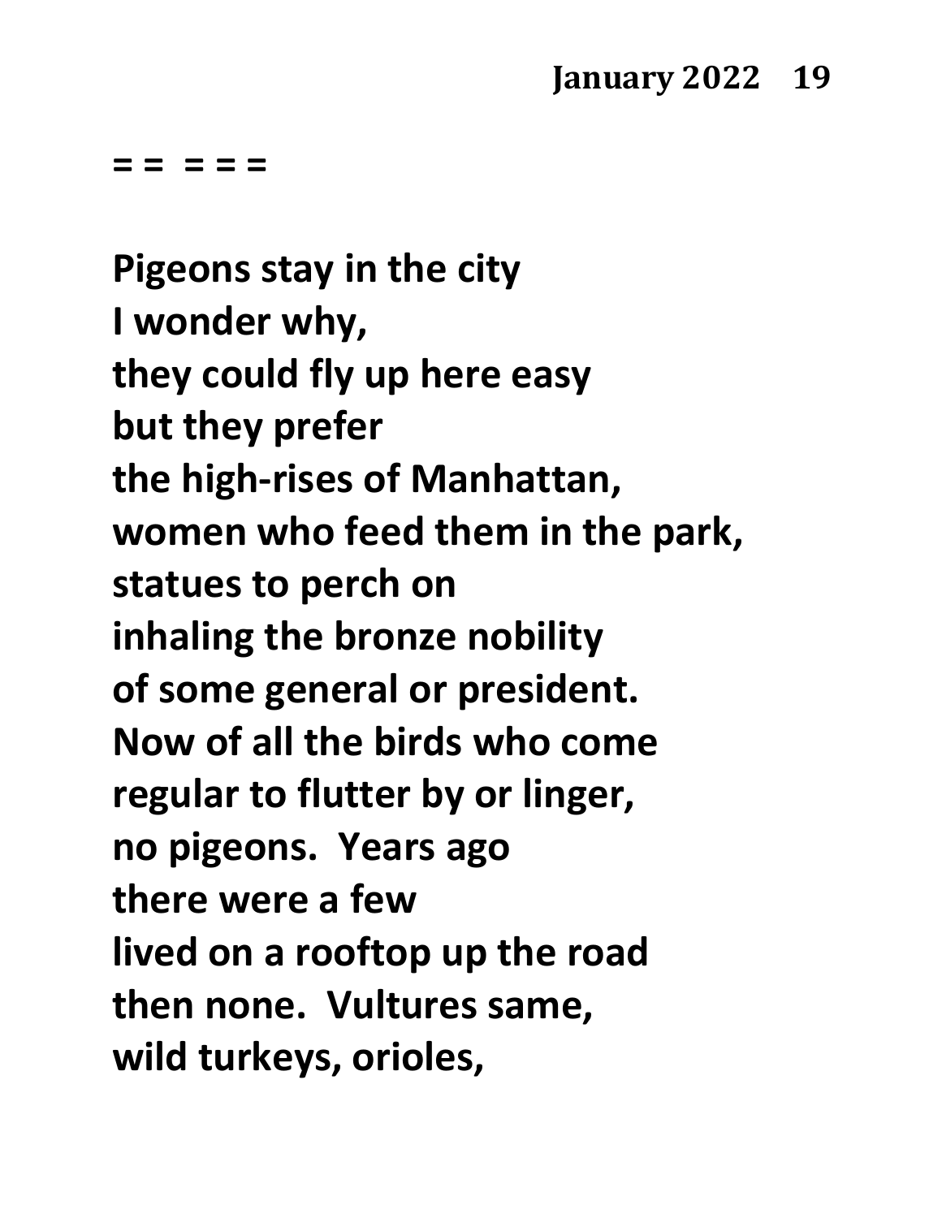**= =  = = =**

**Pigeons stay in the city**
**I wonder why,**
**they could fly up here easy**
**but they prefer**
**the high-rises of Manhattan,**
**women who feed them in the park,**
**statues to perch on**
**inhaling the bronze nobility**
**of some general or president.**
**Now of all the birds who come**
**regular to flutter by or linger,**
**no pigeons.  Years ago**
**there were a few**
**lived on a rooftop up the road**
**then none.  Vultures same,**
**wild turkeys, orioles,**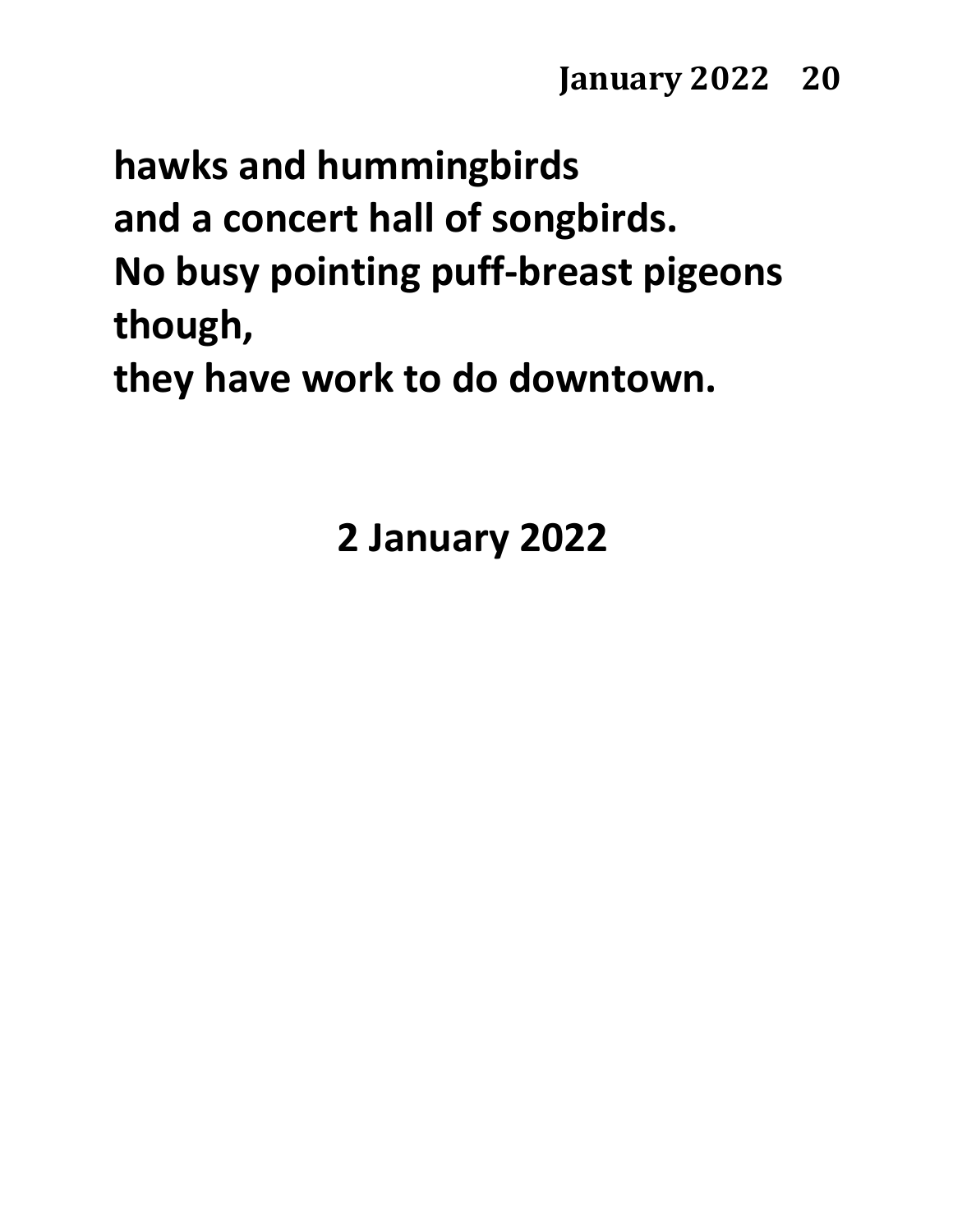**hawks and hummingbirds**
**and a concert hall of songbirds.**
**No busy pointing puff-breast pigeons**
**though,**
**they have work to do downtown.**

**2 January 2022**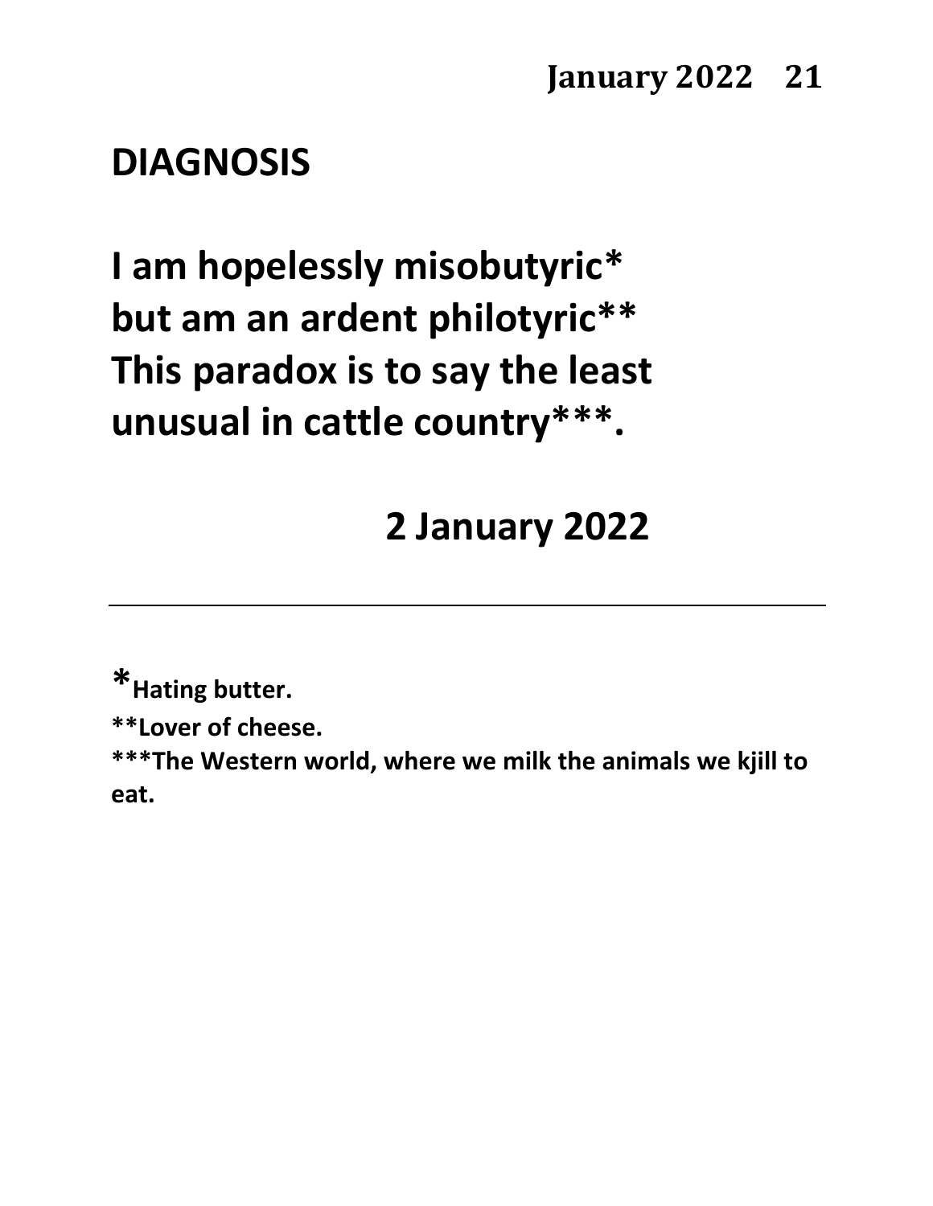# DIAGNOSIS

**I am hopelessly misobutyric***
**but am an ardent philotyric****
**This paradox is to say the least**
**unusual in cattle country*****.

**2 January 2022**

---

***Hating butter.**

****Lover of cheese.**

*****The Western world, where we milk the animals we kjill to eat.**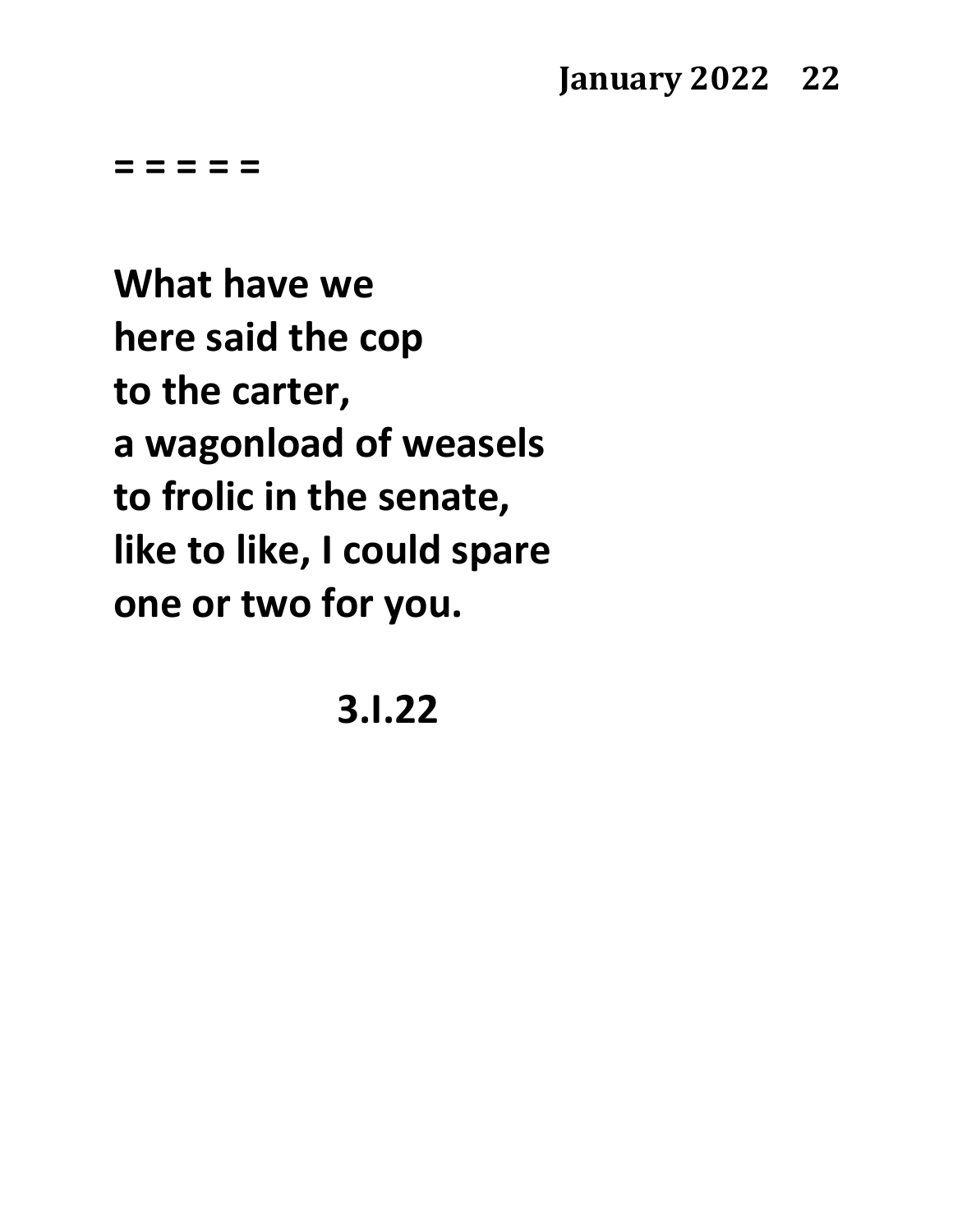= = = = =

**What have we**
**here said the cop**
**to the carter,**
**a wagonload of weasels**
**to frolic in the senate,**
**like to like, I could spare**
**one or two for you.**

**3.I.22**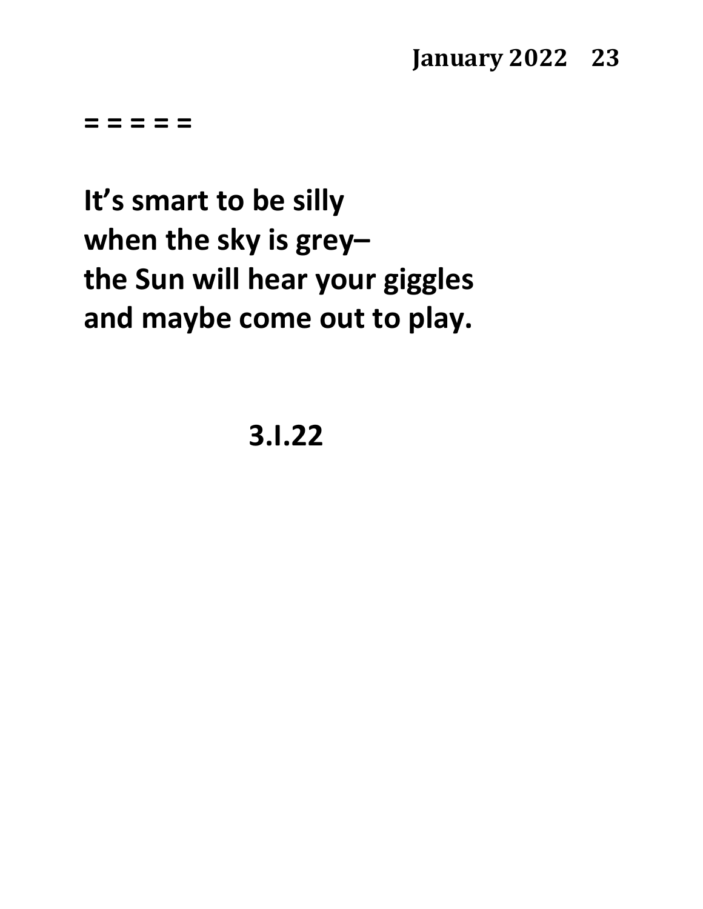**= = = = =**

**It’s smart to be silly**
**when the sky is grey–**
**the Sun will hear your giggles**
**and maybe come out to play.**

**3.I.22**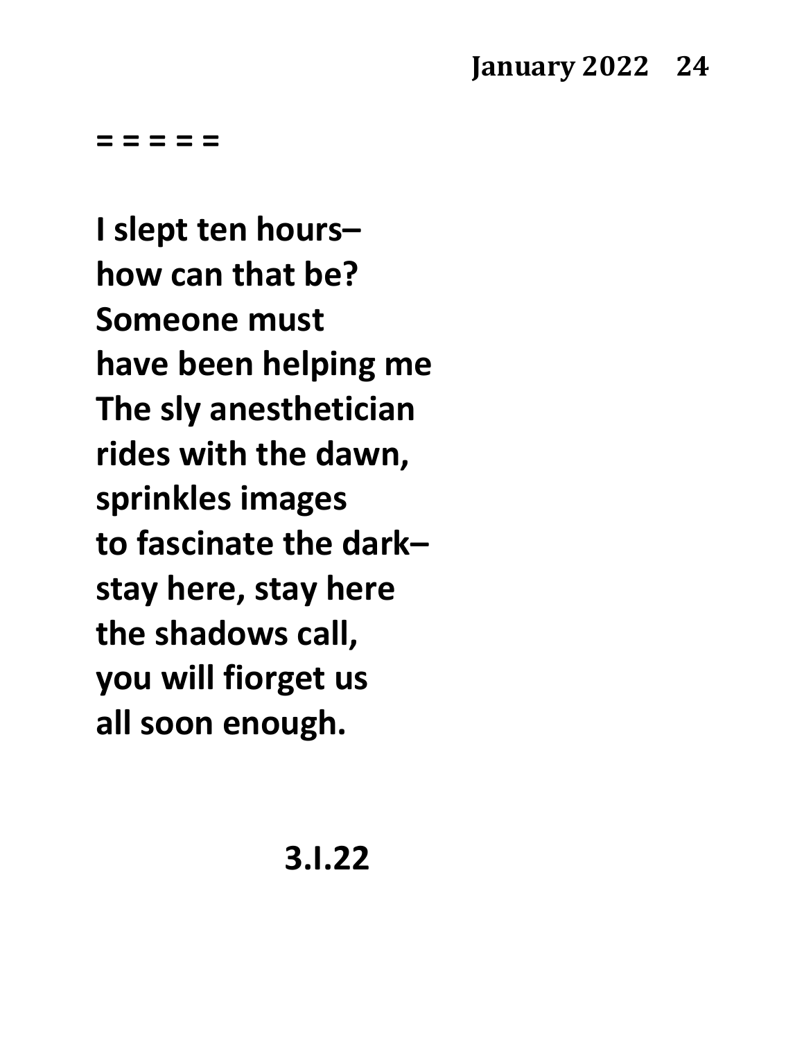= = = = =

**I slept ten hours–**  
**how can that be?**  
**Someone must**  
**have been helping me**  
**The sly anesthetician**  
**rides with the dawn,**  
**sprinkles images**  
**to fascinate the dark–**  
**stay here, stay here**  
**the shadows call,**  
**you will fiorget us**  
**all soon enough.**

**3.I.22**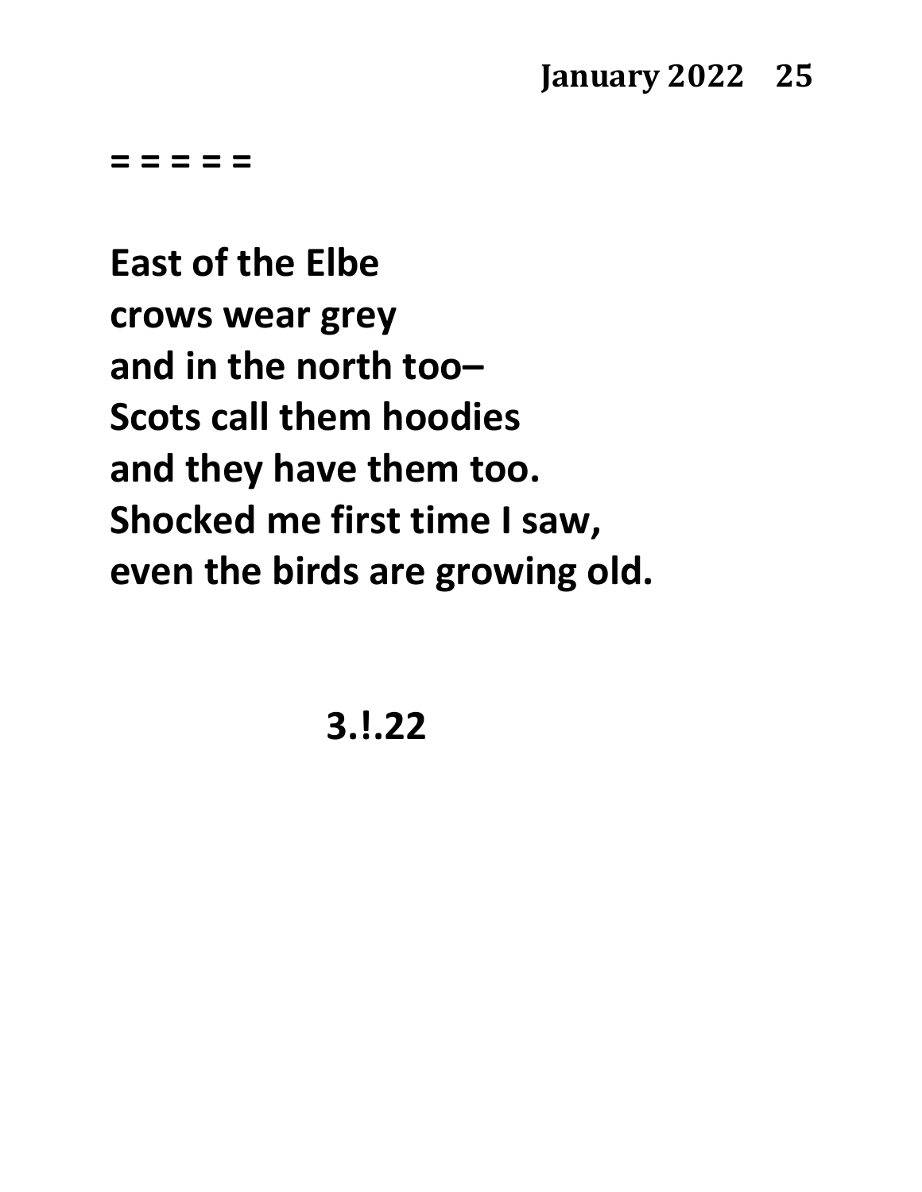= = = = =

**East of the Elbe**
**crows wear grey**
**and in the north too–**
**Scots call them hoodies**
**and they have them too.**
**Shocked me first time I saw,**
**even the birds are growing old.**

**3.!.22**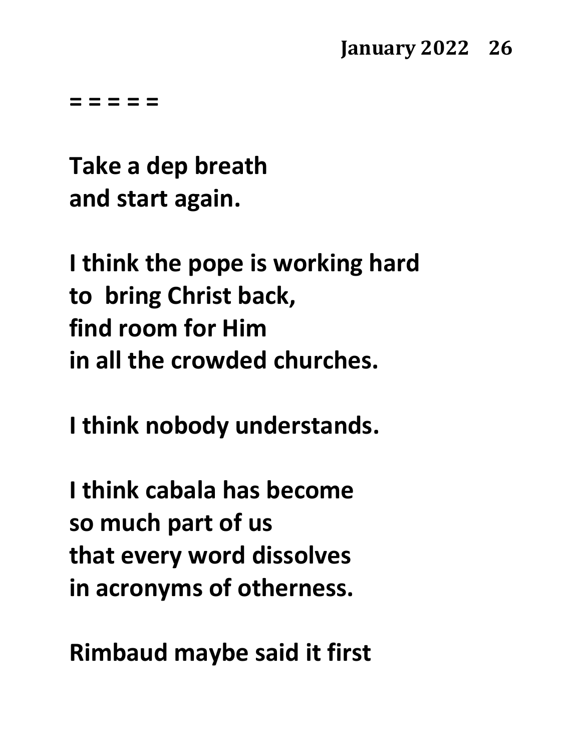= = = = =

**Take a dep breath**
**and start again.**

**I think the pope is working hard**
**to  bring Christ back,**
**find room for Him**
**in all the crowded churches.**

**I think nobody understands.**

**I think cabala has become**
**so much part of us**
**that every word dissolves**
**in acronyms of otherness.**

**Rimbaud maybe said it first**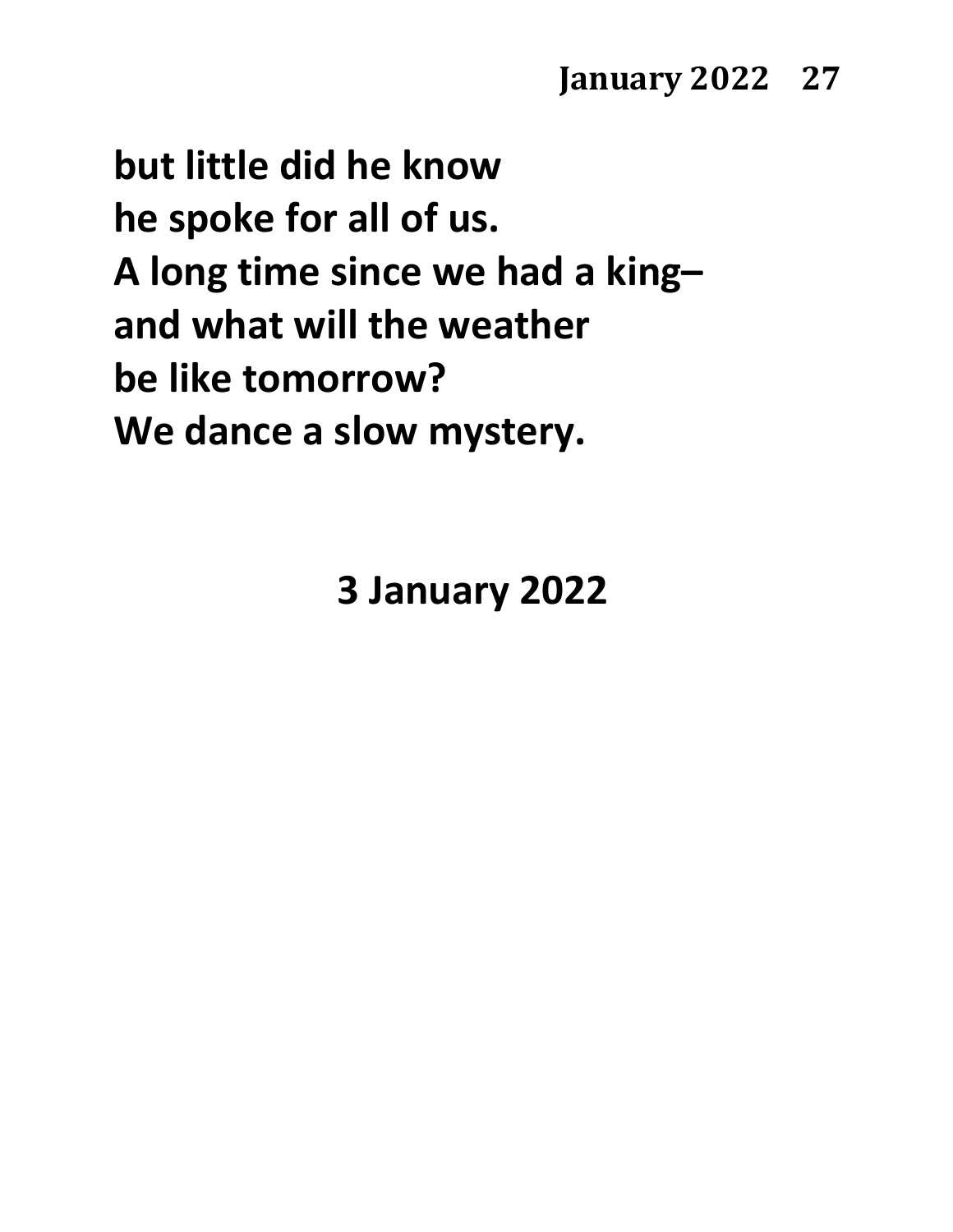**but little did he know**
**he spoke for all of us.**
**A long time since we had a king–**
**and what will the weather**
**be like tomorrow?**
**We dance a slow mystery.**

**3 January 2022**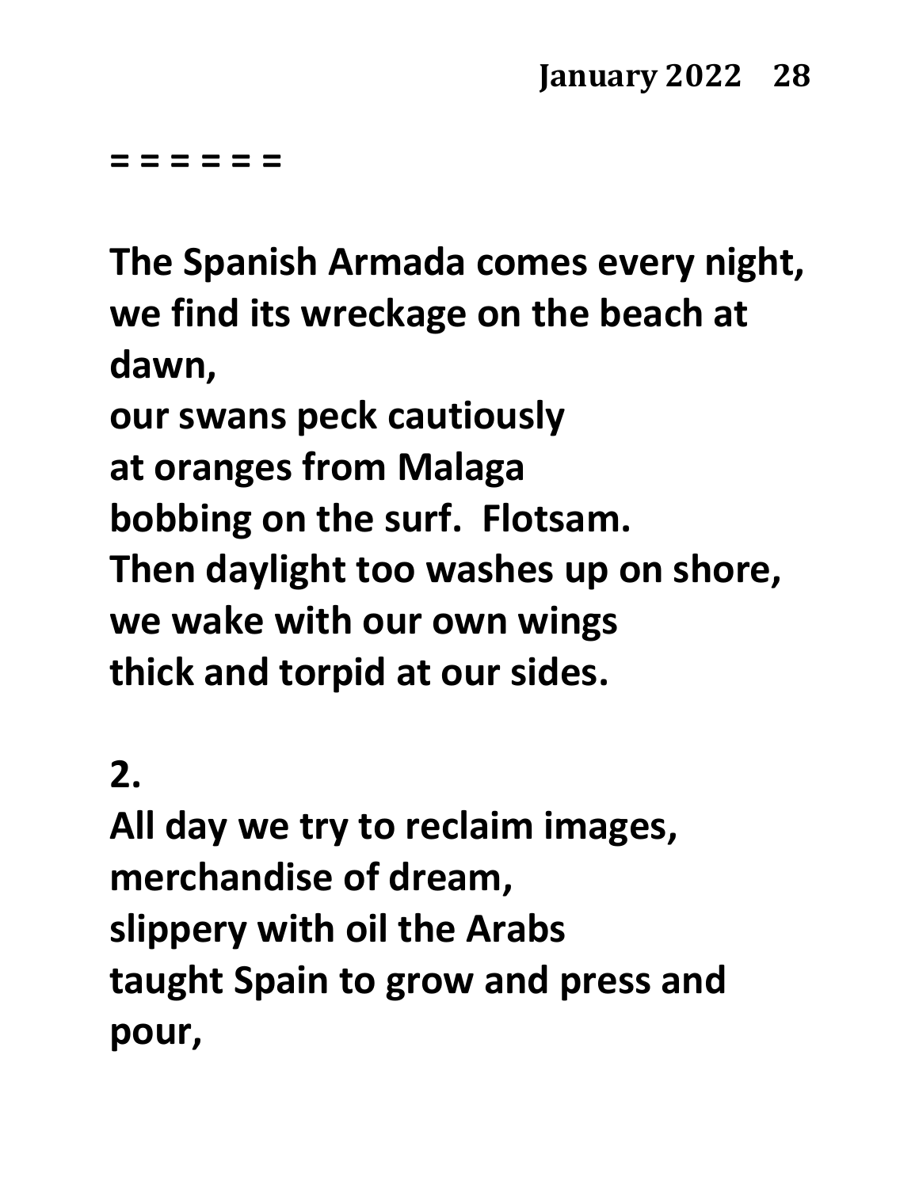= = = = = =

**The Spanish Armada comes every night,**
**we find its wreckage on the beach at dawn,**
**our swans peck cautiously**
**at oranges from Malaga**
**bobbing on the surf.  Flotsam.**
**Then daylight too washes up on shore,**
**we wake with our own wings**
**thick and torpid at our sides.**

**2.**
**All day we try to reclaim images,**
**merchandise of dream,**
**slippery with oil the Arabs**
**taught Spain to grow and press and pour,**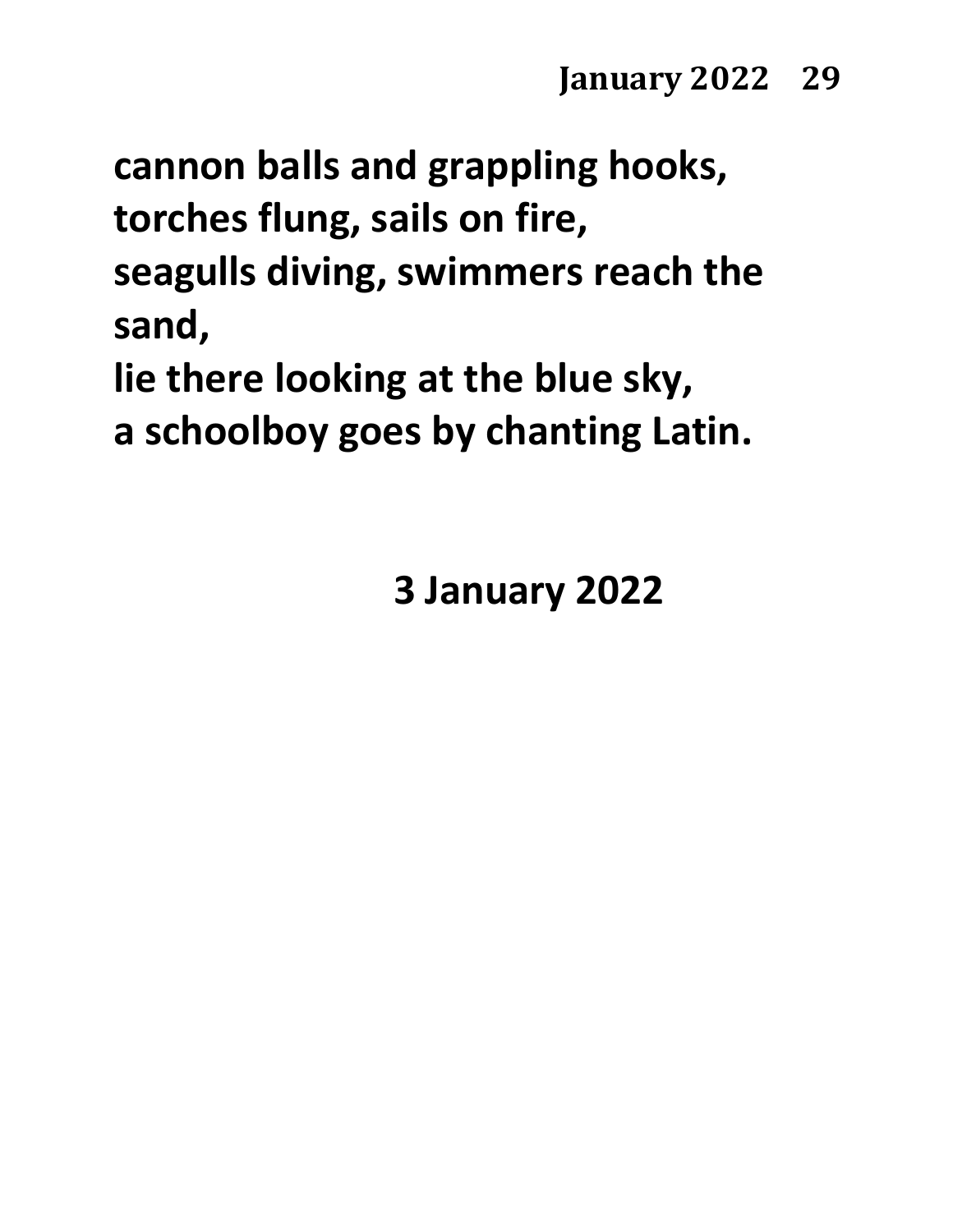**cannon balls and grappling hooks,**
**torches flung, sails on fire,**
**seagulls diving, swimmers reach the sand,**
**lie there looking at the blue sky,**
**a schoolboy goes by chanting Latin.**

**3 January 2022**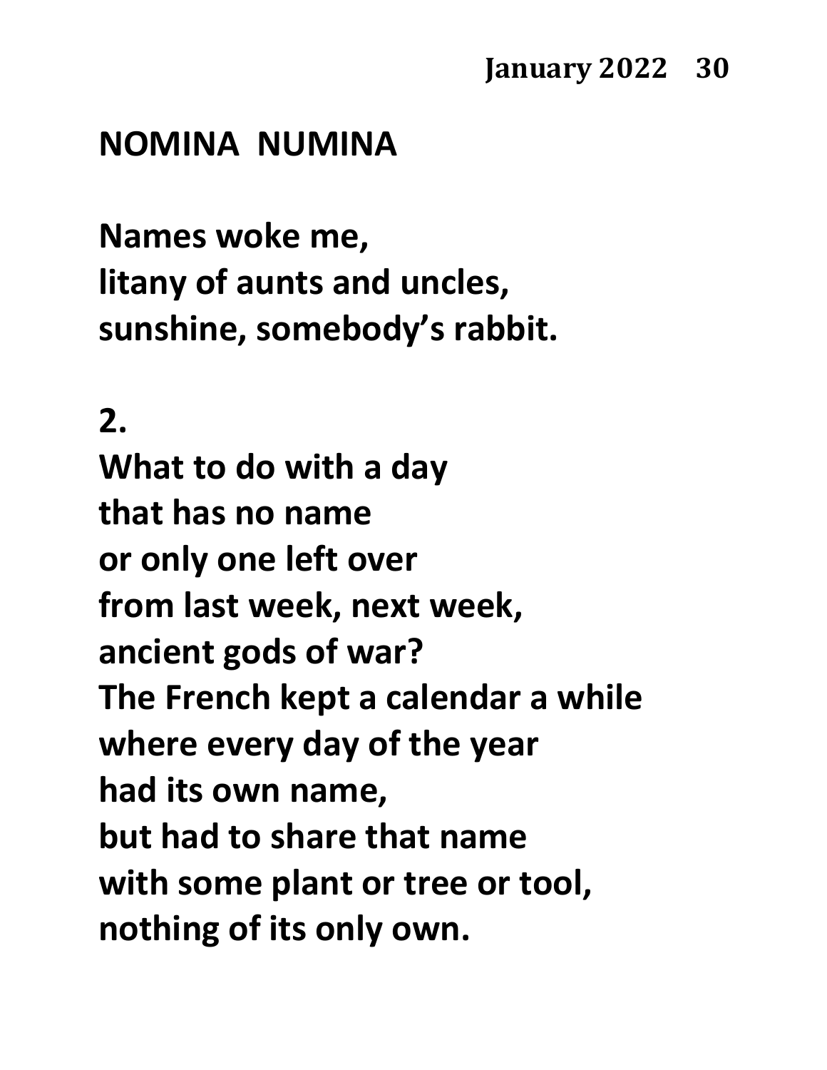## NOMINA NUMINA

Names woke me,
litany of aunts and uncles,
sunshine, somebody's rabbit.

2.

What to do with a day
that has no name
or only one left over
from last week, next week,
ancient gods of war?
The French kept a calendar a while
where every day of the year
had its own name,
but had to share that name
with some plant or tree or tool,
nothing of its only own.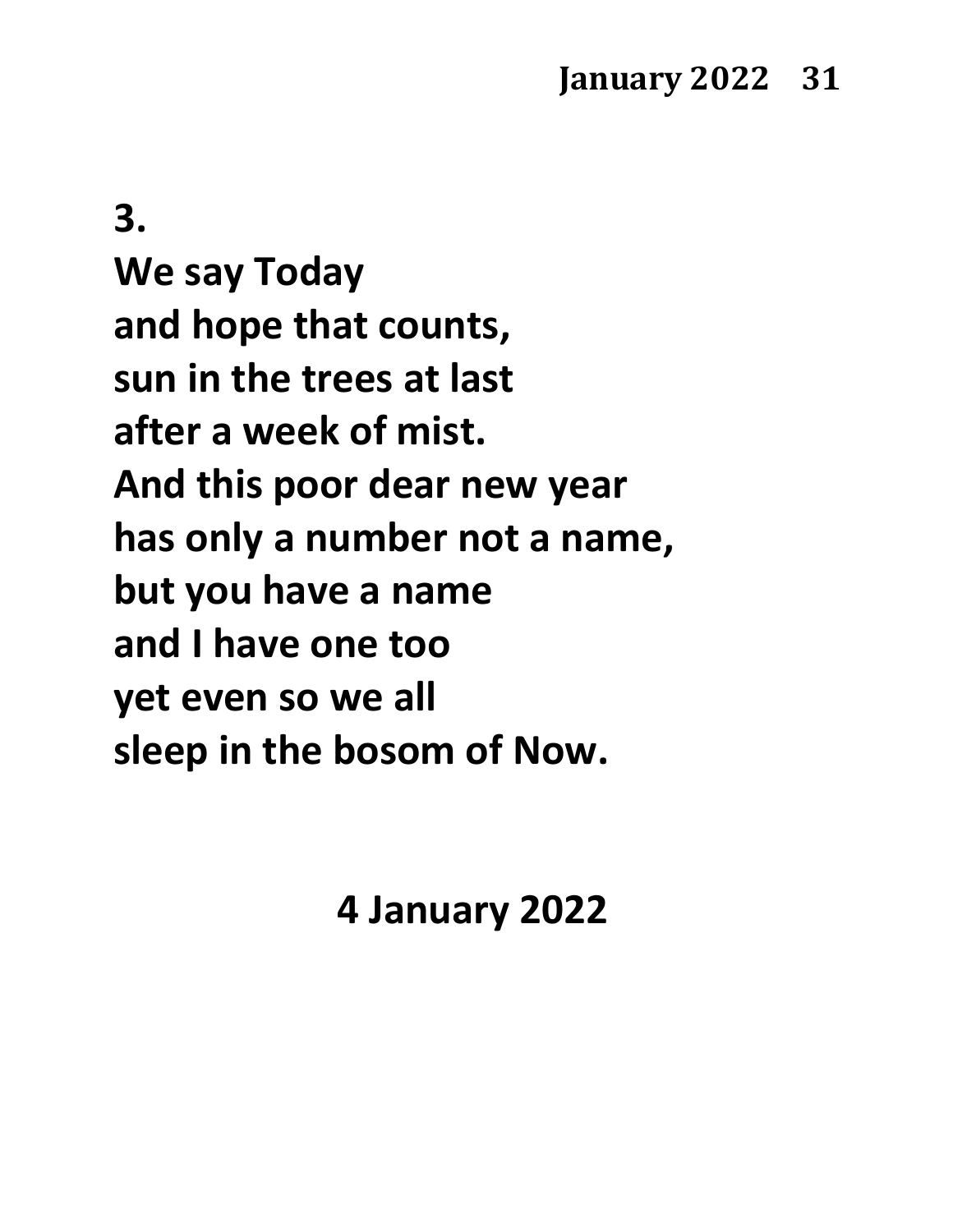**3.**

**We say Today**
**and hope that counts,**
**sun in the trees at last**
**after a week of mist.**
**And this poor dear new year**
**has only a number not a name,**
**but you have a name**
**and I have one too**
**yet even so we all**
**sleep in the bosom of Now.**

**4 January 2022**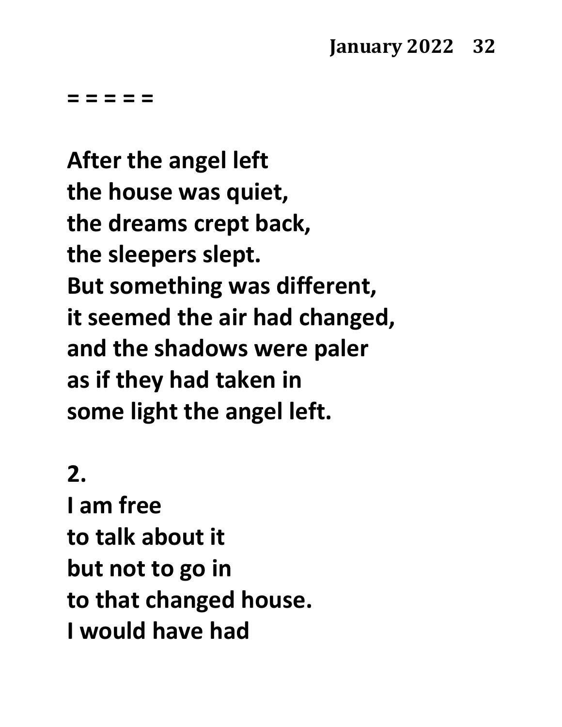= = = = =

**After the angel left**
**the house was quiet,**
**the dreams crept back,**
**the sleepers slept.**
**But something was different,**
**it seemed the air had changed,**
**and the shadows were paler**
**as if they had taken in**
**some light the angel left.**

**2.**
**I am free**
**to talk about it**
**but not to go in**
**to that changed house.**
**I would have had**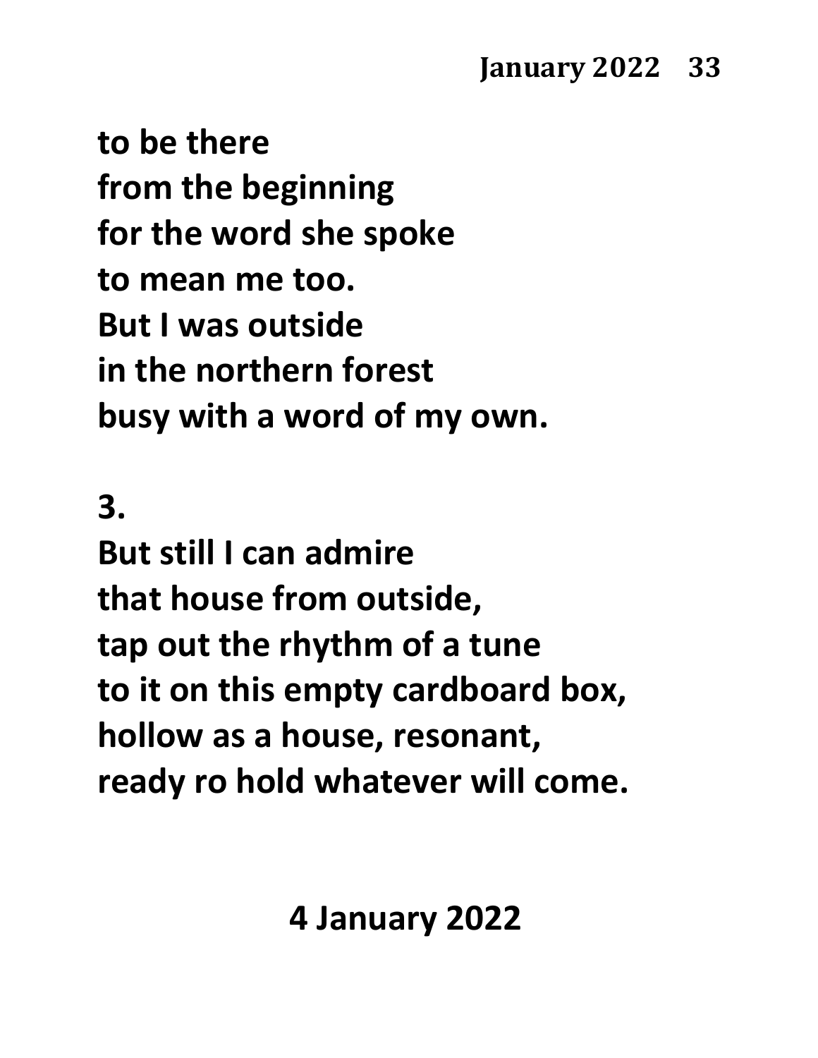**to be there**
**from the beginning**
**for the word she spoke**
**to mean me too.**
**But I was outside**
**in the northern forest**
**busy with a word of my own.**

**3.**

**But still I can admire**
**that house from outside,**
**tap out the rhythm of a tune**
**to it on this empty cardboard box,**
**hollow as a house, resonant,**
**ready ro hold whatever will come.**

**4 January 2022**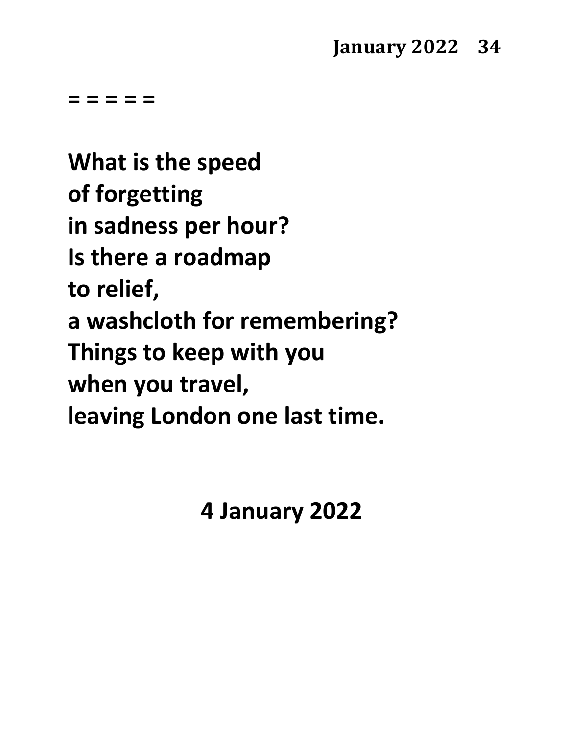**= = = = =**

**What is the speed**  
**of forgetting**  
**in sadness per hour?**  
**Is there a roadmap**  
**to relief,**  
**a washcloth for remembering?**  
**Things to keep with you**  
**when you travel,**  
**leaving London one last time.**

**4 January 2022**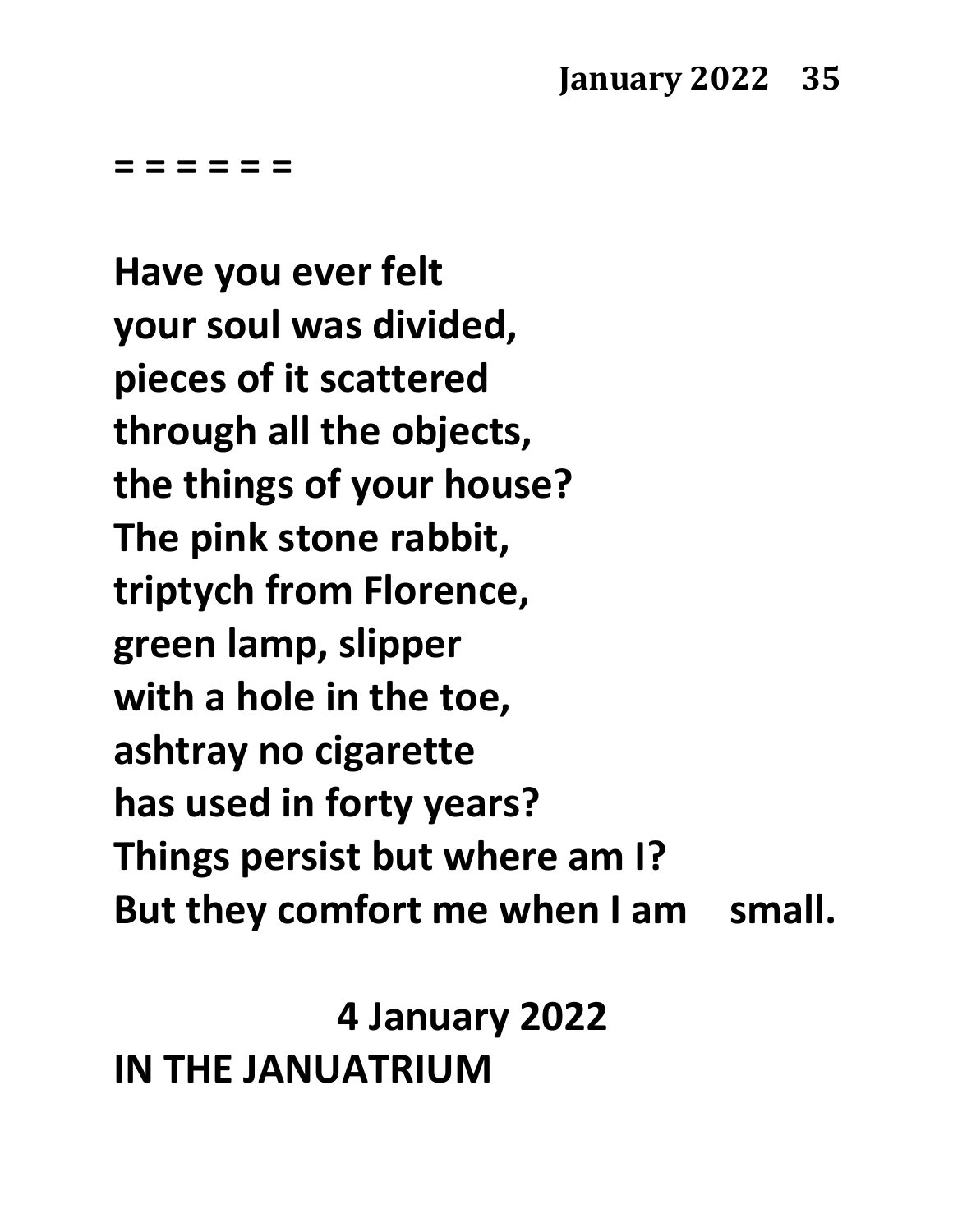= = = = = =

**Have you ever felt**
**your soul was divided,**
**pieces of it scattered**
**through all the objects,**
**the things of your house?**
**The pink stone rabbit,**
**triptych from Florence,**
**green lamp, slipper**
**with a hole in the toe,**
**ashtray no cigarette**
**has used in forty years?**
**Things persist but where am I?**
**But they comfort me when I am small.**

**4 January 2022**

## IN THE JANUATRIUM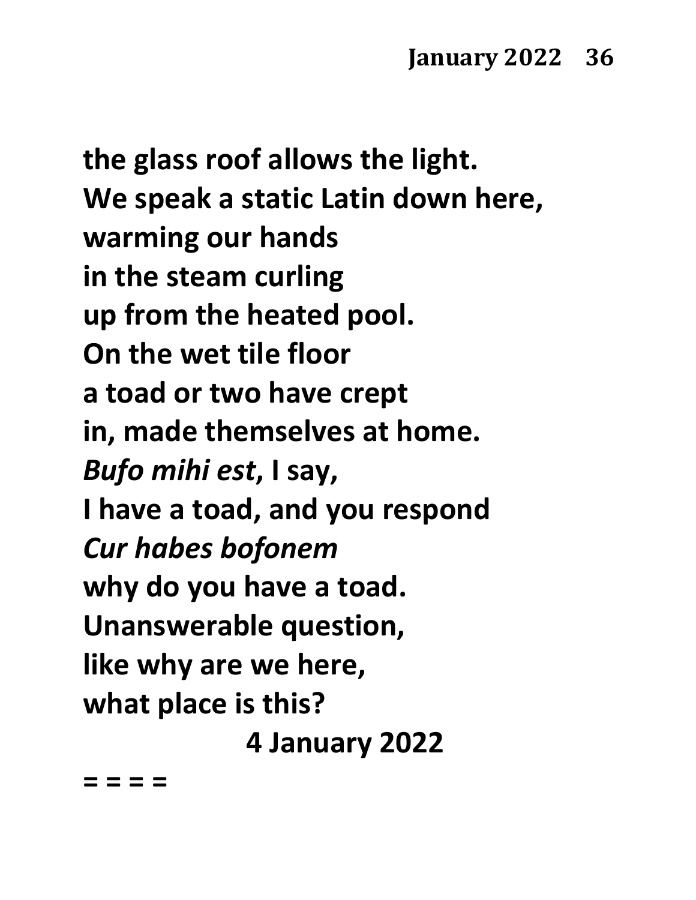**the glass roof allows the light.**
**We speak a static Latin down here,**
**warming our hands**
**in the steam curling**
**up from the heated pool.**
**On the wet tile floor**
**a toad or two have crept**
**in, made themselves at home.**
***Bufo mihi est*, I say,**
**I have a toad, and you respond**
***Cur habes bofonem***
**why do you have a toad.**
**Unanswerable question,**
**like why are we here,**
**what place is this?**

**4 January 2022**

**= = = =**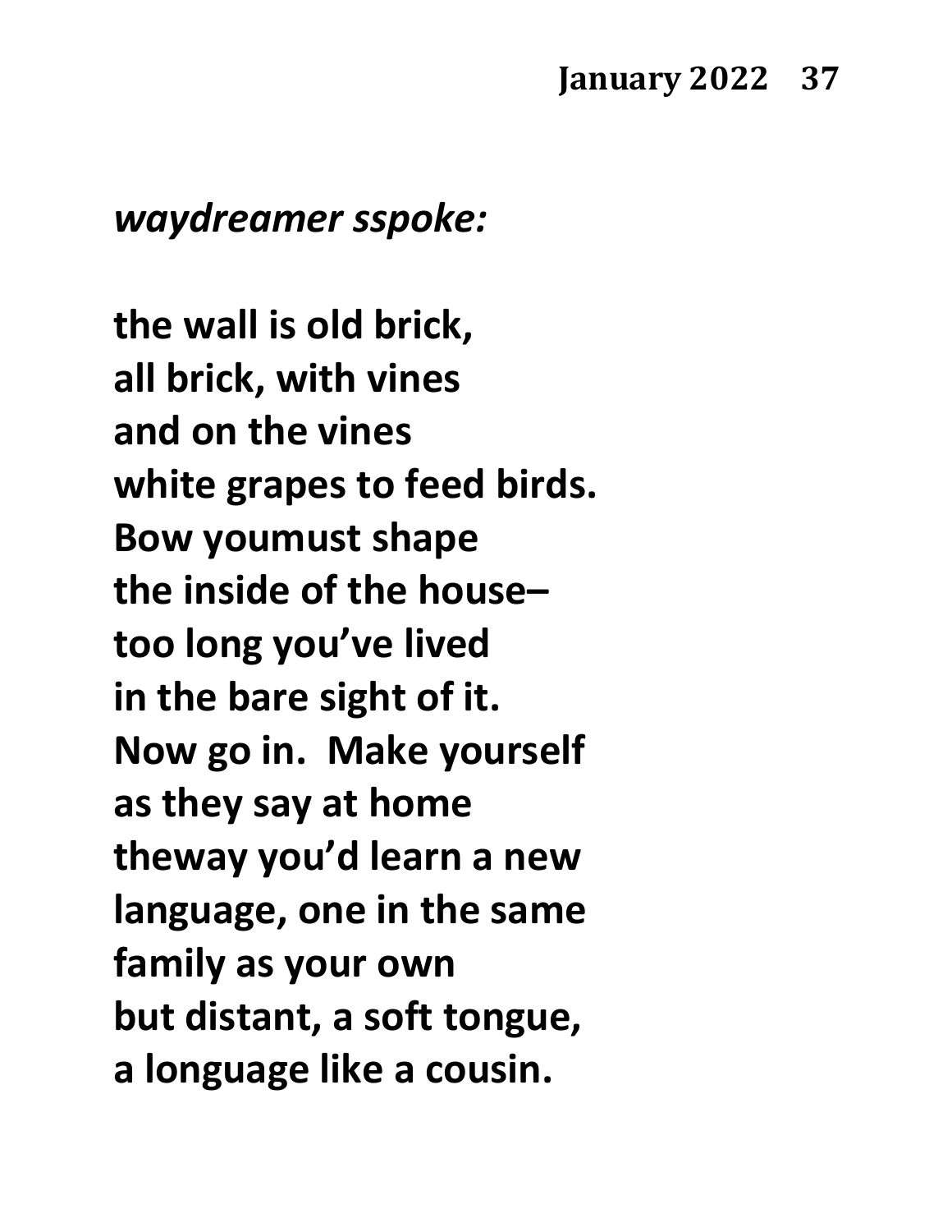*waydreamer sspoke:*

**the wall is old brick,**
**all brick, with vines**
**and on the vines**
**white grapes to feed birds.**
**Bow youmust shape**
**the inside of the house–**
**too long you've lived**
**in the bare sight of it.**
**Now go in. Make yourself**
**as they say at home**
**theway you'd learn a new**
**language, one in the same**
**family as your own**
**but distant, a soft tongue,**
**a longuage like a cousin.**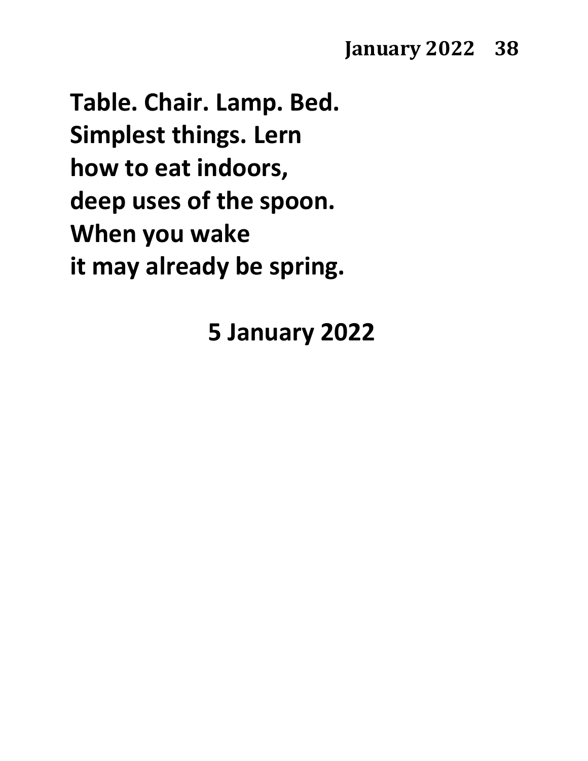**Table. Chair. Lamp. Bed.**
**Simplest things. Lern**
**how to eat indoors,**
**deep uses of the spoon.**
**When you wake**
**it may already be spring.**

**5 January 2022**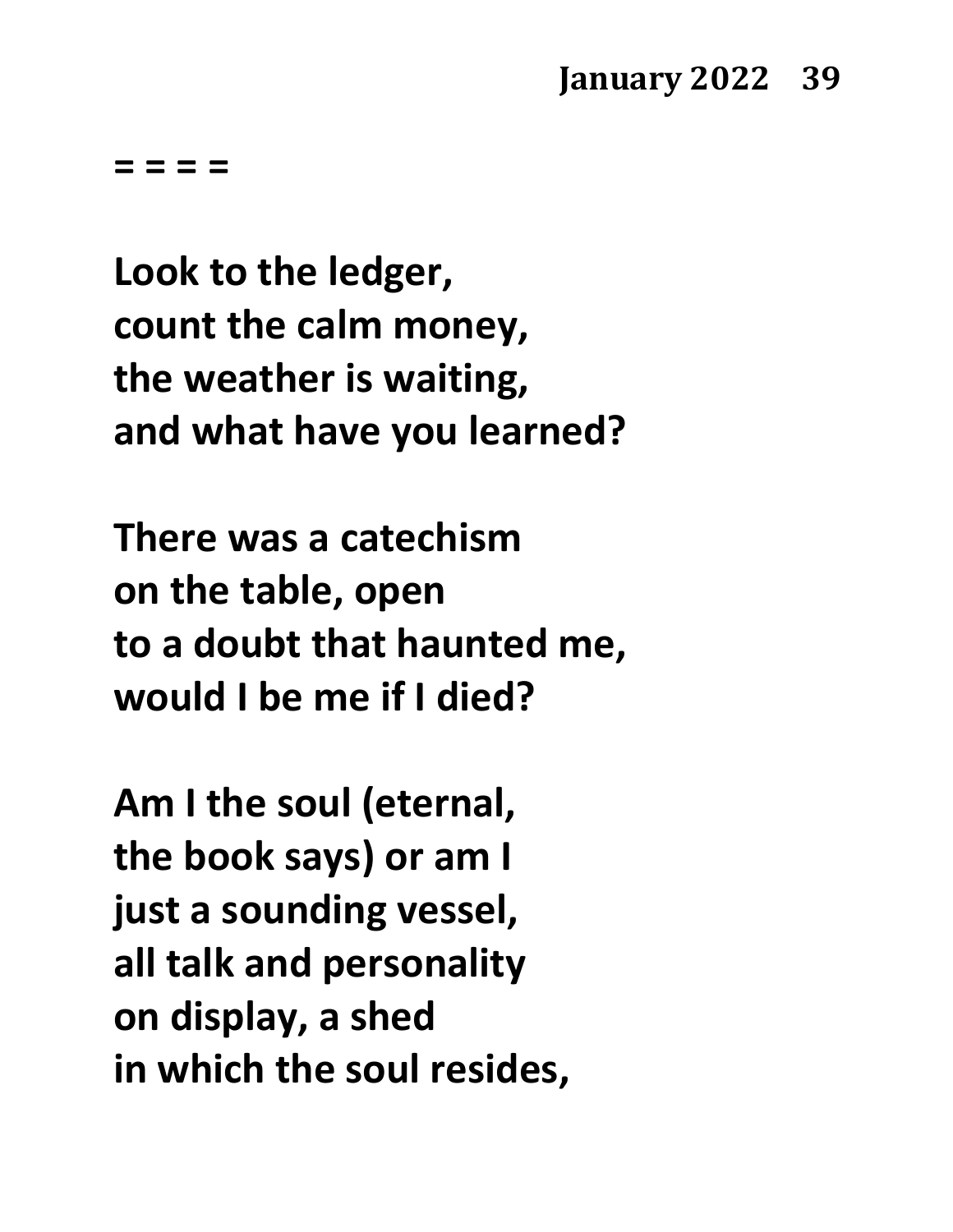**= = = =**

**Look to the ledger,**
**count the calm money,**
**the weather is waiting,**
**and what have you learned?**

**There was a catechism**
**on the table, open**
**to a doubt that haunted me,**
**would I be me if I died?**

**Am I the soul (eternal,**
**the book says) or am I**
**just a sounding vessel,**
**all talk and personality**
**on display, a shed**
**in which the soul resides,**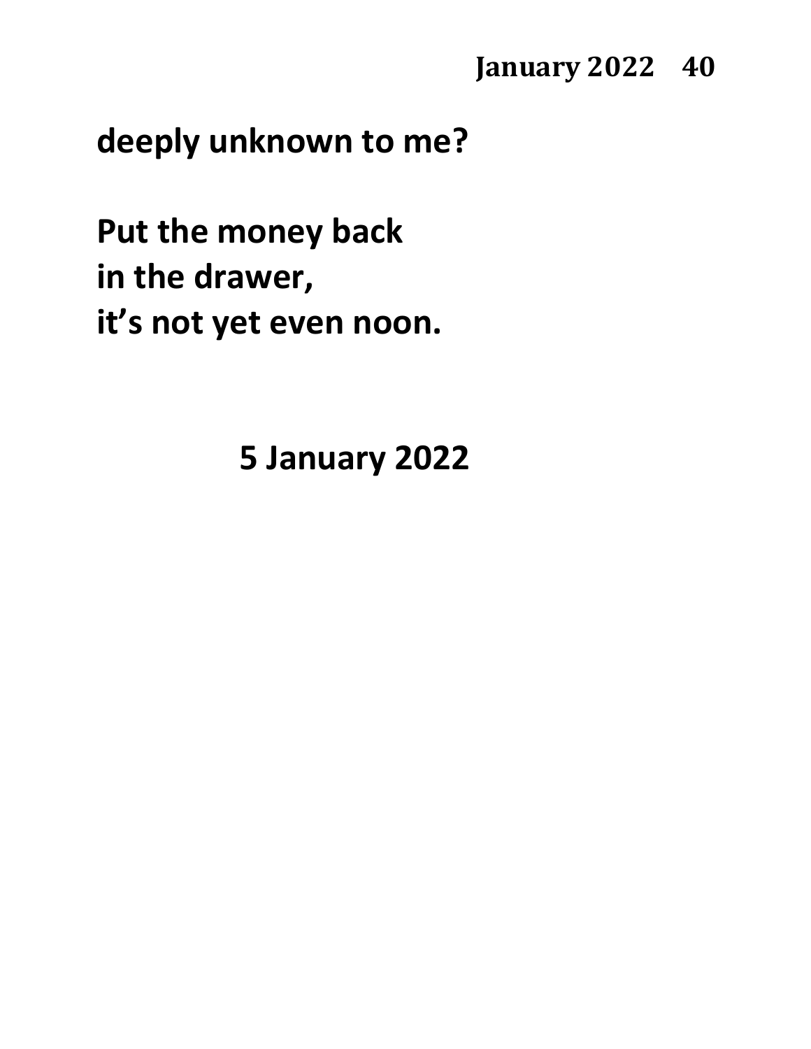**deeply unknown to me?**

**Put the money back**
**in the drawer,**
**it's not yet even noon.**

**5 January 2022**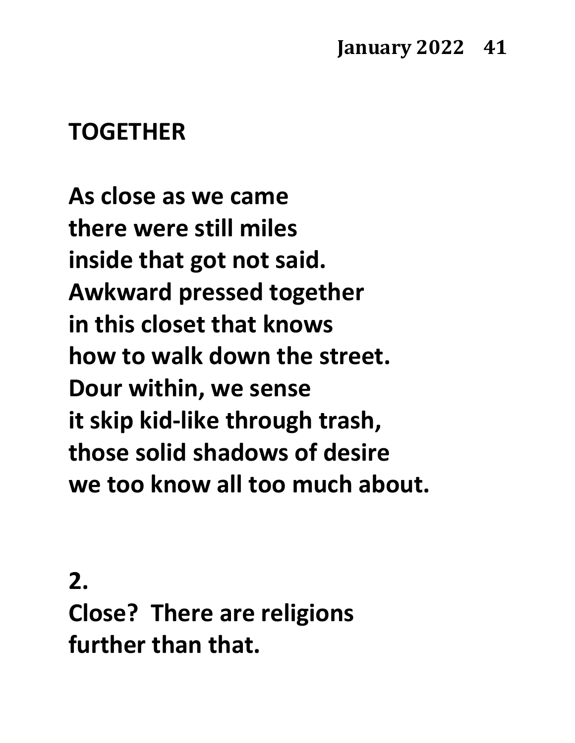## TOGETHER

**As close as we came**
**there were still miles**
**inside that got not said.**
**Awkward pressed together**
**in this closet that knows**
**how to walk down the street.**
**Dour within, we sense**
**it skip kid-like through trash,**
**those solid shadows of desire**
**we too know all too much about.**

**2.**
**Close? There are religions**
**further than that.**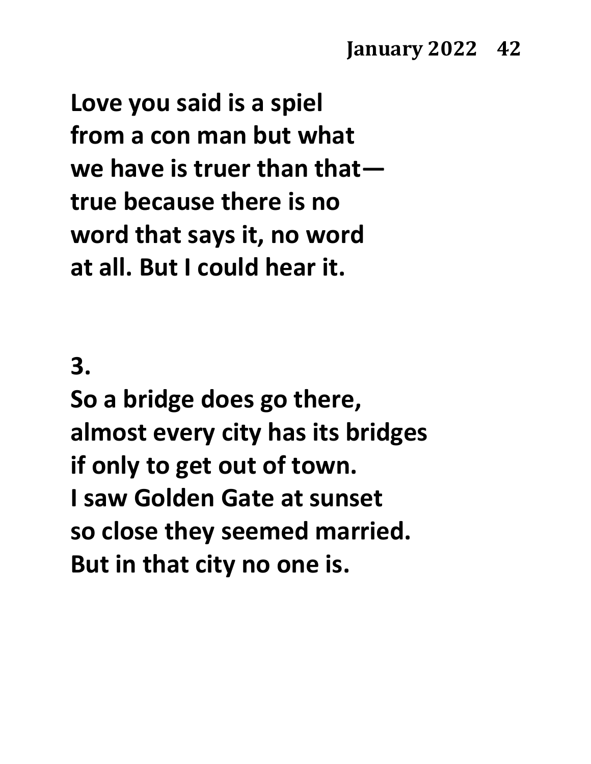**Love you said is a spiel**
**from a con man but what**
**we have is truer than that—**
**true because there is no**
**word that says it, no word**
**at all. But I could hear it.**

**3.**

**So a bridge does go there,**
**almost every city has its bridges**
**if only to get out of town.**
**I saw Golden Gate at sunset**
**so close they seemed married.**
**But in that city no one is.**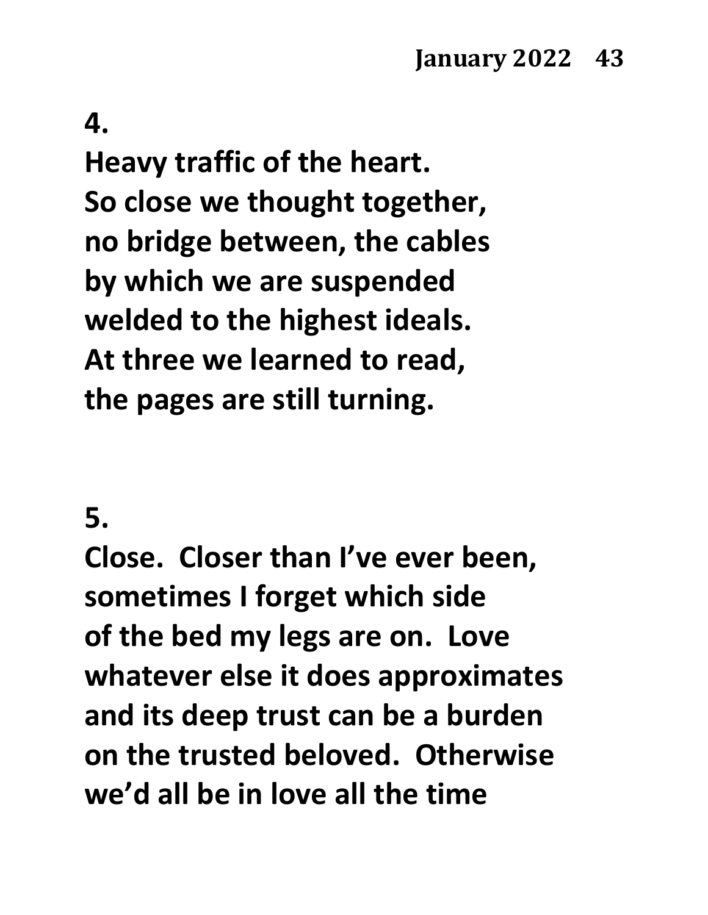**4.**

**Heavy traffic of the heart.**
**So close we thought together,**
**no bridge between, the cables**
**by which we are suspended**
**welded to the highest ideals.**
**At three we learned to read,**
**the pages are still turning.**

**5.**

**Close. Closer than I've ever been,**
**sometimes I forget which side**
**of the bed my legs are on. Love**
**whatever else it does approximates**
**and its deep trust can be a burden**
**on the trusted beloved. Otherwise**
**we'd all be in love all the time**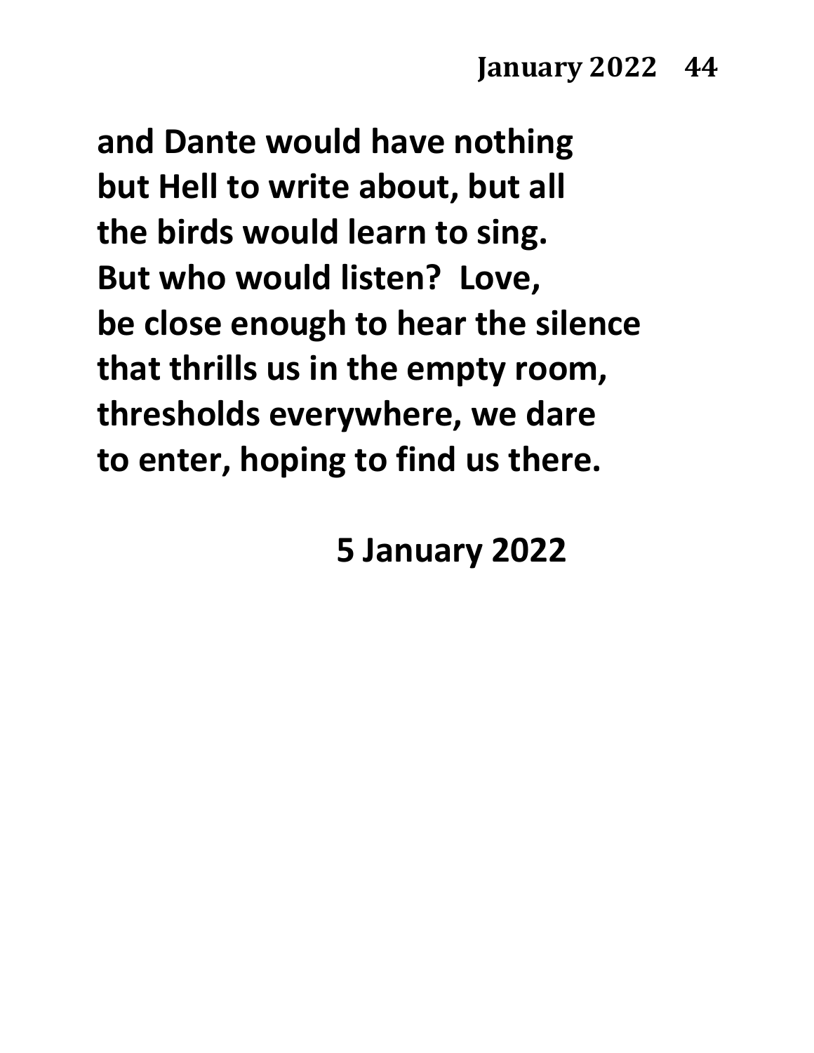**and Dante would have nothing**
**but Hell to write about, but all**
**the birds would learn to sing.**
**But who would listen?  Love,**
**be close enough to hear the silence**
**that thrills us in the empty room,**
**thresholds everywhere, we dare**
**to enter, hoping to find us there.**

**5 January 2022**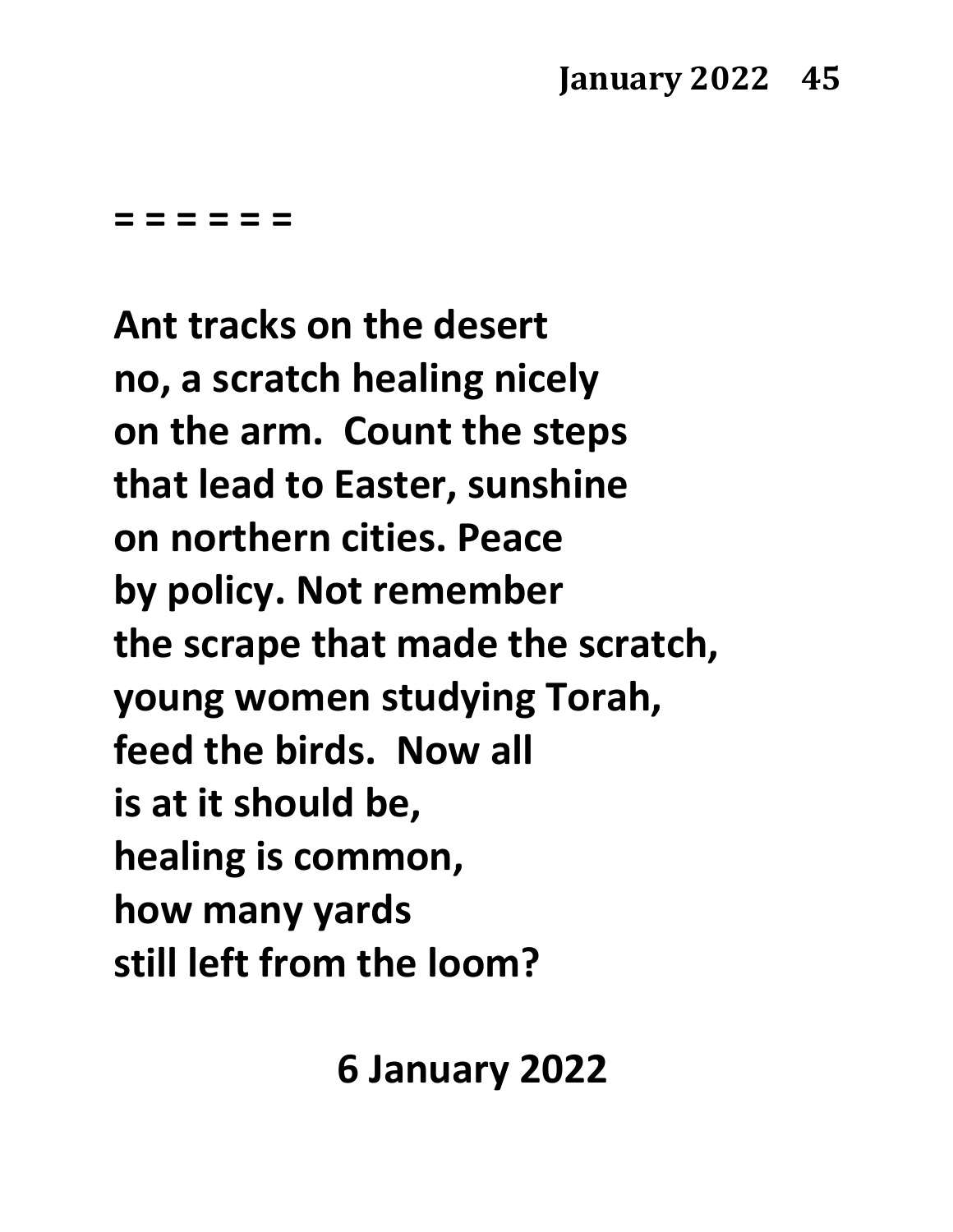= = = = = =

**Ant tracks on the desert**  
**no, a scratch healing nicely**  
**on the arm.  Count the steps**  
**that lead to Easter, sunshine**  
**on northern cities. Peace**  
**by policy. Not remember**  
**the scrape that made the scratch,**  
**young women studying Torah,**  
**feed the birds.  Now all**  
**is at it should be,**  
**healing is common,**  
**how many yards**  
**still left from the loom?**

**6 January 2022**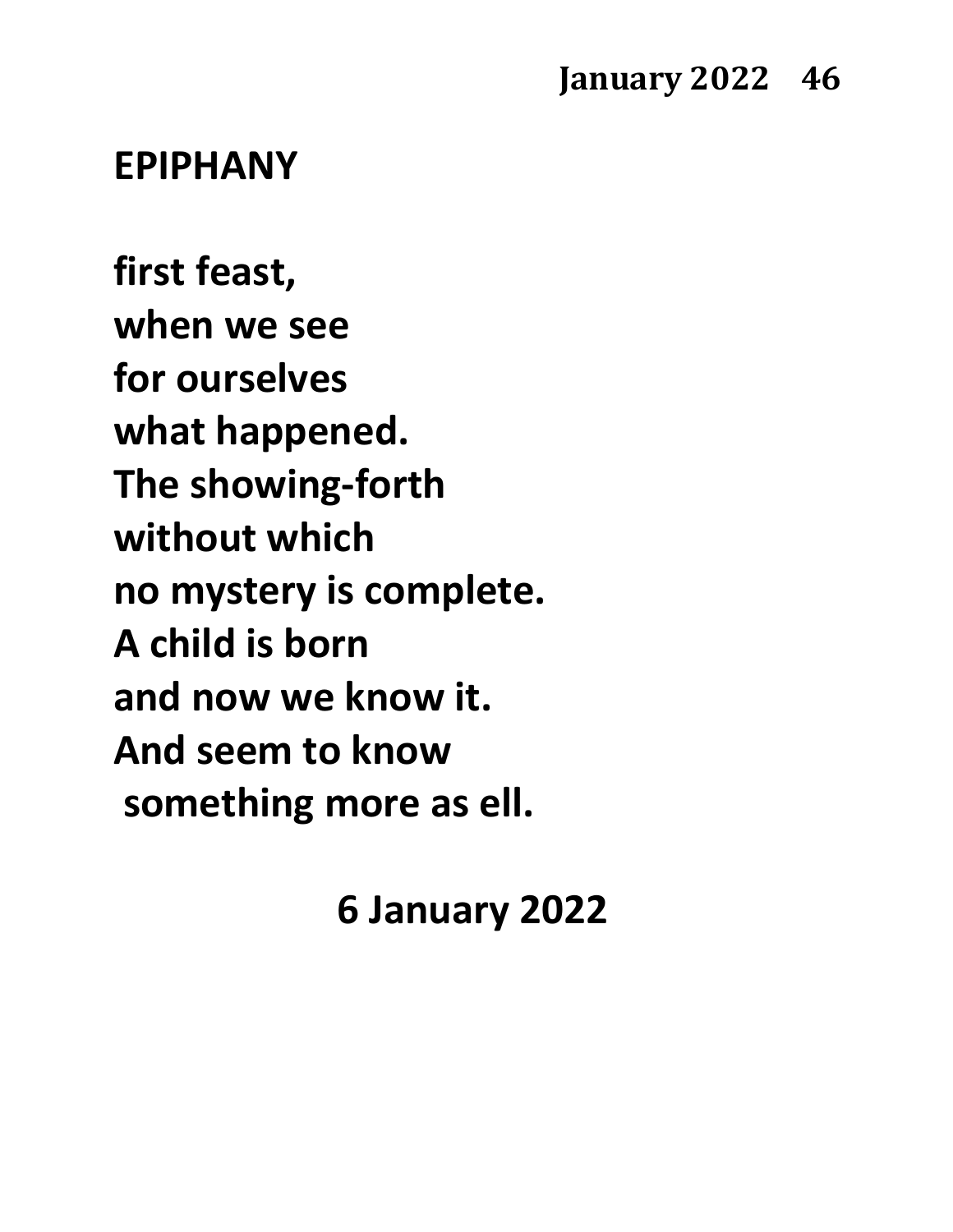## EPIPHANY

**first feast,**
**when we see**
**for ourselves**
**what happened.**
**The showing-forth**
**without which**
**no mystery is complete.**
**A child is born**
**and now we know it.**
**And seem to know**
**something more as ell.**

**6 January 2022**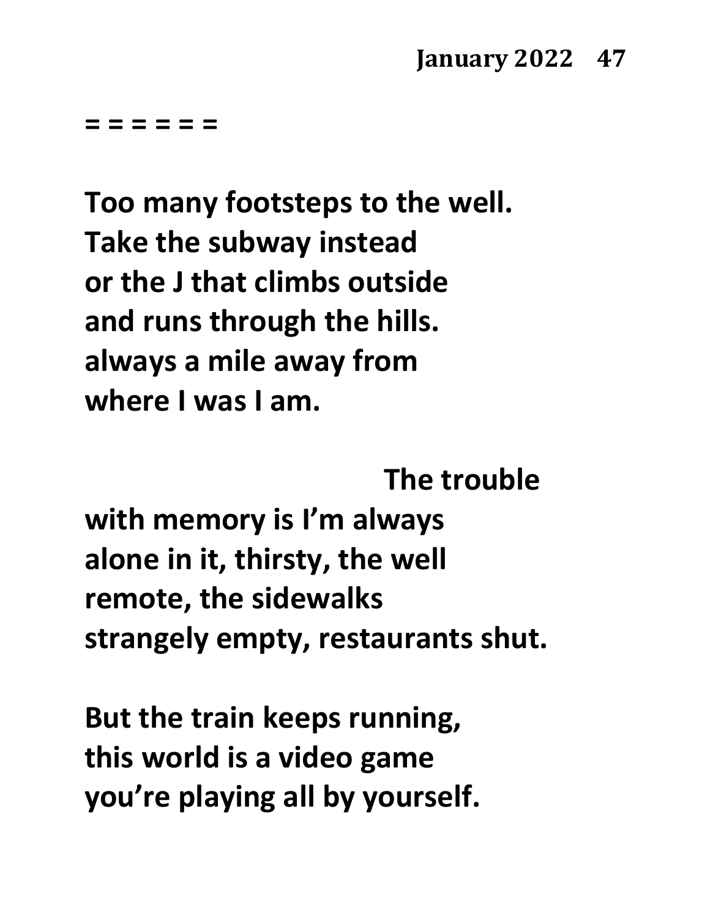= = = = = =

**Too many footsteps to the well.**
**Take the subway instead**
**or the J that climbs outside**
**and runs through the hills.**
**always a mile away from**
**where I was I am.**

&nbsp;&nbsp;&nbsp;&nbsp;&nbsp;&nbsp;&nbsp;&nbsp;&nbsp;&nbsp;&nbsp;&nbsp;&nbsp;&nbsp;&nbsp;&nbsp;&nbsp;&nbsp;&nbsp;&nbsp;&nbsp;&nbsp;&nbsp;&nbsp;&nbsp;&nbsp;&nbsp;&nbsp;&nbsp;&nbsp;**The trouble**
**with memory is I'm always**
**alone in it, thirsty, the well**
**remote, the sidewalks**
**strangely empty, restaurants shut.**

**But the train keeps running,**
**this world is a video game**
**you're playing all by yourself.**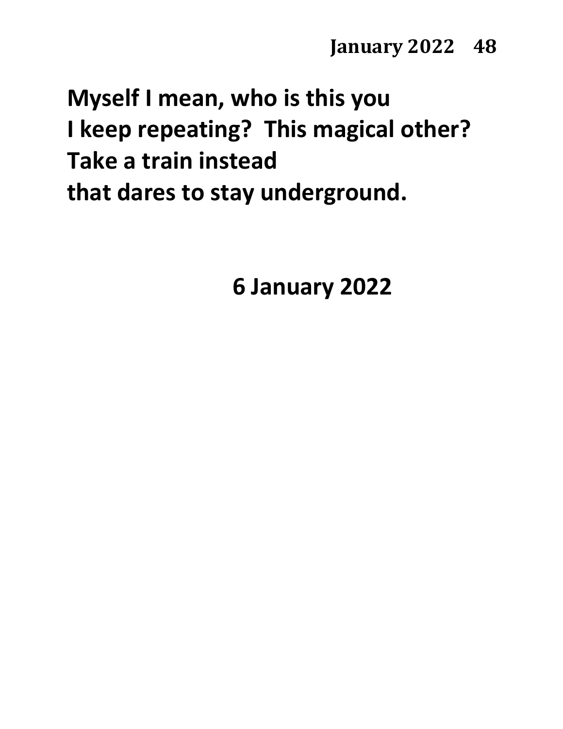Myself I mean, who is this you
I keep repeating?  This magical other?
Take a train instead
that dares to stay underground.

6 January 2022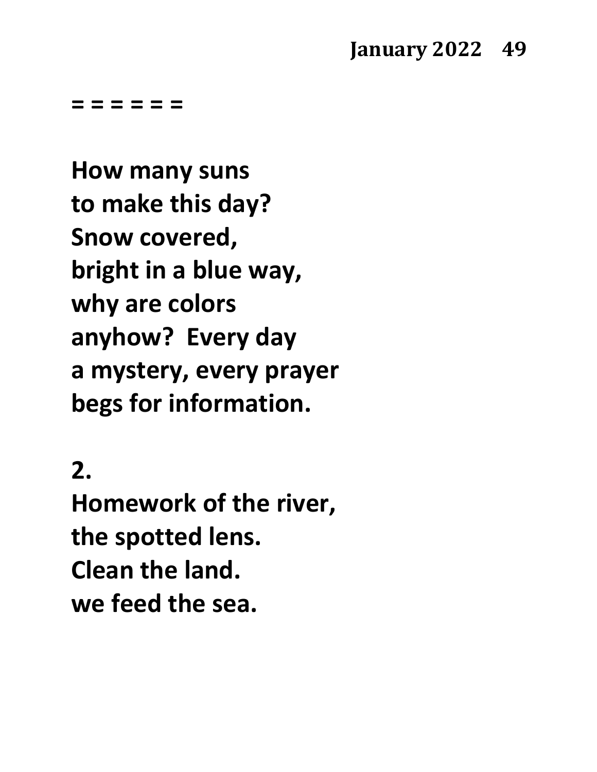**= = = = = =**

**How many suns**
**to make this day?**
**Snow covered,**
**bright in a blue way,**
**why are colors**
**anyhow? Every day**
**a mystery, every prayer**
**begs for information.**

**2.**
**Homework of the river,**
**the spotted lens.**
**Clean the land.**
**we feed the sea.**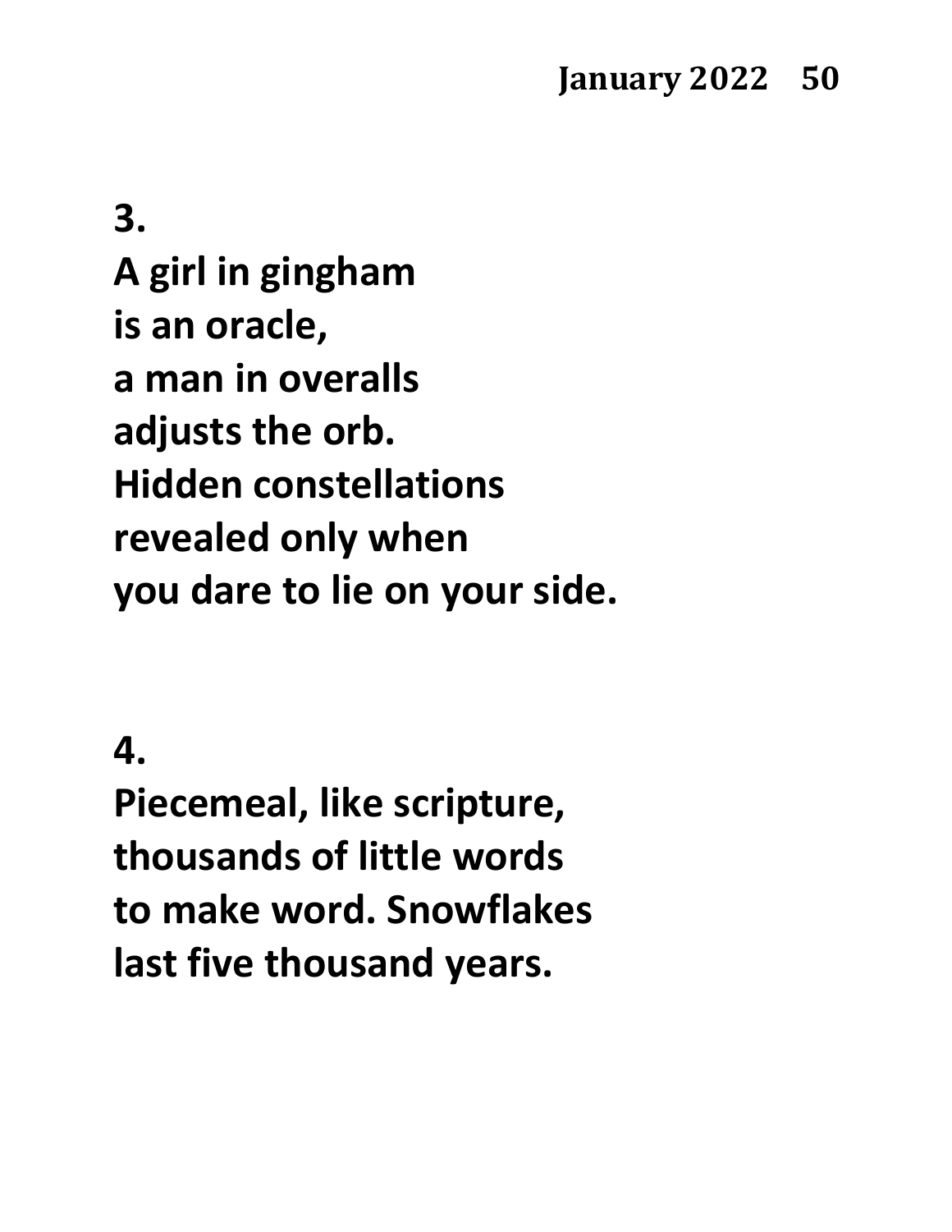**3.**
**A girl in gingham**
**is an oracle,**
**a man in overalls**
**adjusts the orb.**
**Hidden constellations**
**revealed only when**
**you dare to lie on your side.**

**4.**
**Piecemeal, like scripture,**
**thousands of little words**
**to make word. Snowflakes**
**last five thousand years.**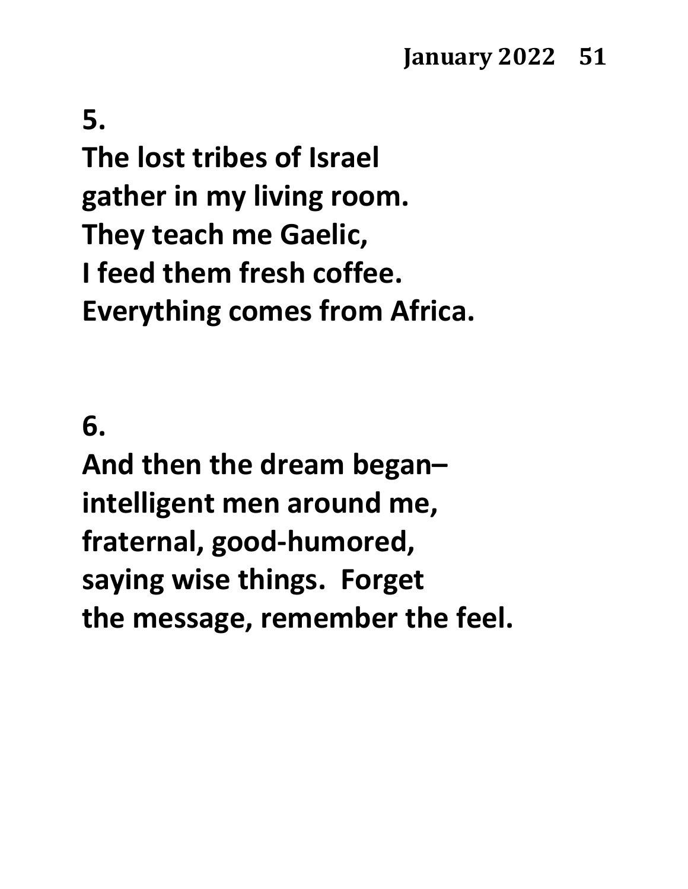**5.**

**The lost tribes of Israel**
**gather in my living room.**
**They teach me Gaelic,**
**I feed them fresh coffee.**
**Everything comes from Africa.**

**6.**

**And then the dream began–**
**intelligent men around me,**
**fraternal, good-humored,**
**saying wise things. Forget**
**the message, remember the feel.**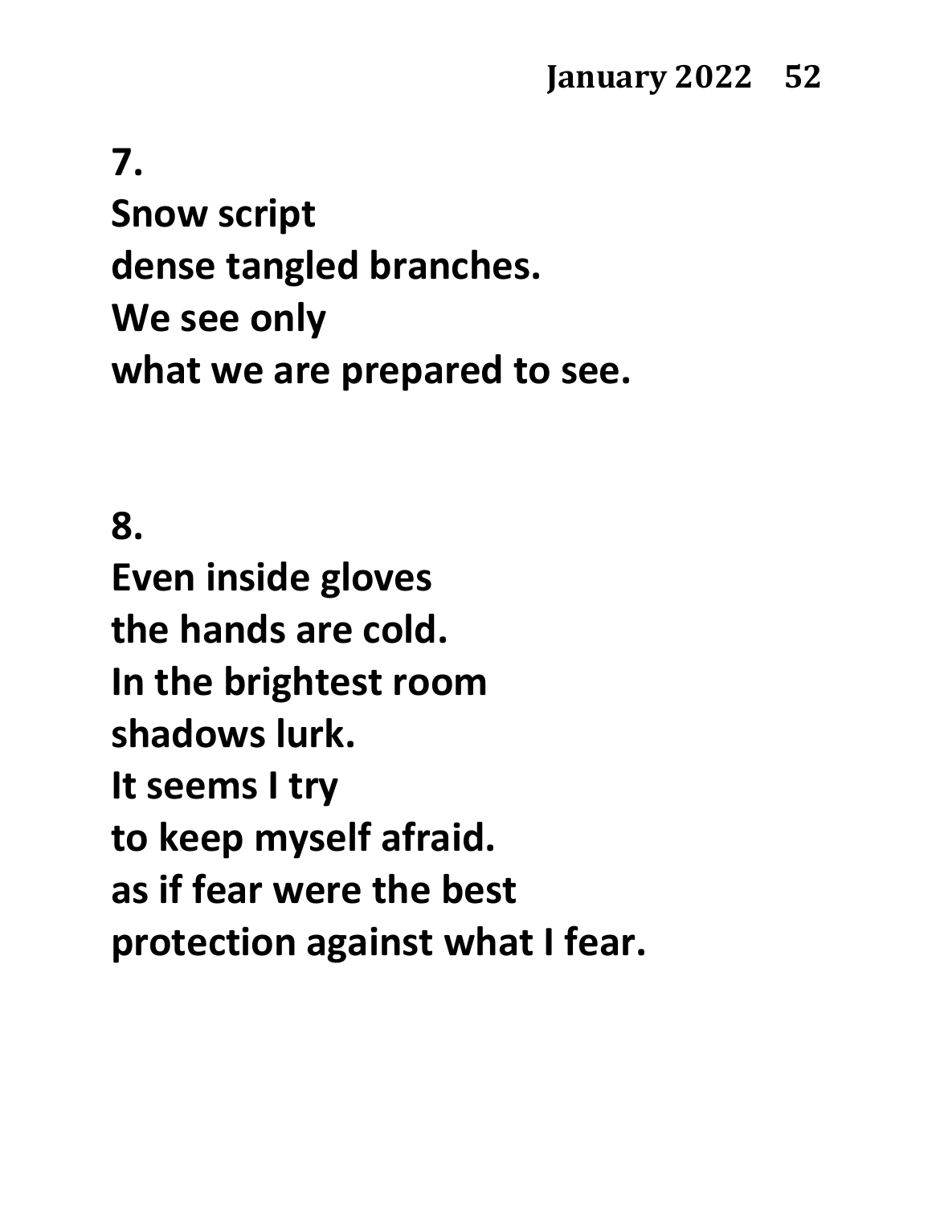**7.**
**Snow script**
**dense tangled branches.**
**We see only**
**what we are prepared to see.**

**8.**
**Even inside gloves**
**the hands are cold.**
**In the brightest room**
**shadows lurk.**
**It seems I try**
**to keep myself afraid.**
**as if fear were the best**
**protection against what I fear.**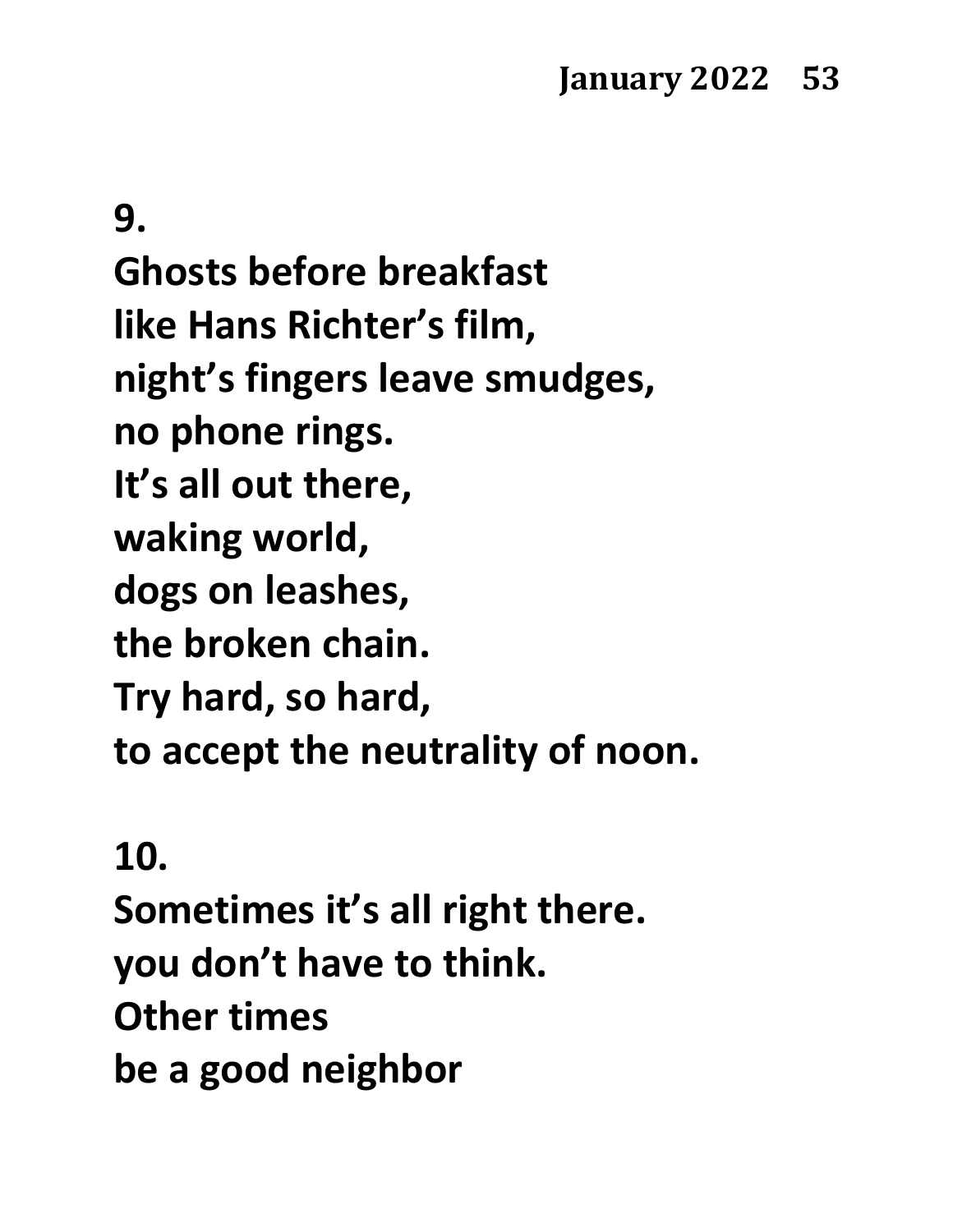**9.**

**Ghosts before breakfast**
**like Hans Richter's film,**
**night's fingers leave smudges,**
**no phone rings.**
**It's all out there,**
**waking world,**
**dogs on leashes,**
**the broken chain.**
**Try hard, so hard,**
**to accept the neutrality of noon.**

**10.**

**Sometimes it's all right there.**
**you don't have to think.**
**Other times**
**be a good neighbor**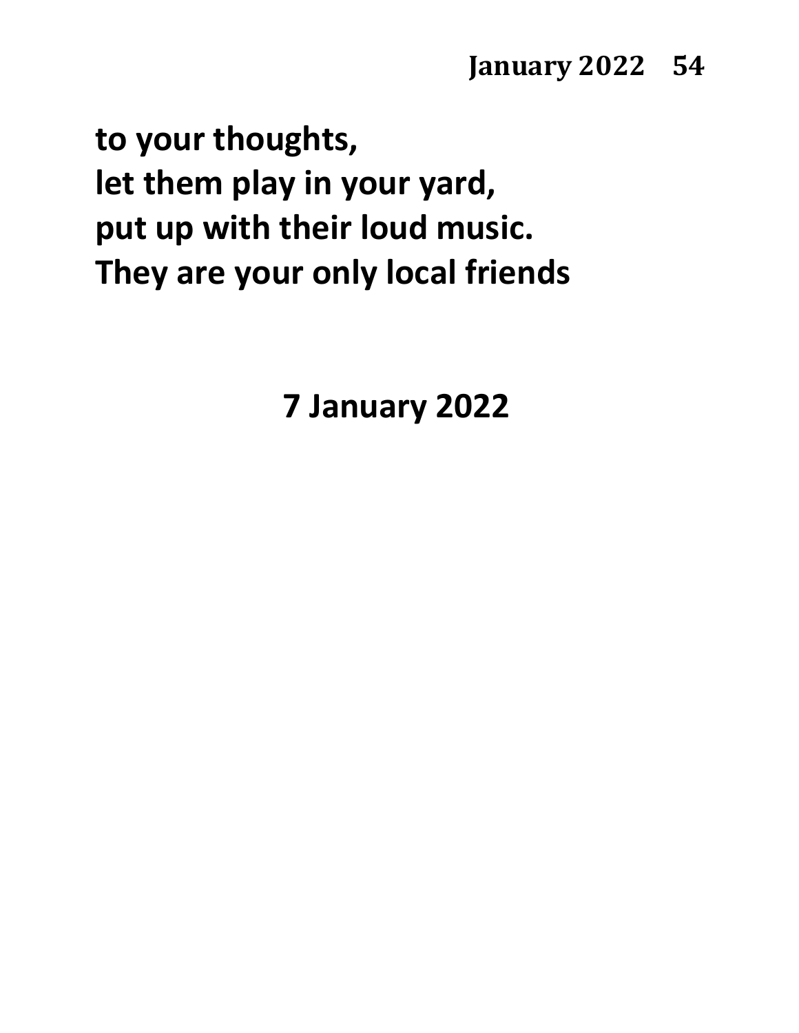**to your thoughts,**
**let them play in your yard,**
**put up with their loud music.**
**They are your only local friends**

**7 January 2022**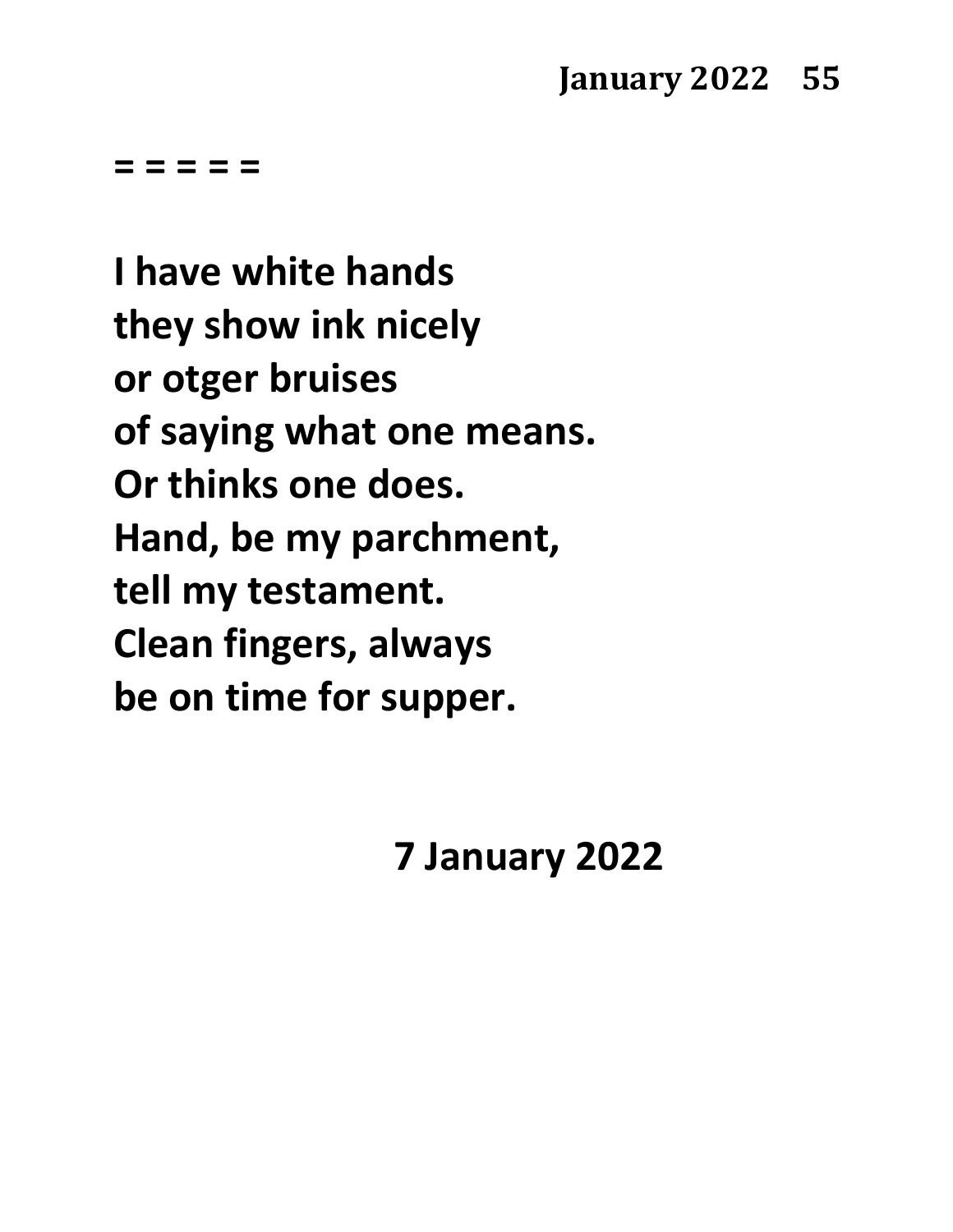= = = = =

I have white hands  
they show ink nicely  
or otger bruises  
of saying what one means.  
Or thinks one does.  
Hand, be my parchment,  
tell my testament.  
Clean fingers, always  
be on time for supper.

7 January 2022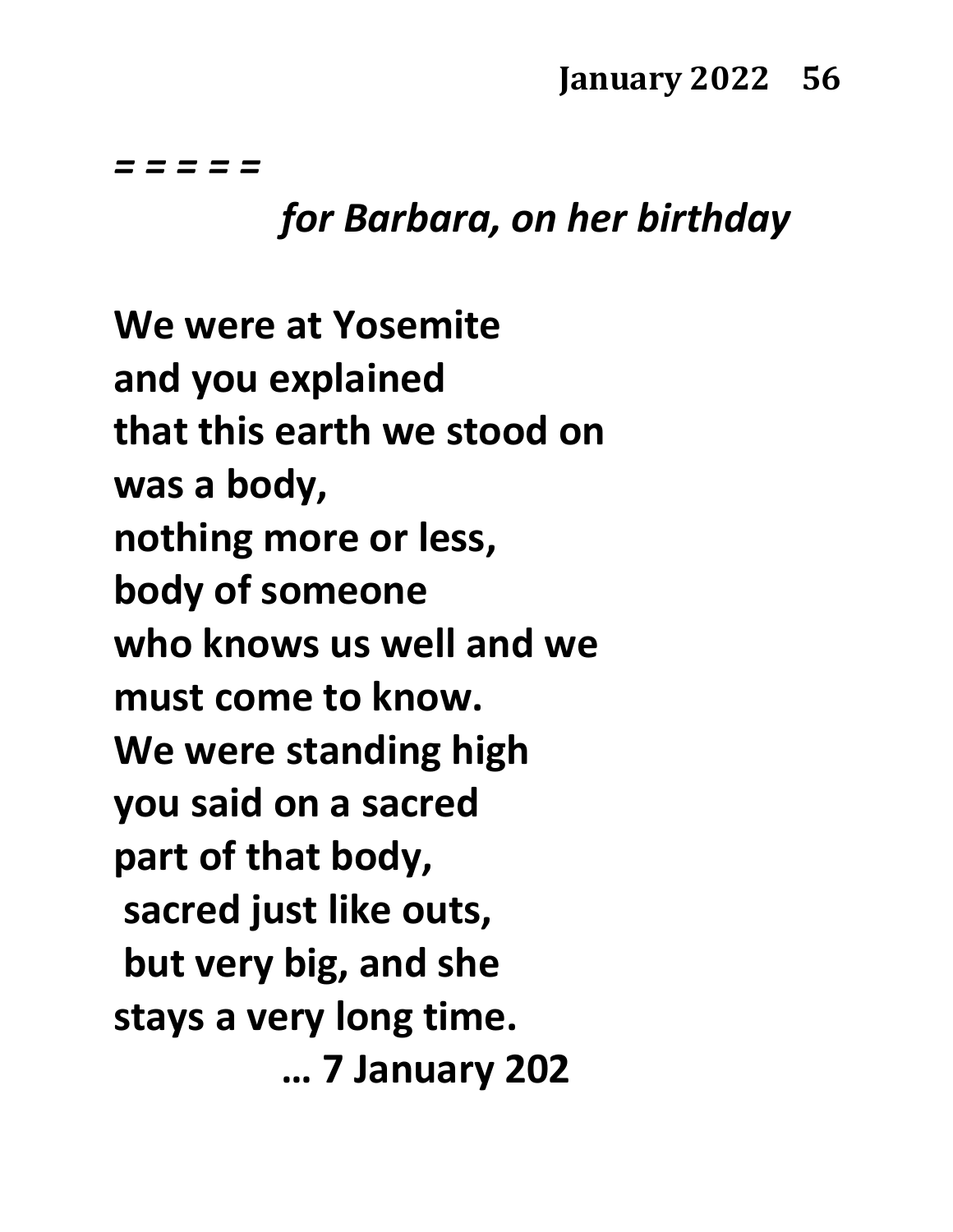*= = = = =*

*for Barbara, on her birthday*

**We were at Yosemite**
**and you explained**
**that this earth we stood on**
**was a body,**
**nothing more or less,**
**body of someone**
**who knows us well and we**
**must come to know.**
**We were standing high**
**you said on a sacred**
**part of that body,**
**sacred just like outs,**
**but very big, and she**
**stays a very long time.**

**… 7 January 202**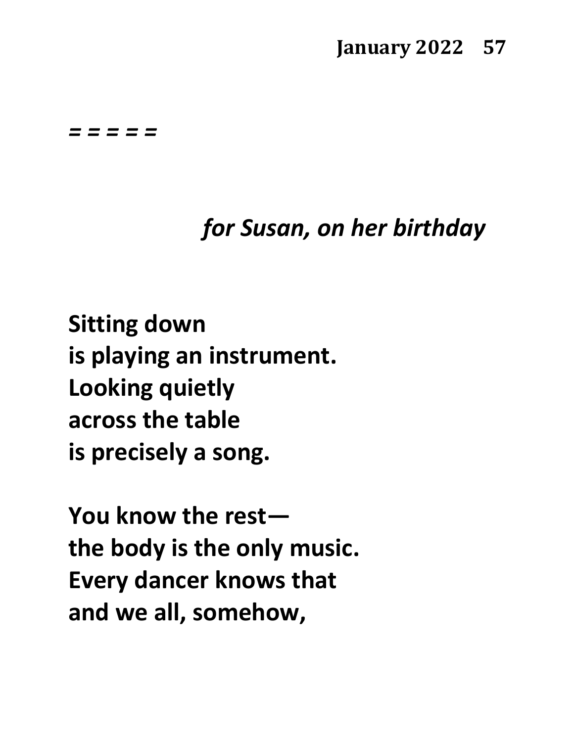*= = = = =*

*for Susan, on her birthday*

**Sitting down**
**is playing an instrument.**
**Looking quietly**
**across the table**
**is precisely a song.**

**You know the rest—**
**the body is the only music.**
**Every dancer knows that**
**and we all, somehow,**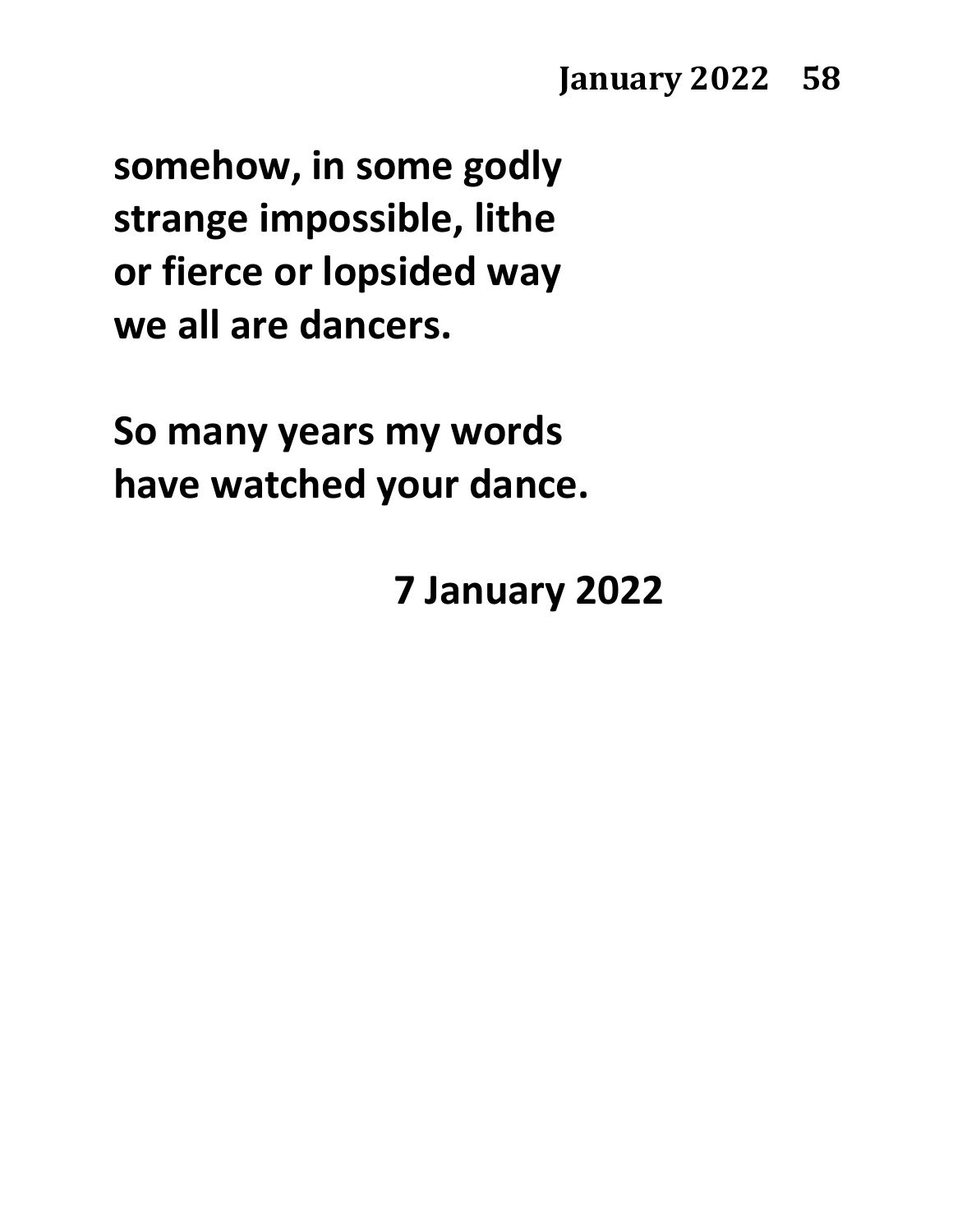**somehow, in some godly**
**strange impossible, lithe**
**or fierce or lopsided way**
**we all are dancers.**

**So many years my words**
**have watched your dance.**

**7 January 2022**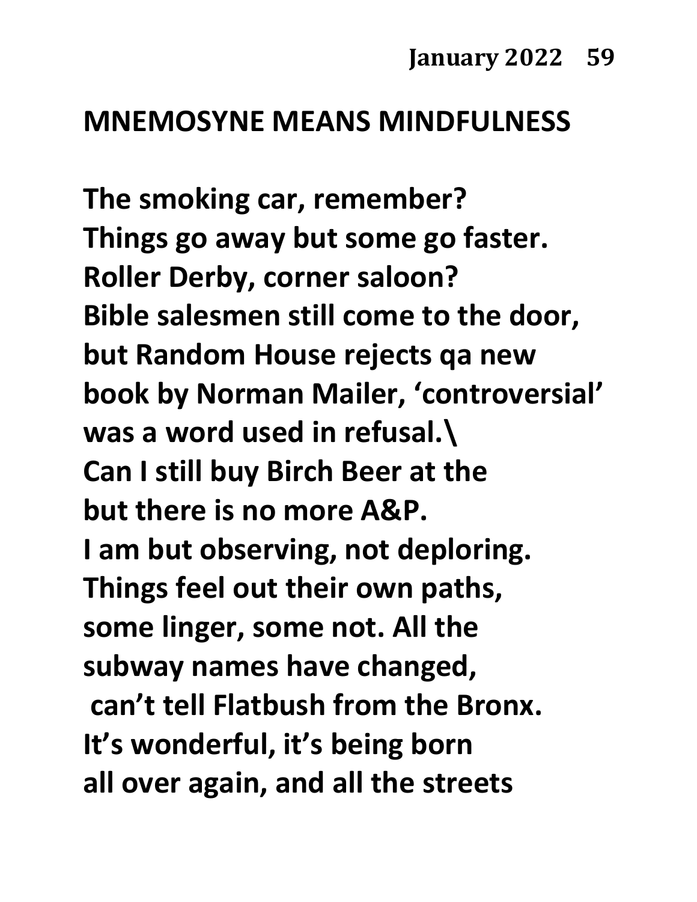## MNEMOSYNE MEANS MINDFULNESS

**The smoking car, remember?**
**Things go away but some go faster.**
**Roller Derby, corner saloon?**
**Bible salesmen still come to the door,**
**but Random House rejects qa new**
**book by Norman Mailer, 'controversial'**
**was a word used in refusal.\**
**Can I still buy Birch Beer at the**
**but there is no more A&P.**
**I am but observing, not deploring.**
**Things feel out their own paths,**
**some linger, some not. All the**
**subway names have changed,**
**can't tell Flatbush from the Bronx.**
**It's wonderful, it's being born**
**all over again, and all the streets**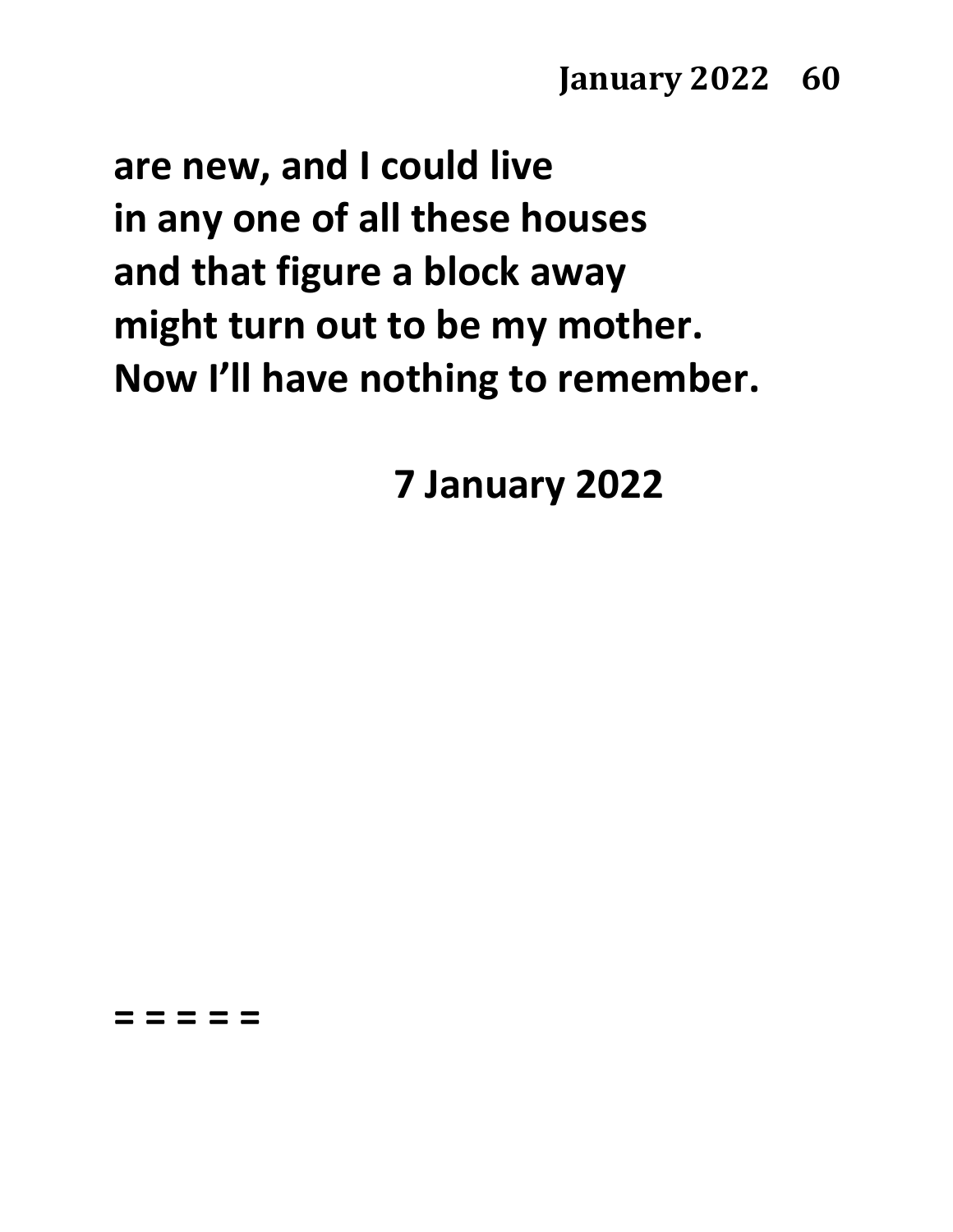**are new, and I could live**
**in any one of all these houses**
**and that figure a block away**
**might turn out to be my mother.**
**Now I'll have nothing to remember.**

**7 January 2022**

**= = = = =**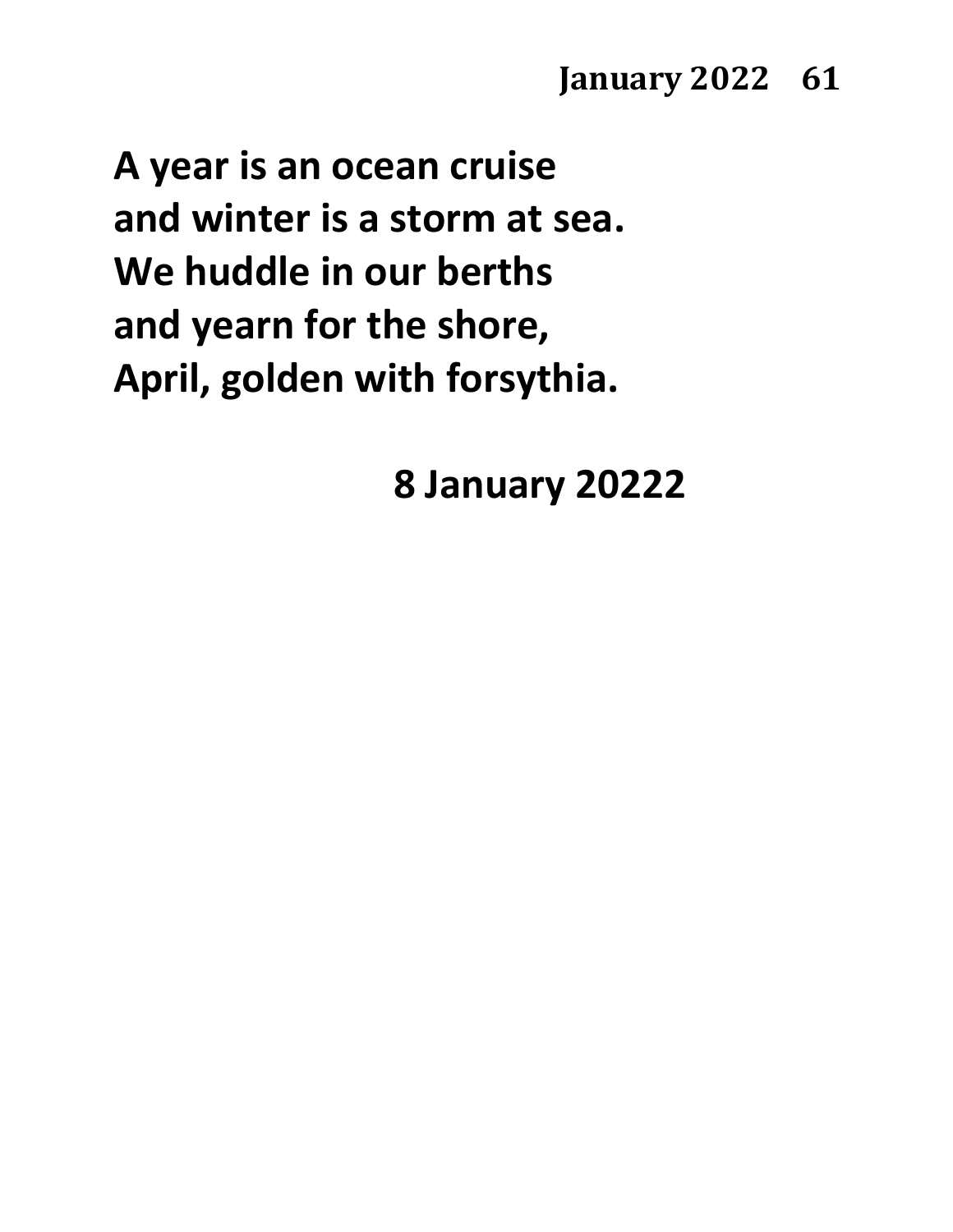**A year is an ocean cruise**
**and winter is a storm at sea.**
**We huddle in our berths**
**and yearn for the shore,**
**April, golden with forsythia.**

**8 January 20222**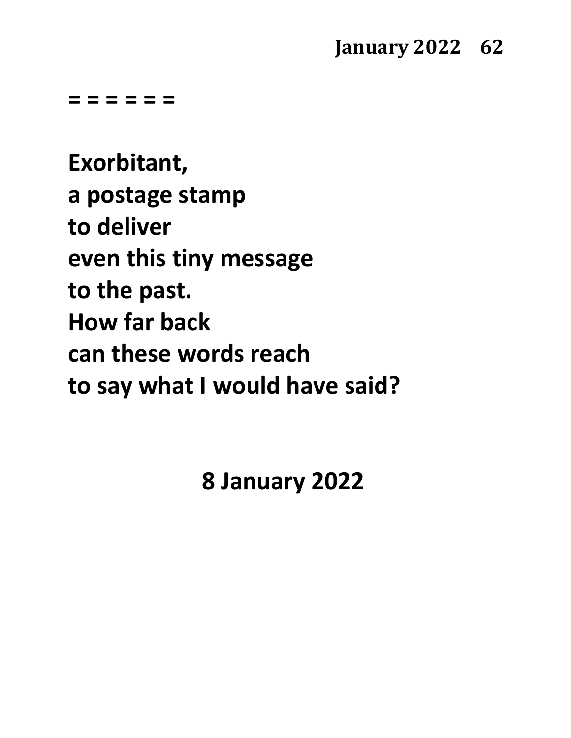= = = = = =

**Exorbitant,**
**a postage stamp**
**to deliver**
**even this tiny message**
**to the past.**
**How far back**
**can these words reach**
**to say what I would have said?**

**8 January 2022**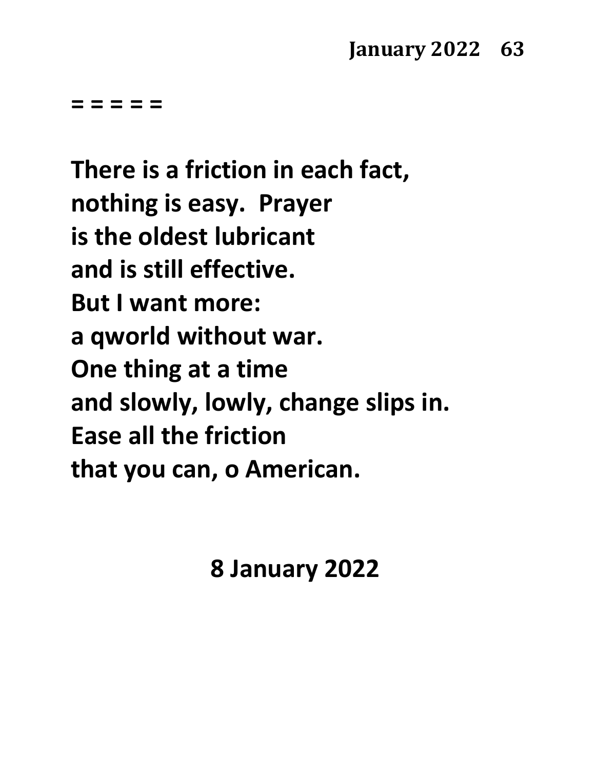= = = = =

There is a friction in each fact,
nothing is easy.  Prayer
is the oldest lubricant
and is still effective.
But I want more:
a qworld without war.
One thing at a time
and slowly, lowly, change slips in.
Ease all the friction
that you can, o American.

8 January 2022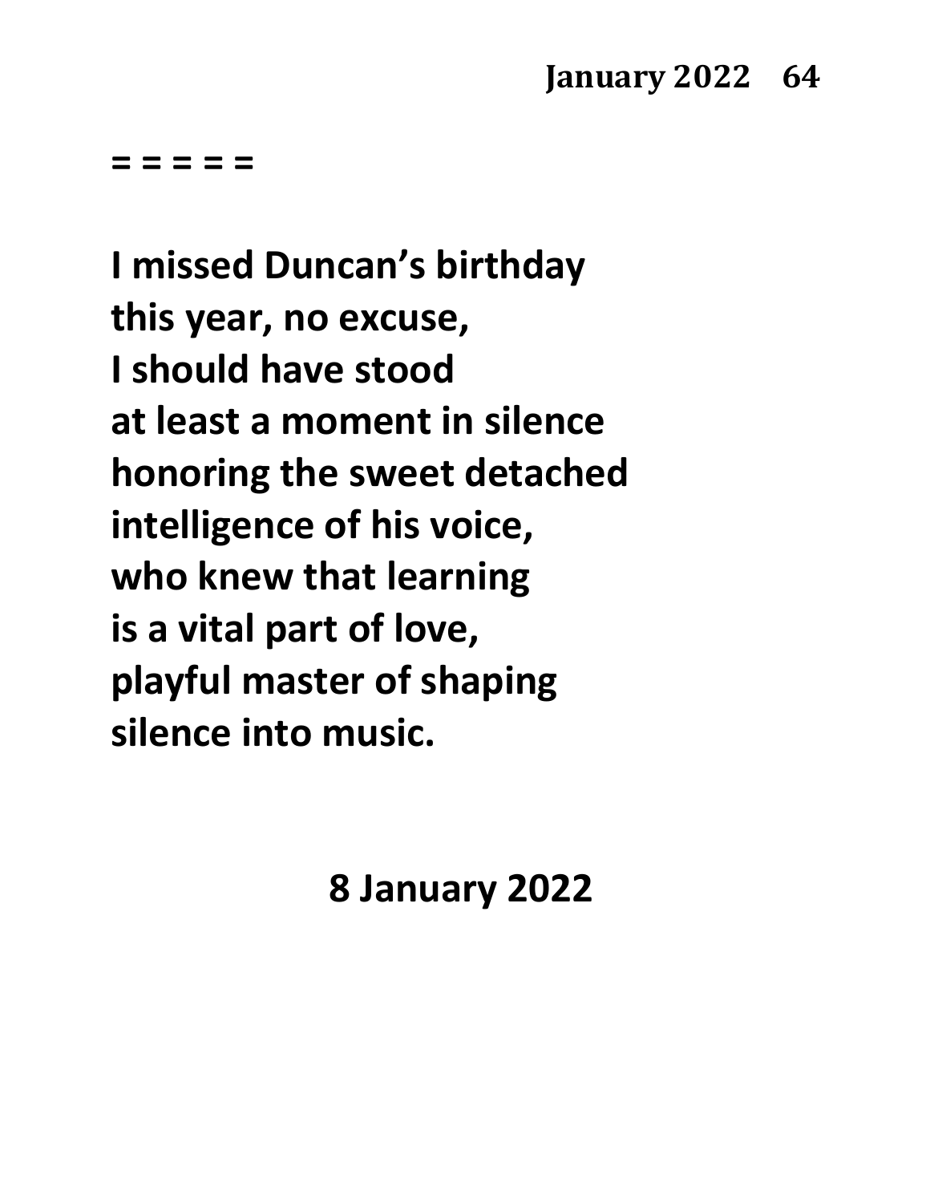= = = = =

I missed Duncan's birthday
this year, no excuse,
I should have stood
at least a moment in silence
honoring the sweet detached
intelligence of his voice,
who knew that learning
is a vital part of love,
playful master of shaping
silence into music.

8 January 2022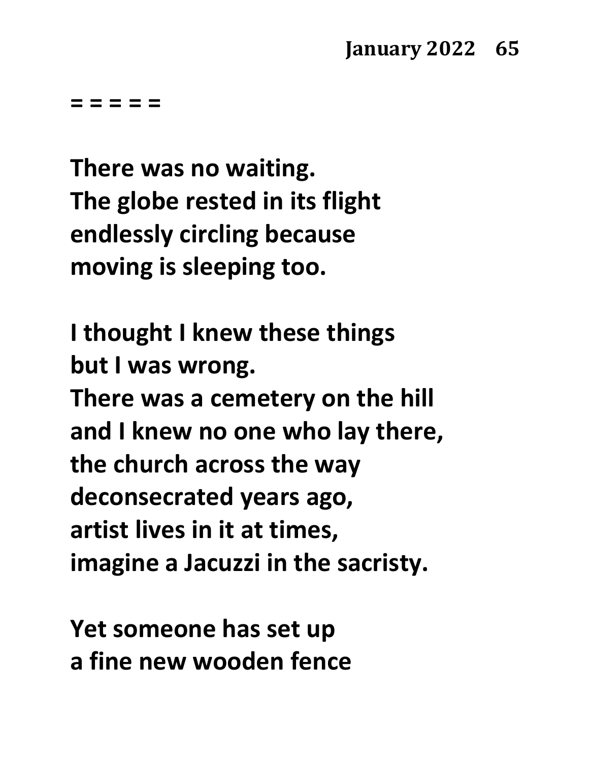= = = = =

**There was no waiting.**
**The globe rested in its flight**
**endlessly circling because**
**moving is sleeping too.**

**I thought I knew these things**
**but I was wrong.**
**There was a cemetery on the hill**
**and I knew no one who lay there,**
**the church across the way**
**deconsecrated years ago,**
**artist lives in it at times,**
**imagine a Jacuzzi in the sacristy.**

**Yet someone has set up**
**a fine new wooden fence**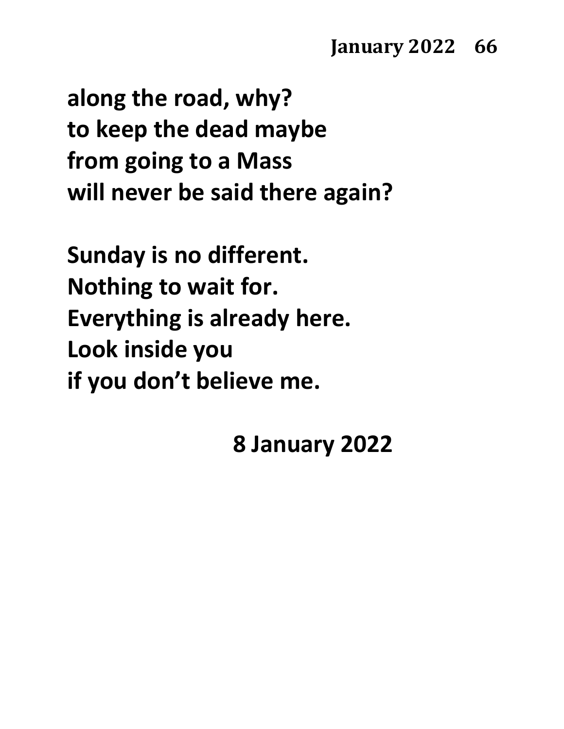along the road, why?
to keep the dead maybe
from going to a Mass
will never be said there again?

Sunday is no different.
Nothing to wait for.
Everything is already here.
Look inside you
if you don't believe me.

8 January 2022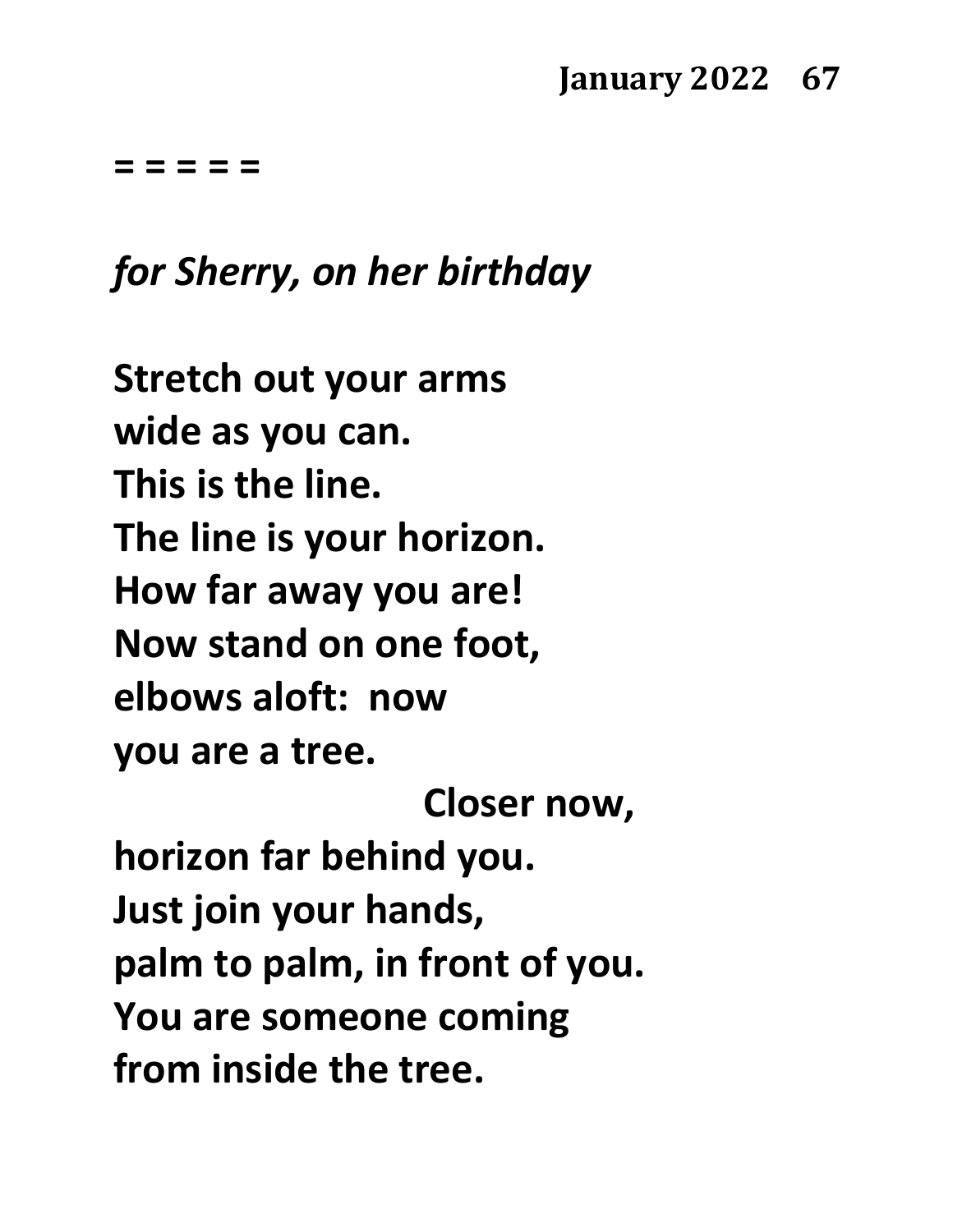= = = = =

*for Sherry, on her birthday*

**Stretch out your arms**
**wide as you can.**
**This is the line.**
**The line is your horizon.**
**How far away you are!**
**Now stand on one foot,**
**elbows aloft:  now**
**you are a tree.**
                                        **Closer now,**
**horizon far behind you.**
**Just join your hands,**
**palm to palm, in front of you.**
**You are someone coming**
**from inside the tree.**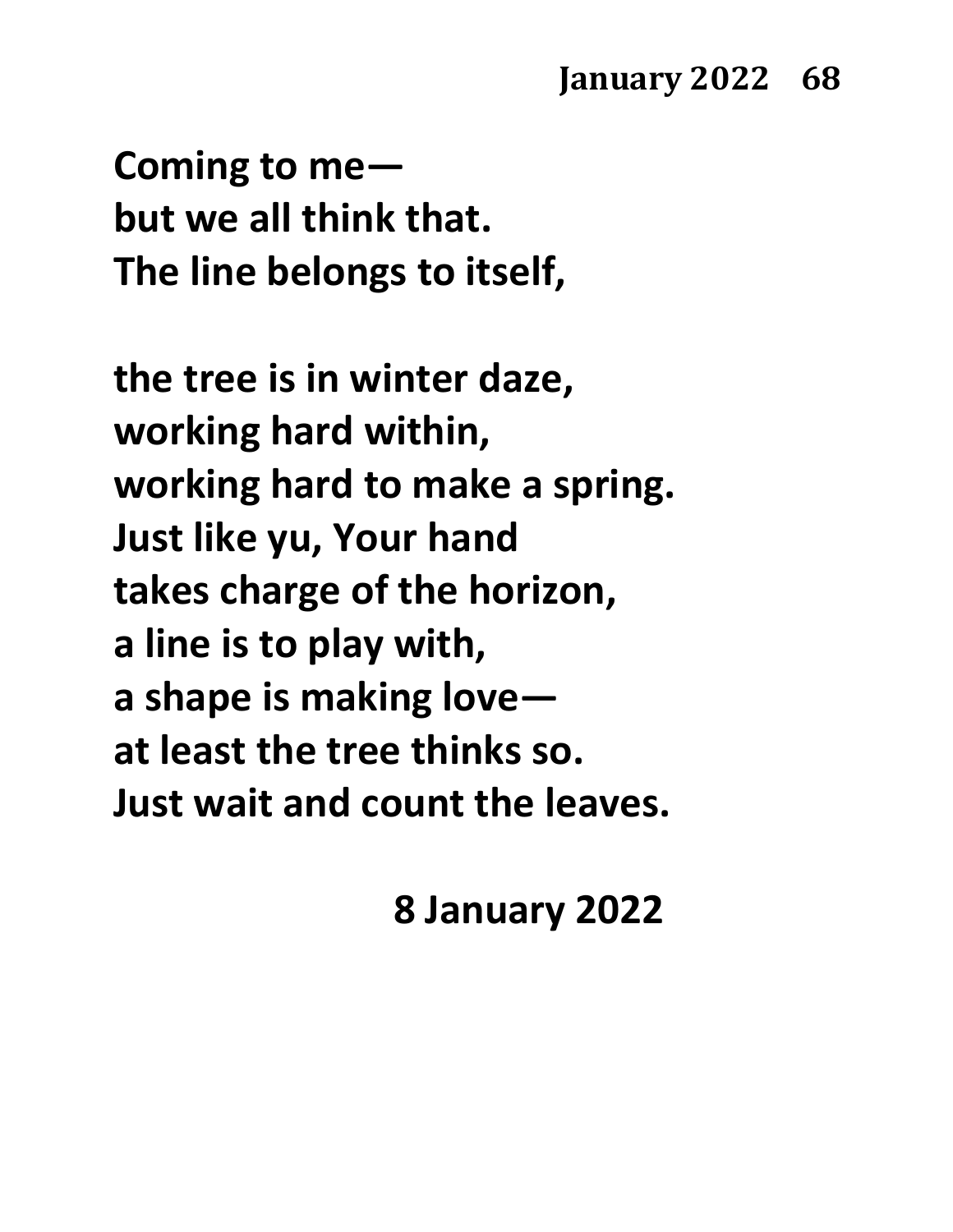Coming to me—
but we all think that.
The line belongs to itself,

the tree is in winter daze,
working hard within,
working hard to make a spring.
Just like yu, Your hand
takes charge of the horizon,
a line is to play with,
a shape is making love—
at least the tree thinks so.
Just wait and count the leaves.

8 January 2022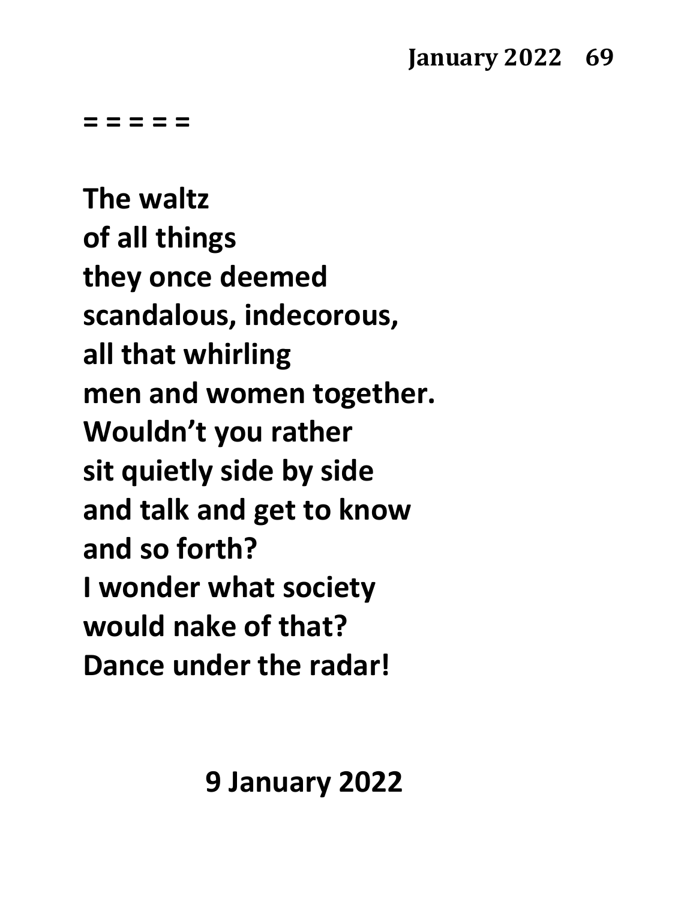= = = = =

**The waltz**
**of all things**
**they once deemed**
**scandalous, indecorous,**
**all that whirling**
**men and women together.**
**Wouldn't you rather**
**sit quietly side by side**
**and talk and get to know**
**and so forth?**
**I wonder what society**
**would nake of that?**
**Dance under the radar!**

**9 January 2022**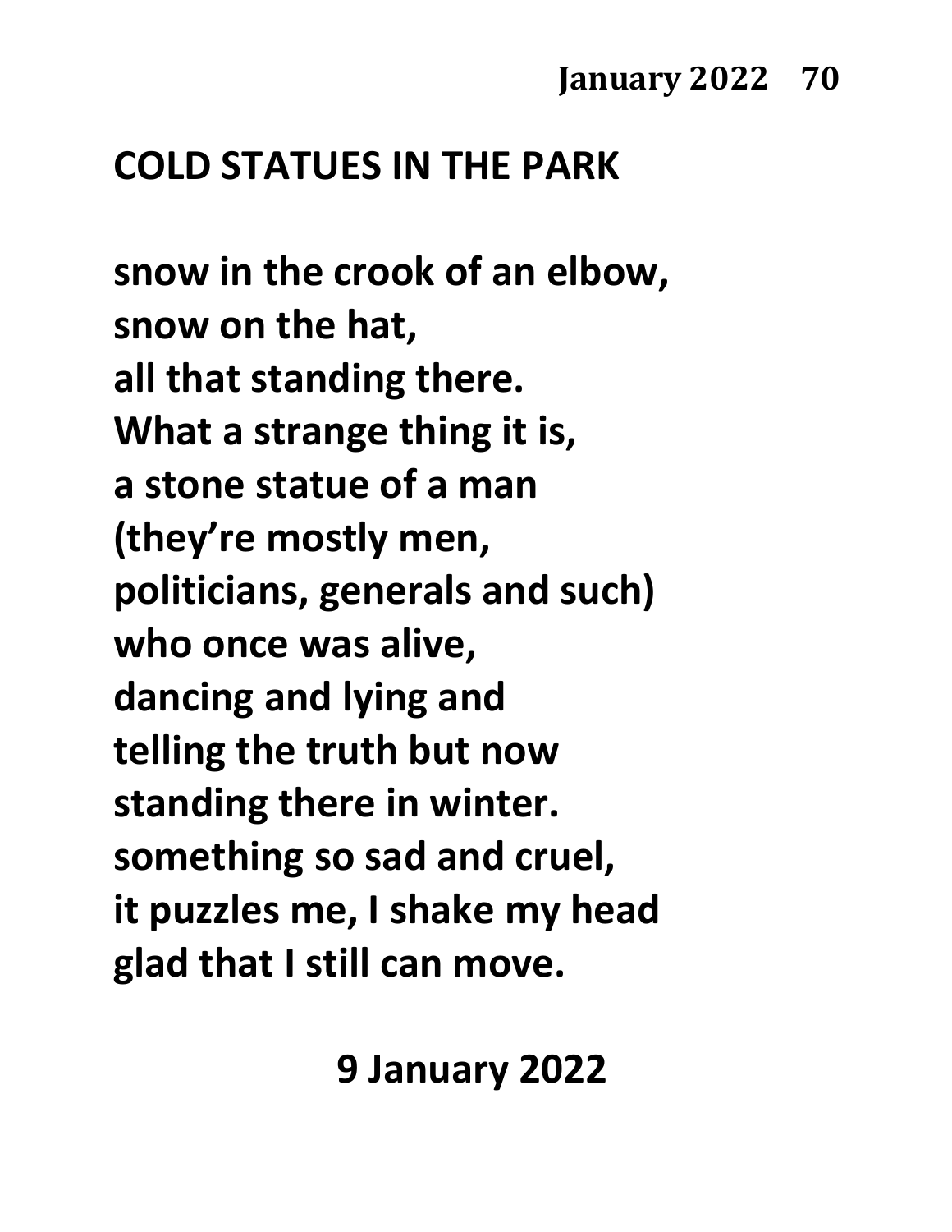# COLD STATUES IN THE PARK

snow in the crook of an elbow,  
snow on the hat,  
all that standing there.  
What a strange thing it is,  
a stone statue of a man  
(they're mostly men,  
politicians, generals and such)  
who once was alive,  
dancing and lying and  
telling the truth but now  
standing there in winter.  
something so sad and cruel,  
it puzzles me, I shake my head  
glad that I still can move.

9 January 2022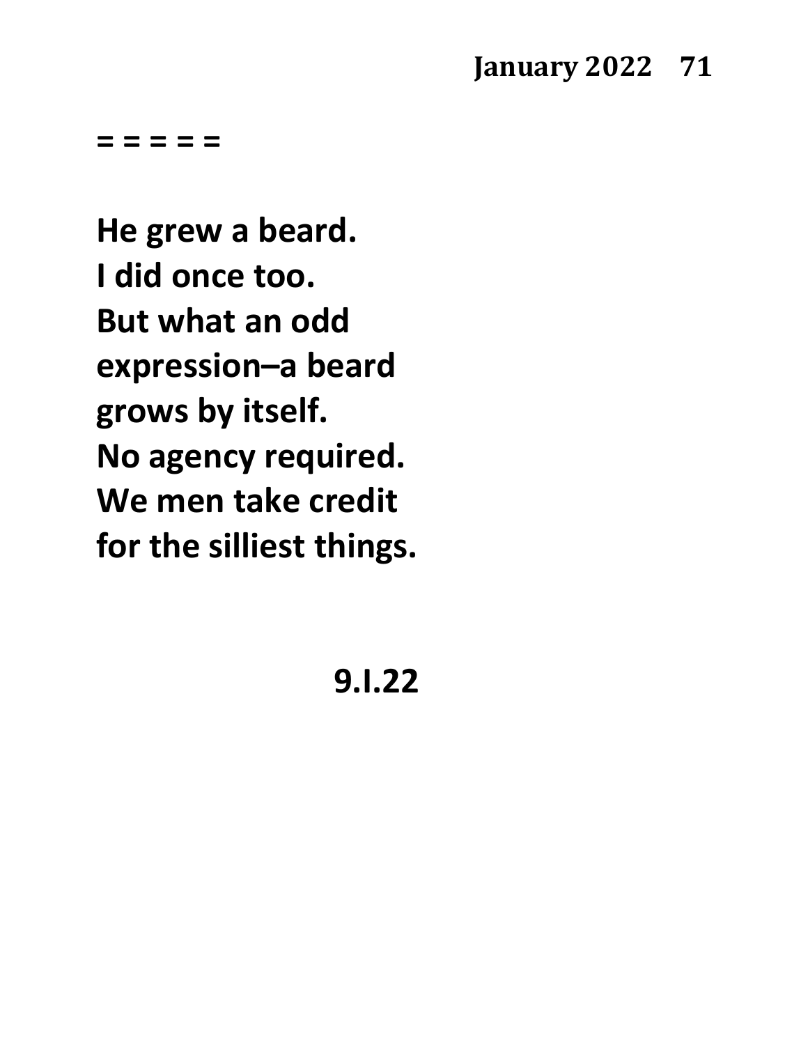**= = = = =**

**He grew a beard.**
**I did once too.**
**But what an odd**
**expression–a beard**
**grows by itself.**
**No agency required.**
**We men take credit**
**for the silliest things.**

**9.I.22**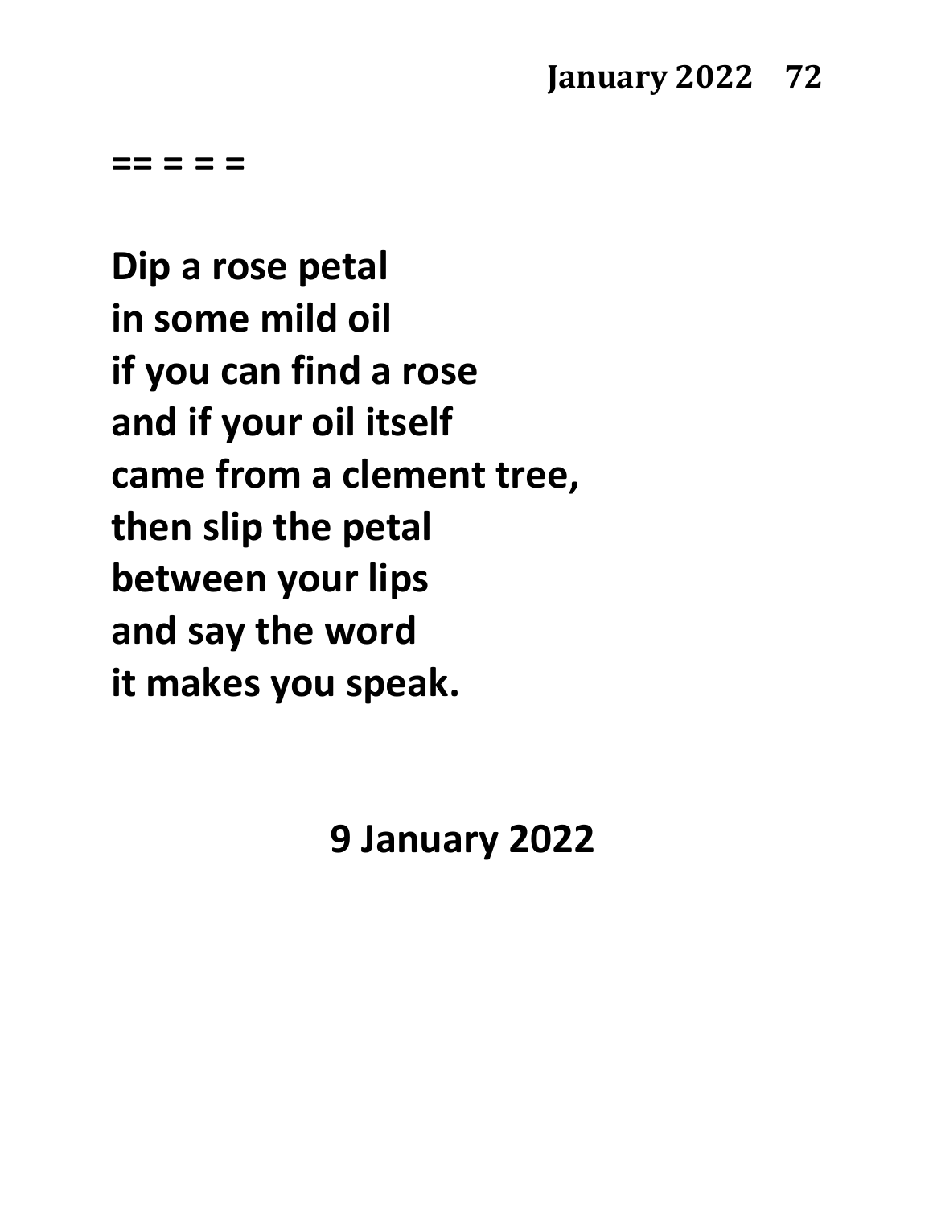**== = = =**

**Dip a rose petal**
**in some mild oil**
**if you can find a rose**
**and if your oil itself**
**came from a clement tree,**
**then slip the petal**
**between your lips**
**and say the word**
**it makes you speak.**

**9 January 2022**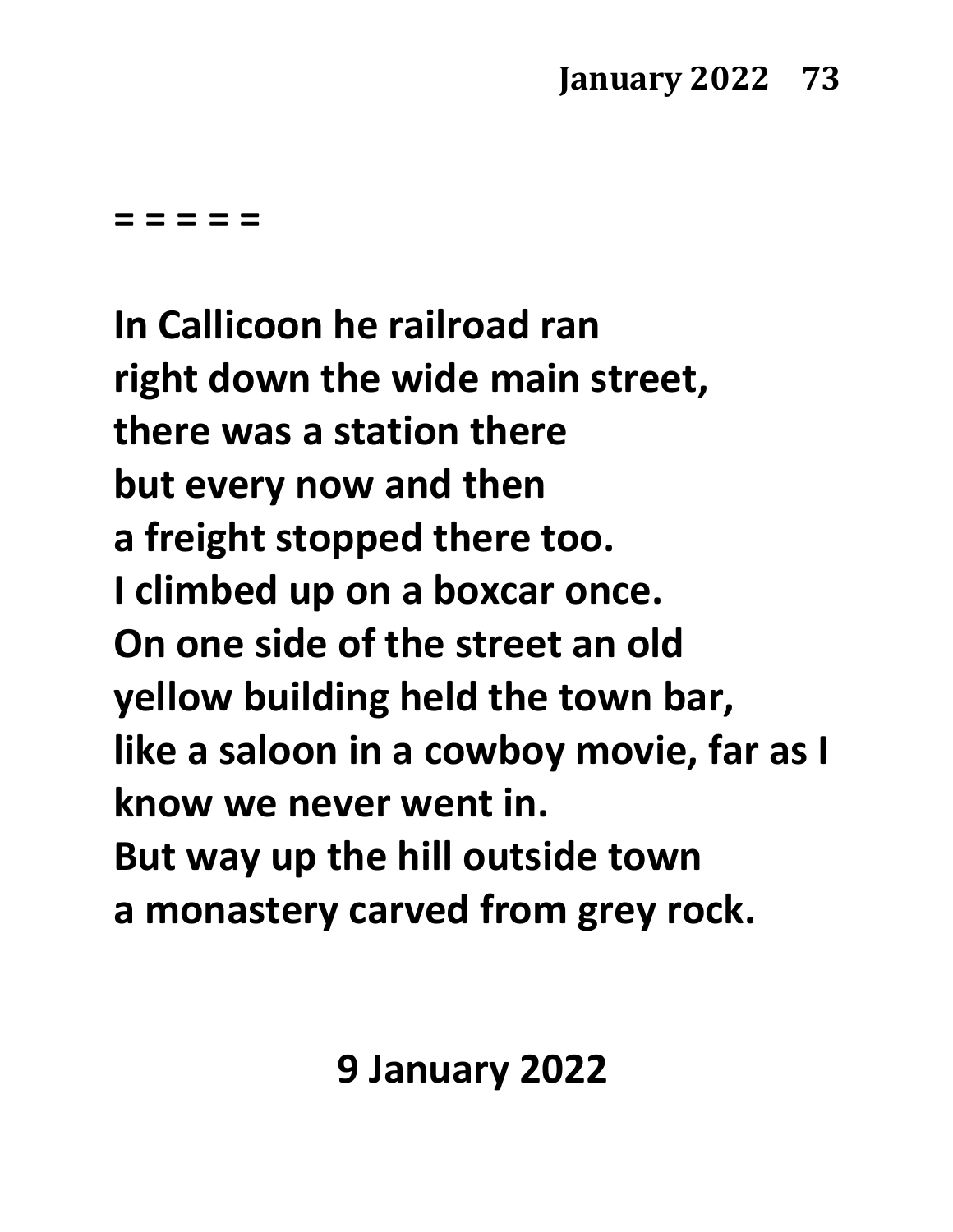= = = = =

**In Callicoon he railroad ran**
**right down the wide main street,**
**there was a station there**
**but every now and then**
**a freight stopped there too.**
**I climbed up on a boxcar once.**
**On one side of the street an old**
**yellow building held the town bar,**
**like a saloon in a cowboy movie, far as I**
**know we never went in.**
**But way up the hill outside town**
**a monastery carved from grey rock.**

**9 January 2022**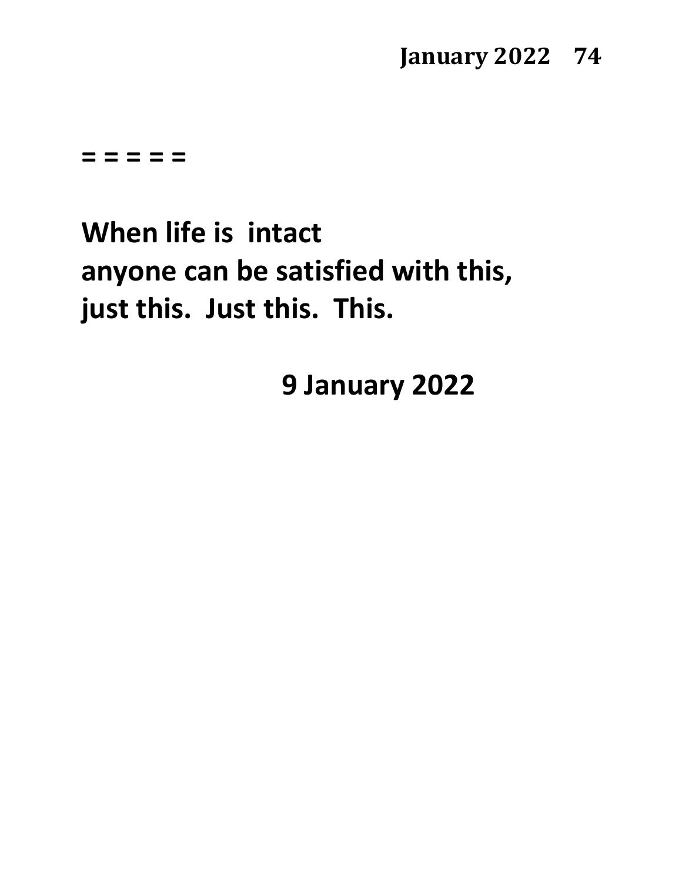**= = = = =**

**When life is  intact**
**anyone can be satisfied with this,**
**just this.  Just this.  This.**

**9 January 2022**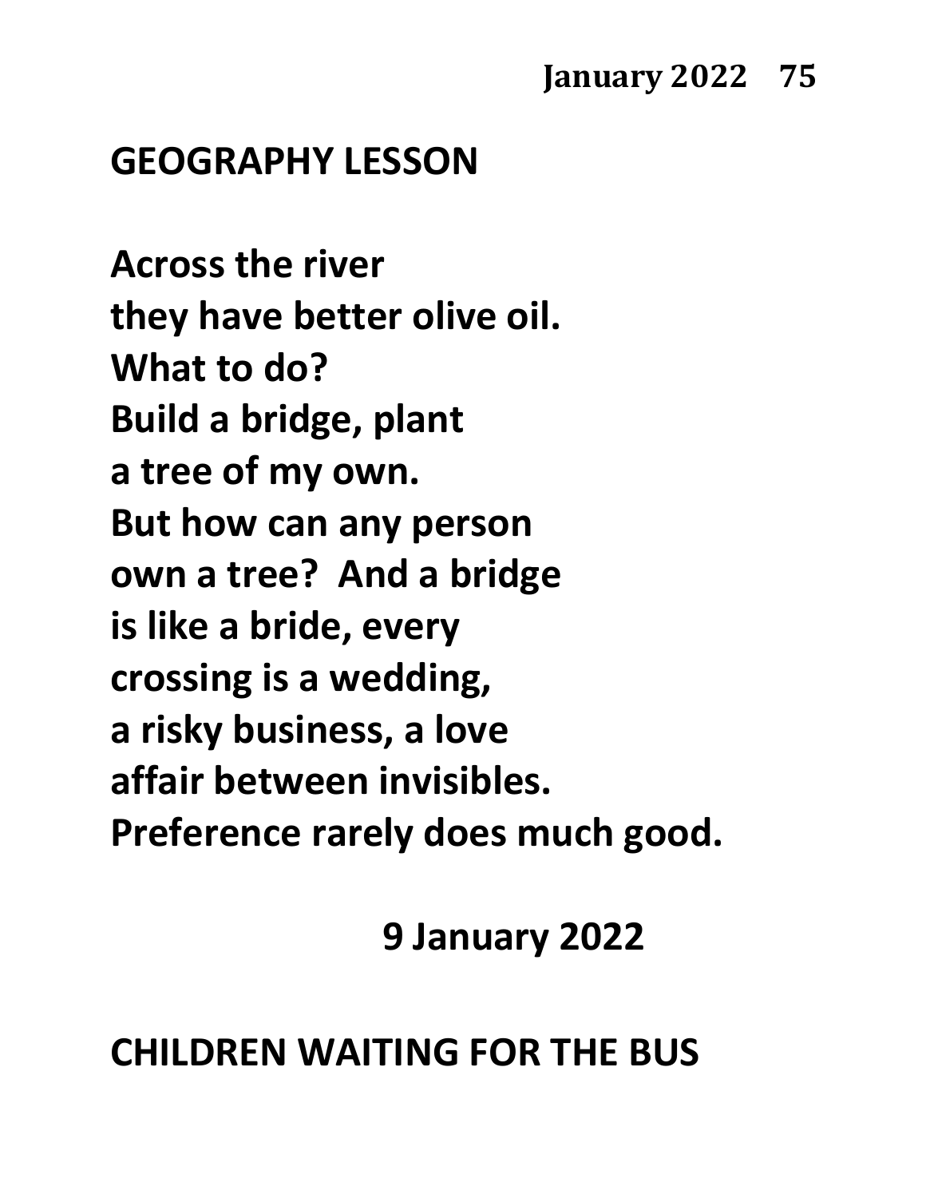## GEOGRAPHY LESSON

**Across the river**
**they have better olive oil.**
**What to do?**
**Build a bridge, plant**
**a tree of my own.**
**But how can any person**
**own a tree?  And a bridge**
**is like a bride, every**
**crossing is a wedding,**
**a risky business, a love**
**affair between invisibles.**
**Preference rarely does much good.**

**9 January 2022**

## CHILDREN WAITING FOR THE BUS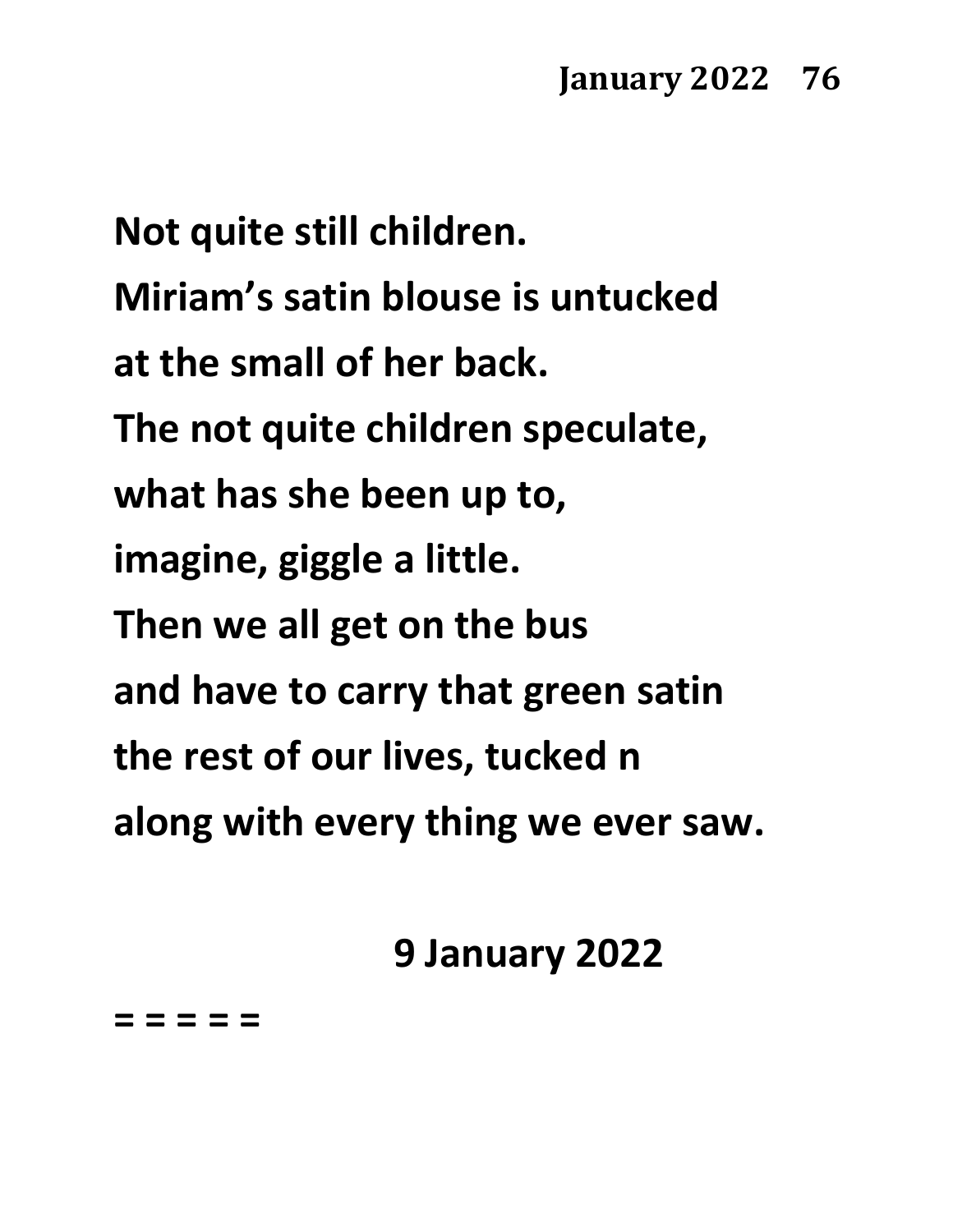Not quite still children.
Miriam's satin blouse is untucked
at the small of her back.
The not quite children speculate,
what has she been up to,
imagine, giggle a little.
Then we all get on the bus
and have to carry that green satin
the rest of our lives, tucked n
along with every thing we ever saw.

9 January 2022

= = = = =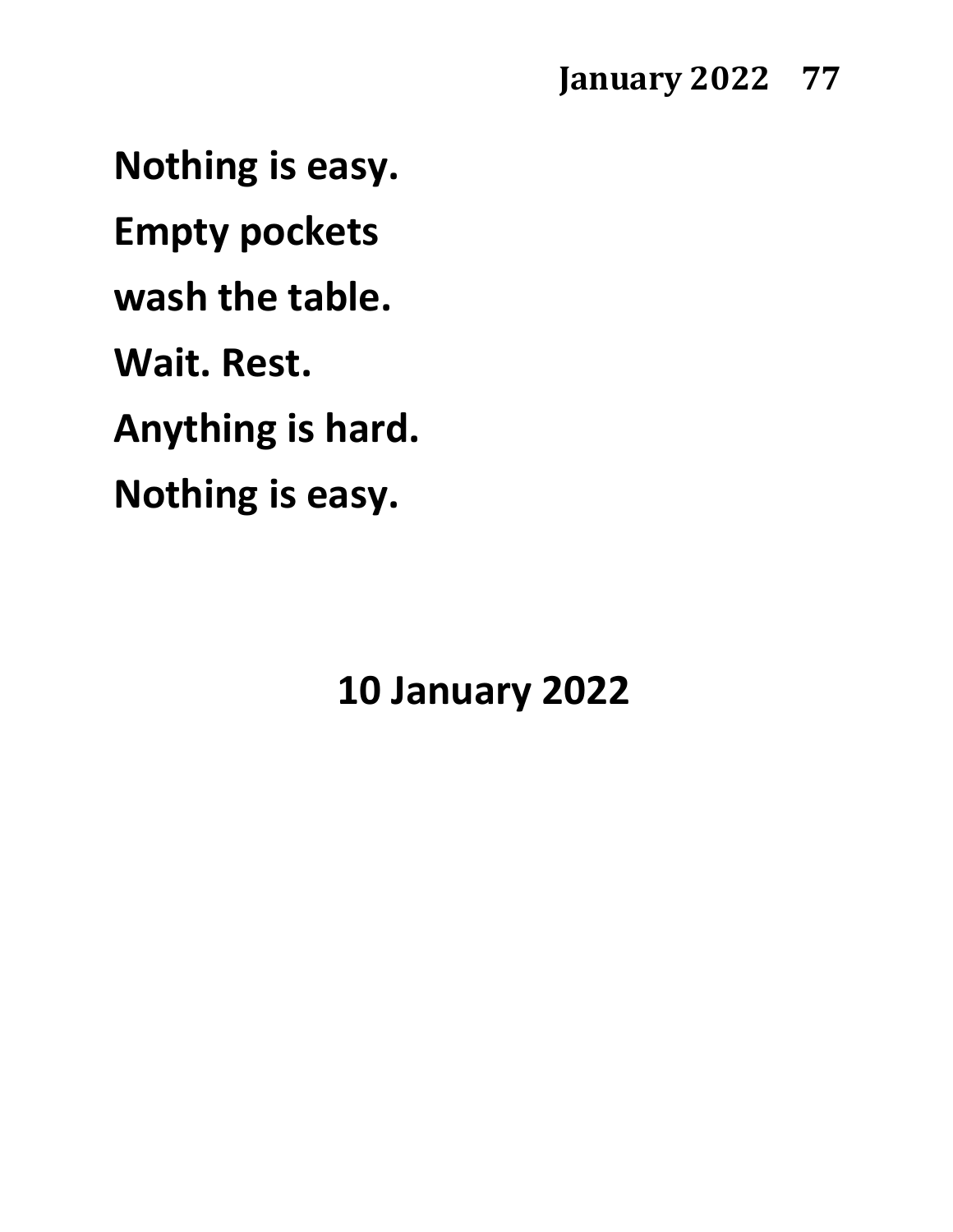**Nothing is easy.**

**Empty pockets**

**wash the table.**

**Wait. Rest.**

**Anything is hard.**

**Nothing is easy.**

**10 January 2022**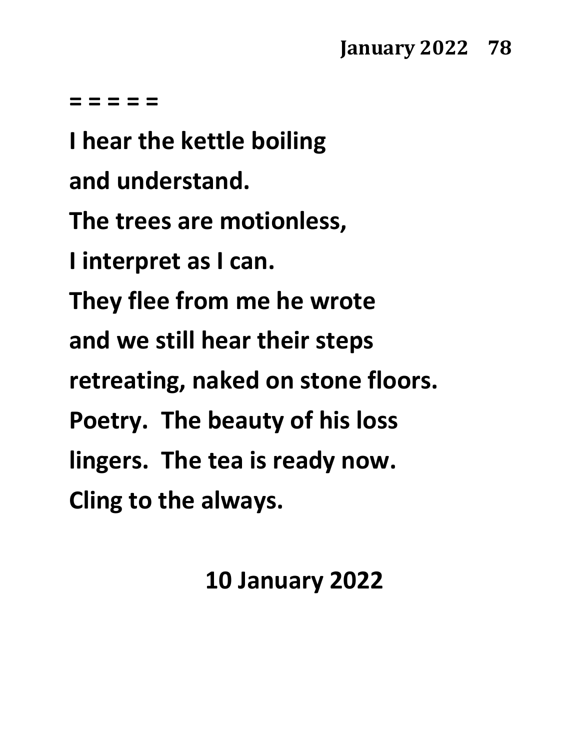**= = = = =**

**I hear the kettle boiling**

**and understand.**

**The trees are motionless,**

**I interpret as I can.**

**They flee from me he wrote**

**and we still hear their steps**

**retreating, naked on stone floors.**

**Poetry.  The beauty of his loss**

**lingers.  The tea is ready now.**

**Cling to the always.**

**10 January 2022**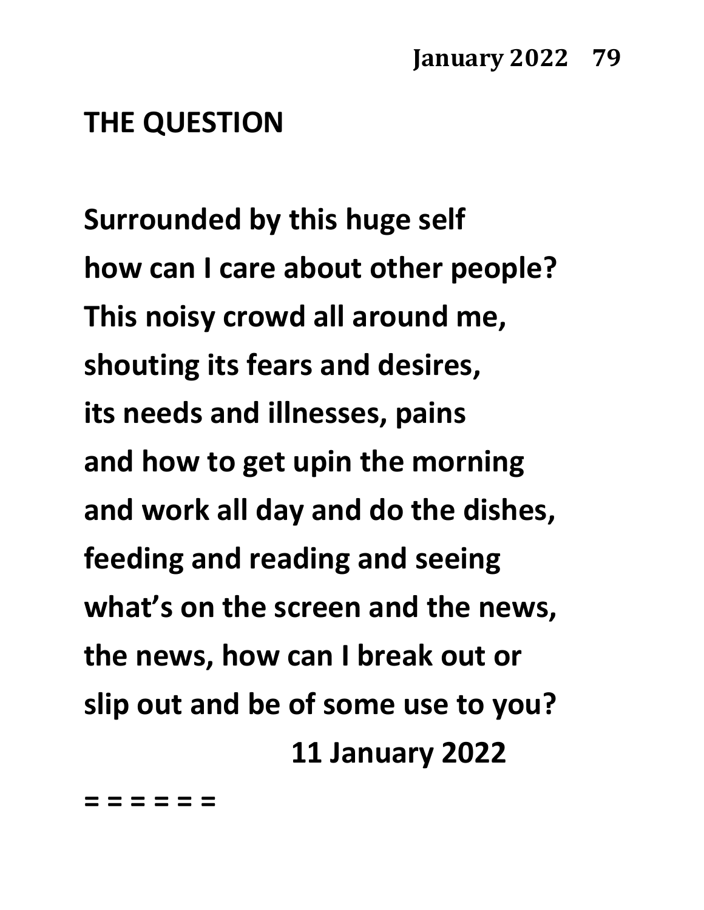## THE QUESTION

Surrounded by this huge self  
how can I care about other people?  
This noisy crowd all around me,  
shouting its fears and desires,  
its needs and illnesses, pains  
and how to get upin the morning  
and work all day and do the dishes,  
feeding and reading and seeing  
what's on the screen and the news,  
the news, how can I break out or  
slip out and be of some use to you?

11 January 2022

= = = = = =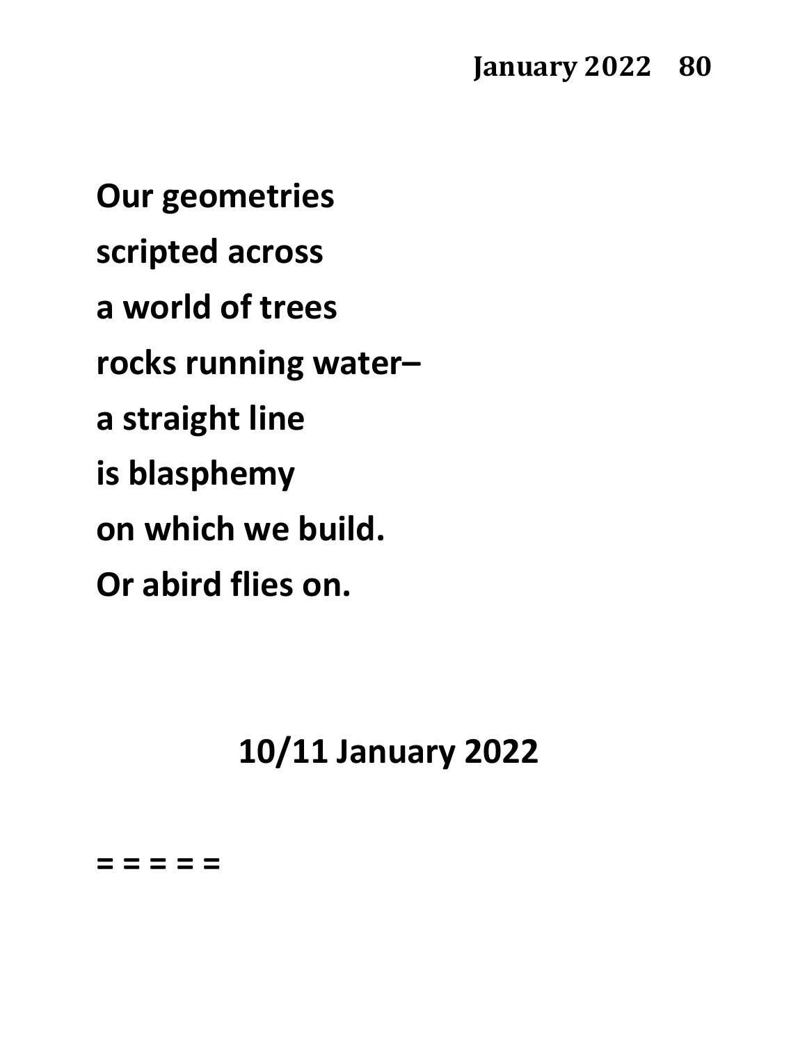**Our geometries**

**scripted across**

**a world of trees**

**rocks running water–**

**a straight line**

**is blasphemy**

**on which we build.**

**Or abird flies on.**

**10/11 January 2022**

**= = = = =**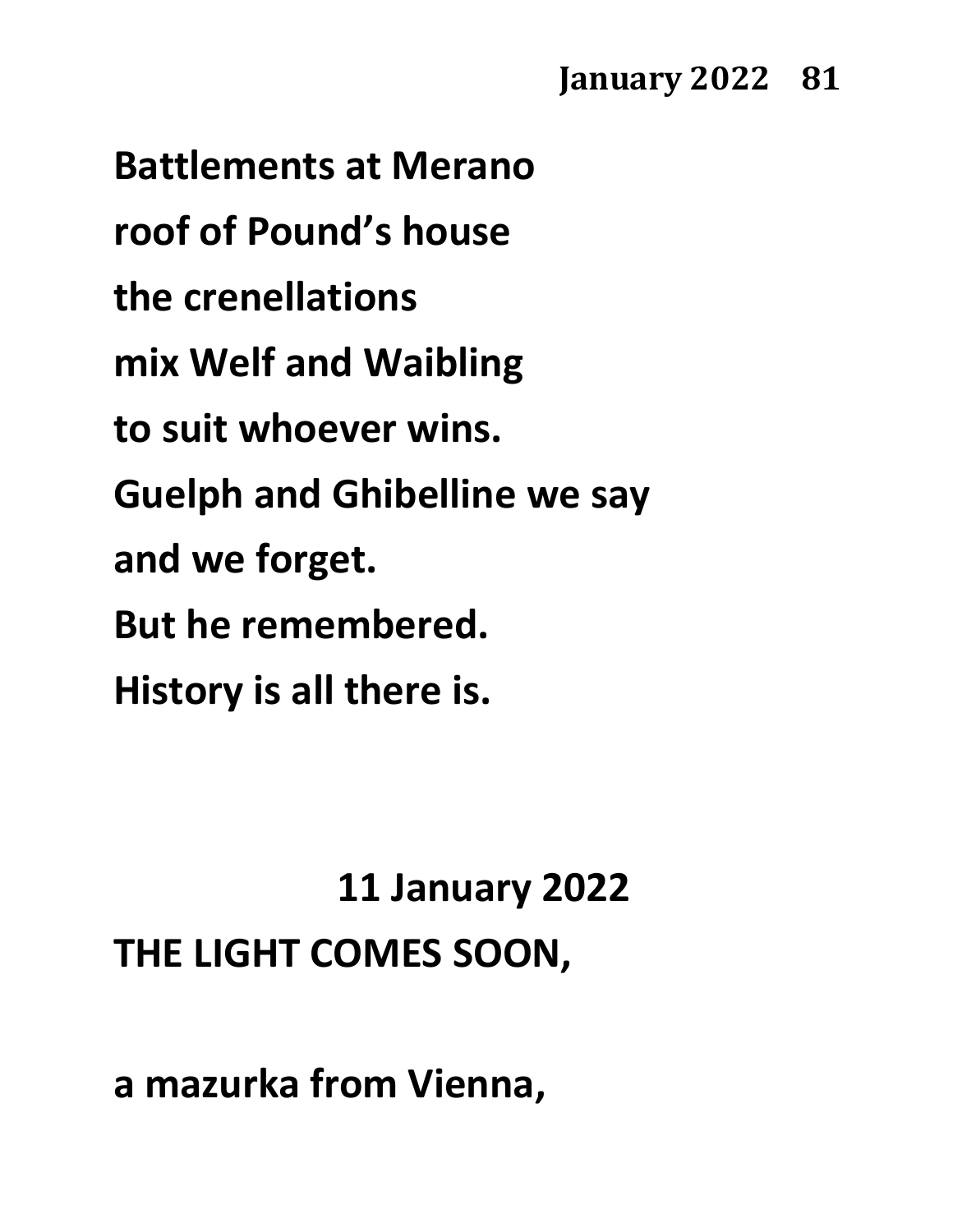**Battlements at Merano**
**roof of Pound's house**
**the crenellations**
**mix Welf and Waibling**
**to suit whoever wins.**
**Guelph and Ghibelline we say**
**and we forget.**
**But he remembered.**
**History is all there is.**

## 11 January 2022

**THE LIGHT COMES SOON,**

**a mazurka from Vienna,**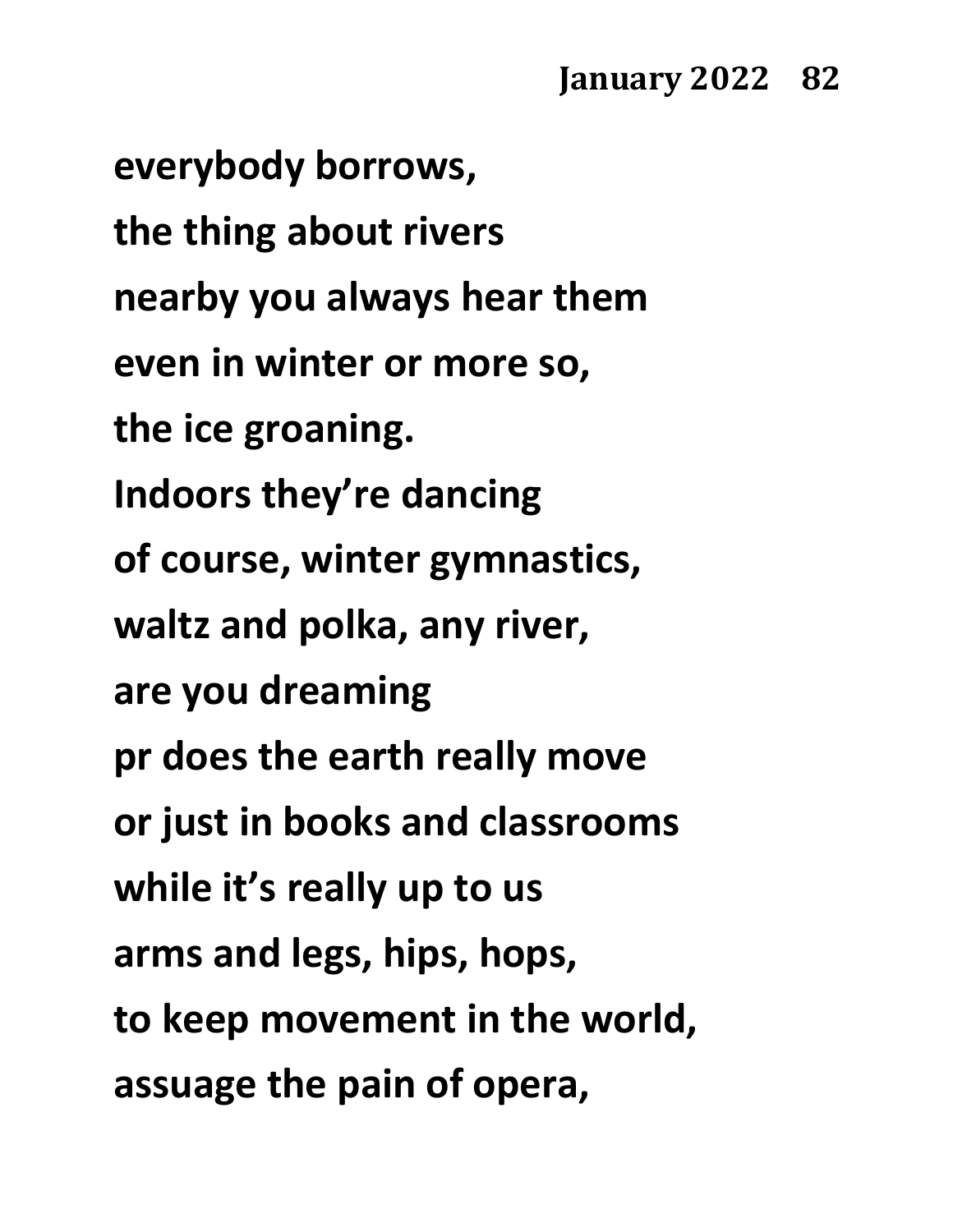**everybody borrows,**
**the thing about rivers**
**nearby you always hear them**
**even in winter or more so,**
**the ice groaning.**
**Indoors they're dancing**
**of course, winter gymnastics,**
**waltz and polka, any river,**
**are you dreaming**
**pr does the earth really move**
**or just in books and classrooms**
**while it's really up to us**
**arms and legs, hips, hops,**
**to keep movement in the world,**
**assuage the pain of opera,**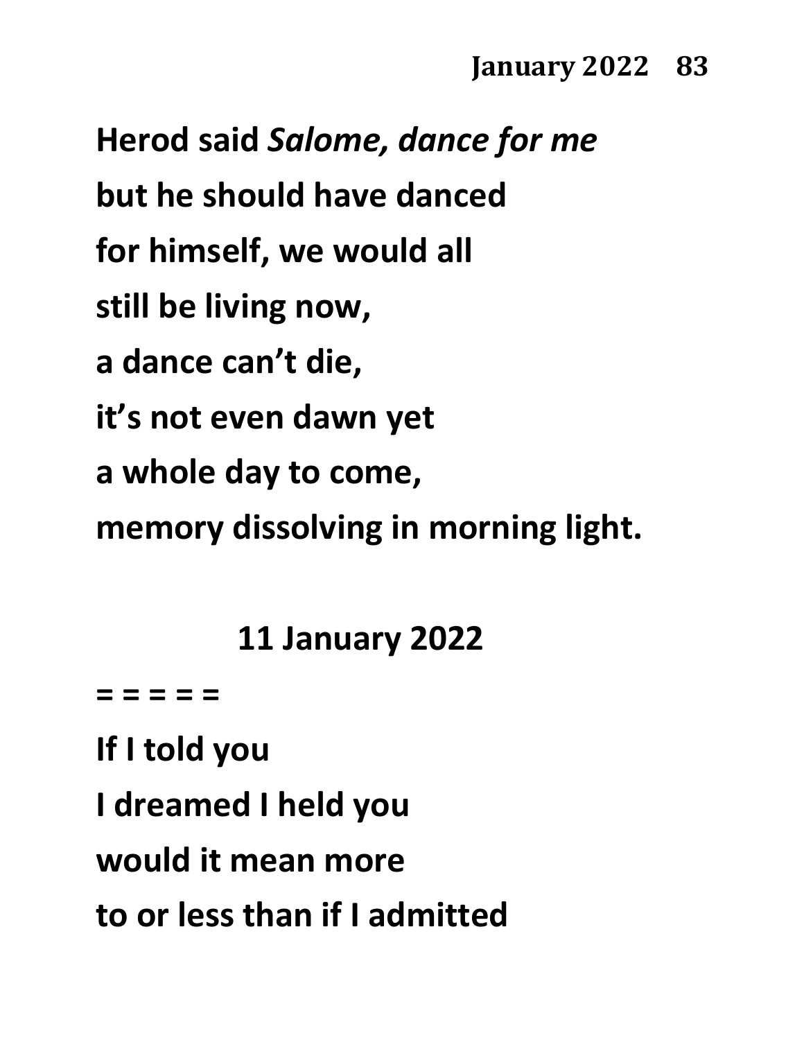**Herod said *Salome, dance for me***
**but he should have danced**
**for himself, we would all**
**still be living now,**
**a dance can't die,**
**it's not even dawn yet**
**a whole day to come,**
**memory dissolving in morning light.**

**11 January 2022**

**= = = = =**

**If I told you**
**I dreamed I held you**
**would it mean more**
**to or less than if I admitted**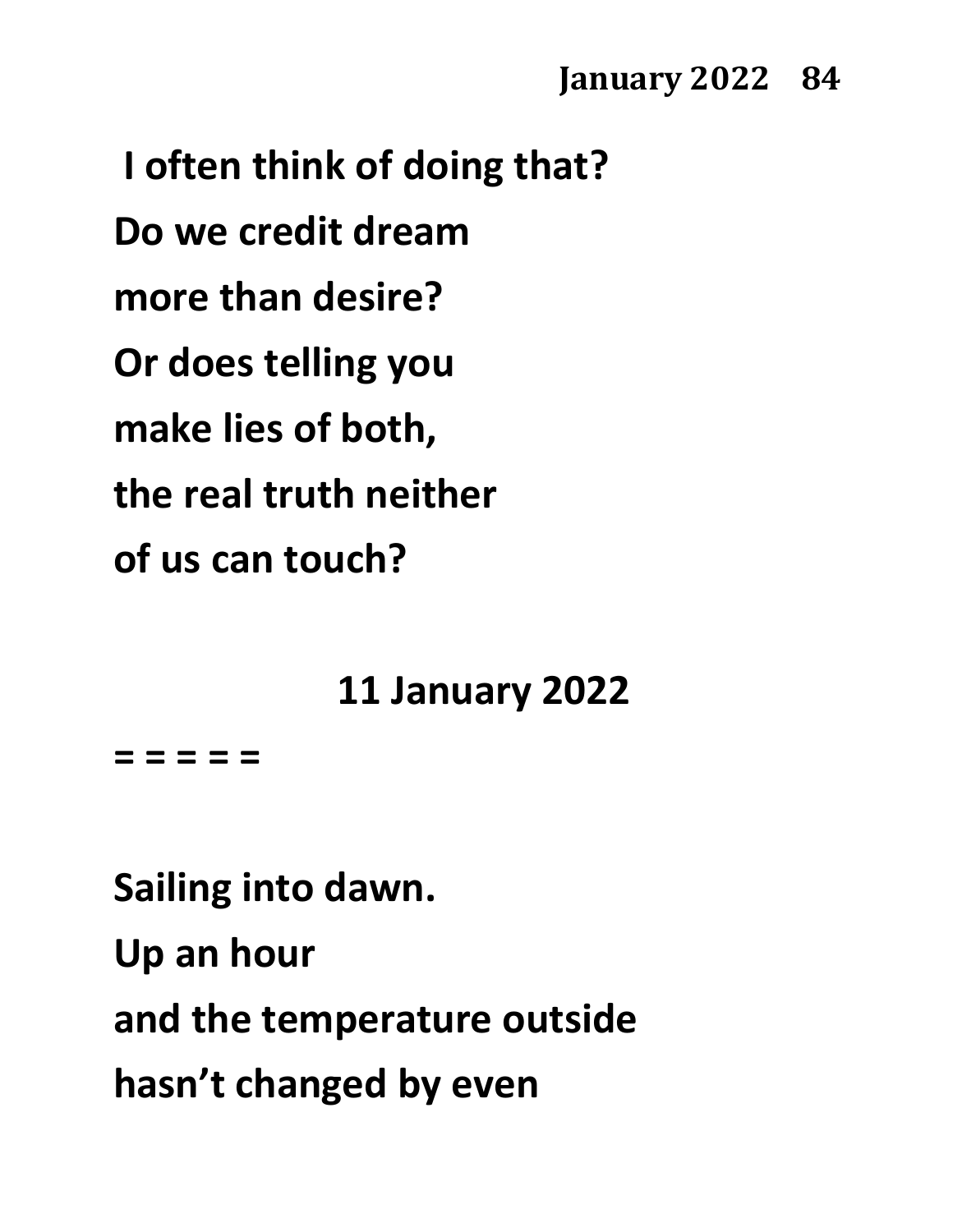I often think of doing that?
Do we credit dream
more than desire?
Or does telling you
make lies of both,
the real truth neither
of us can touch?

11 January 2022

= = = = =

Sailing into dawn.
Up an hour
and the temperature outside
hasn't changed by even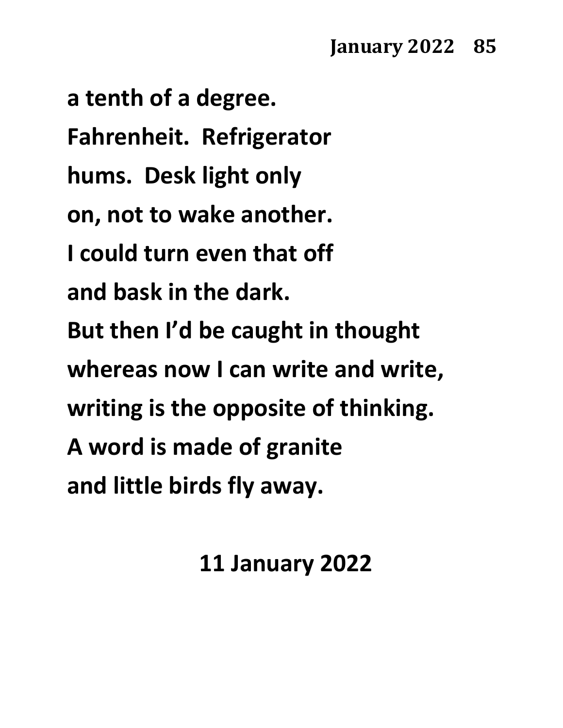**a tenth of a degree.**
**Fahrenheit.  Refrigerator**
**hums.  Desk light only**
**on, not to wake another.**
**I could turn even that off**
**and bask in the dark.**
**But then I'd be caught in thought**
**whereas now I can write and write,**
**writing is the opposite of thinking.**
**A word is made of granite**
**and little birds fly away.**

**11 January 2022**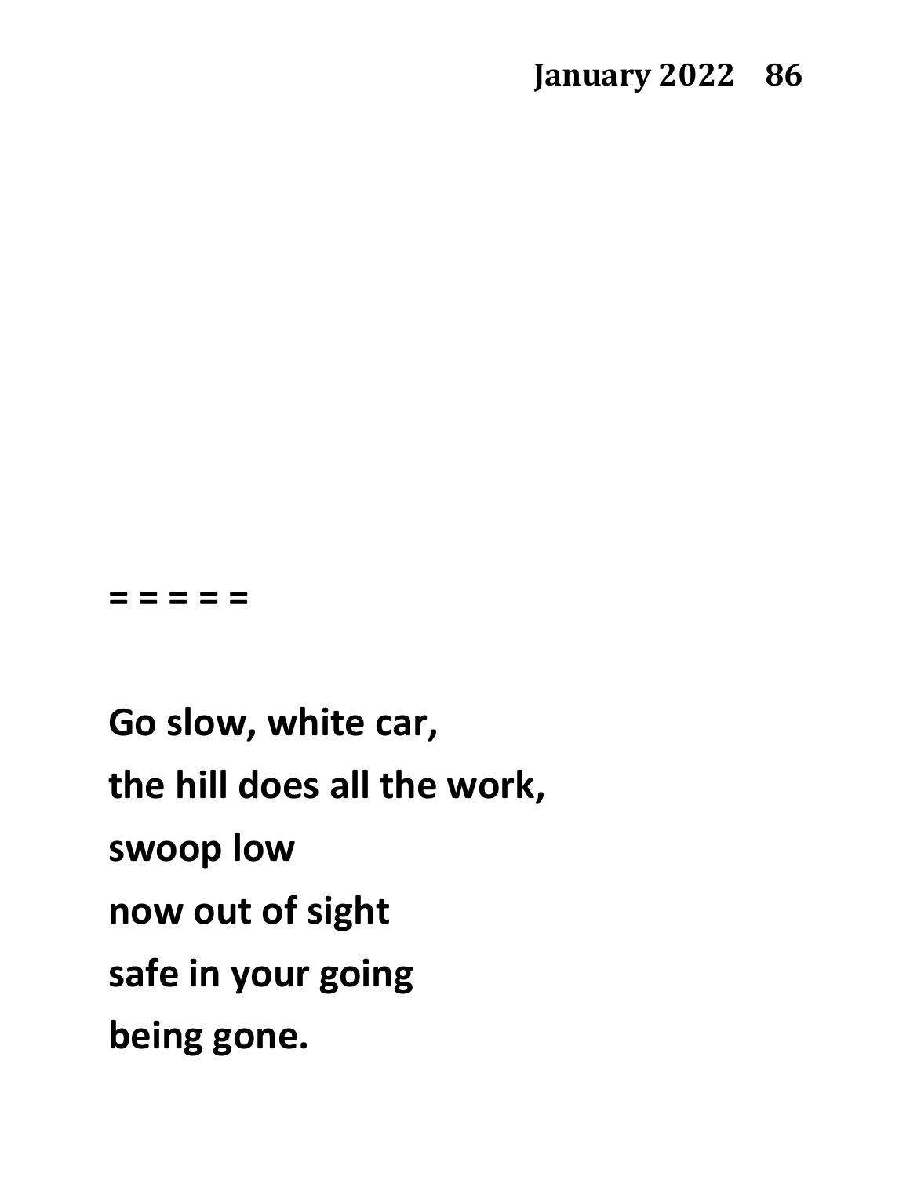= = = = =

**Go slow, white car,**
**the hill does all the work,**
**swoop low**
**now out of sight**
**safe in your going**
**being gone.**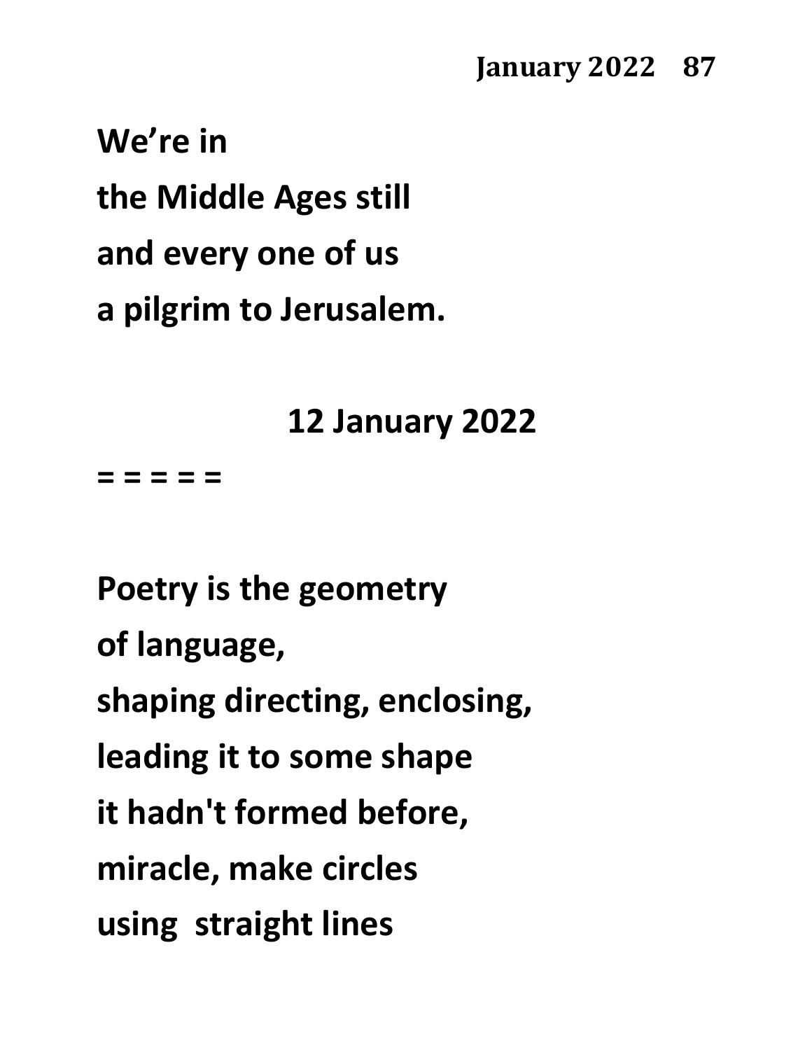We're in

the Middle Ages still

and every one of us

a pilgrim to Jerusalem.

12 January 2022

= = = = =

Poetry is the geometry

of language,

shaping directing, enclosing,

leading it to some shape

it hadn't formed before,

miracle, make circles

using  straight lines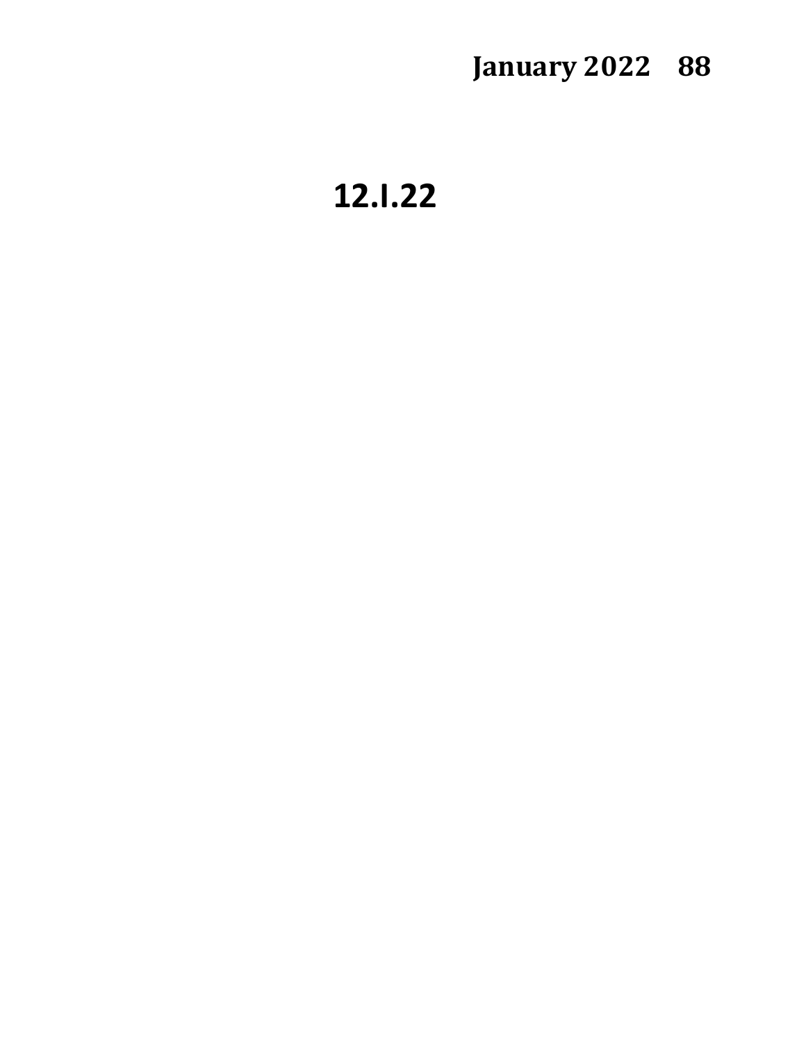## 12.I.22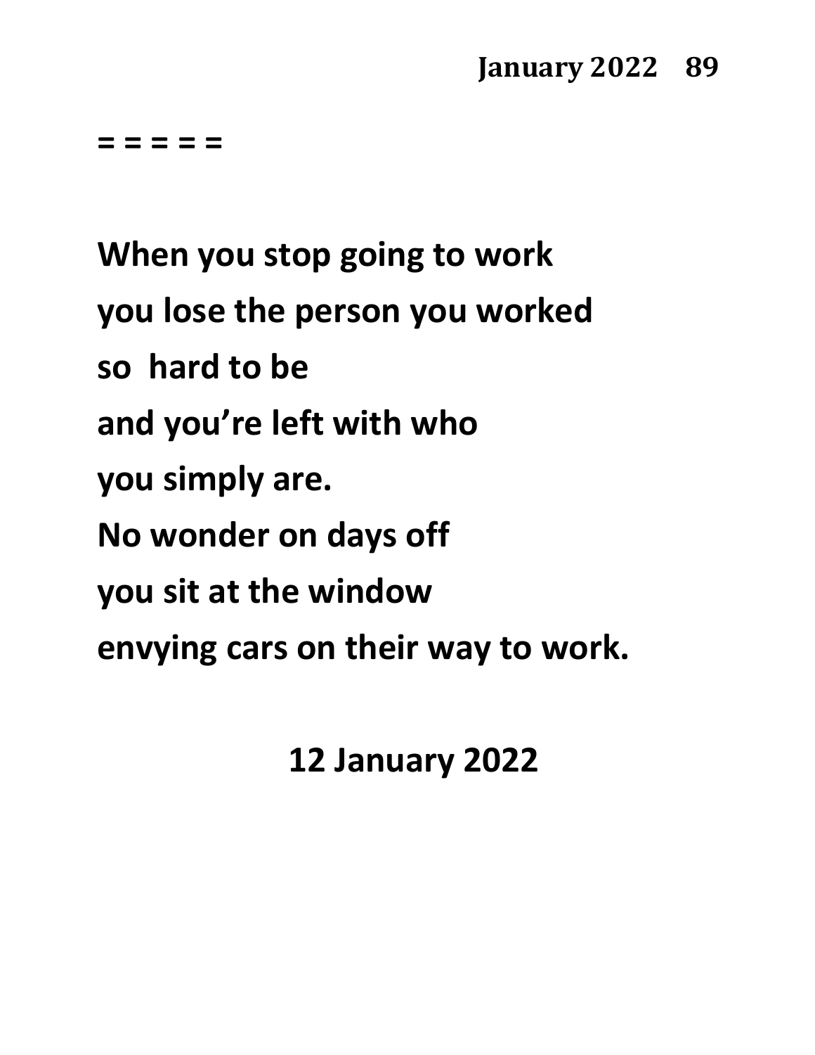= = = = =

**When you stop going to work**
**you lose the person you worked**
**so hard to be**
**and you're left with who**
**you simply are.**
**No wonder on days off**
**you sit at the window**
**envying cars on their way to work.**

**12 January 2022**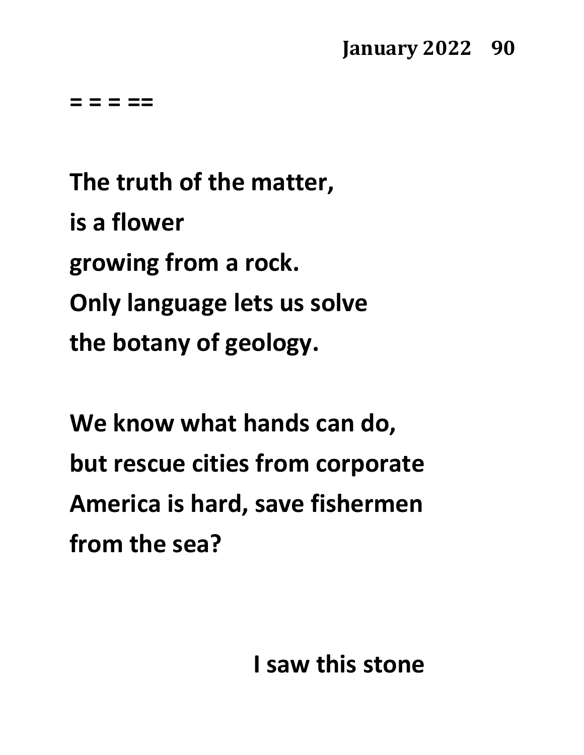= = = ==

**The truth of the matter,**
**is a flower**
**growing from a rock.**
**Only language lets us solve**
**the botany of geology.**

**We know what hands can do,**
**but rescue cities from corporate**
**America is hard, save fishermen**
**from the sea?**

**I saw this stone**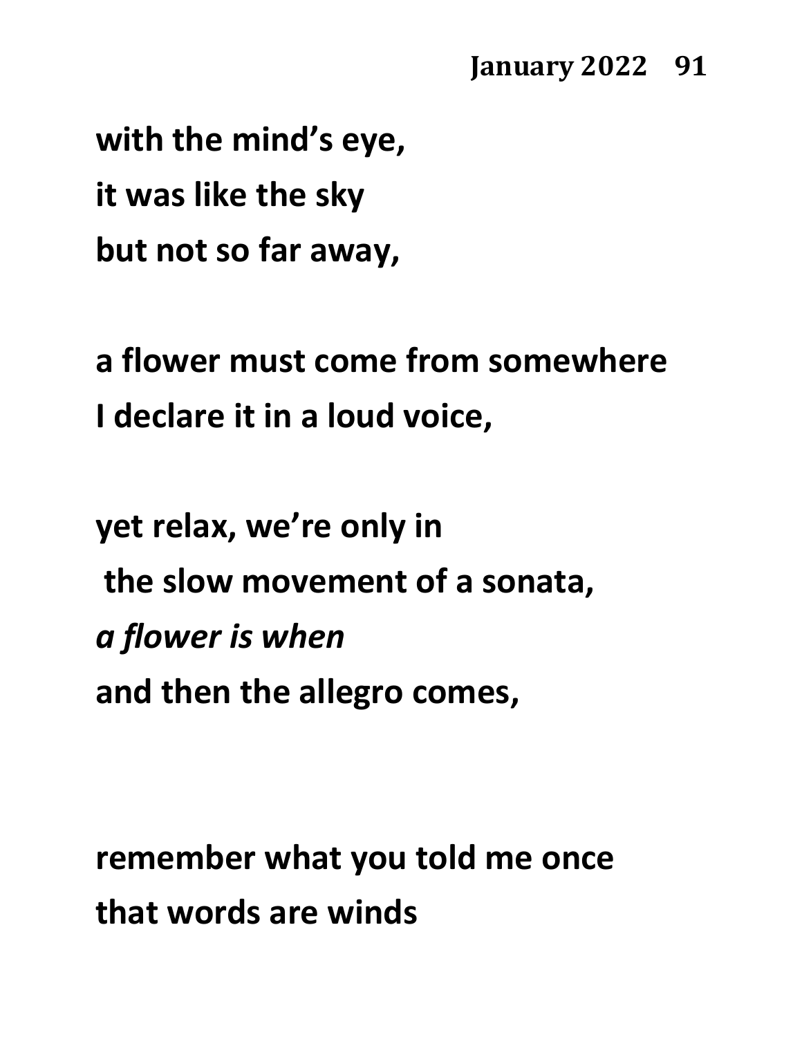with the mind's eye,
it was like the sky
but not so far away,

a flower must come from somewhere
I declare it in a loud voice,

yet relax, we're only in
the slow movement of a sonata,
*a flower is when*
and then the allegro comes,

remember what you told me once
that words are winds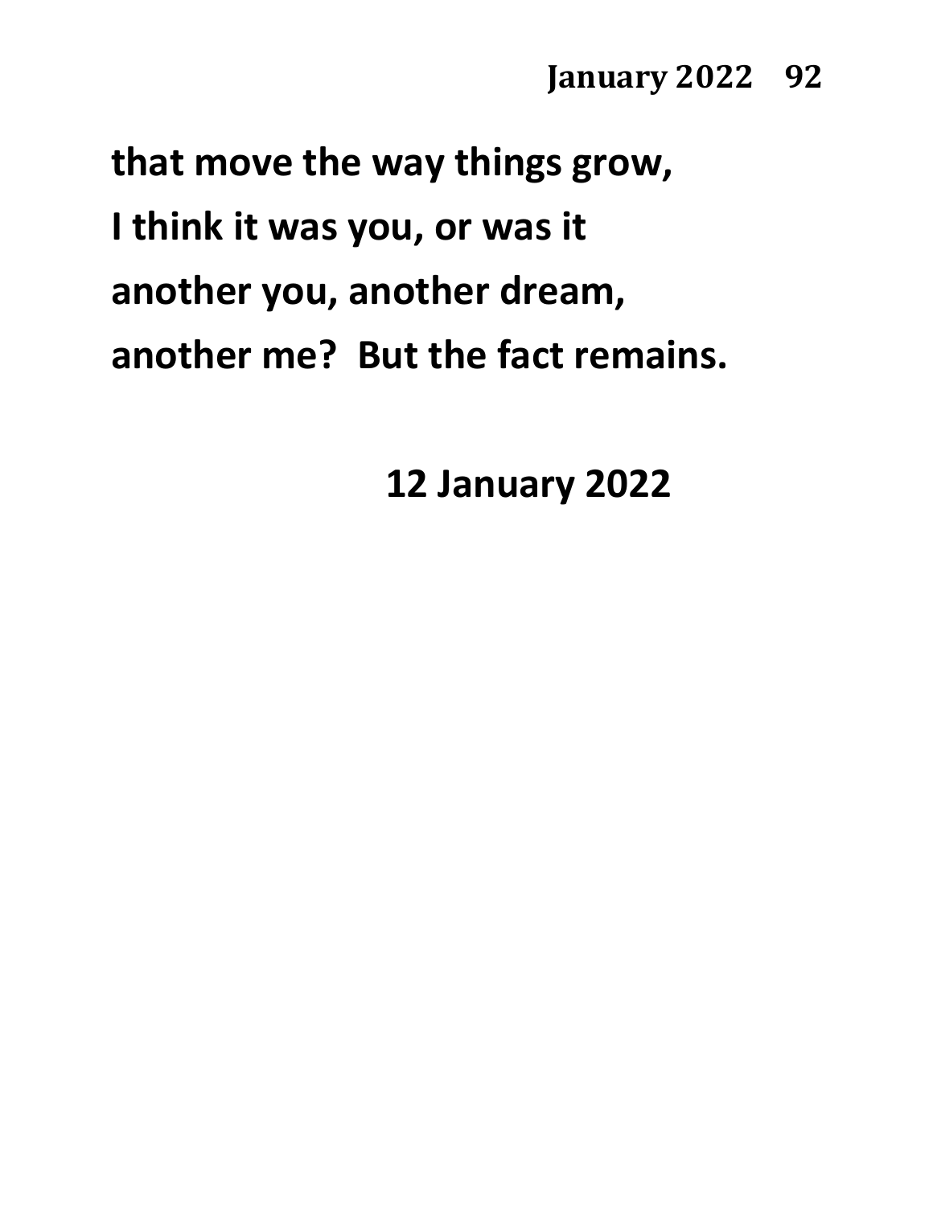**that move the way things grow,**
**I think it was you, or was it**
**another you, another dream,**
**another me?  But the fact remains.**

**12 January 2022**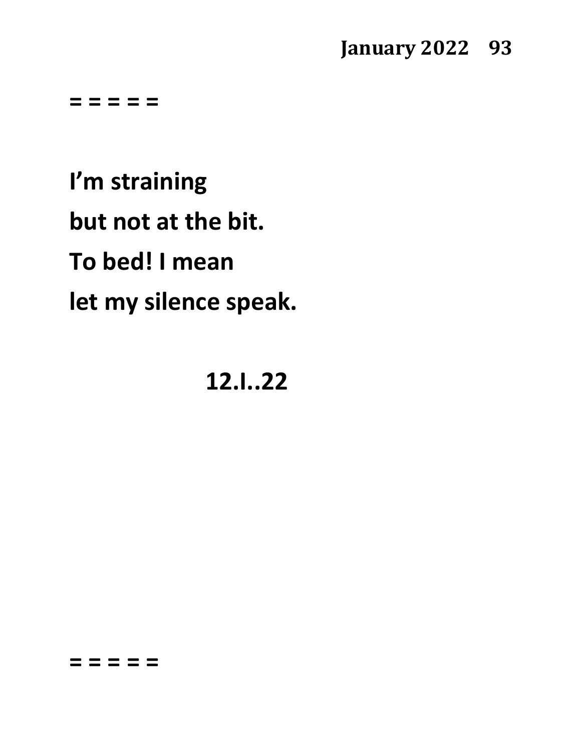= = = = =

**I'm straining**  
**but not at the bit.**  
**To bed! I mean**  
**let my silence speak.**

**12.I..22**

= = = = =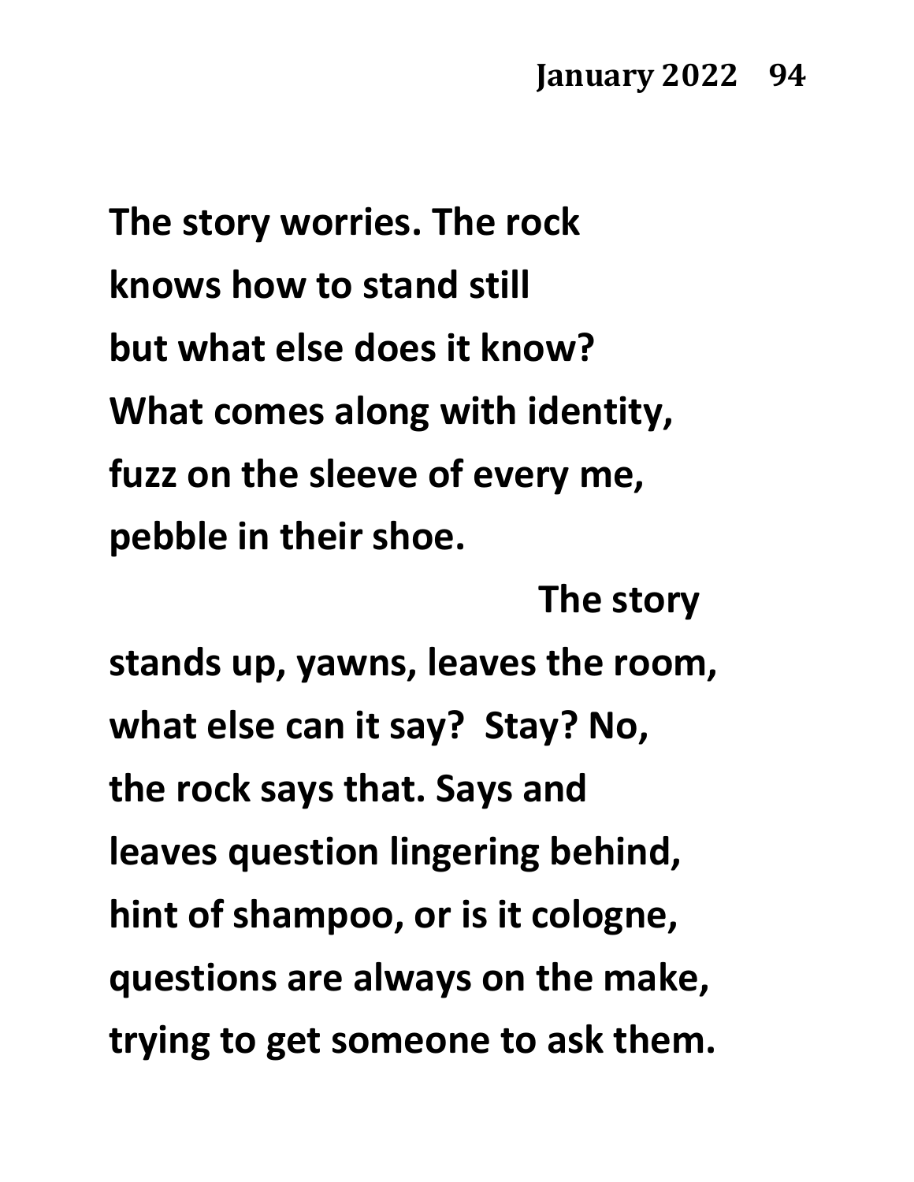The story worries. The rock
knows how to stand still
but what else does it know?
What comes along with identity,
fuzz on the sleeve of every me,
pebble in their shoe.

The story
stands up, yawns, leaves the room,
what else can it say?  Stay? No,
the rock says that. Says and
leaves question lingering behind,
hint of shampoo, or is it cologne,
questions are always on the make,
trying to get someone to ask them.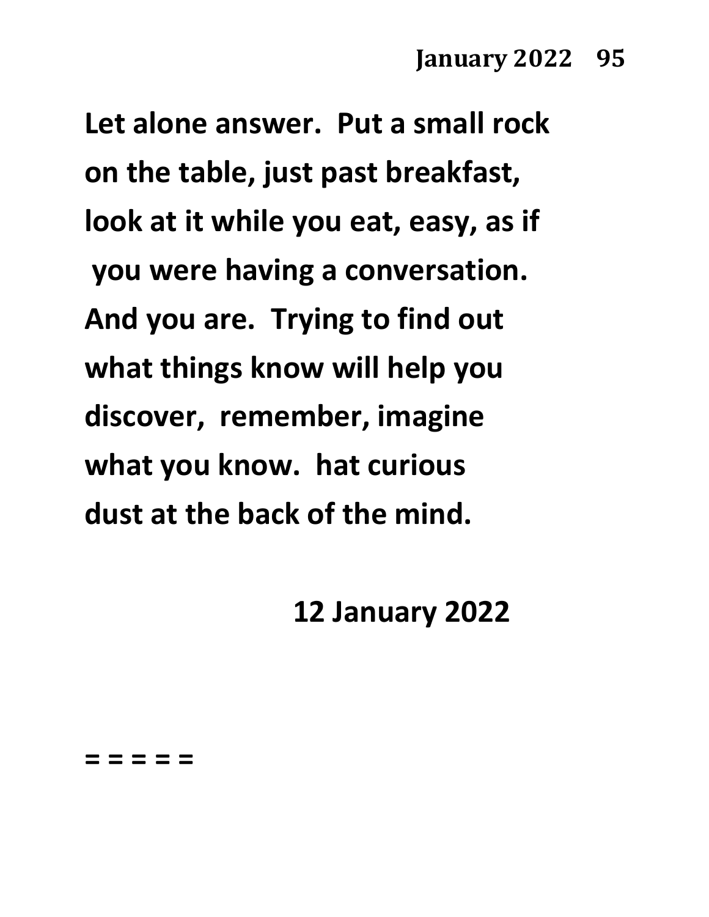**Let alone answer. Put a small rock on the table, just past breakfast, look at it while you eat, easy, as if you were having a conversation. And you are. Trying to find out what things know will help you discover, remember, imagine what you know. hat curious dust at the back of the mind.**

**12 January 2022**

**= = = = =**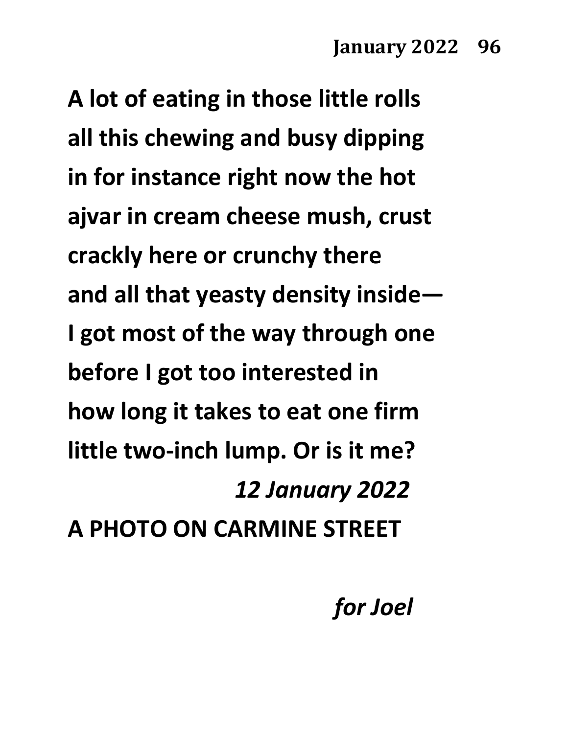**A lot of eating in those little rolls**
**all this chewing and busy dipping**
**in for instance right now the hot**
**ajvar in cream cheese mush, crust**
**crackly here or crunchy there**
**and all that yeasty density inside—**
**I got most of the way through one**
**before I got too interested in**
**how long it takes to eat one firm**
**little two-inch lump. Or is it me?**

***12 January 2022***

## A PHOTO ON CARMINE STREET

***for Joel***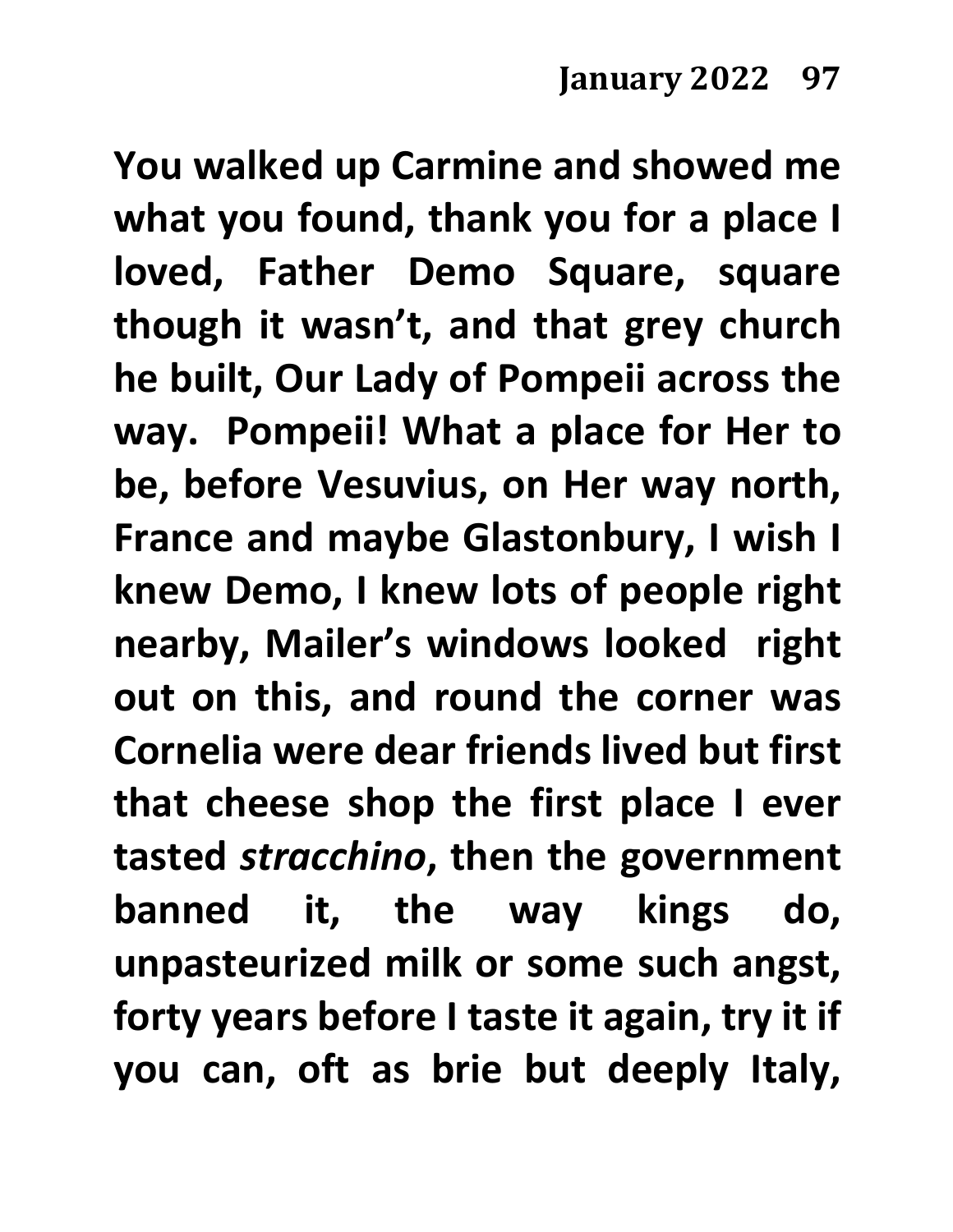**You walked up Carmine and showed me what you found, thank you for a place I loved, Father Demo Square, square though it wasn't, and that grey church he built, Our Lady of Pompeii across the way. Pompeii! What a place for Her to be, before Vesuvius, on Her way north, France and maybe Glastonbury, I wish I knew Demo, I knew lots of people right nearby, Mailer's windows looked right out on this, and round the corner was Cornelia were dear friends lived but first that cheese shop the first place I ever tasted *stracchino*, then the government banned it, the way kings do, unpasteurized milk or some such angst, forty years before I taste it again, try it if you can, oft as brie but deeply Italy,**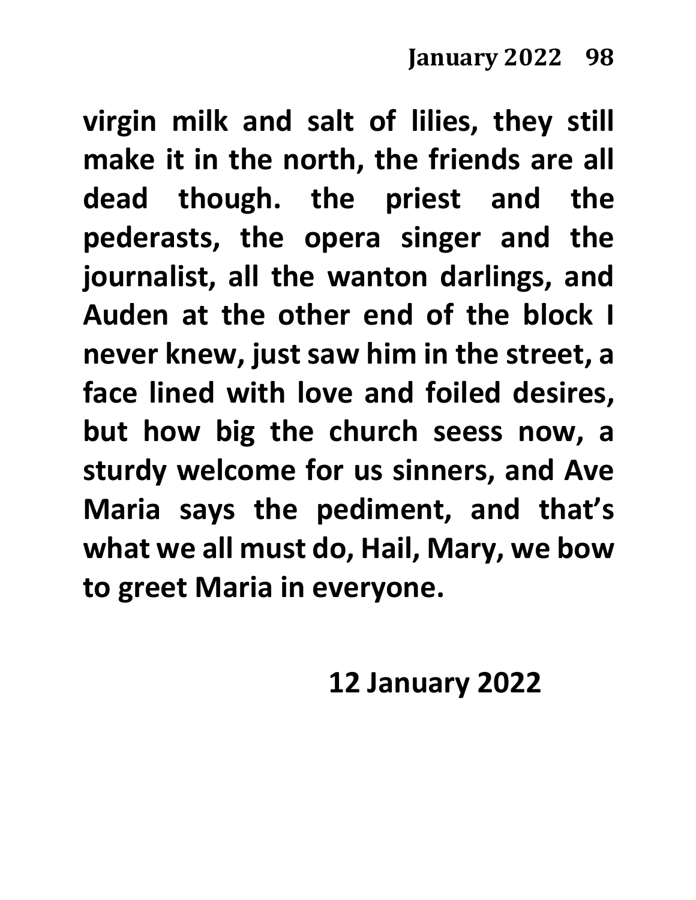**virgin milk and salt of lilies, they still make it in the north, the friends are all dead though. the priest and the pederasts, the opera singer and the journalist, all the wanton darlings, and Auden at the other end of the block I never knew, just saw him in the street, a face lined with love and foiled desires, but how big the church seess now, a sturdy welcome for us sinners, and Ave Maria says the pediment, and that's what we all must do, Hail, Mary, we bow to greet Maria in everyone.**

**12 January 2022**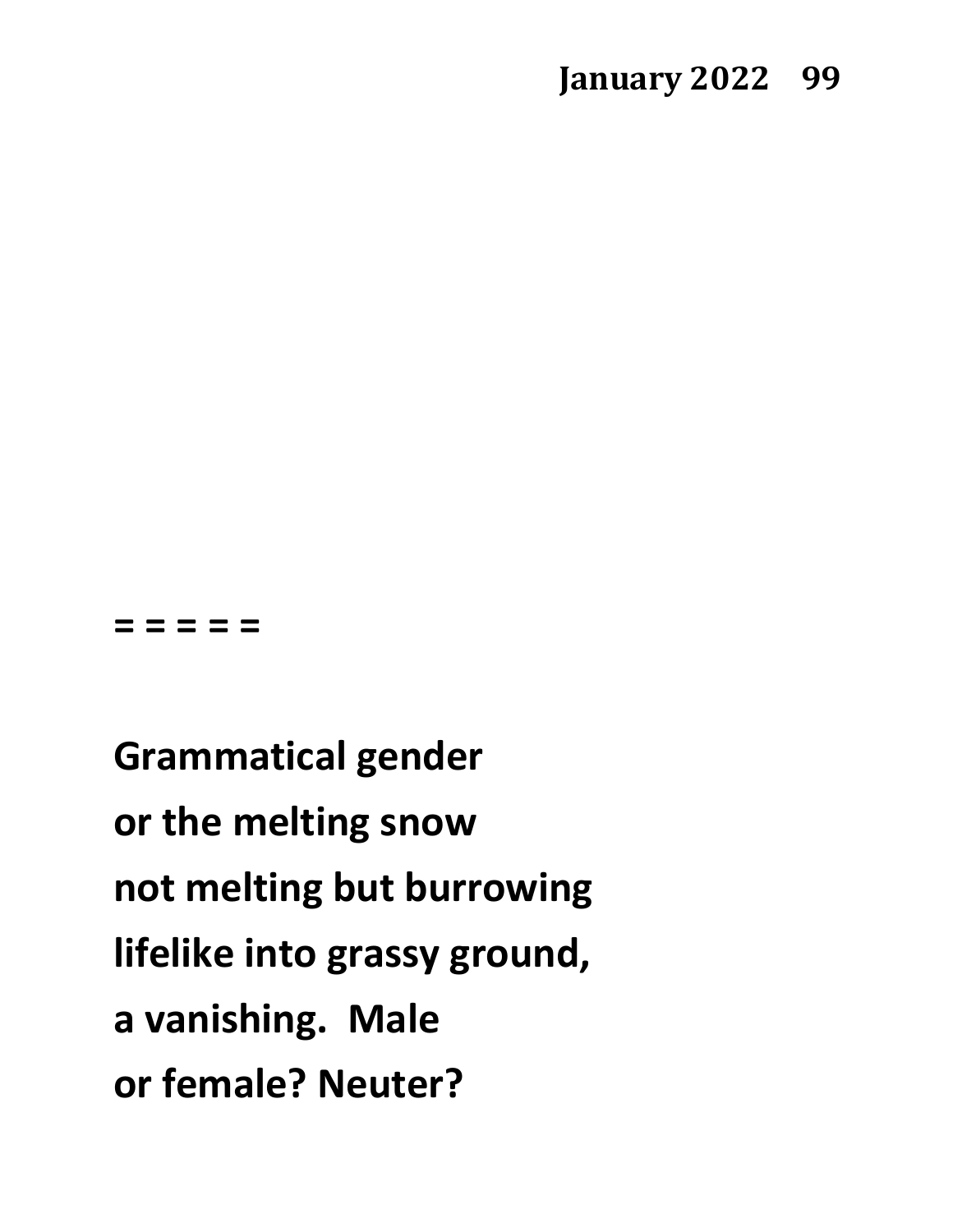= = = = =

**Grammatical gender**
**or the melting snow**
**not melting but burrowing**
**lifelike into grassy ground,**
**a vanishing.  Male**
**or female? Neuter?**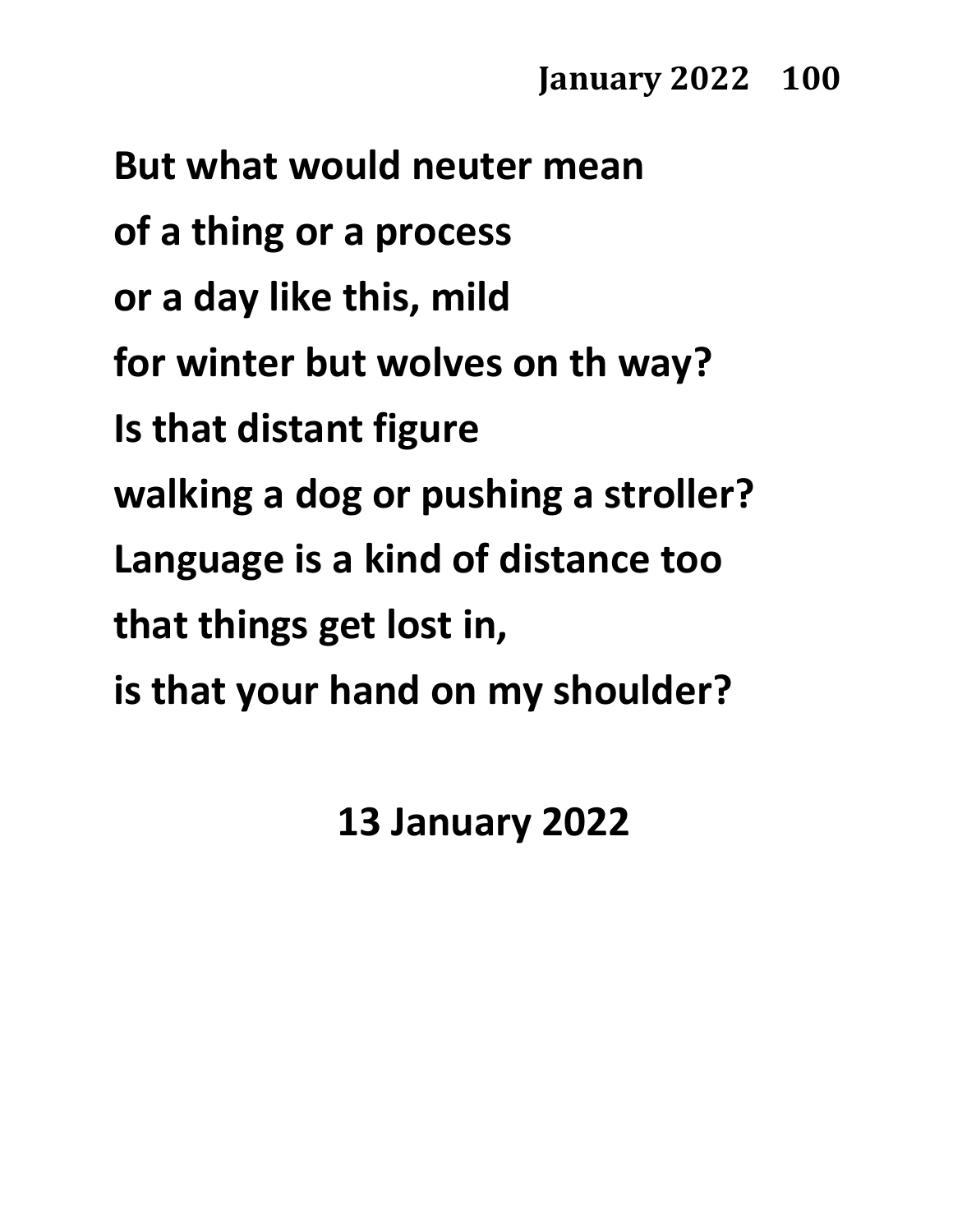But what would neuter mean
of a thing or a process
or a day like this, mild
for winter but wolves on th way?
Is that distant figure
walking a dog or pushing a stroller?
Language is a kind of distance too
that things get lost in,
is that your hand on my shoulder?

13 January 2022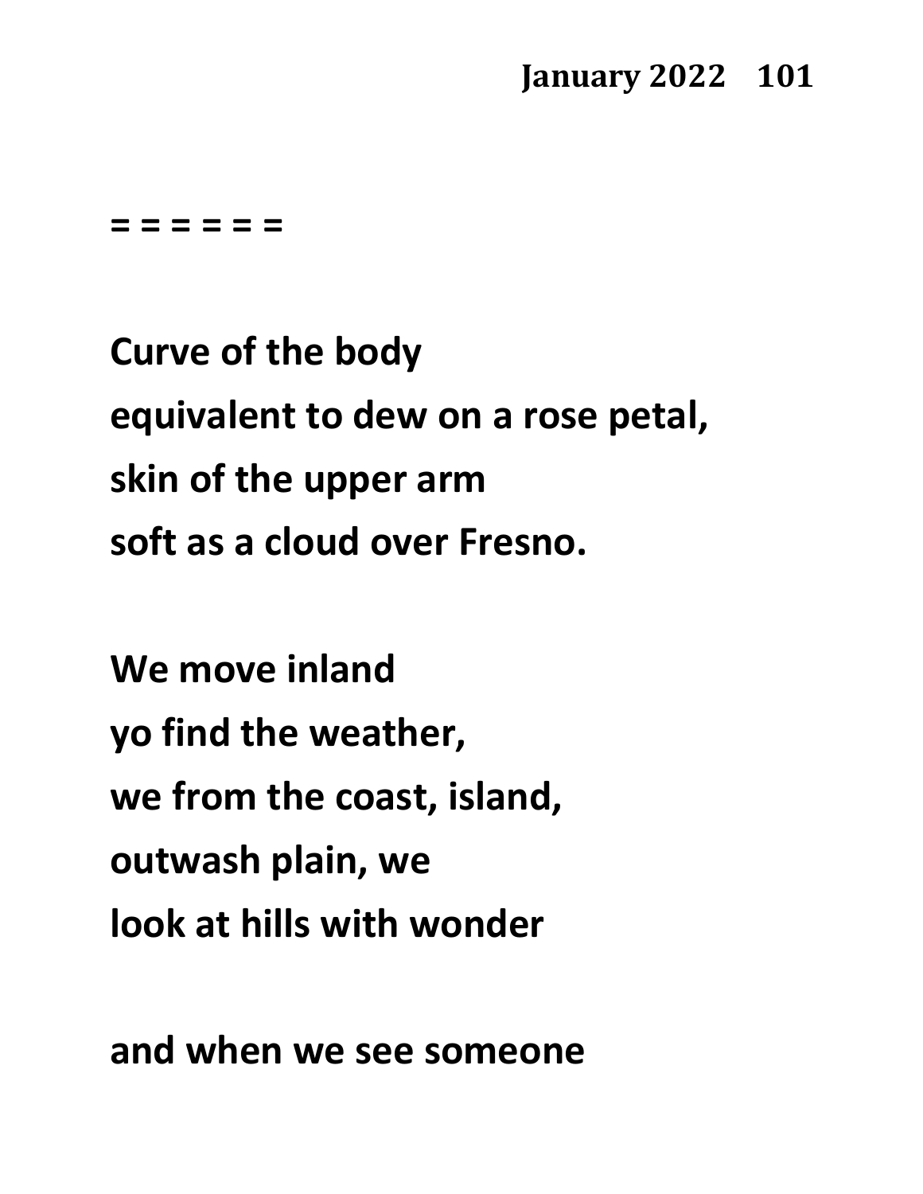= = = = = =

**Curve of the body**
**equivalent to dew on a rose petal,**
**skin of the upper arm**
**soft as a cloud over Fresno.**

**We move inland**
**yo find the weather,**
**we from the coast, island,**
**outwash plain, we**
**look at hills with wonder**

**and when we see someone**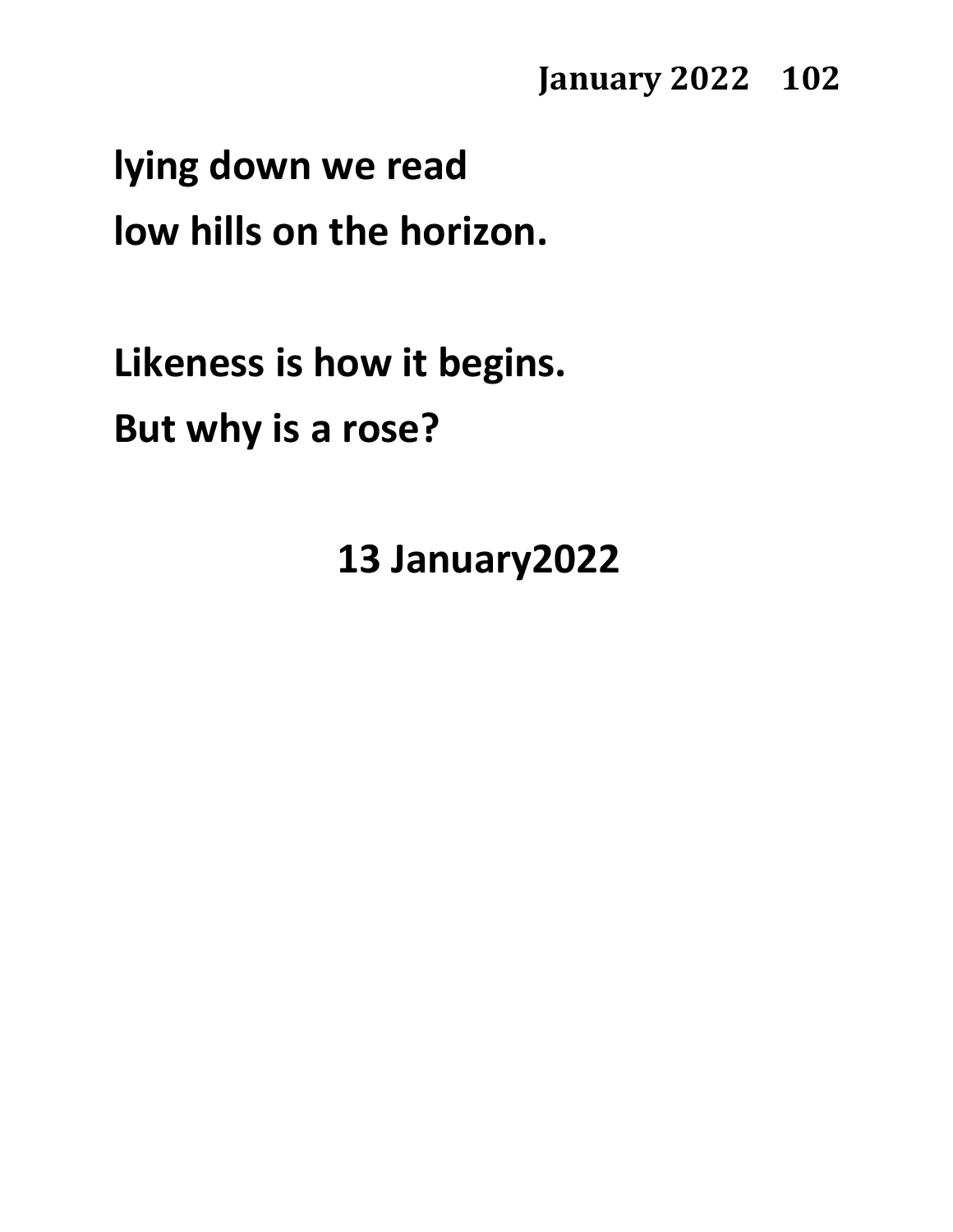**lying down we read**
**low hills on the horizon.**

**Likeness is how it begins.**
**But why is a rose?**

**13 January2022**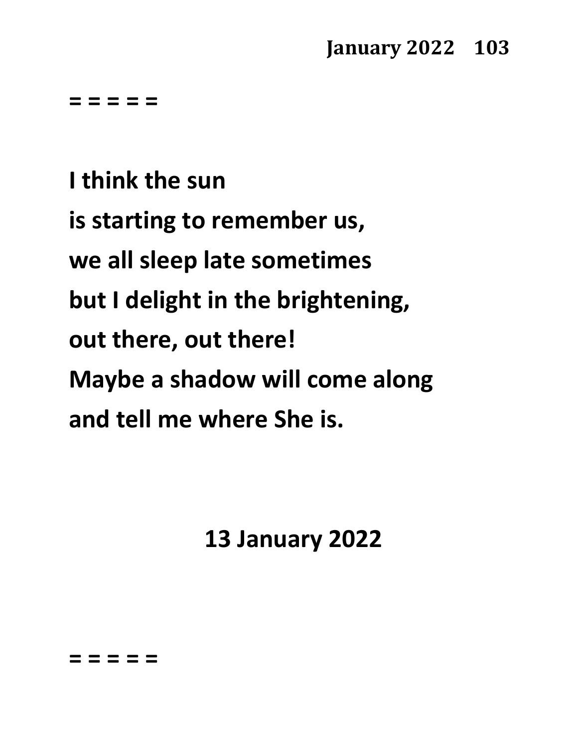= = = = =

**I think the sun**
**is starting to remember us,**
**we all sleep late sometimes**
**but I delight in the brightening,**
**out there, out there!**
**Maybe a shadow will come along**
**and tell me where She is.**

**13 January 2022**

= = = = =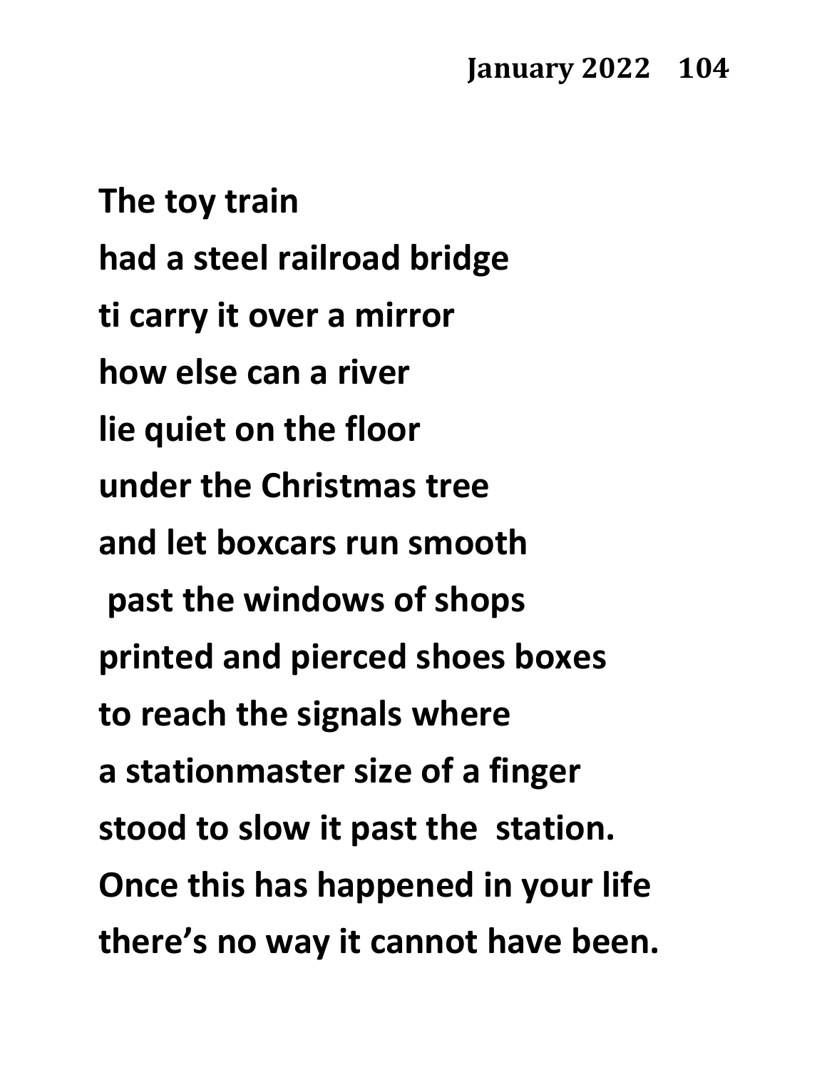**The toy train**
**had a steel railroad bridge**
**ti carry it over a mirror**
**how else can a river**
**lie quiet on the floor**
**under the Christmas tree**
**and let boxcars run smooth**
**past the windows of shops**
**printed and pierced shoes boxes**
**to reach the signals where**
**a stationmaster size of a finger**
**stood to slow it past the station.**
**Once this has happened in your life**
**there's no way it cannot have been.**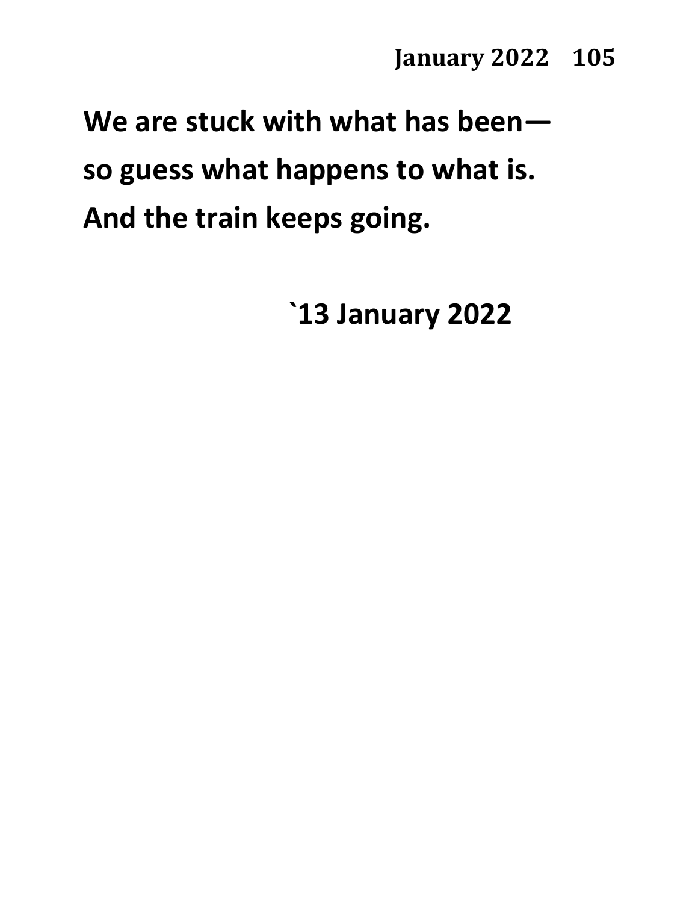**We are stuck with what has been—**

**so guess what happens to what is.**

**And the train keeps going.**

**`13 January 2022**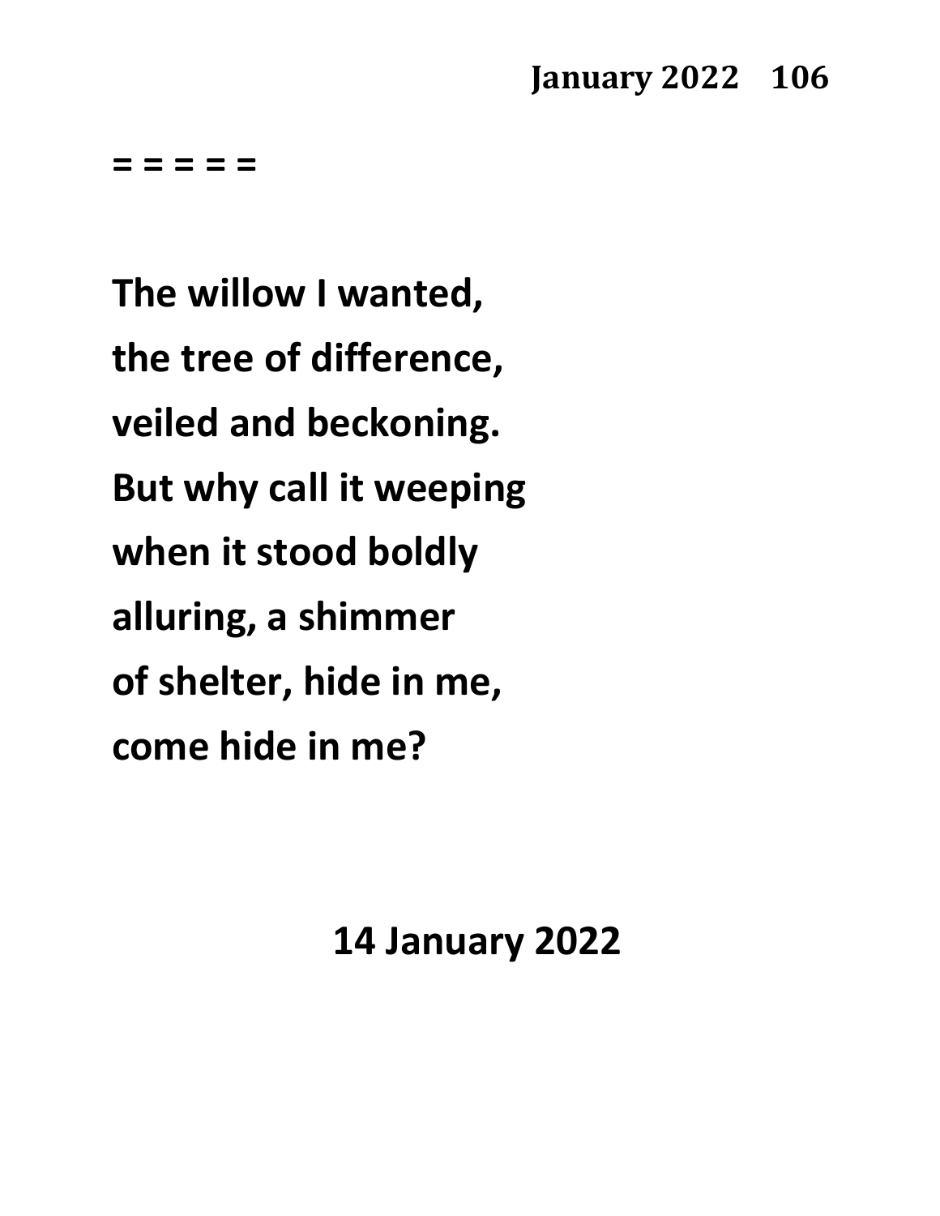= = = = =

**The willow I wanted,**
**the tree of difference,**
**veiled and beckoning.**
**But why call it weeping**
**when it stood boldly**
**alluring, a shimmer**
**of shelter, hide in me,**
**come hide in me?**

**14 January 2022**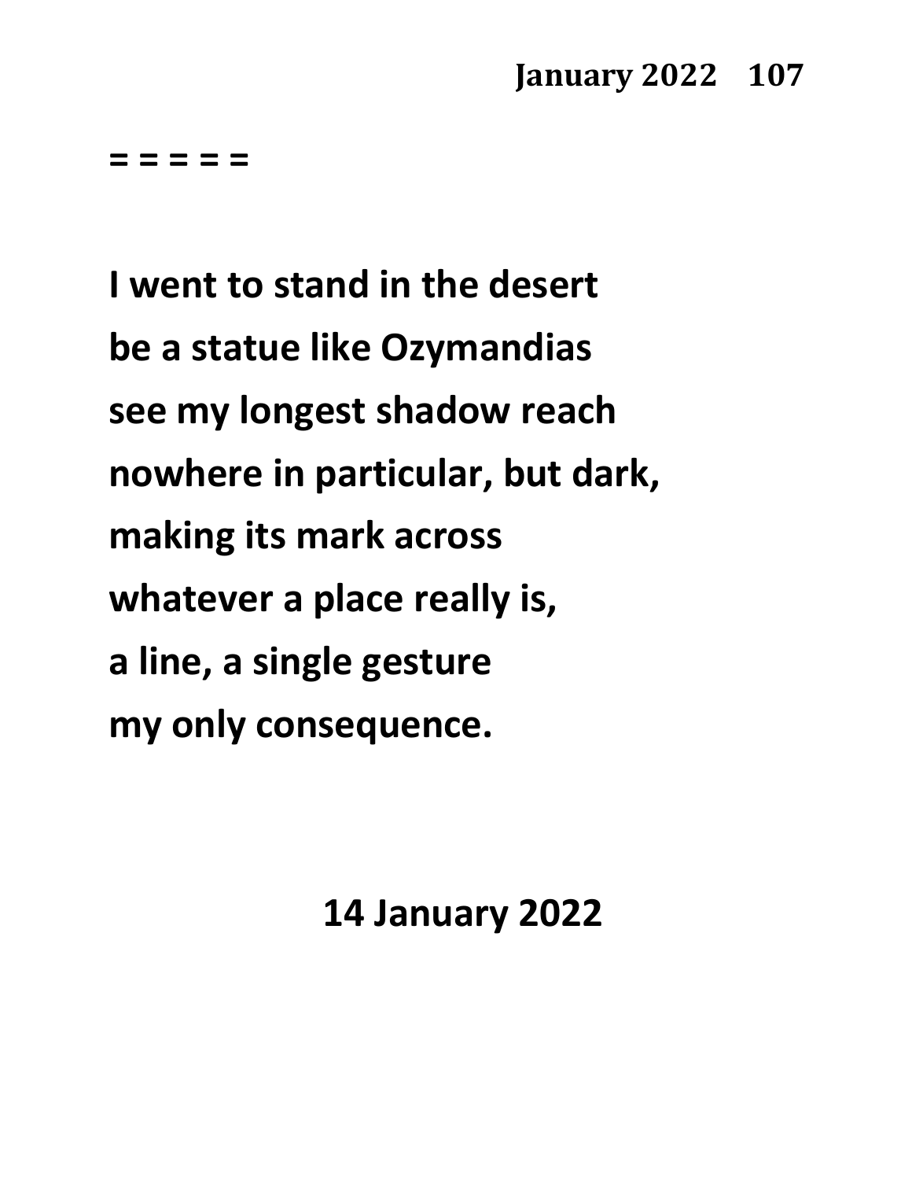= = = = =

I went to stand in the desert
be a statue like Ozymandias
see my longest shadow reach
nowhere in particular, but dark,
making its mark across
whatever a place really is,
a line, a single gesture
my only consequence.

14 January 2022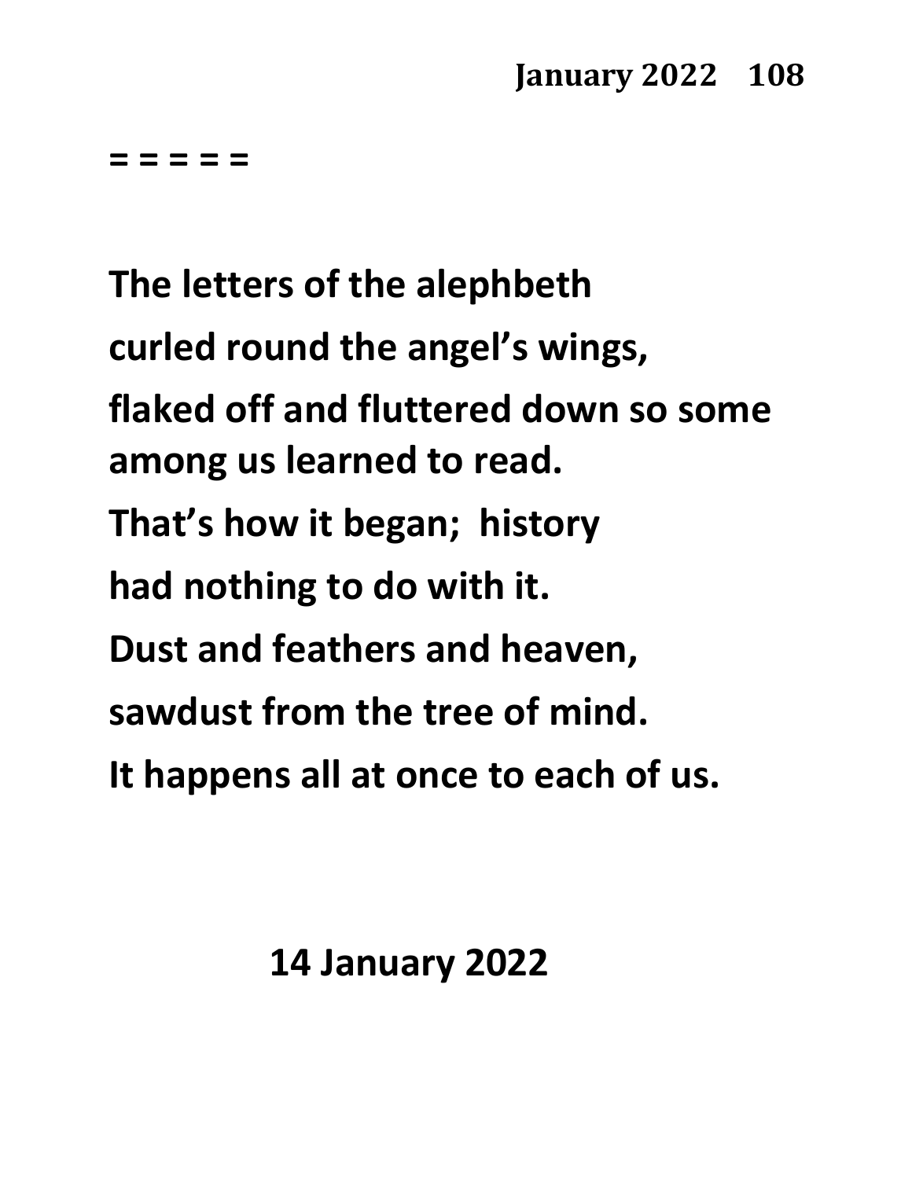= = = = =

The letters of the alephbeth
curled round the angel's wings,
flaked off and fluttered down so some among us learned to read.
That's how it began; history
had nothing to do with it.
Dust and feathers and heaven,
sawdust from the tree of mind.
It happens all at once to each of us.

14 January 2022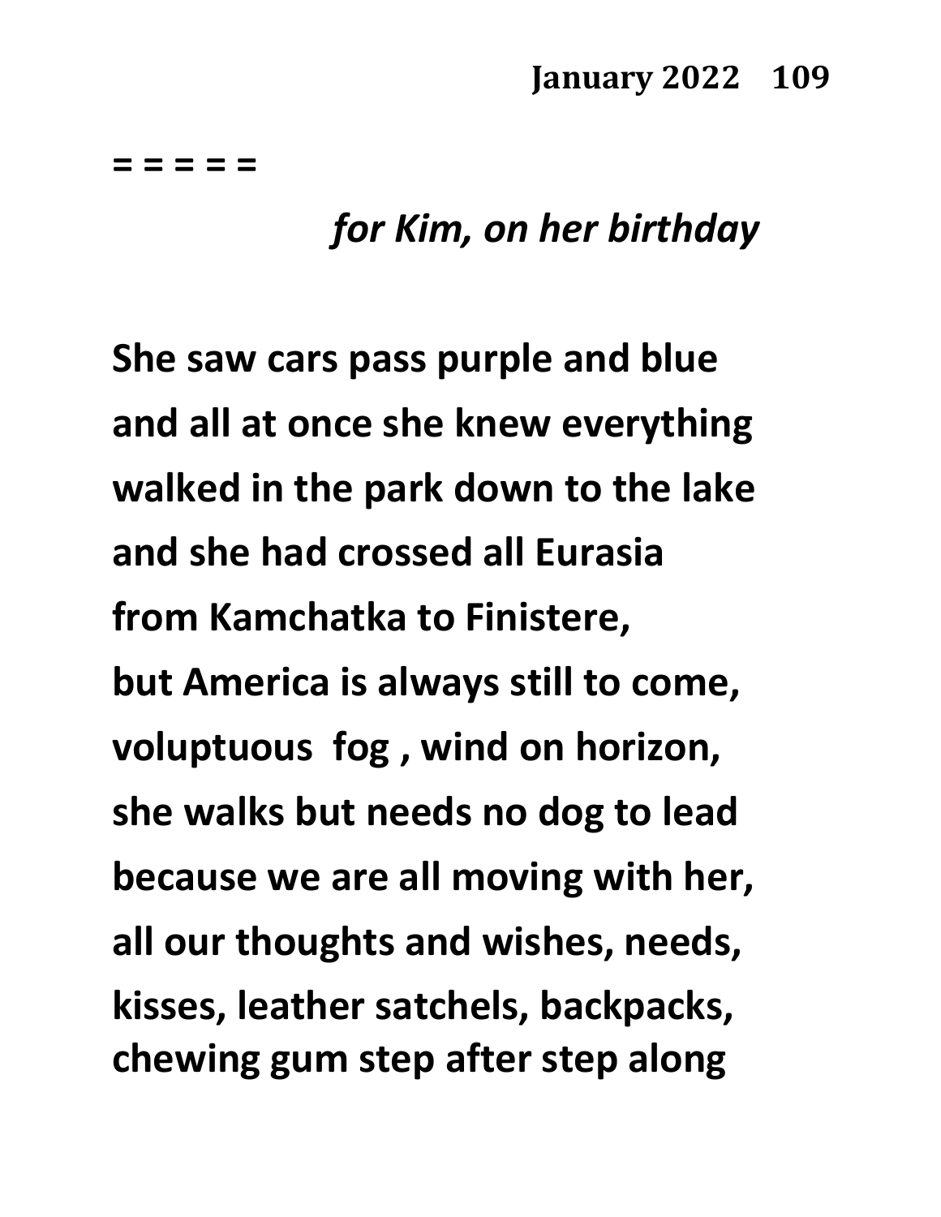= = = = =

*for Kim, on her birthday*

**She saw cars pass purple and blue**
**and all at once she knew everything**
**walked in the park down to the lake**
**and she had crossed all Eurasia**
**from Kamchatka to Finistere,**
**but America is always still to come,**
**voluptuous fog , wind on horizon,**
**she walks but needs no dog to lead**
**because we are all moving with her,**
**all our thoughts and wishes, needs,**
**kisses, leather satchels, backpacks,**
**chewing gum step after step along**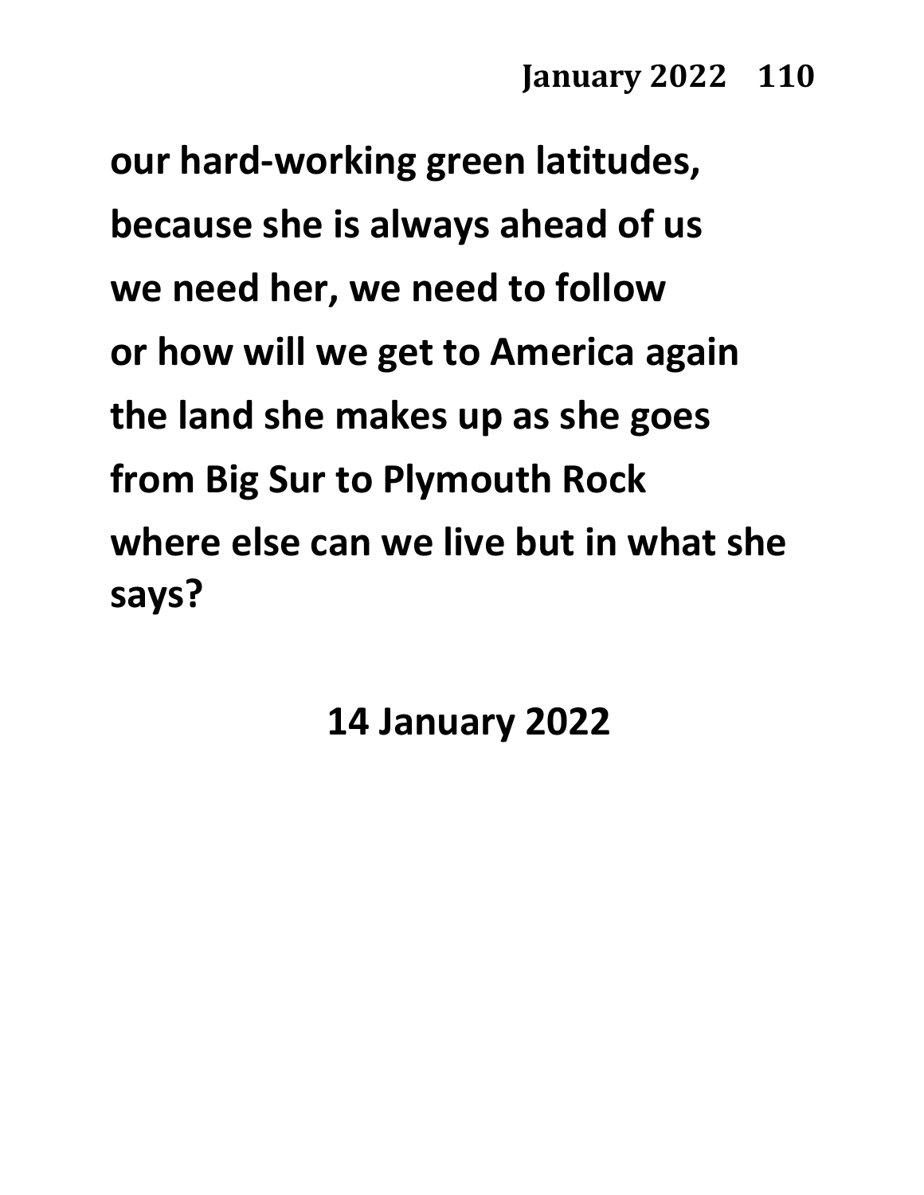**our hard-working green latitudes,**
**because she is always ahead of us**
**we need her, we need to follow**
**or how will we get to America again**
**the land she makes up as she goes**
**from Big Sur to Plymouth Rock**
**where else can we live but in what she says?**

**14 January 2022**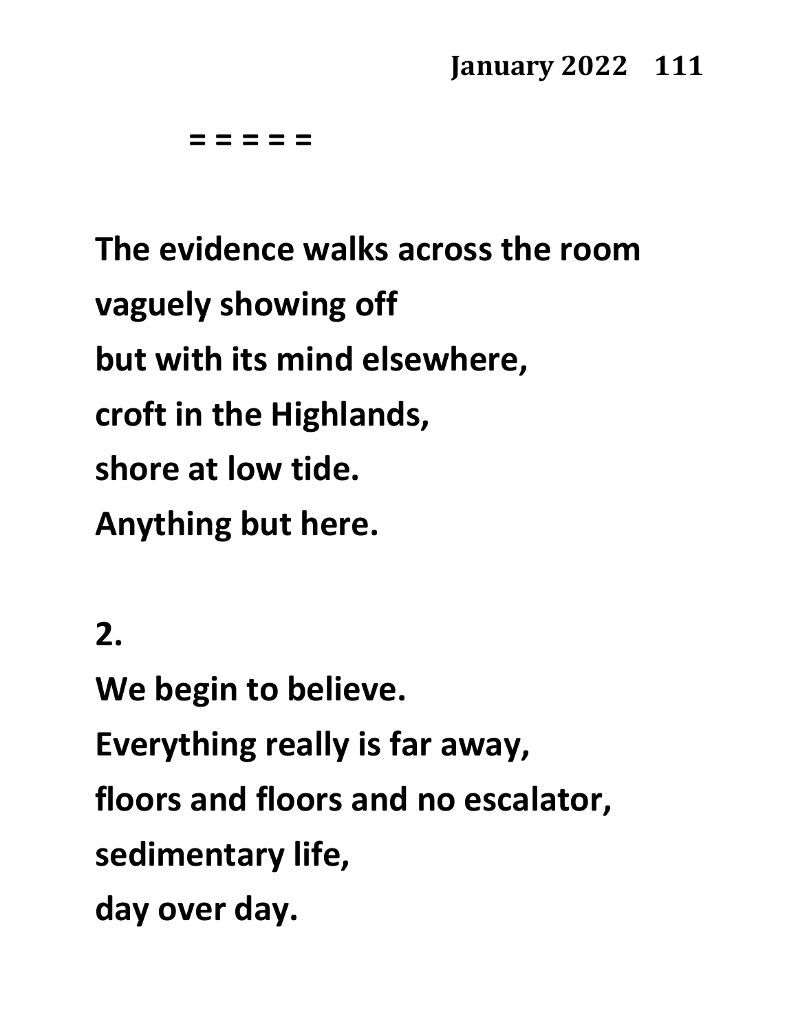**= = = = =**

**The evidence walks across the room**
**vaguely showing off**
**but with its mind elsewhere,**
**croft in the Highlands,**
**shore at low tide.**
**Anything but here.**

**2.**

**We begin to believe.**
**Everything really is far away,**
**floors and floors and no escalator,**
**sedimentary life,**
**day over day.**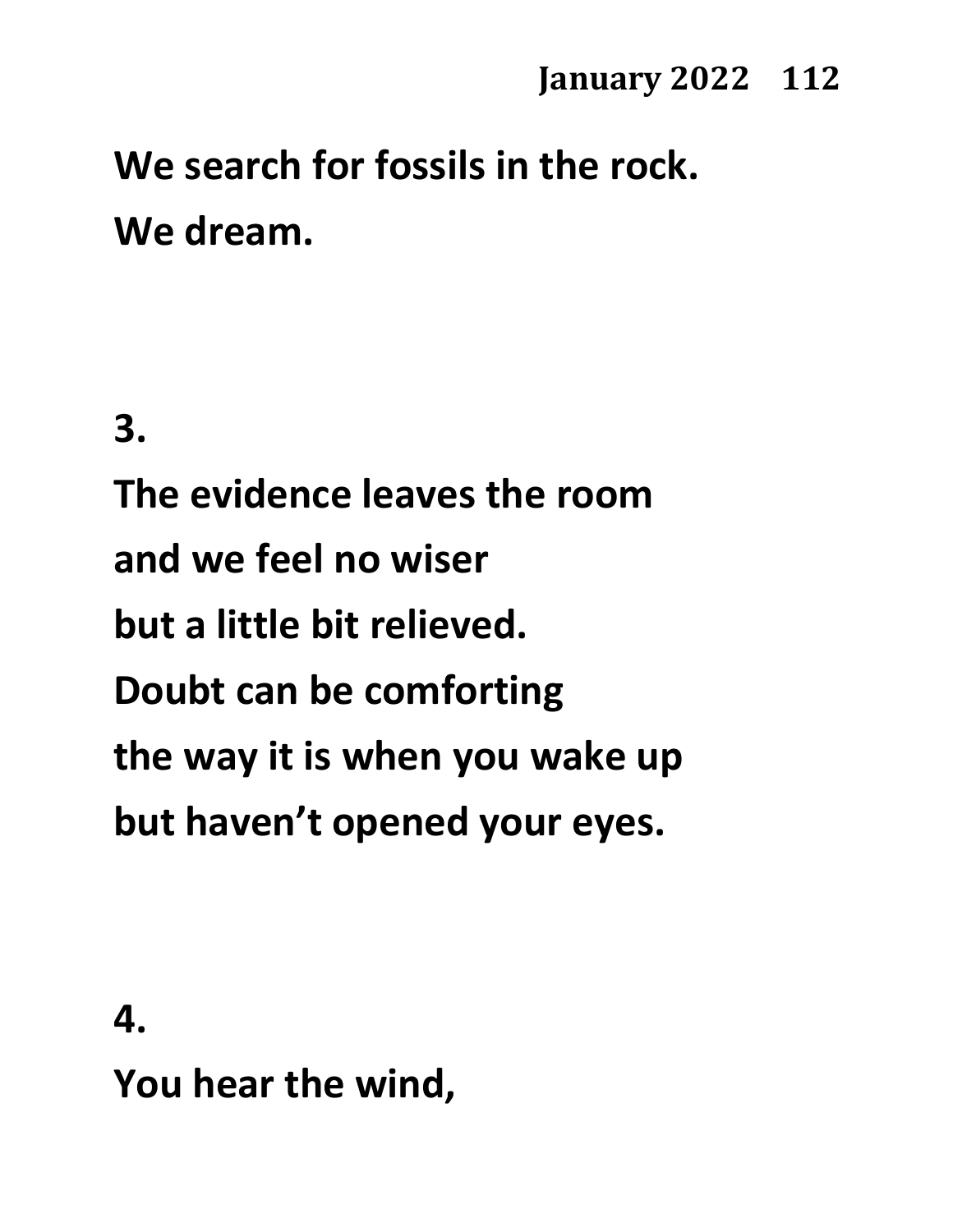**We search for fossils in the rock.**
**We dream.**

**3.**

**The evidence leaves the room**
**and we feel no wiser**
**but a little bit relieved.**
**Doubt can be comforting**
**the way it is when you wake up**
**but haven't opened your eyes.**

**4.**

**You hear the wind,**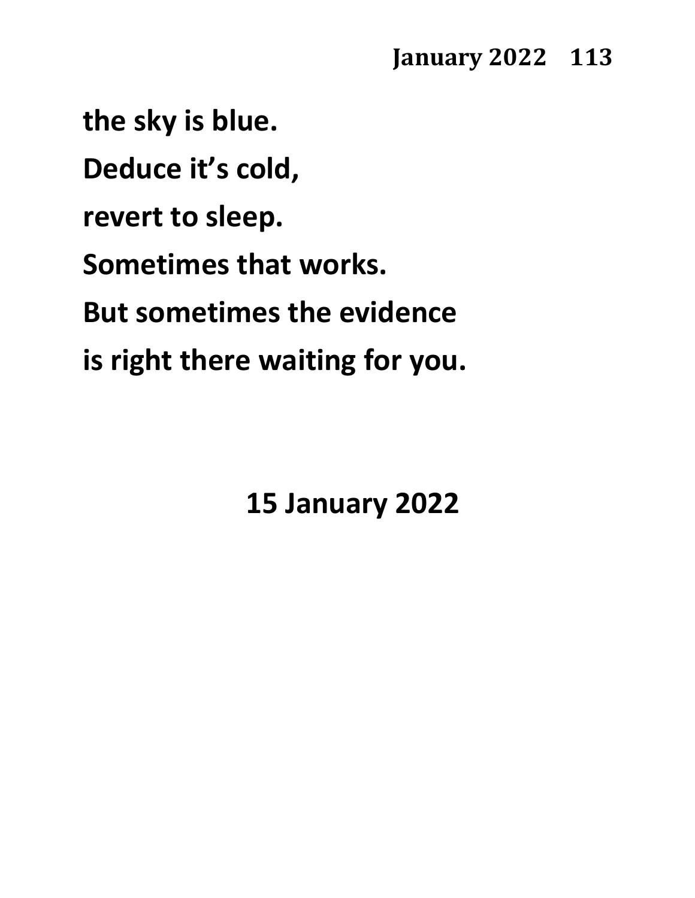**the sky is blue.**

**Deduce it's cold,**

**revert to sleep.**

**Sometimes that works.**

**But sometimes the evidence**

**is right there waiting for you.**

**15 January 2022**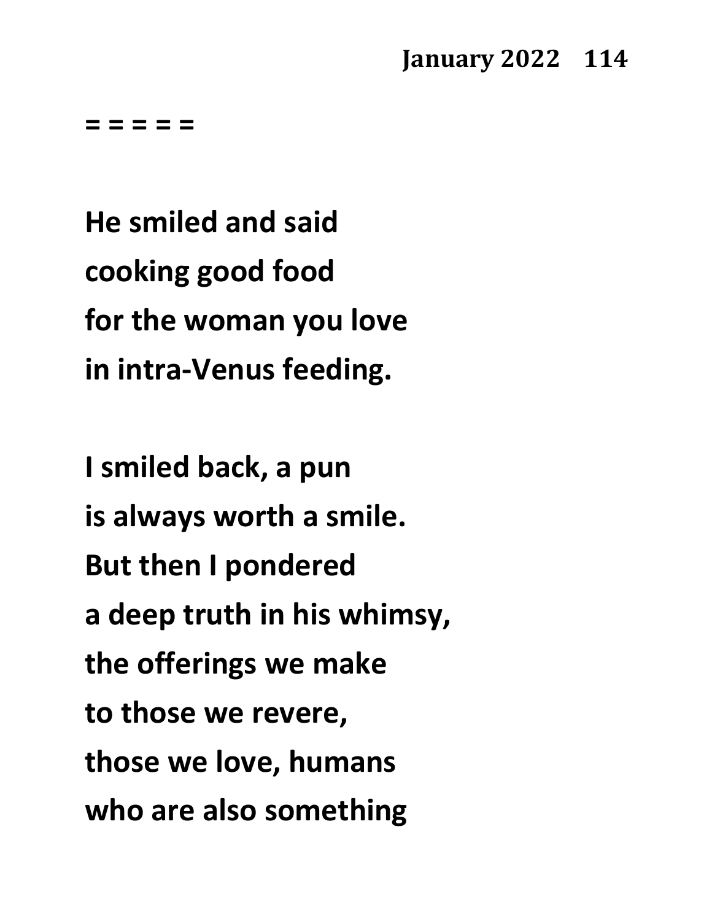= = = = =

**He smiled and said**
**cooking good food**
**for the woman you love**
**in intra-Venus feeding.**

**I smiled back, a pun**
**is always worth a smile.**
**But then I pondered**
**a deep truth in his whimsy,**
**the offerings we make**
**to those we revere,**
**those we love, humans**
**who are also something**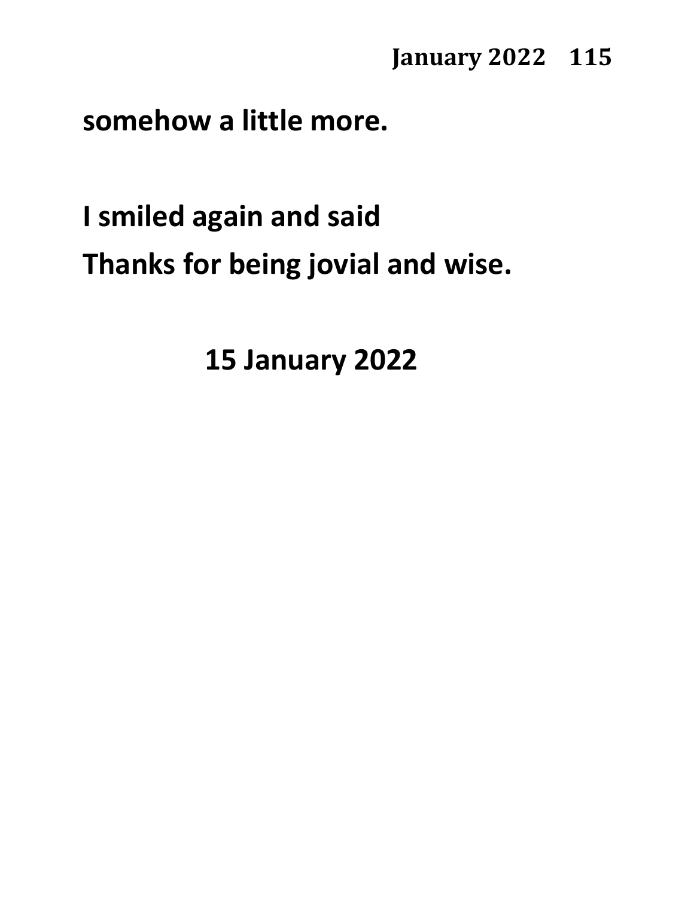**somehow a little more.**

**I smiled again and said**  
**Thanks for being jovial and wise.**

**15 January 2022**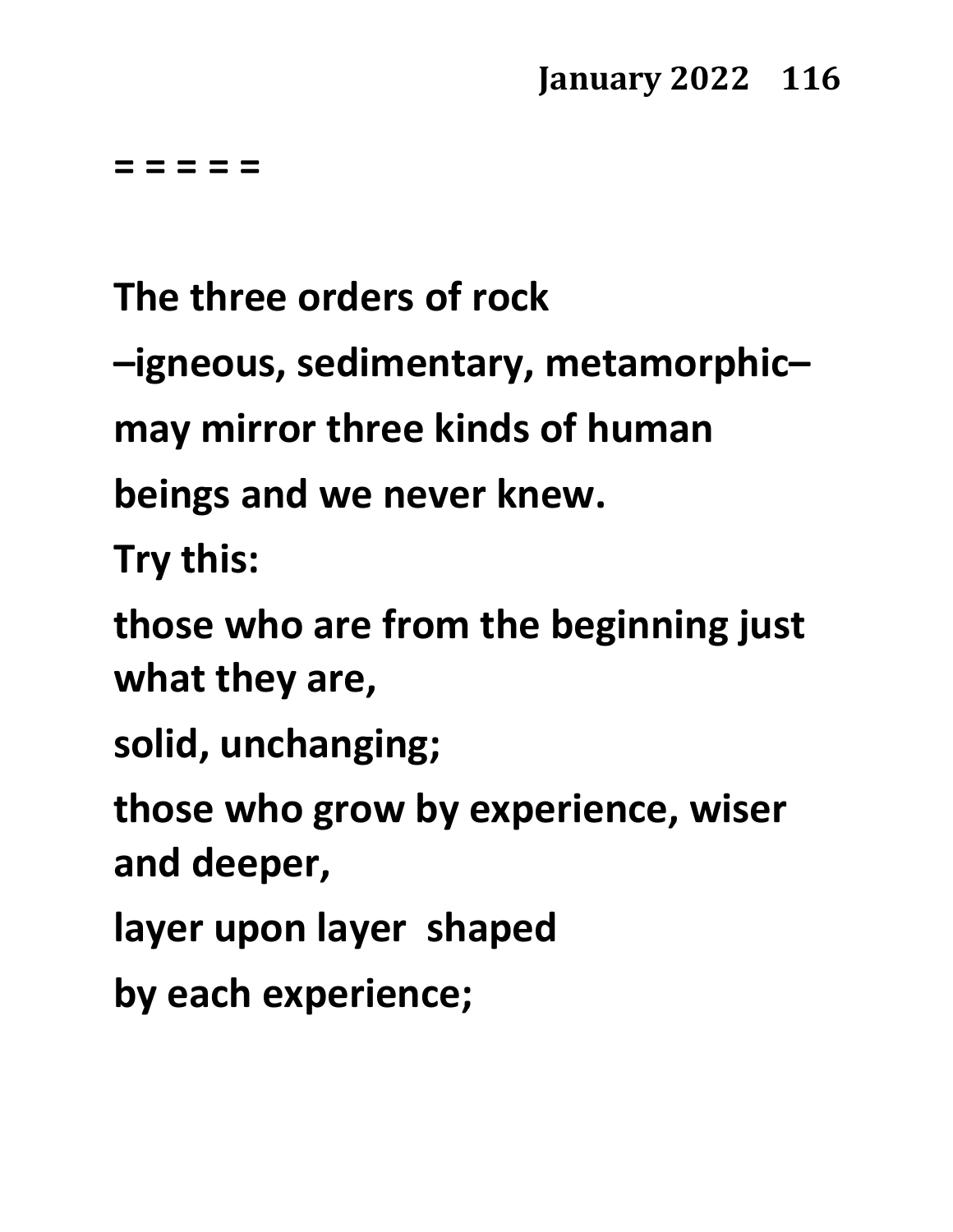= = = = =

**The three orders of rock**

**–igneous, sedimentary, metamorphic–**

**may mirror three kinds of human**

**beings and we never knew.**

**Try this:**

**those who are from the beginning just what they are,**

**solid, unchanging;**

**those who grow by experience, wiser and deeper,**

**layer upon layer shaped**

**by each experience;**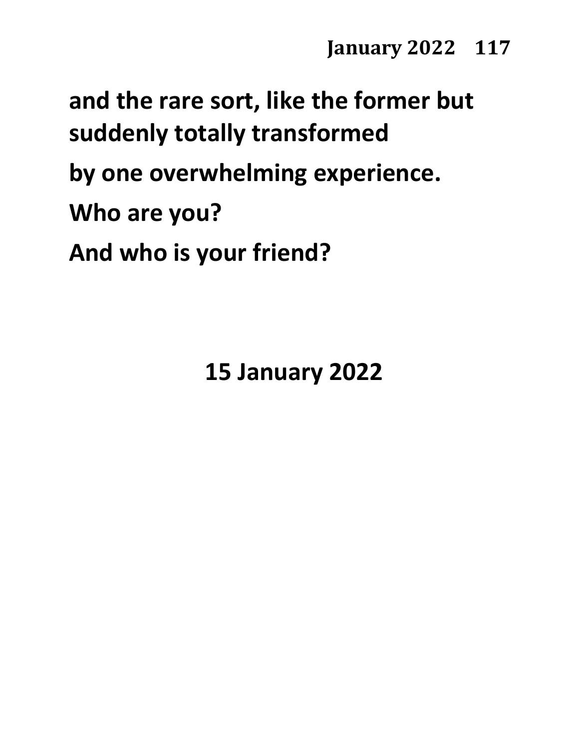**and the rare sort, like the former but suddenly totally transformed**

**by one overwhelming experience.**

**Who are you?**

**And who is your friend?**

**15 January 2022**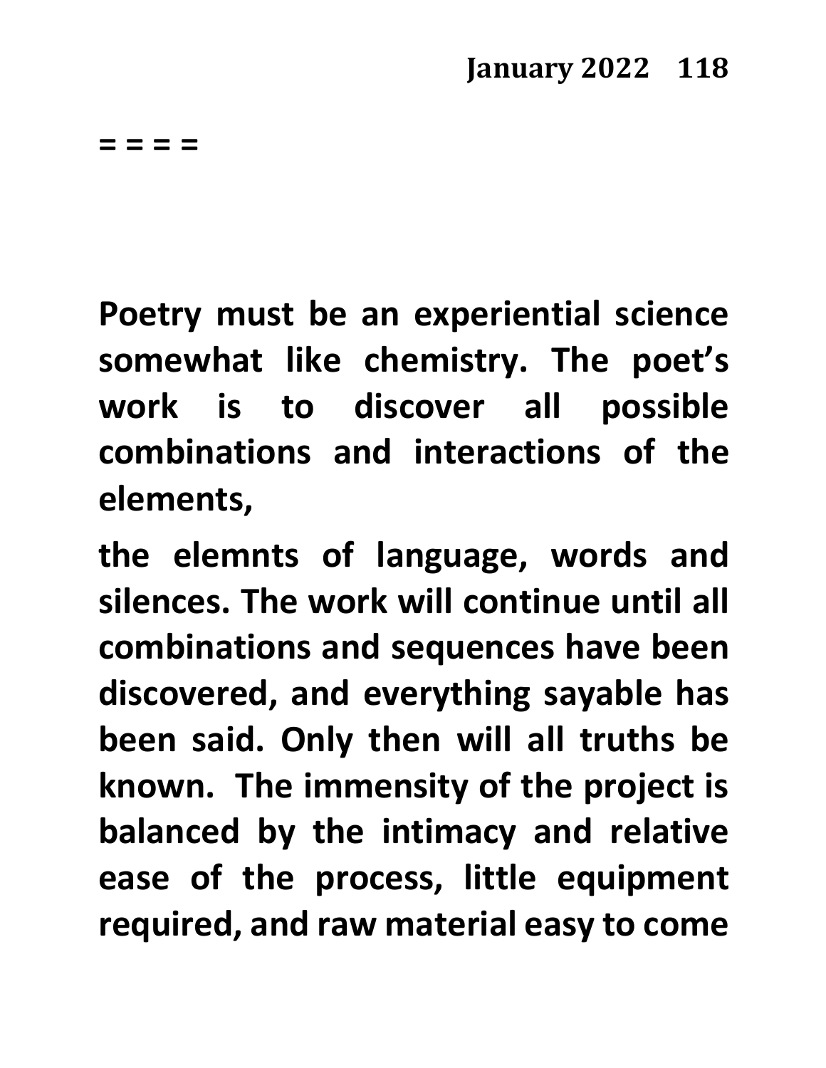**= = = =**

**Poetry must be an experiential science somewhat like chemistry. The poet's work is to discover all possible combinations and interactions of the elements,**

**the elemnts of language, words and silences. The work will continue until all combinations and sequences have been discovered, and everything sayable has been said. Only then will all truths be known. The immensity of the project is balanced by the intimacy and relative ease of the process, little equipment required, and raw material easy to come**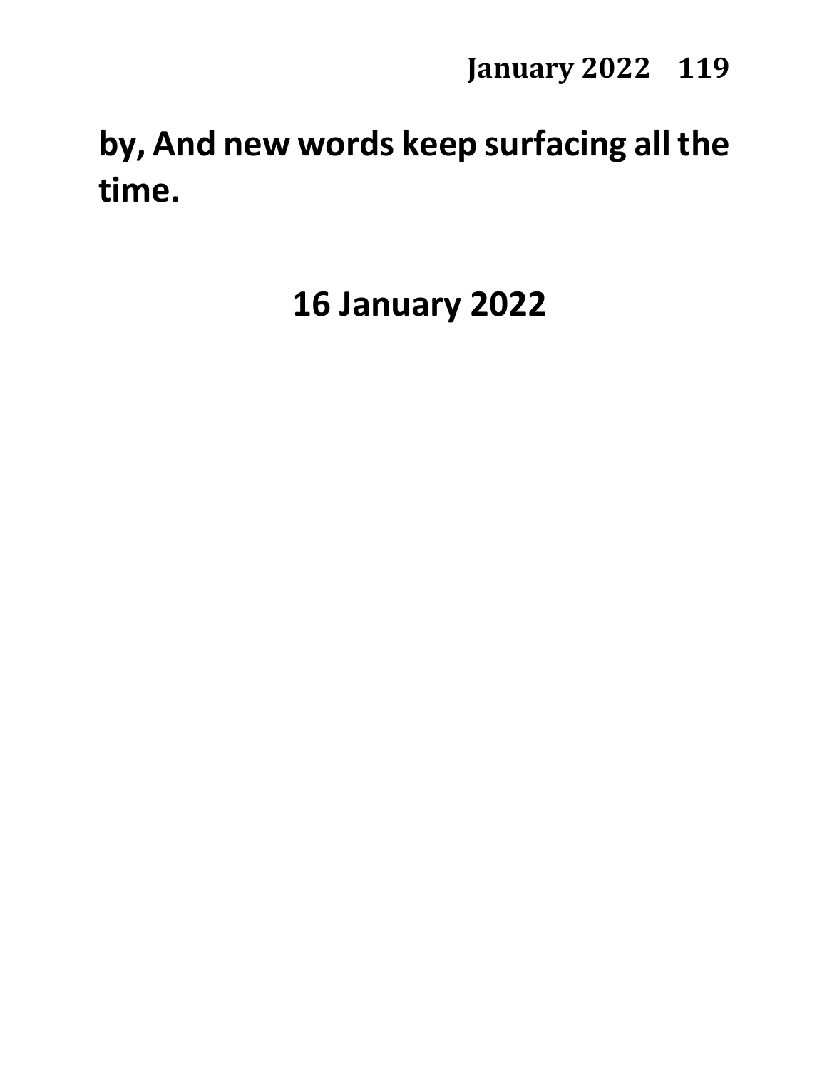**by, And new words keep surfacing all the time.**

**16 January 2022**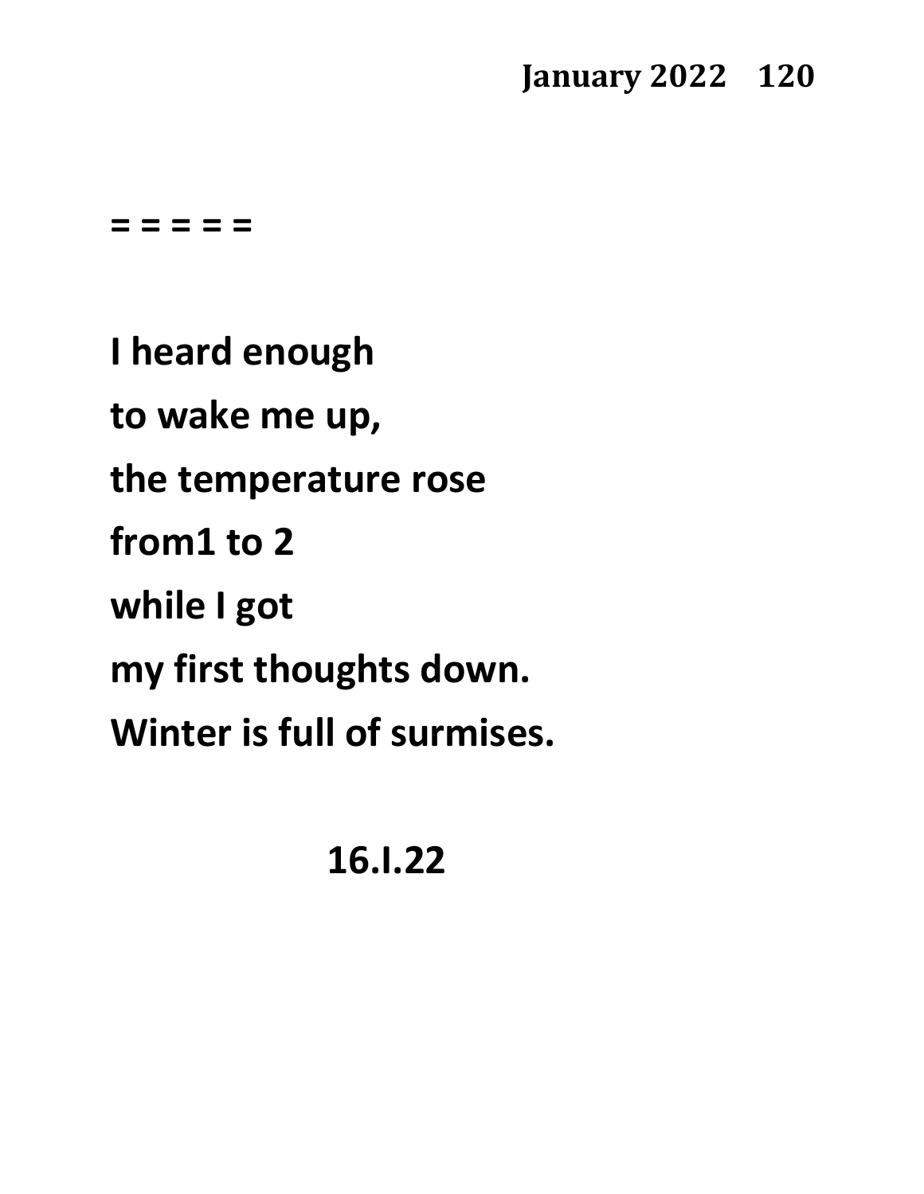= = = = =

**I heard enough**
**to wake me up,**
**the temperature rose**
**from1 to 2**
**while I got**
**my first thoughts down.**
**Winter is full of surmises.**

**16.I.22**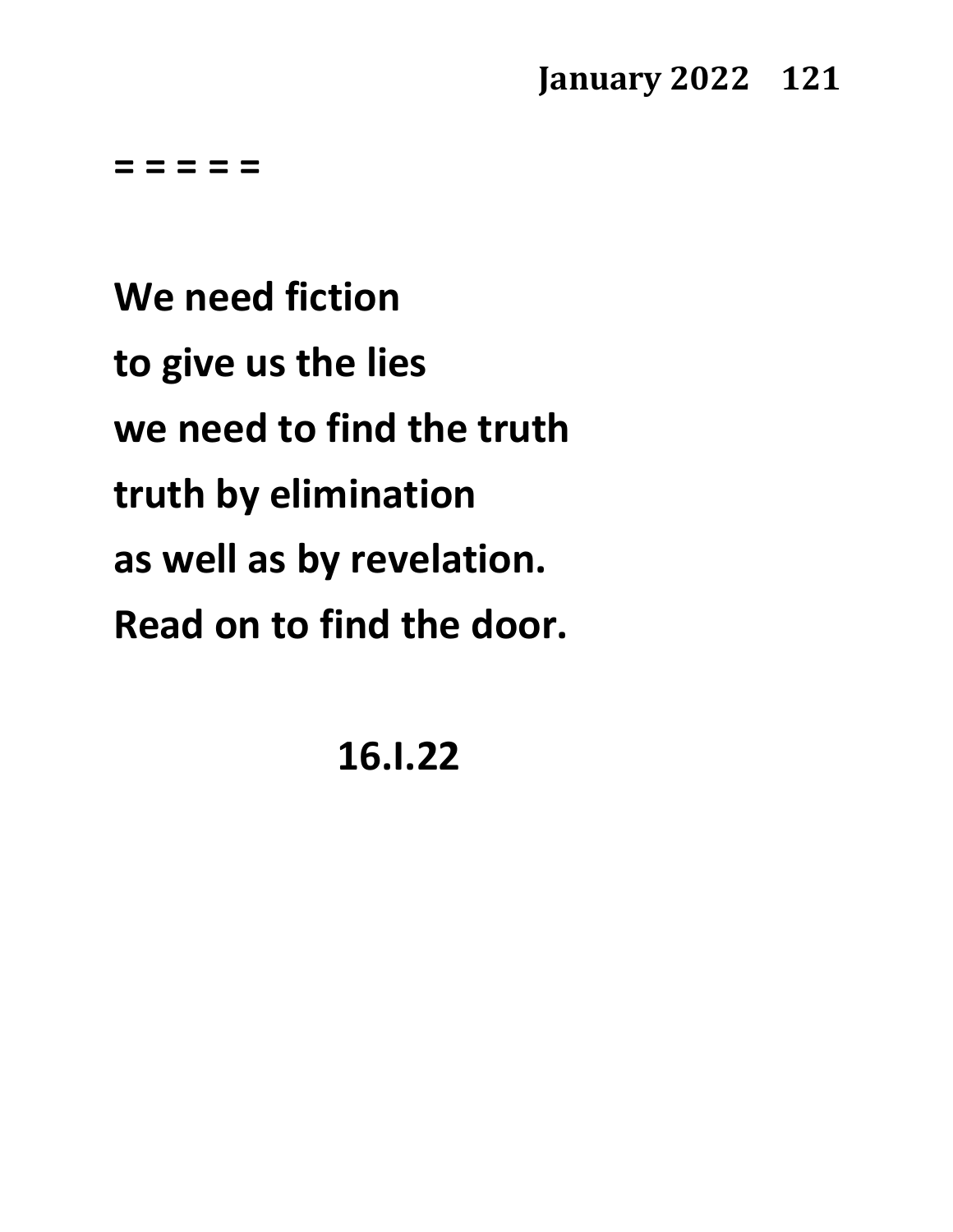= = = = =

**We need fiction**  
**to give us the lies**  
**we need to find the truth**  
**truth by elimination**  
**as well as by revelation.**  
**Read on to find the door.**

**16.I.22**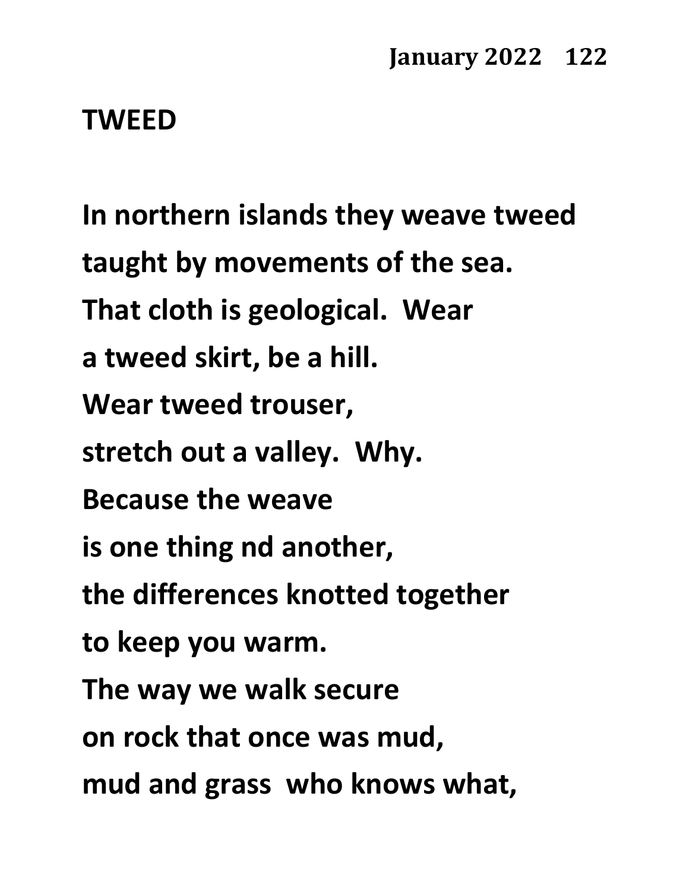**TWEED**

**In northern islands they weave tweed**
**taught by movements of the sea.**
**That cloth is geological.  Wear**
**a tweed skirt, be a hill.**
**Wear tweed trouser,**
**stretch out a valley.  Why.**
**Because the weave**
**is one thing nd another,**
**the differences knotted together**
**to keep you warm.**
**The way we walk secure**
**on rock that once was mud,**
**mud and grass  who knows what,**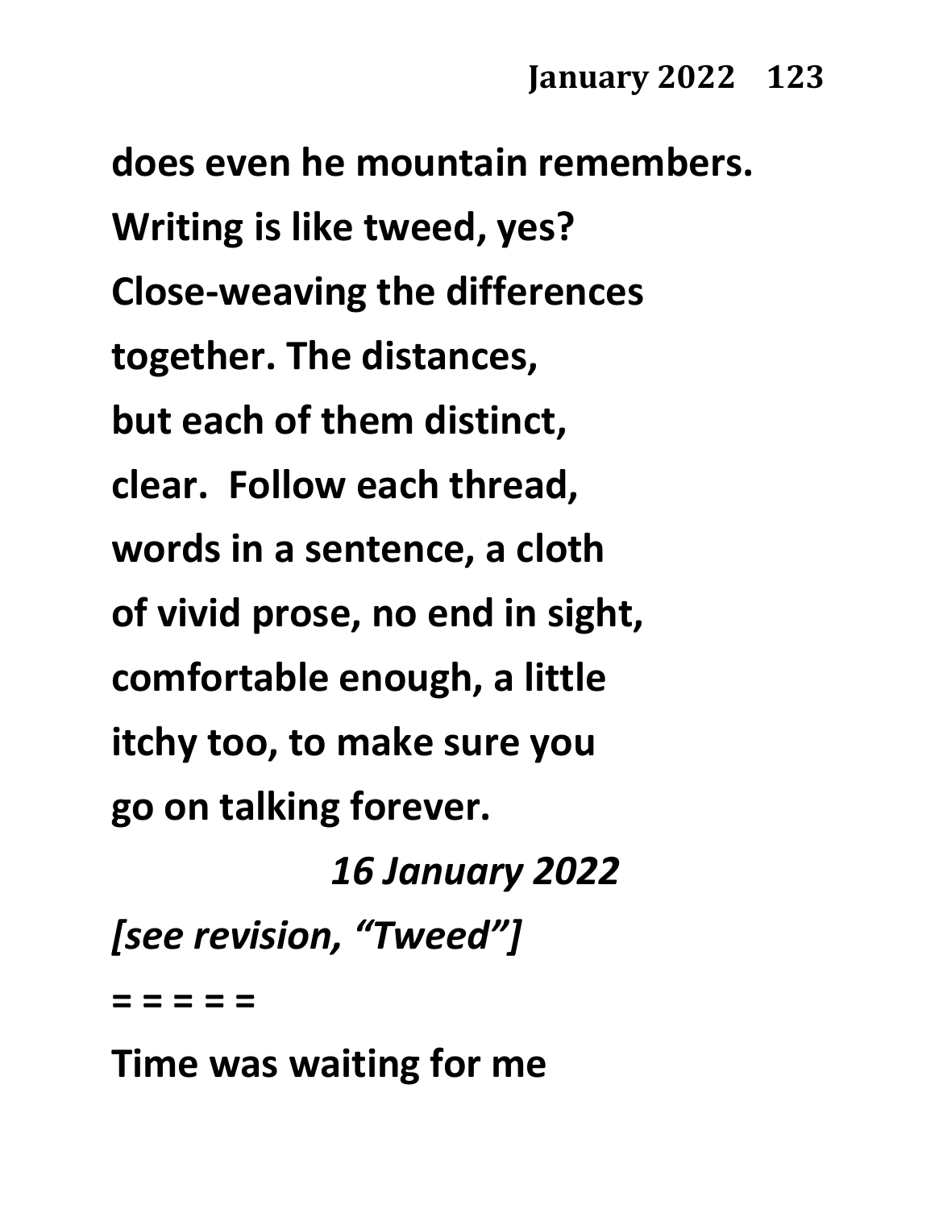**does even he mountain remembers.**
**Writing is like tweed, yes?**
**Close-weaving the differences**
**together. The distances,**
**but each of them distinct,**
**clear.  Follow each thread,**
**words in a sentence, a cloth**
**of vivid prose, no end in sight,**
**comfortable enough, a little**
**itchy too, to make sure you**
**go on talking forever.**

***16 January 2022***

***[see revision, "Tweed"]***

**= = = = =**

**Time was waiting for me**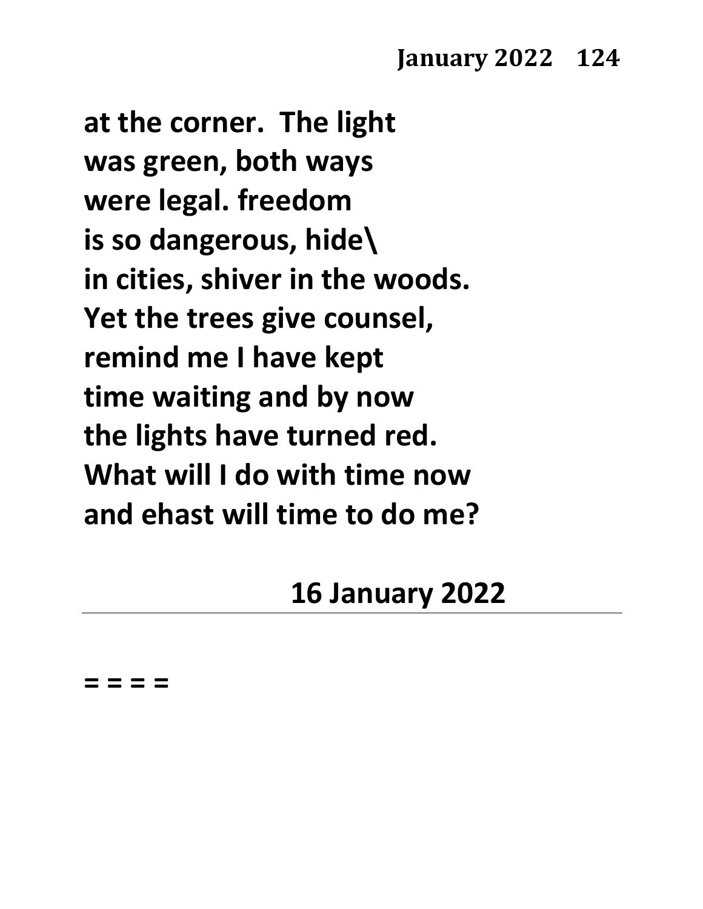**at the corner.  The light**
**was green, both ways**
**were legal. freedom**
**is so dangerous, hide\**
**in cities, shiver in the woods.**
**Yet the trees give counsel,**
**remind me I have kept**
**time waiting and by now**
**the lights have turned red.**
**What will I do with time now**
**and ehast will time to do me?**

**16 January 2022**

---

**= = = =**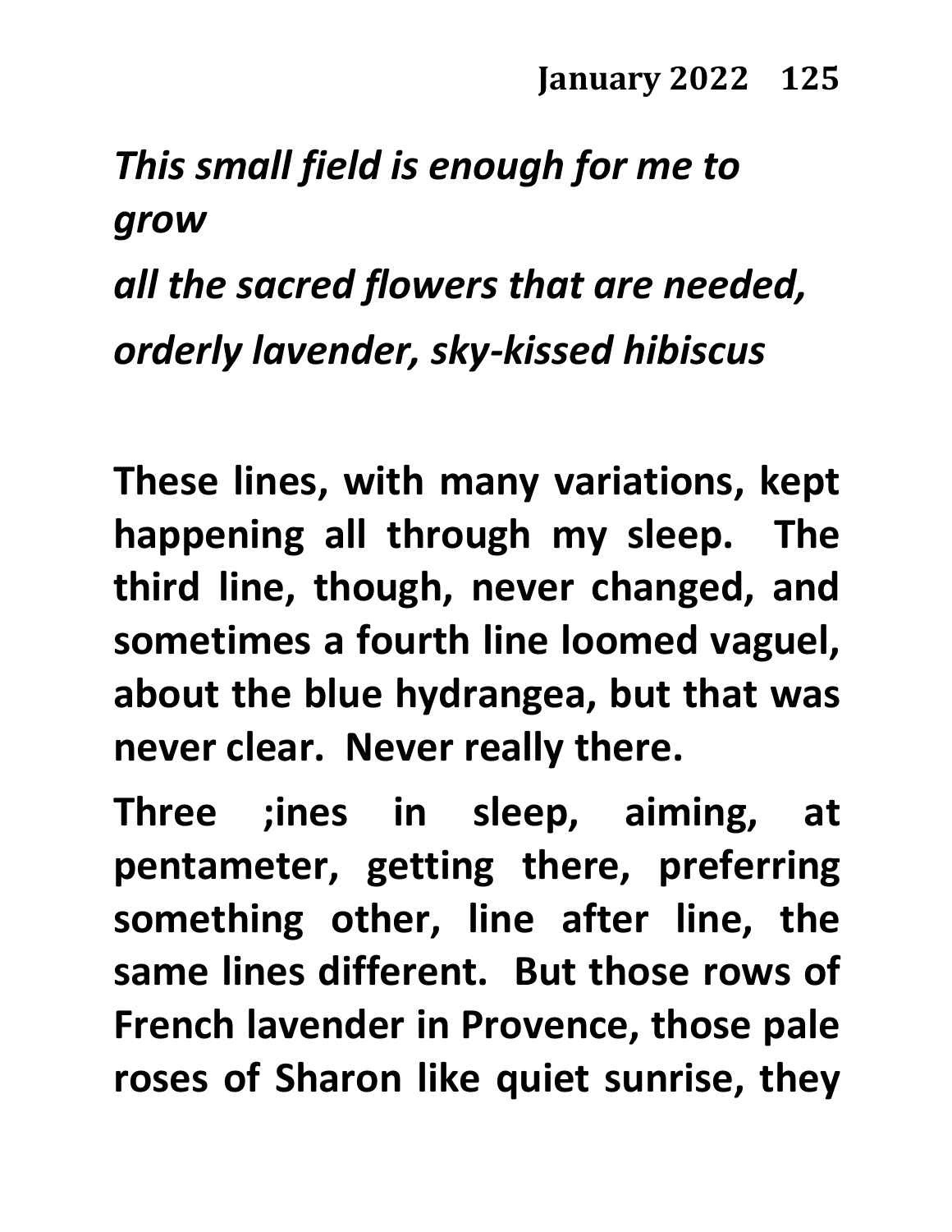*This small field is enough for me to grow*

*all the sacred flowers that are needed,*

*orderly lavender, sky-kissed hibiscus*

**These lines, with many variations, kept happening all through my sleep. The third line, though, never changed, and sometimes a fourth line loomed vaguel, about the blue hydrangea, but that was never clear. Never really there.**

**Three ;ines in sleep, aiming, at pentameter, getting there, preferring something other, line after line, the same lines different. But those rows of French lavender in Provence, those pale roses of Sharon like quiet sunrise, they**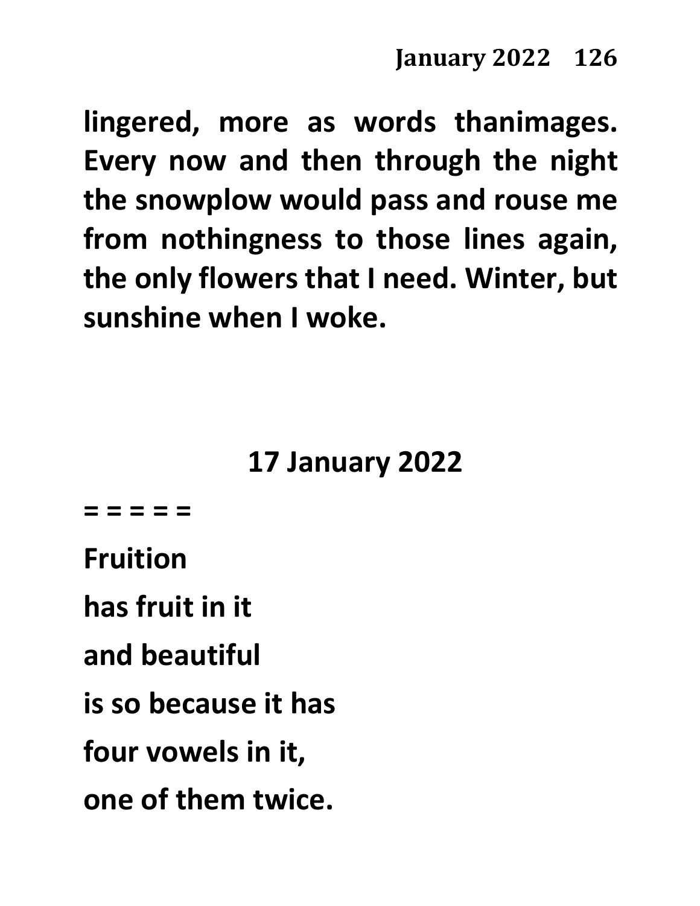**lingered, more as words thanimages. Every now and then through the night the snowplow would pass and rouse me from nothingness to those lines again, the only flowers that I need. Winter, but sunshine when I woke.**

## 17 January 2022

**= = = = =**

**Fruition**

**has fruit in it**

**and beautiful**

**is so because it has**

**four vowels in it,**

**one of them twice.**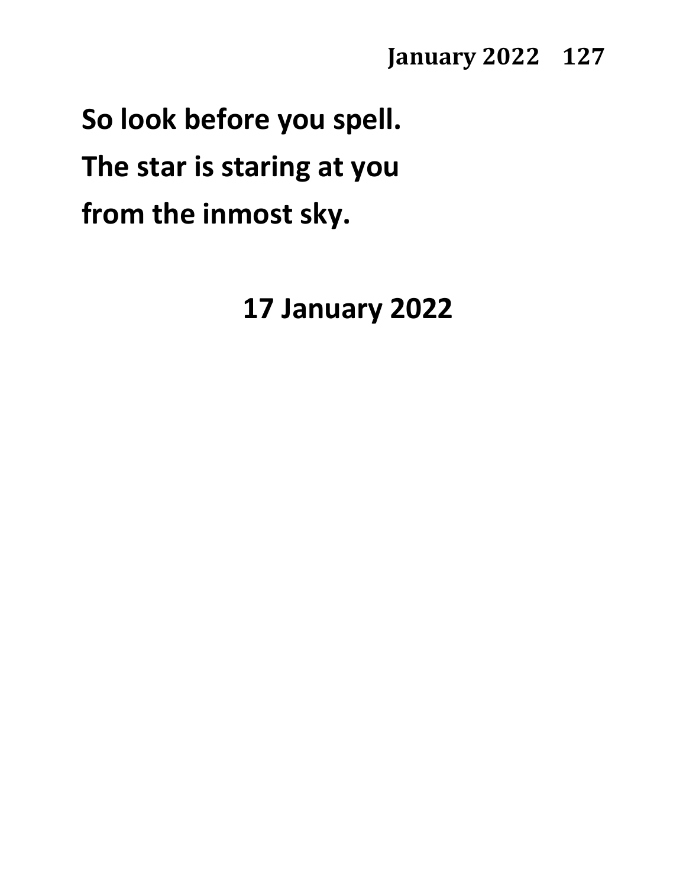**So look before you spell.**
**The star is staring at you**
**from the inmost sky.**

**17 January 2022**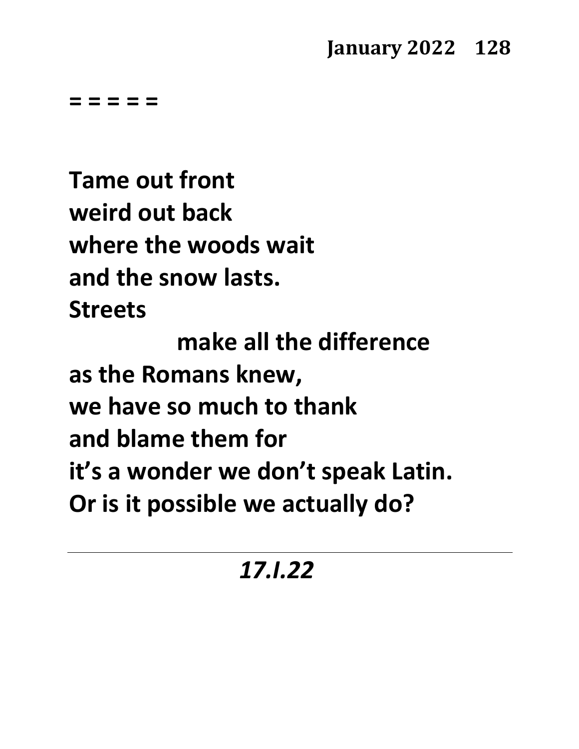**= = = = =**

**Tame out front**
**weird out back**
**where the woods wait**
**and the snow lasts.**
**Streets**
**make all the difference**
**as the Romans knew,**
**we have so much to thank**
**and blame them for**
**it's a wonder we don't speak Latin.**
**Or is it possible we actually do?**

---

***17.I.22***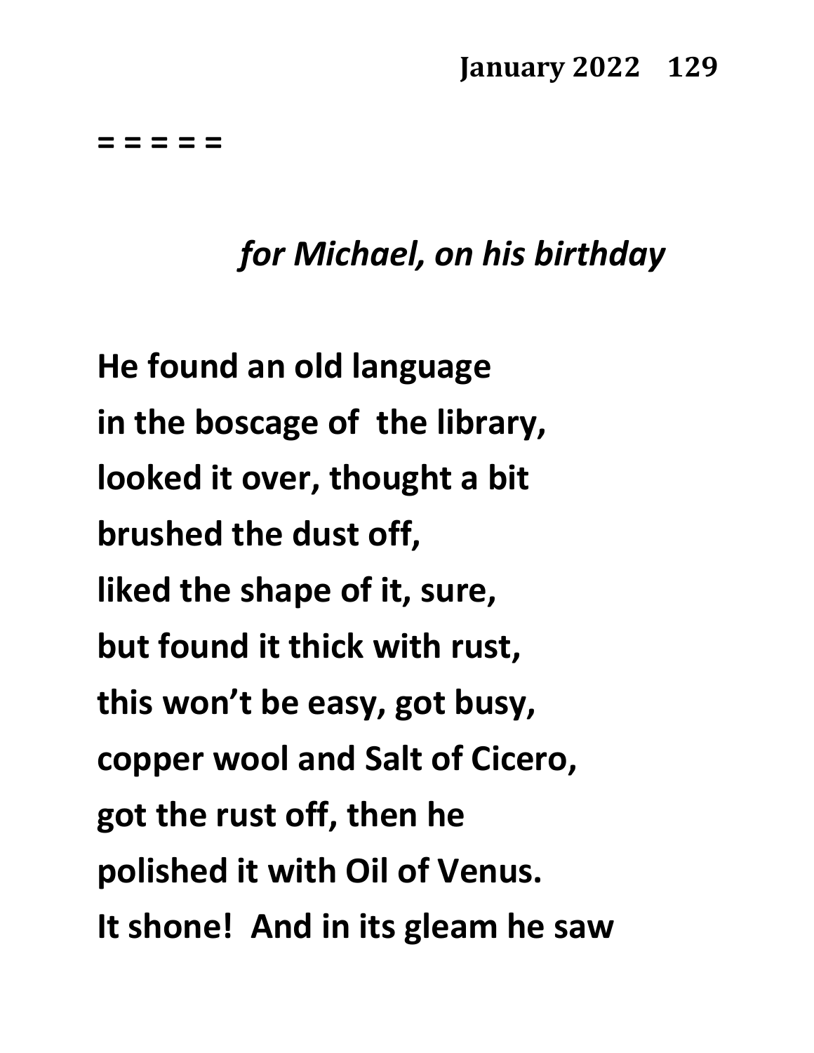= = = = =

*for Michael, on his birthday*

He found an old language
in the boscage of  the library,
looked it over, thought a bit
brushed the dust off,
liked the shape of it, sure,
but found it thick with rust,
this won't be easy, got busy,
copper wool and Salt of Cicero,
got the rust off, then he
polished it with Oil of Venus.
It shone!  And in its gleam he saw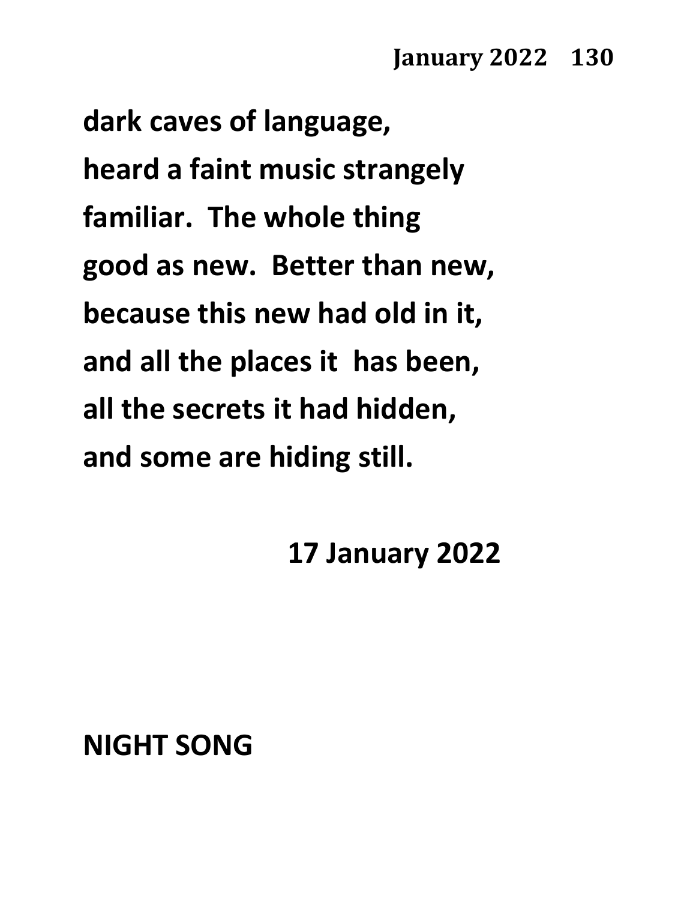dark caves of language,
heard a faint music strangely
familiar.  The whole thing
good as new.  Better than new,
because this new had old in it,
and all the places it  has been,
all the secrets it had hidden,
and some are hiding still.

17 January 2022

## NIGHT SONG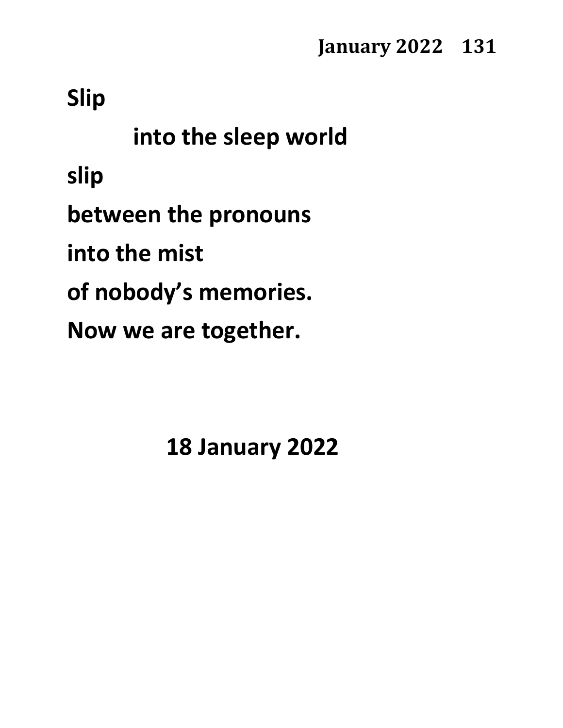**Slip**

**into the sleep world**

**slip**

**between the pronouns**

**into the mist**

**of nobody's memories.**

**Now we are together.**

**18 January 2022**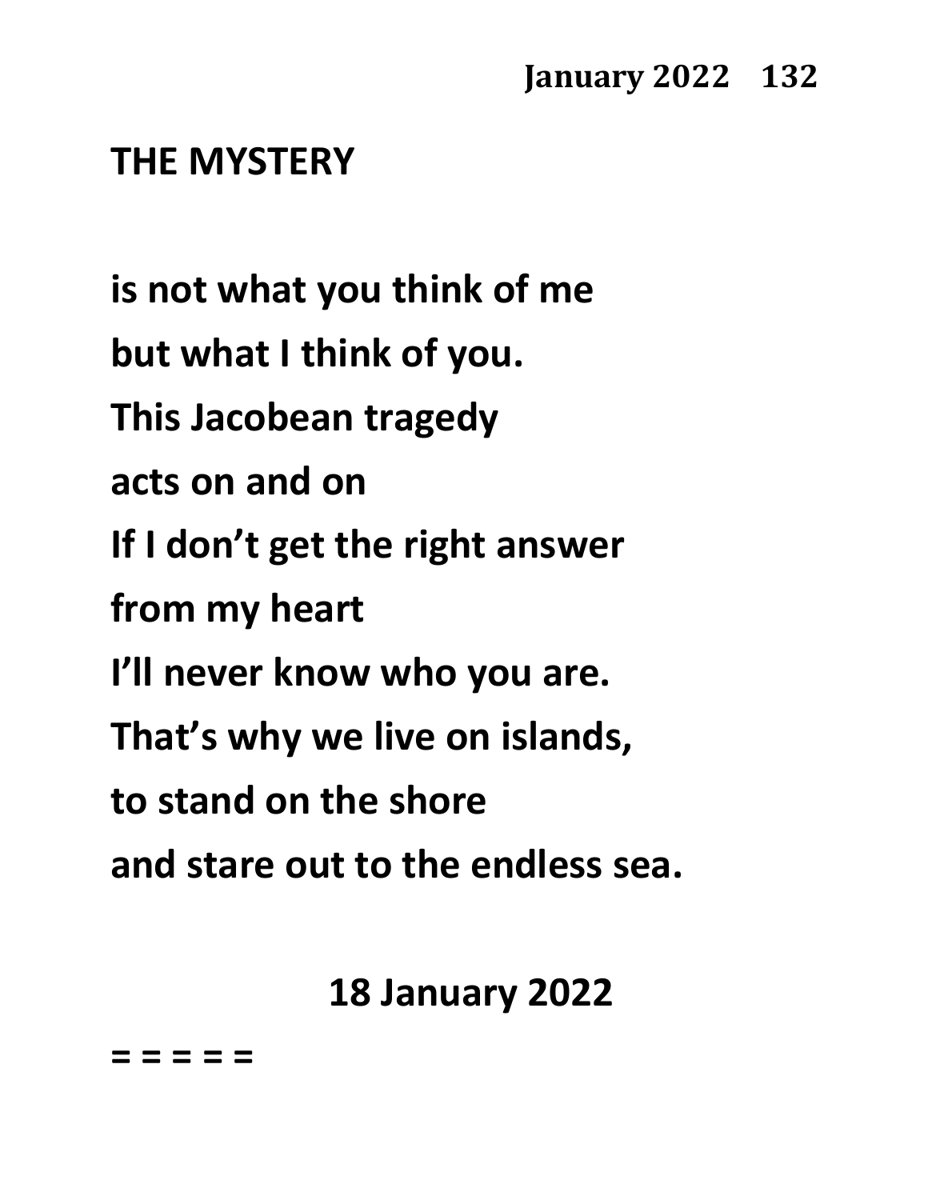## THE MYSTERY

is not what you think of me
but what I think of you.
This Jacobean tragedy
acts on and on
If I don't get the right answer
from my heart
I'll never know who you are.
That's why we live on islands,
to stand on the shore
and stare out to the endless sea.

18 January 2022

= = = = =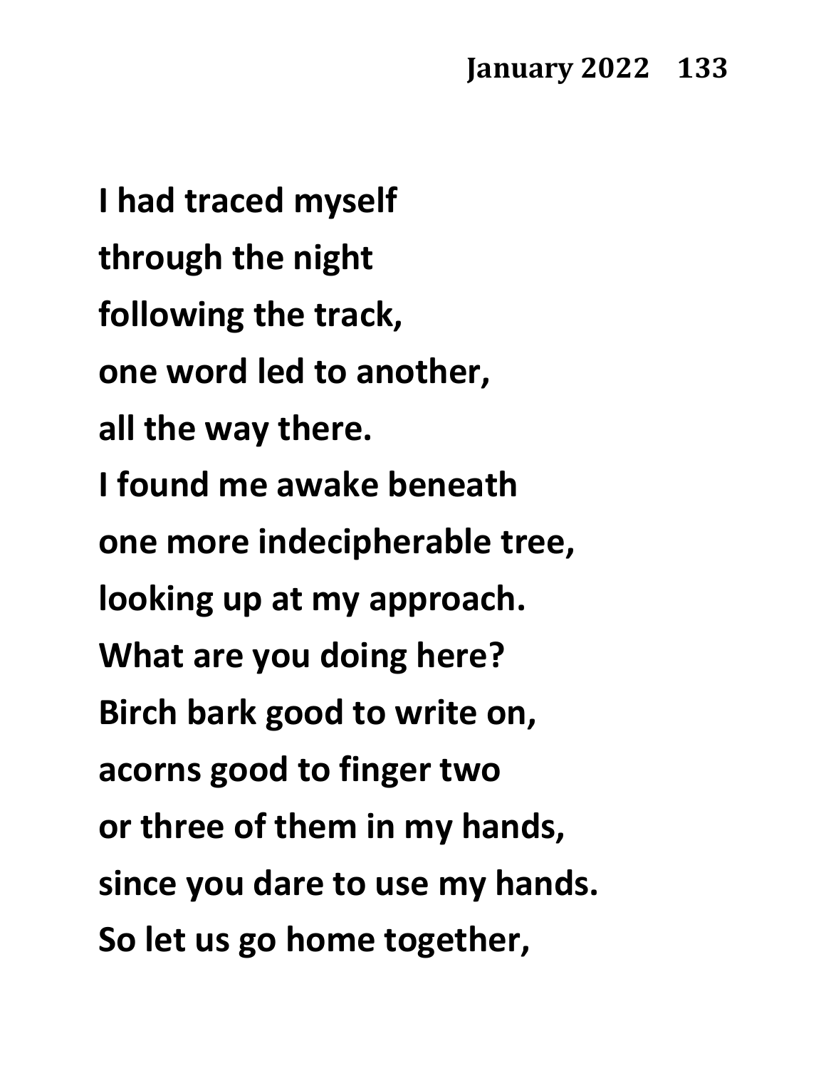**I had traced myself**
**through the night**
**following the track,**
**one word led to another,**
**all the way there.**
**I found me awake beneath**
**one more indecipherable tree,**
**looking up at my approach.**
**What are you doing here?**
**Birch bark good to write on,**
**acorns good to finger two**
**or three of them in my hands,**
**since you dare to use my hands.**
**So let us go home together,**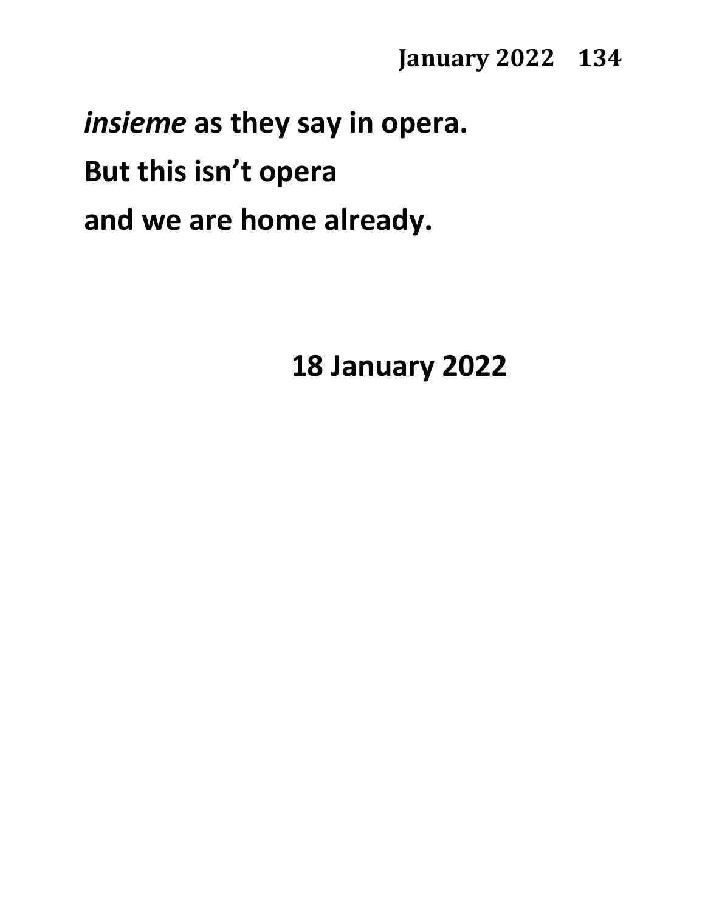**_insieme_ as they say in opera.**

**But this isn't opera**

**and we are home already.**

**18 January 2022**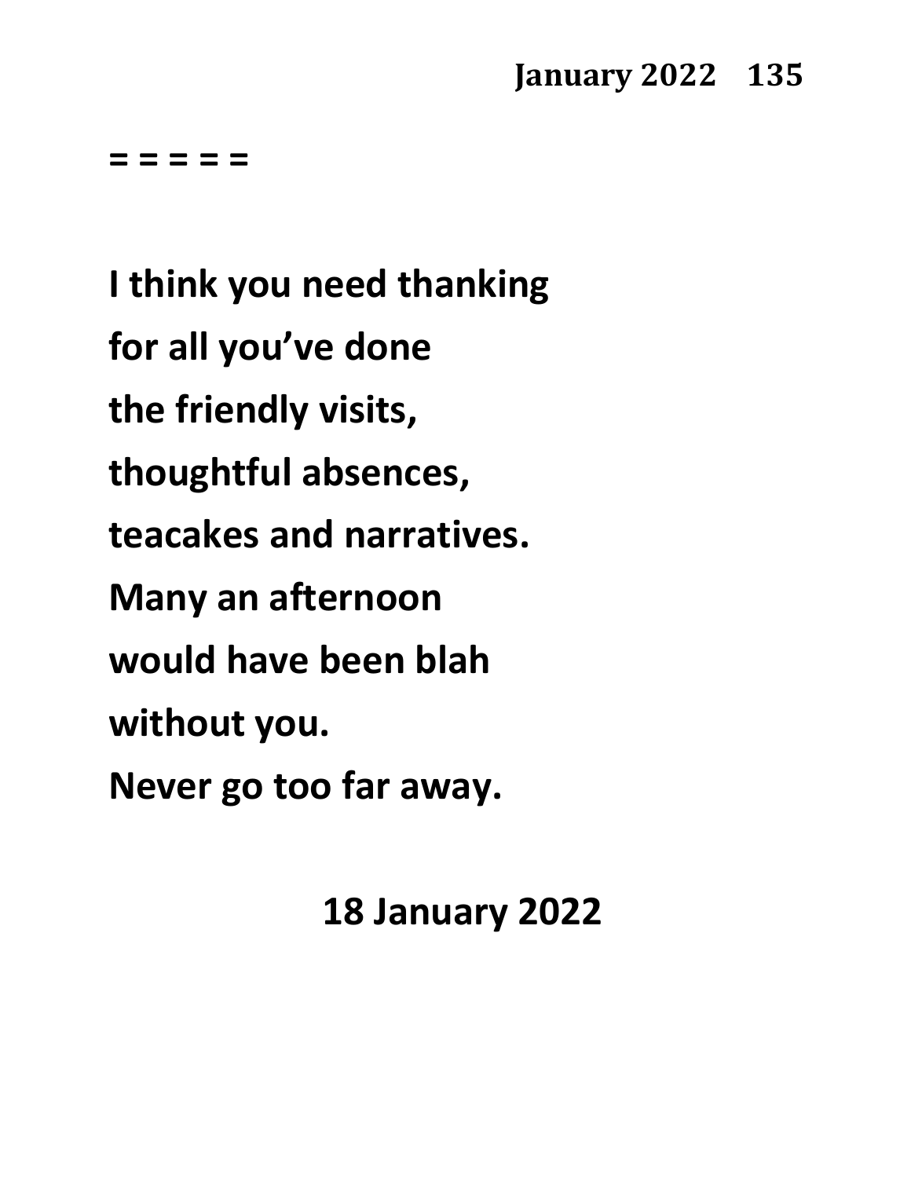= = = = =

**I think you need thanking**  
**for all you've done**  
**the friendly visits,**  
**thoughtful absences,**  
**teacakes and narratives.**  
**Many an afternoon**  
**would have been blah**  
**without you.**  
**Never go too far away.**

**18 January 2022**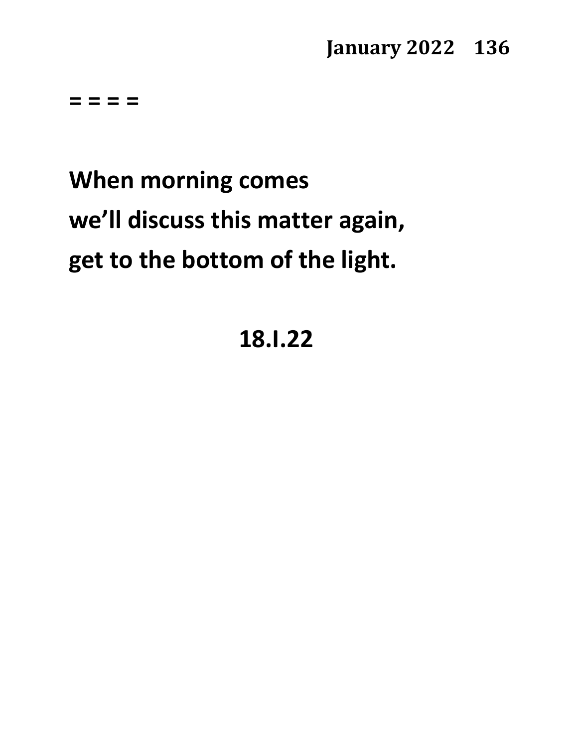= = = =

**When morning comes**
**we'll discuss this matter again,**
**get to the bottom of the light.**

**18.I.22**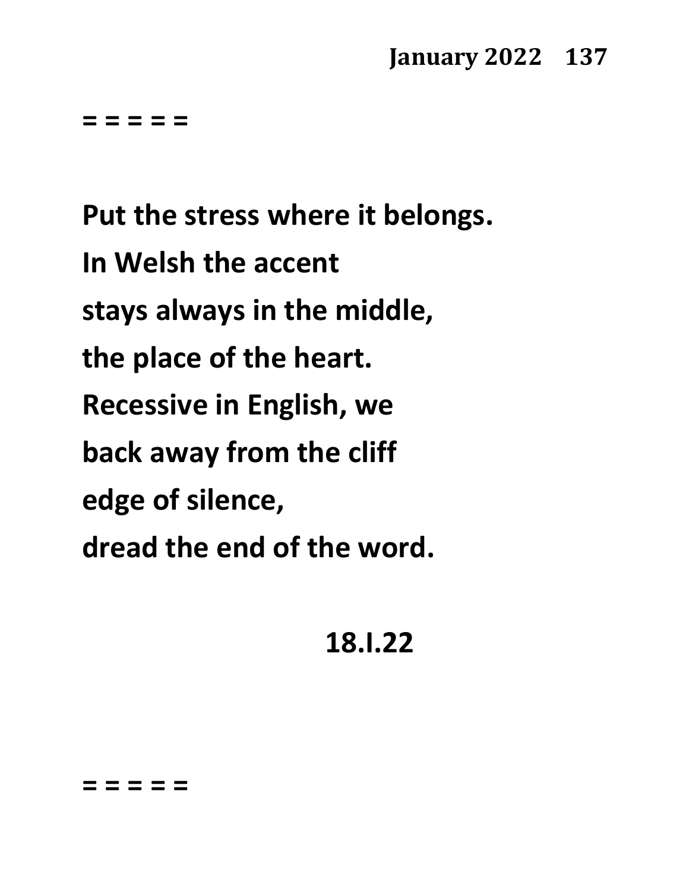= = = = =

**Put the stress where it belongs.**
**In Welsh the accent**
**stays always in the middle,**
**the place of the heart.**
**Recessive in English, we**
**back away from the cliff**
**edge of silence,**
**dread the end of the word.**

**18.I.22**

= = = = =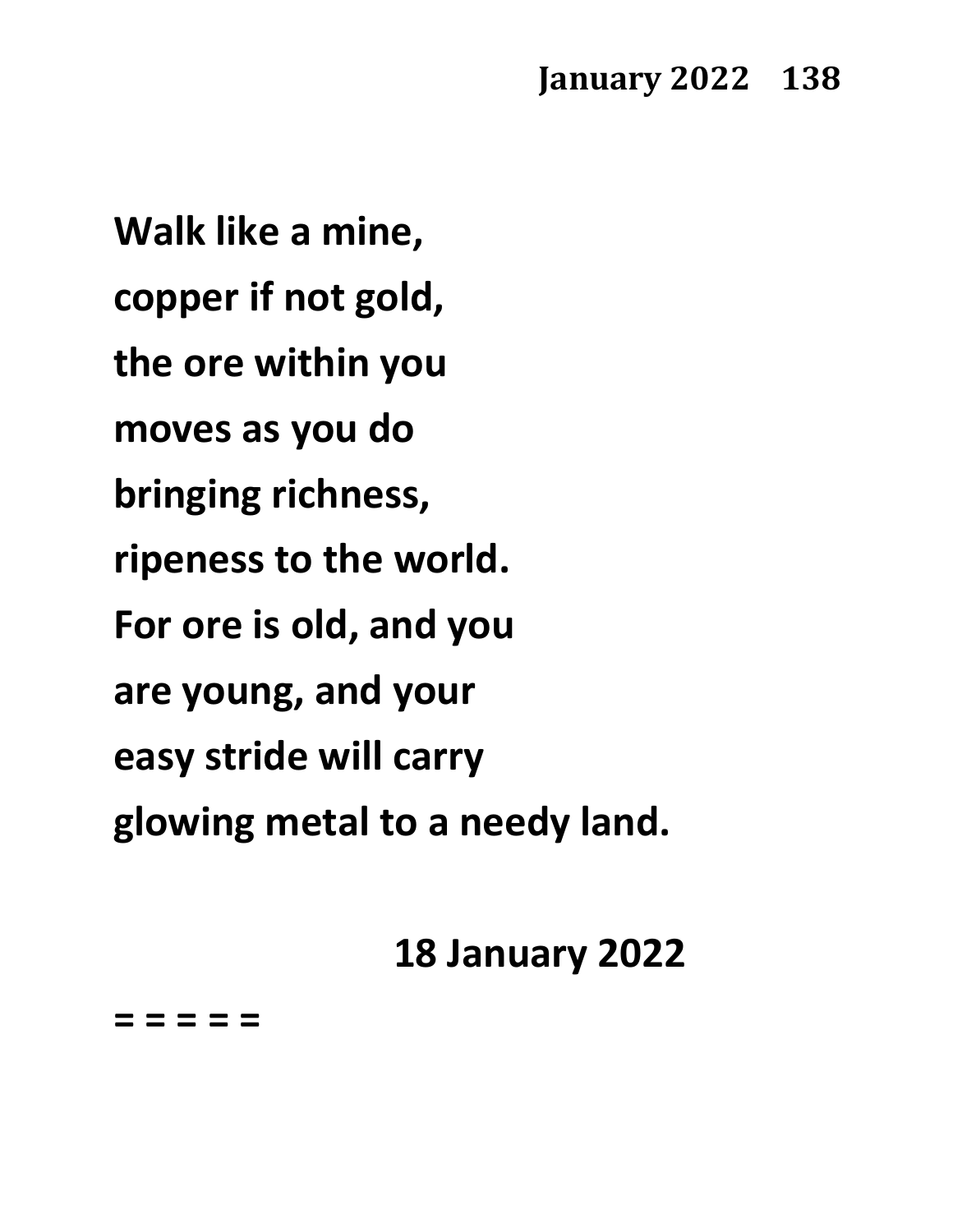**Walk like a mine,**
**copper if not gold,**
**the ore within you**
**moves as you do**
**bringing richness,**
**ripeness to the world.**
**For ore is old, and you**
**are young, and your**
**easy stride will carry**
**glowing metal to a needy land.**

**18 January 2022**

**= = = = =**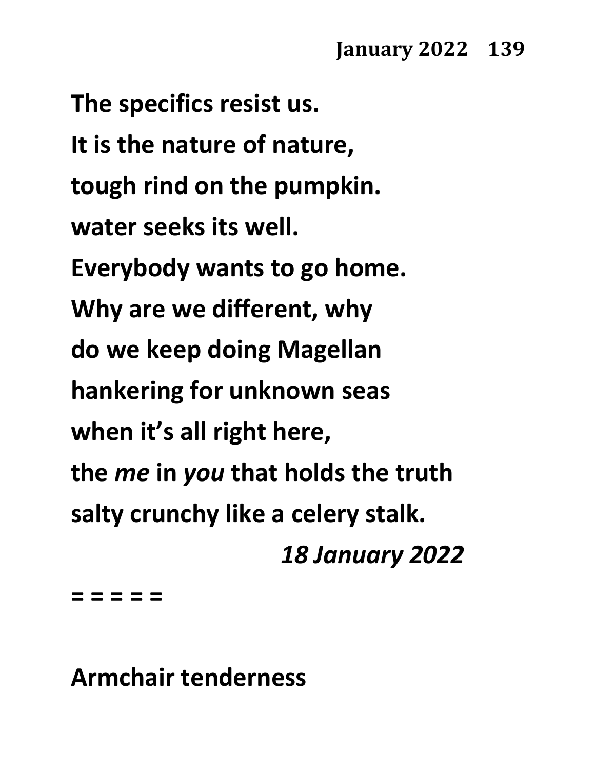**The specifics resist us.**
**It is the nature of nature,**
**tough rind on the pumpkin.**
**water seeks its well.**
**Everybody wants to go home.**
**Why are we different, why**
**do we keep doing Magellan**
**hankering for unknown seas**
**when it's all right here,**
**the *me* in *you* that holds the truth**
**salty crunchy like a celery stalk.**

***18 January 2022***

**= = = = =**

**Armchair tenderness**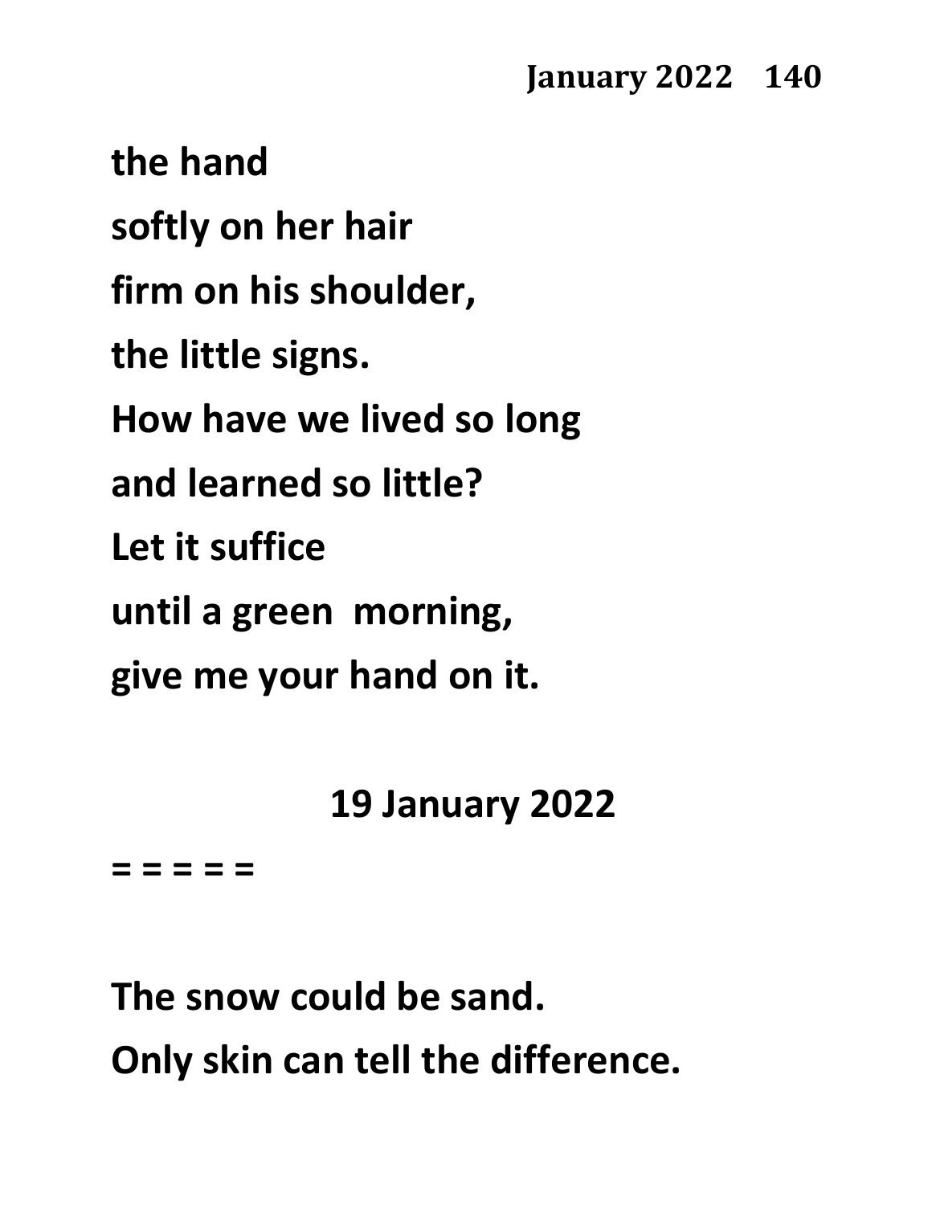the hand

softly on her hair

firm on his shoulder,

the little signs.

How have we lived so long

and learned so little?

Let it suffice

until a green  morning,

give me your hand on it.

19 January 2022

= = = = =

The snow could be sand.

Only skin can tell the difference.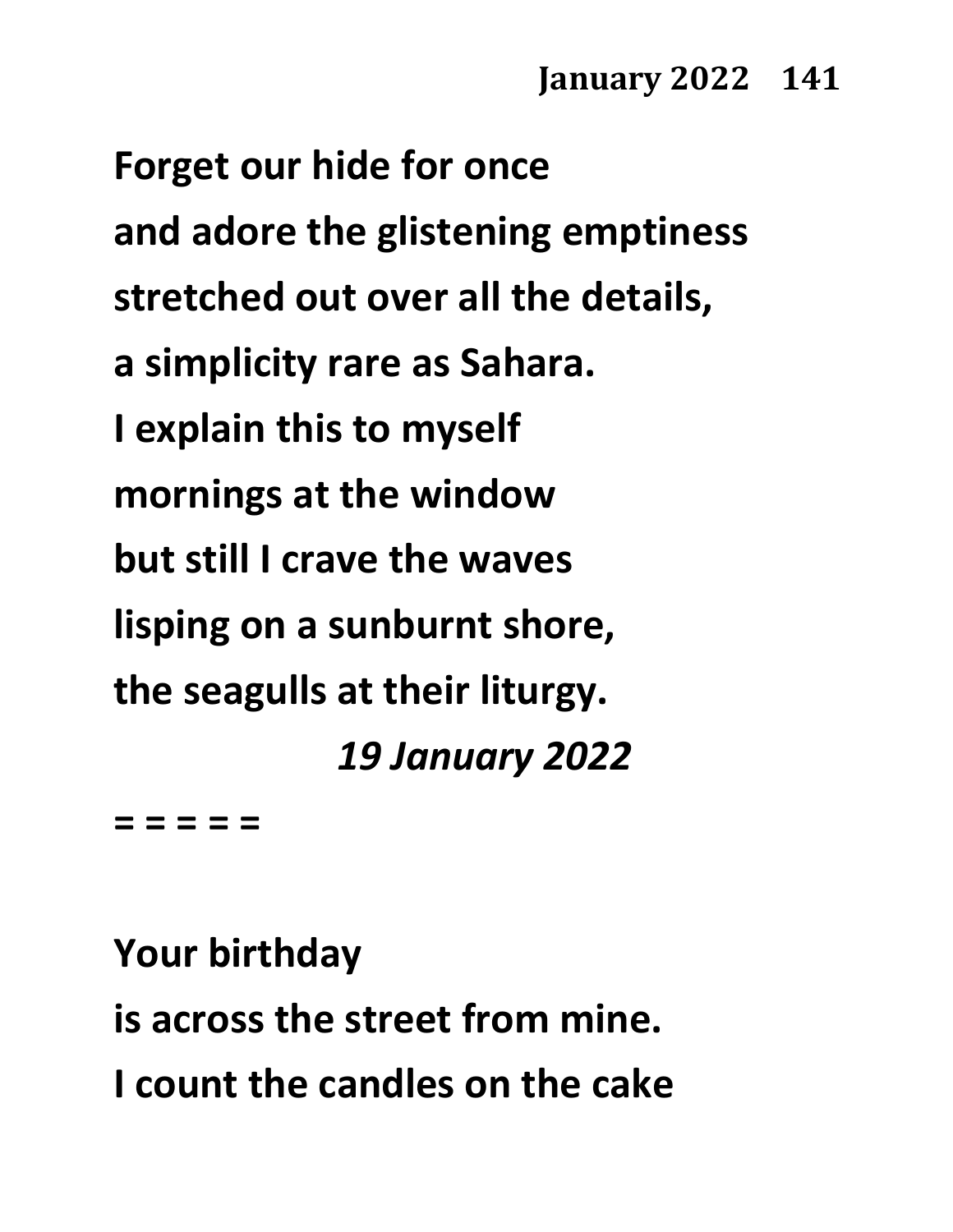**Forget our hide for once**
**and adore the glistening emptiness**
**stretched out over all the details,**
**a simplicity rare as Sahara.**
**I explain this to myself**
**mornings at the window**
**but still I crave the waves**
**lisping on a sunburnt shore,**
**the seagulls at their liturgy.**

***19 January 2022***

**= = = = =**

**Your birthday**
**is across the street from mine.**
**I count the candles on the cake**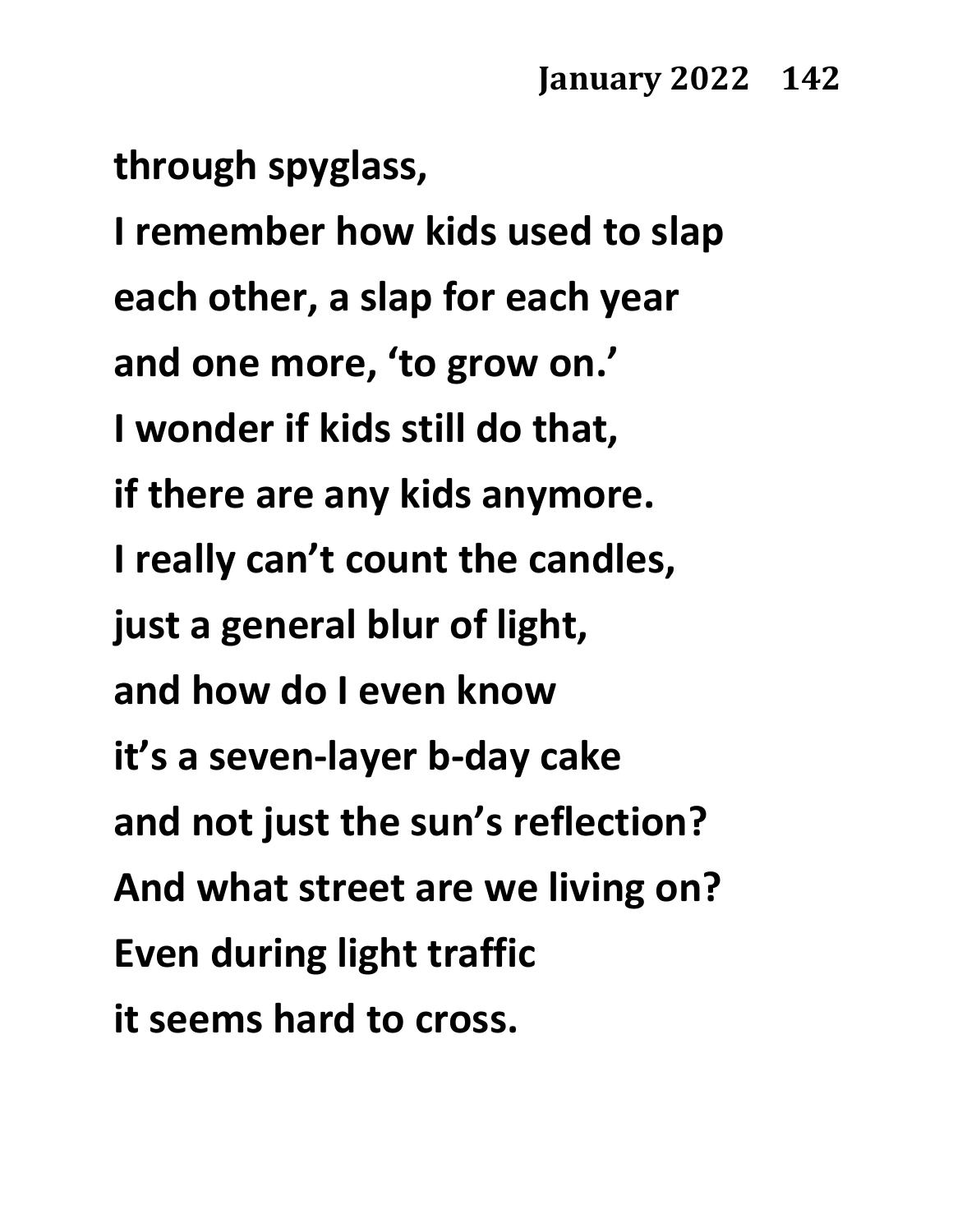**through spyglass,**  
**I remember how kids used to slap**  
**each other, a slap for each year**  
**and one more, 'to grow on.'**  
**I wonder if kids still do that,**  
**if there are any kids anymore.**  
**I really can't count the candles,**  
**just a general blur of light,**  
**and how do I even know**  
**it's a seven-layer b-day cake**  
**and not just the sun's reflection?**  
**And what street are we living on?**  
**Even during light traffic**  
**it seems hard to cross.**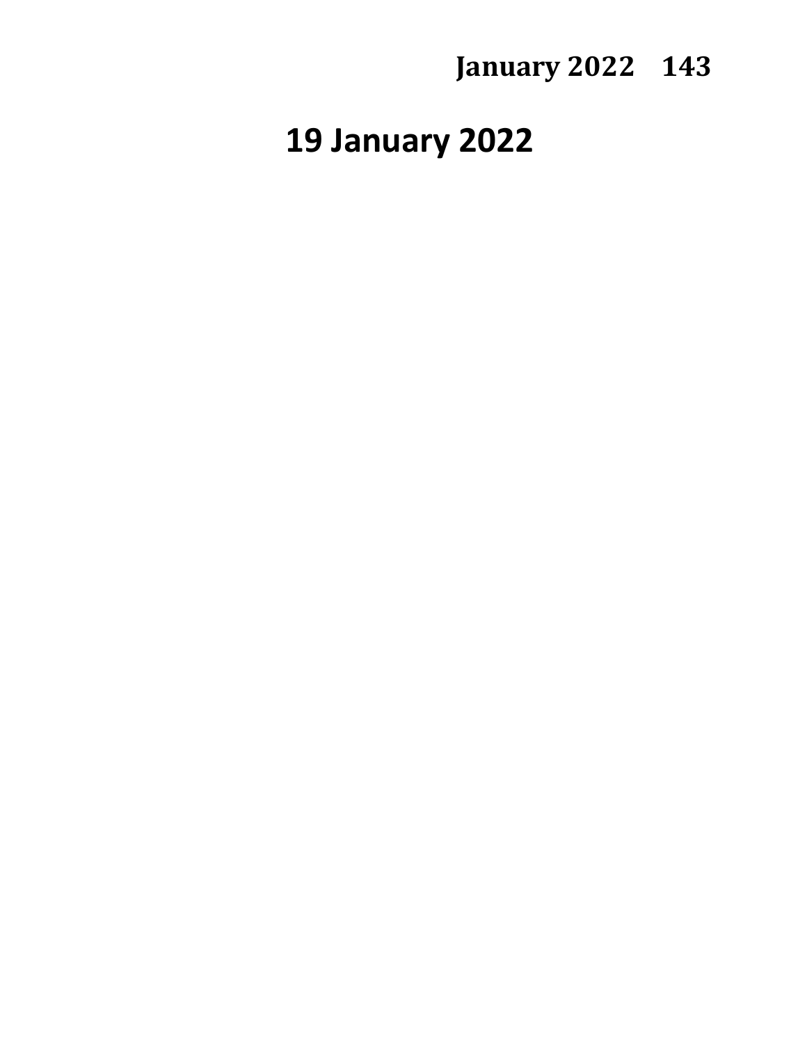# 19 January 2022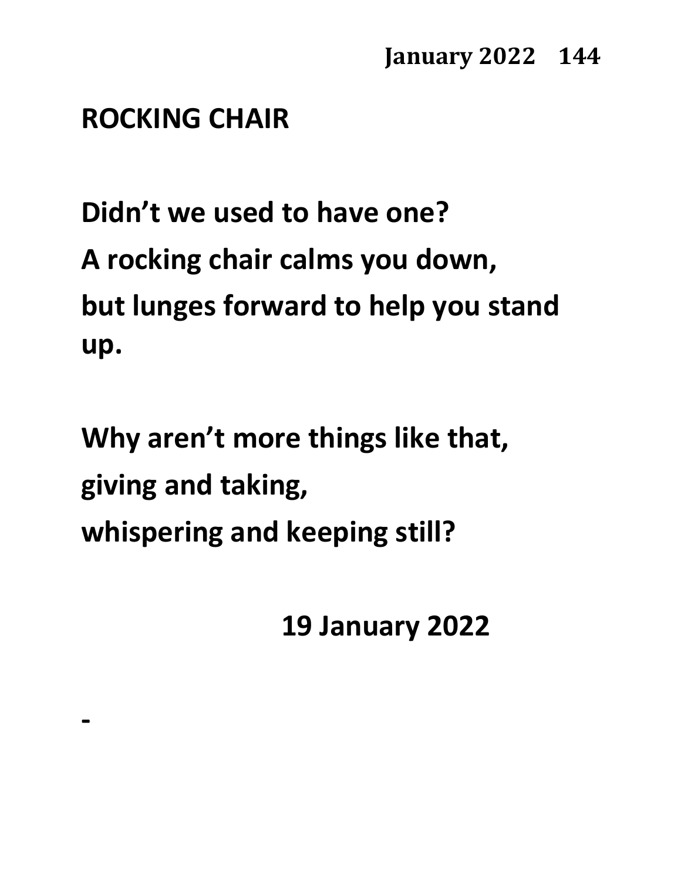## ROCKING CHAIR

Didn't we used to have one?
A rocking chair calms you down,
but lunges forward to help you stand up.

Why aren't more things like that,
giving and taking,
whispering and keeping still?

19 January 2022

-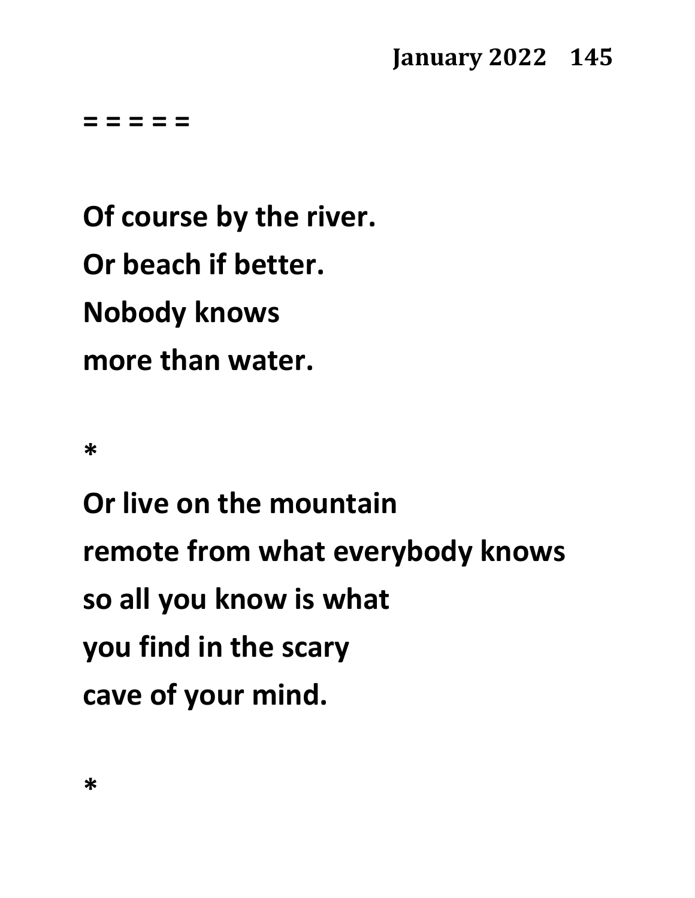= = = = =

**Of course by the river.**
**Or beach if better.**
**Nobody knows**
**more than water.**

*

**Or live on the mountain**
**remote from what everybody knows**
**so all you know is what**
**you find in the scary**
**cave of your mind.**

*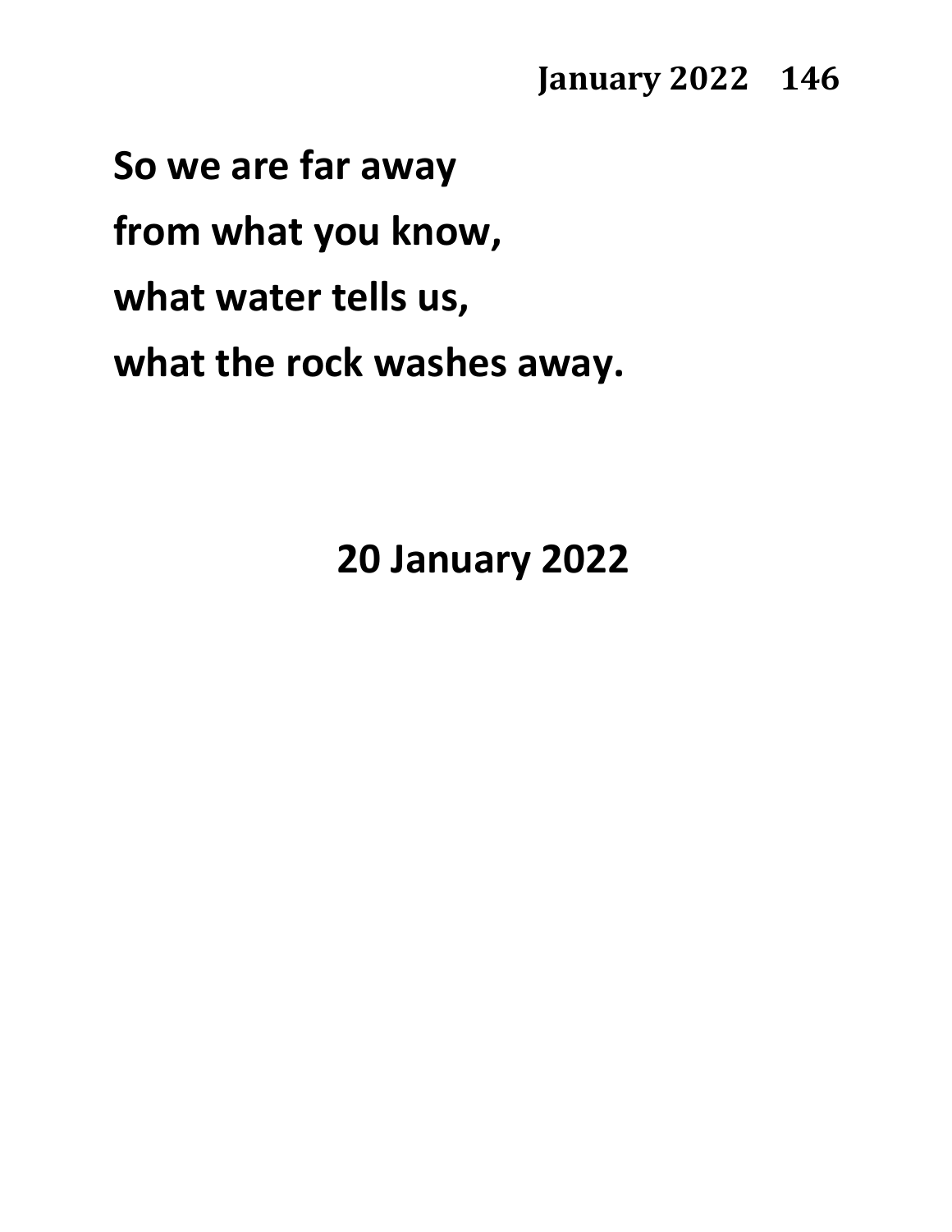**So we are far away**
**from what you know,**
**what water tells us,**
**what the rock washes away.**

**20 January 2022**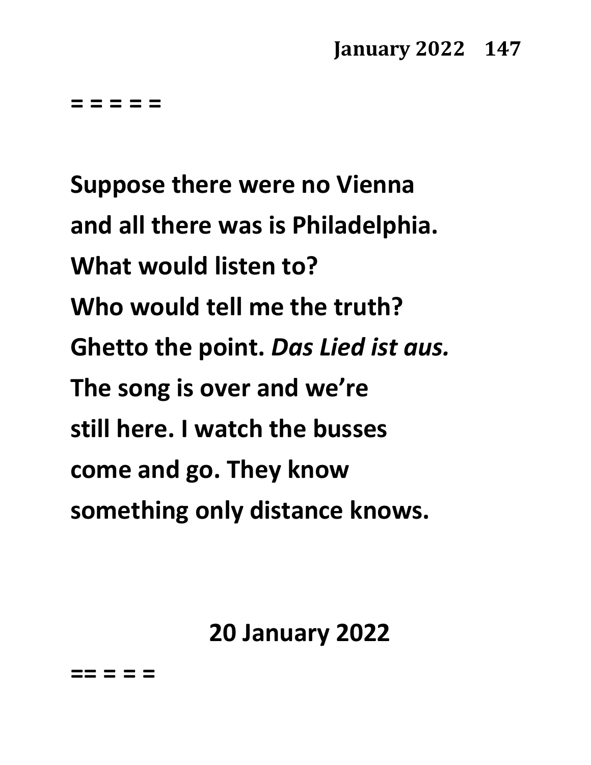= = = = =

**Suppose there were no Vienna**
**and all there was is Philadelphia.**
**What would listen to?**
**Who would tell me the truth?**
**Ghetto the point. *Das Lied ist aus.***
**The song is over and we're**
**still here. I watch the busses**
**come and go. They know**
**something only distance knows.**

**20 January 2022**

== = = =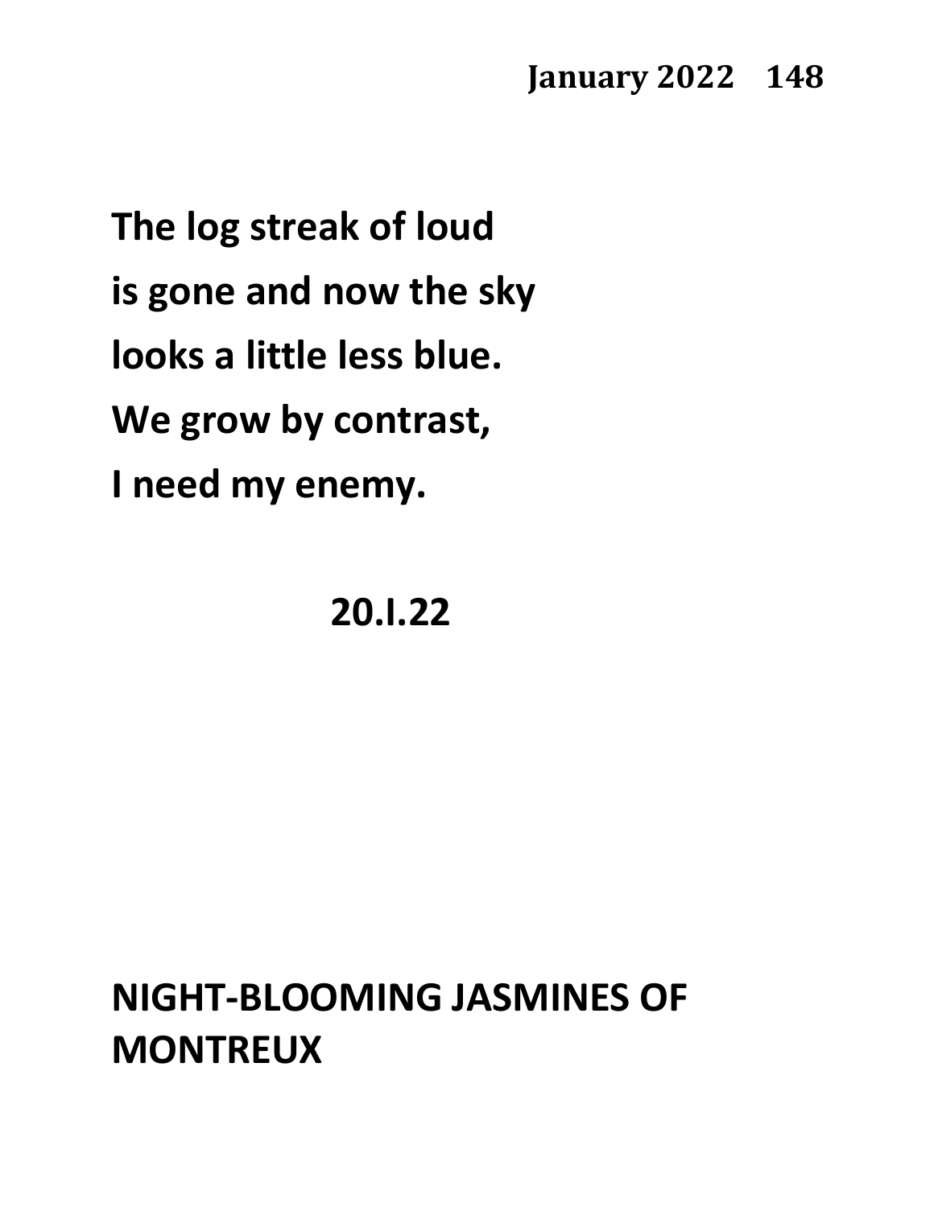**The log streak of loud**
**is gone and now the sky**
**looks a little less blue.**
**We grow by contrast,**
**I need my enemy.**

**20.I.22**

## NIGHT-BLOOMING JASMINES OF MONTREUX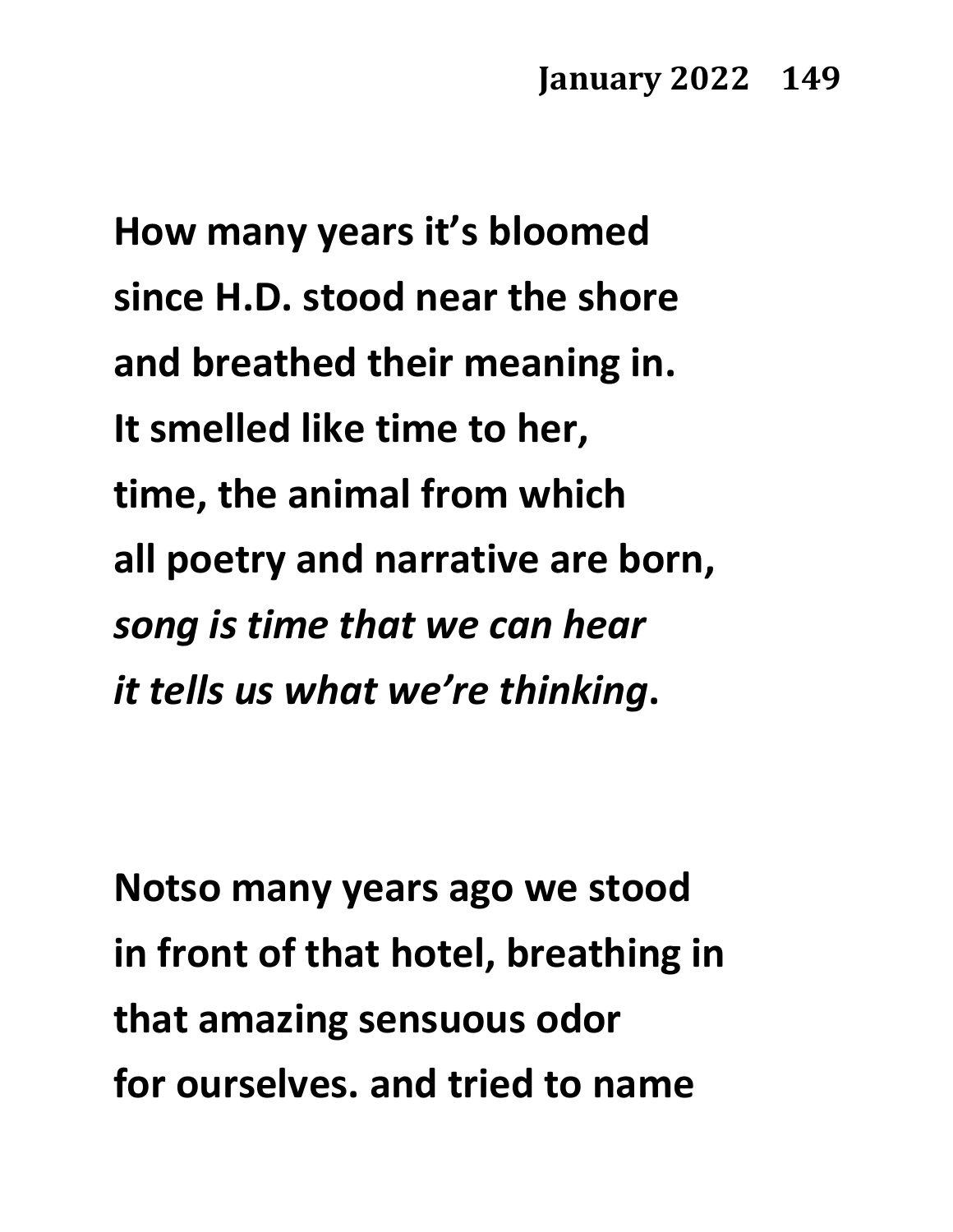**How many years it's bloomed**
**since H.D. stood near the shore**
**and breathed their meaning in.**
**It smelled like time to her,**
**time, the animal from which**
**all poetry and narrative are born,**
***song is time that we can hear***
***it tells us what we're thinking*.**

**Notso many years ago we stood**
**in front of that hotel, breathing in**
**that amazing sensuous odor**
**for ourselves. and tried to name**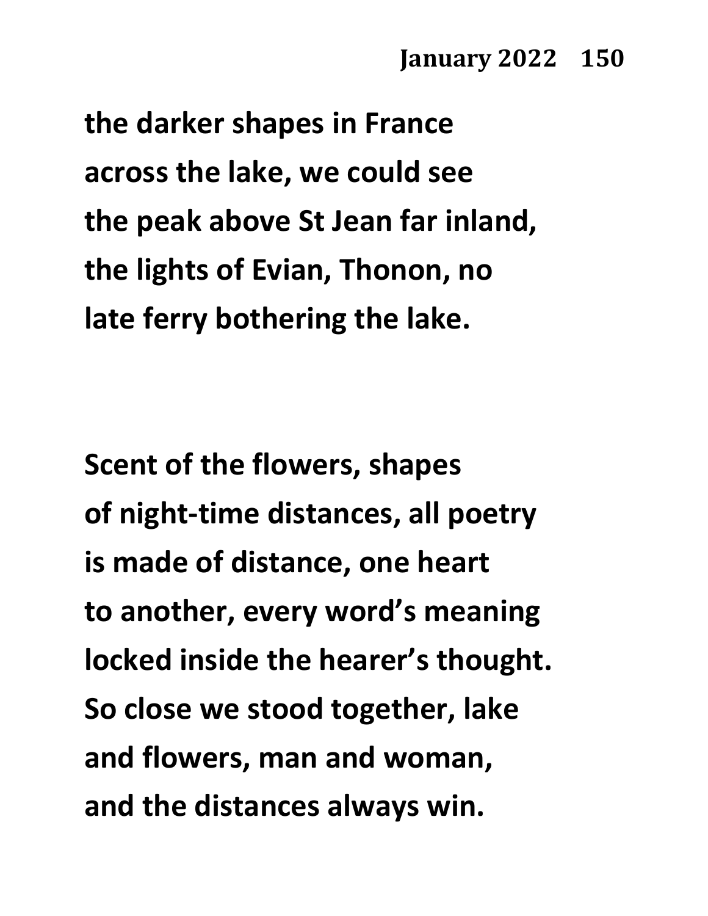the darker shapes in France
across the lake, we could see
the peak above St Jean far inland,
the lights of Evian, Thonon, no
late ferry bothering the lake.

Scent of the flowers, shapes
of night-time distances, all poetry
is made of distance, one heart
to another, every word's meaning
locked inside the hearer's thought.
So close we stood together, lake
and flowers, man and woman,
and the distances always win.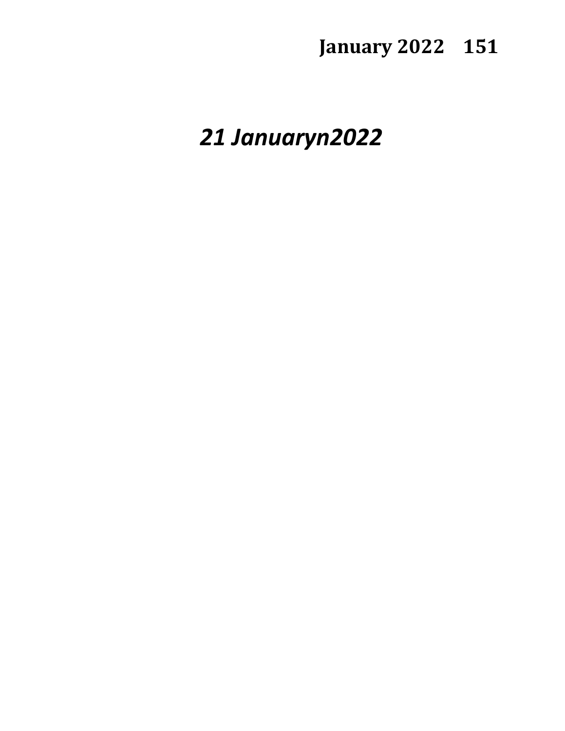# *21 Januaryn2022*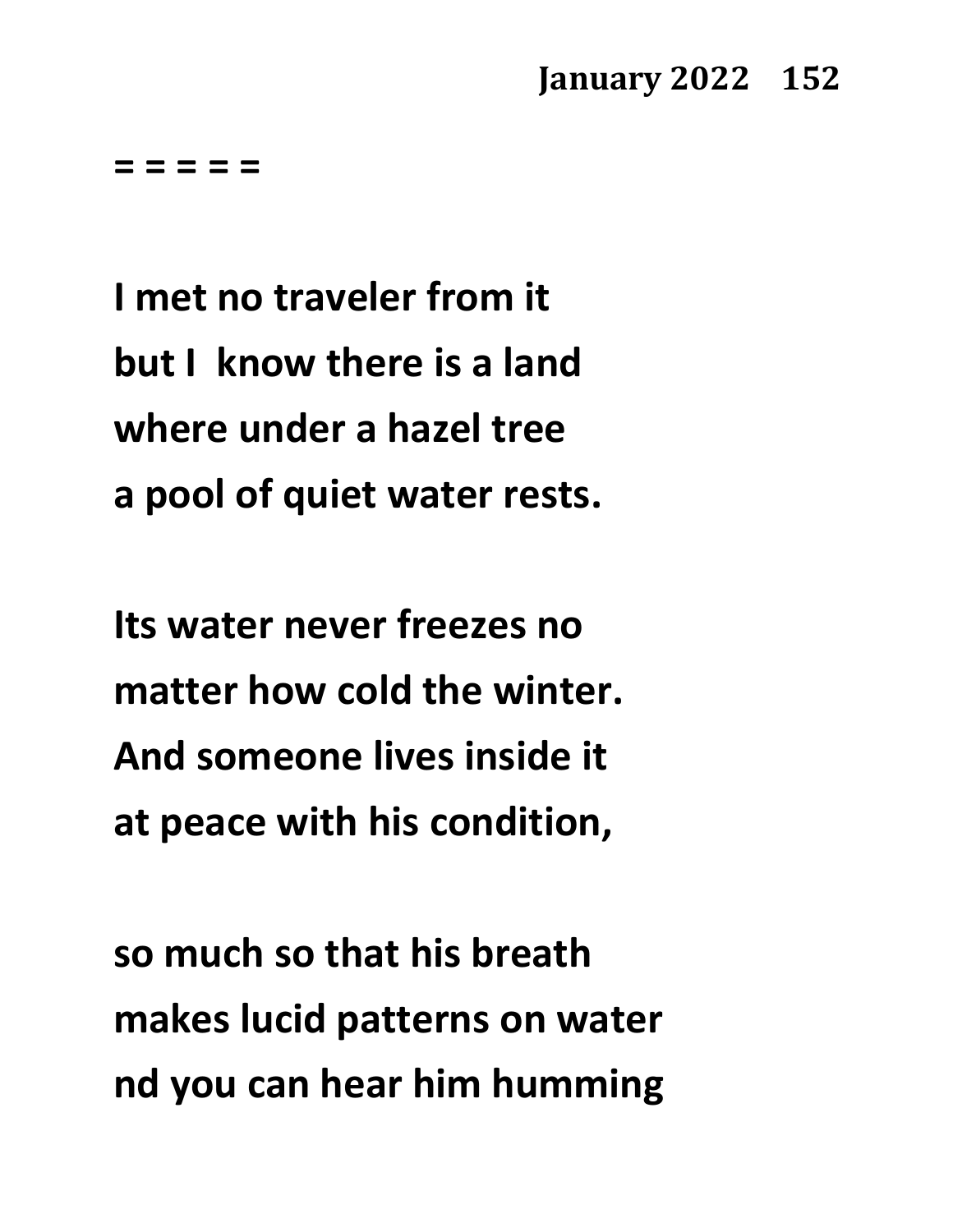= = = = =

**I met no traveler from it**
**but I know there is a land**
**where under a hazel tree**
**a pool of quiet water rests.**

**Its water never freezes no**
**matter how cold the winter.**
**And someone lives inside it**
**at peace with his condition,**

**so much so that his breath**
**makes lucid patterns on water**
**nd you can hear him humming**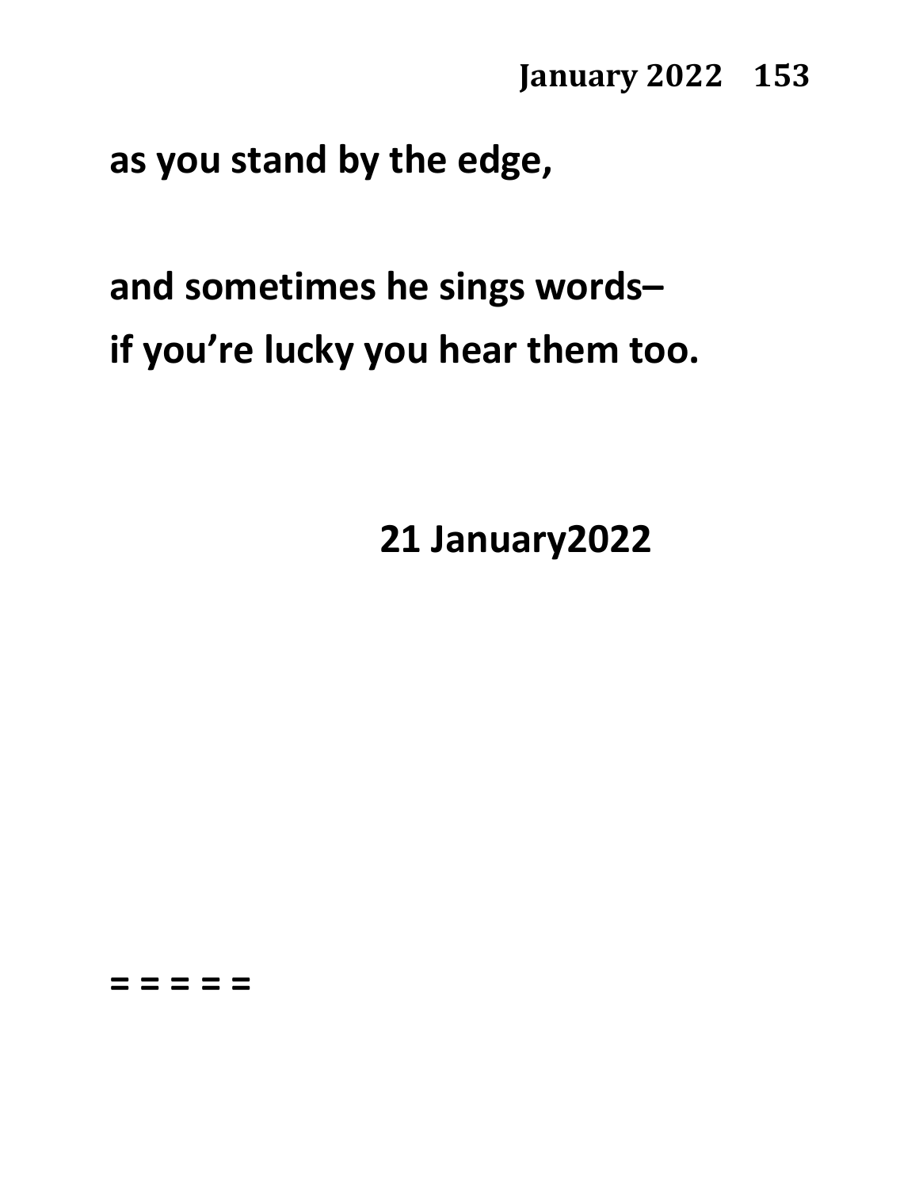**as you stand by the edge,**

**and sometimes he sings words–**
**if you're lucky you hear them too.**

**21 January2022**

**= = = = =**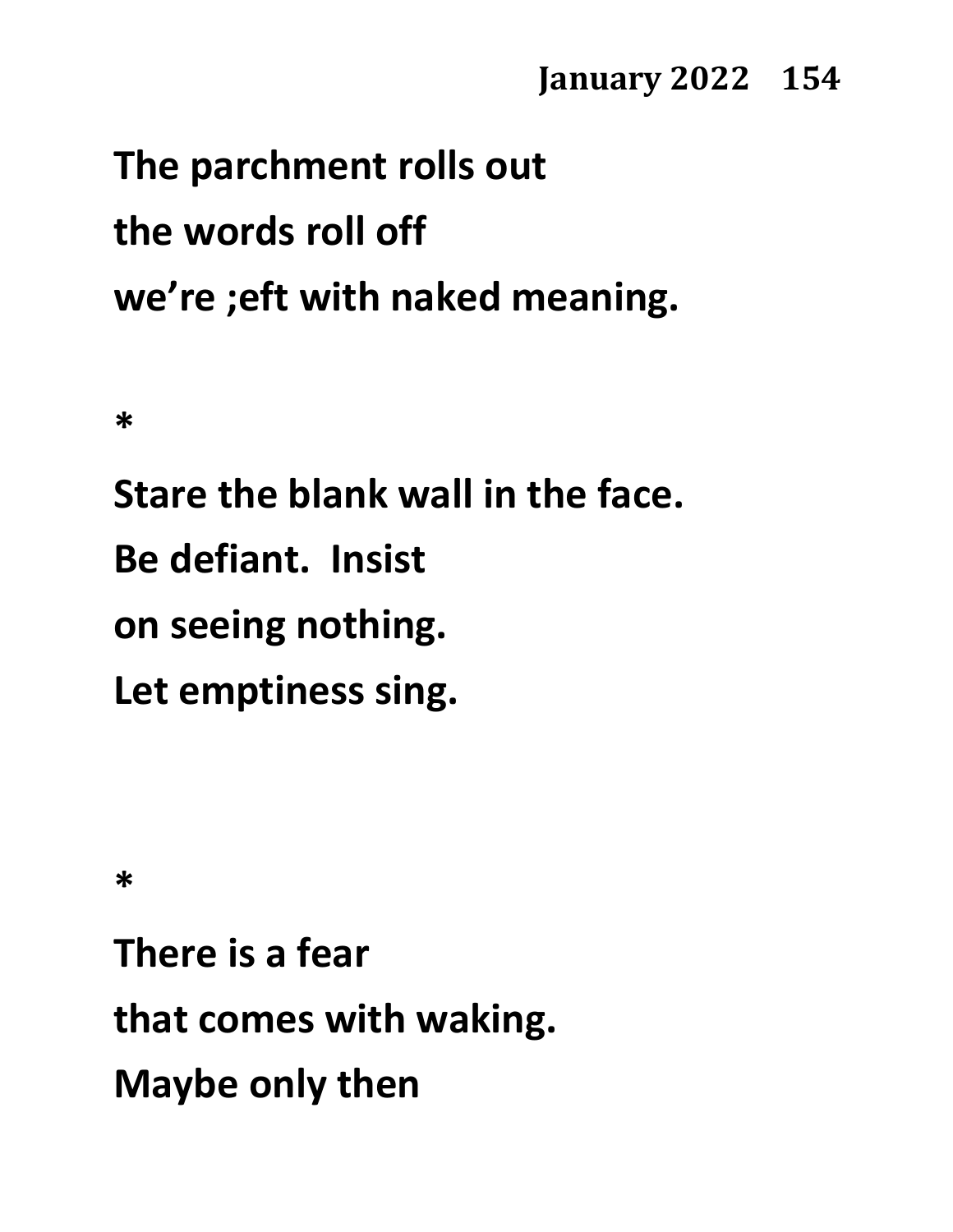The parchment rolls out
the words roll off
we’re ;eft with naked meaning.

*

Stare the blank wall in the face.
Be defiant.  Insist
on seeing nothing.
Let emptiness sing.

*

There is a fear
that comes with waking.
Maybe only then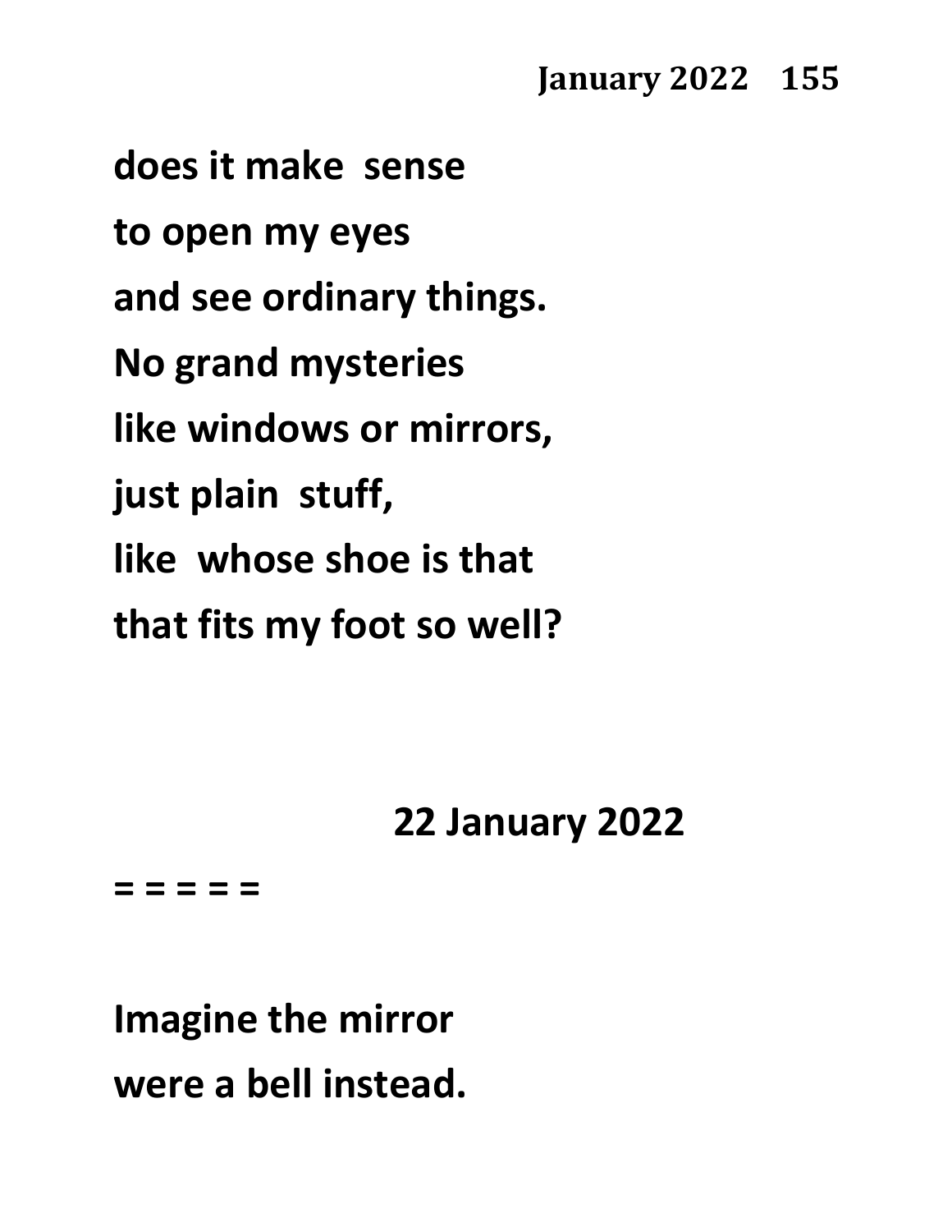**does it make sense**

**to open my eyes**

**and see ordinary things.**

**No grand mysteries**

**like windows or mirrors,**

**just plain stuff,**

**like whose shoe is that**

**that fits my foot so well?**

**22 January 2022**

**= = = = =**

**Imagine the mirror**

**were a bell instead.**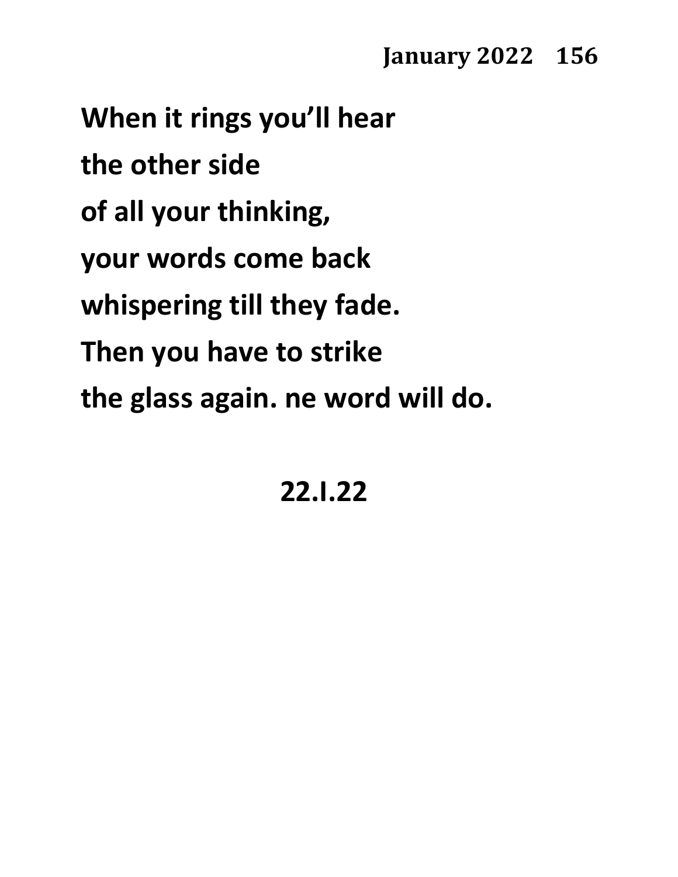**When it rings you'll hear**
**the other side**
**of all your thinking,**
**your words come back**
**whispering till they fade.**
**Then you have to strike**
**the glass again. ne word will do.**

**22.I.22**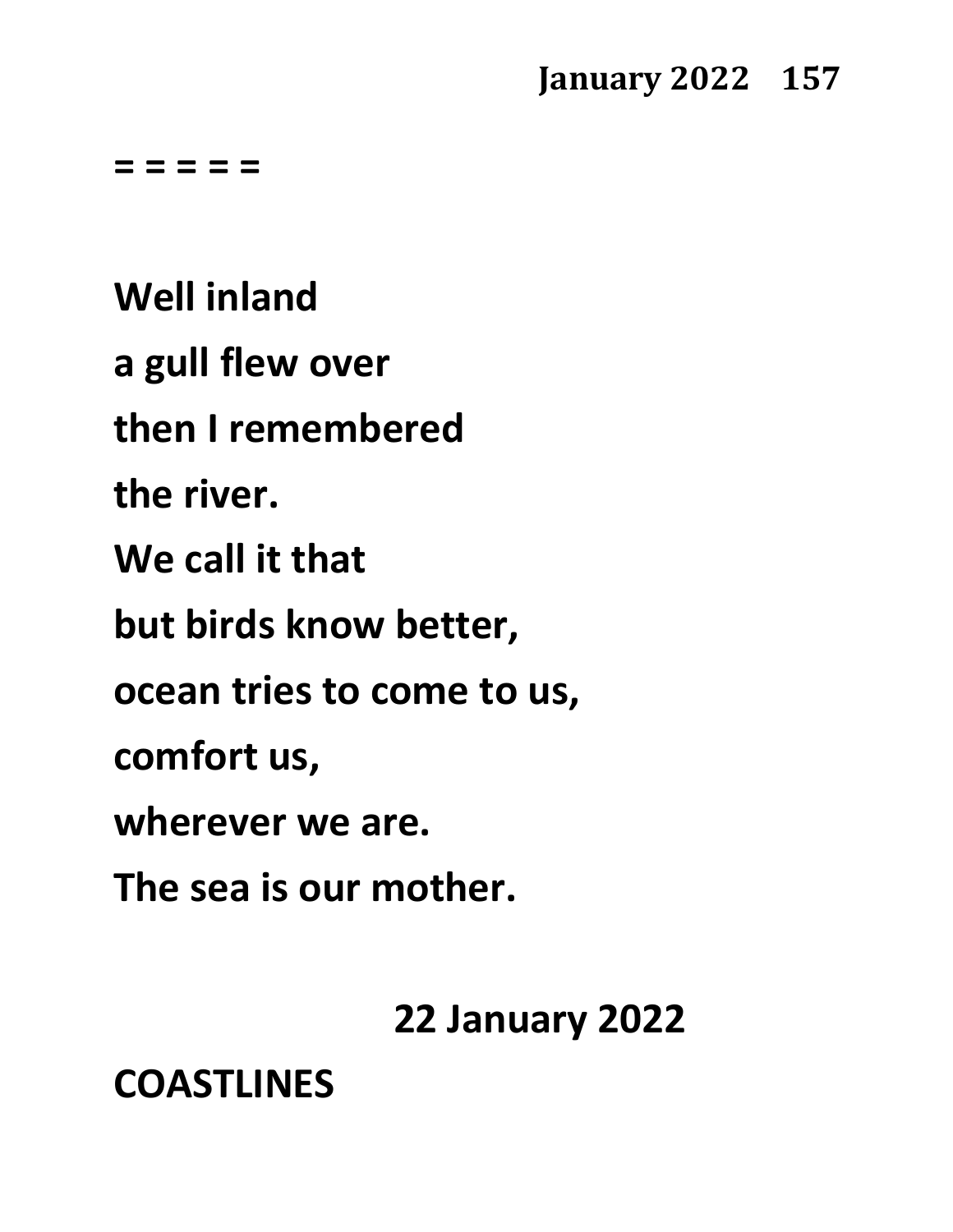= = = = =

**Well inland**
**a gull flew over**
**then I remembered**
**the river.**
**We call it that**
**but birds know better,**
**ocean tries to come to us,**
**comfort us,**
**wherever we are.**
**The sea is our mother.**

**22 January 2022**

**COASTLINES**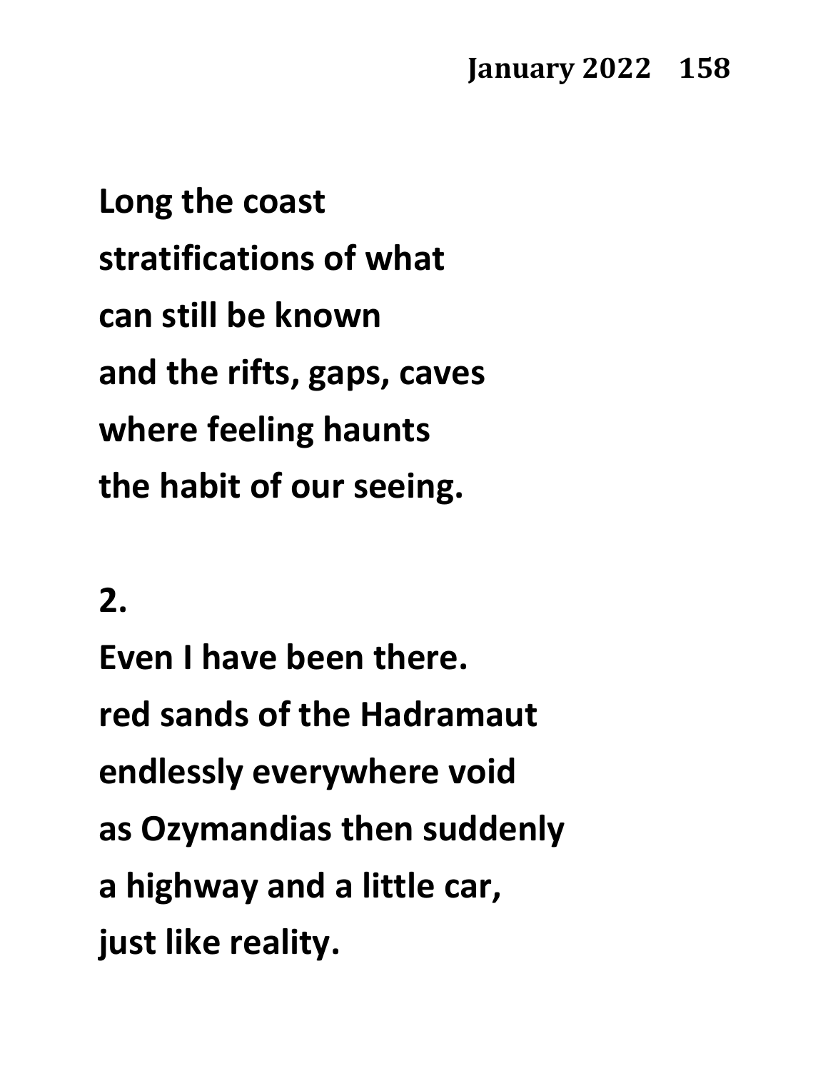**Long the coast**
**stratifications of what**
**can still be known**
**and the rifts, gaps, caves**
**where feeling haunts**
**the habit of our seeing.**

**2.**

**Even I have been there.**
**red sands of the Hadramaut**
**endlessly everywhere void**
**as Ozymandias then suddenly**
**a highway and a little car,**
**just like reality.**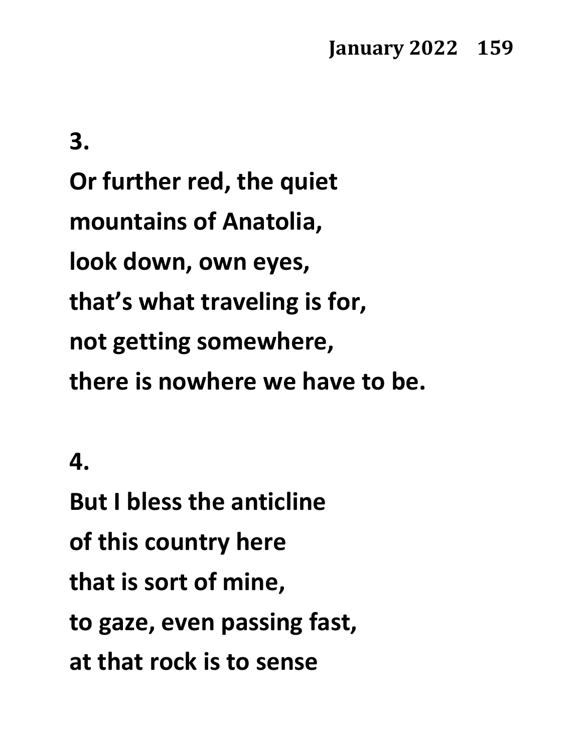**3.**

**Or further red, the quiet**

**mountains of Anatolia,**

**look down, own eyes,**

**that's what traveling is for,**

**not getting somewhere,**

**there is nowhere we have to be.**

**4.**

**But I bless the anticline**

**of this country here**

**that is sort of mine,**

**to gaze, even passing fast,**

**at that rock is to sense**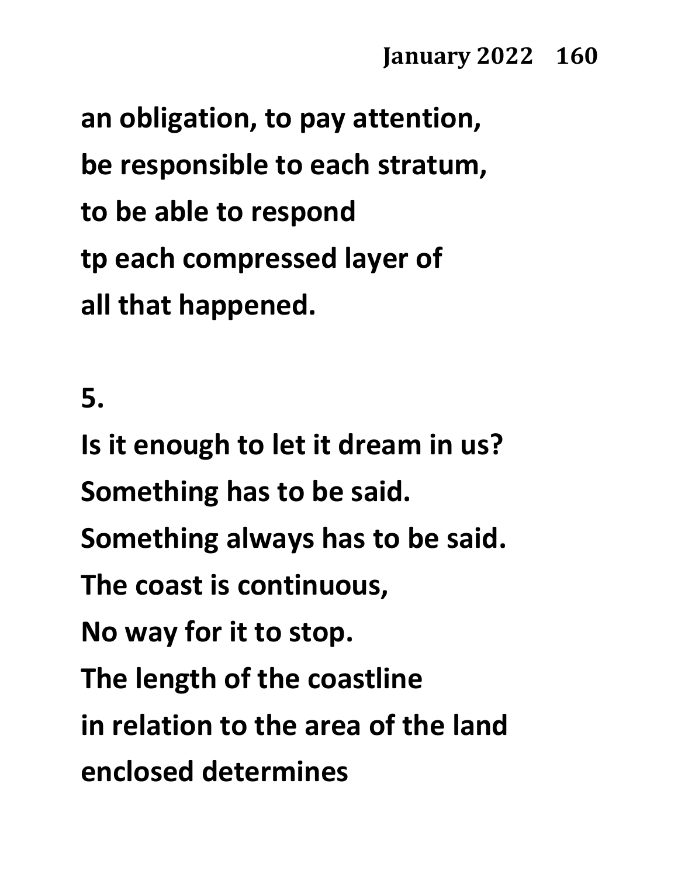an obligation, to pay attention,
be responsible to each stratum,
to be able to respond
tp each compressed layer of
all that happened.

5.

Is it enough to let it dream in us?
Something has to be said.
Something always has to be said.
The coast is continuous,
No way for it to stop.
The length of the coastline
in relation to the area of the land
enclosed determines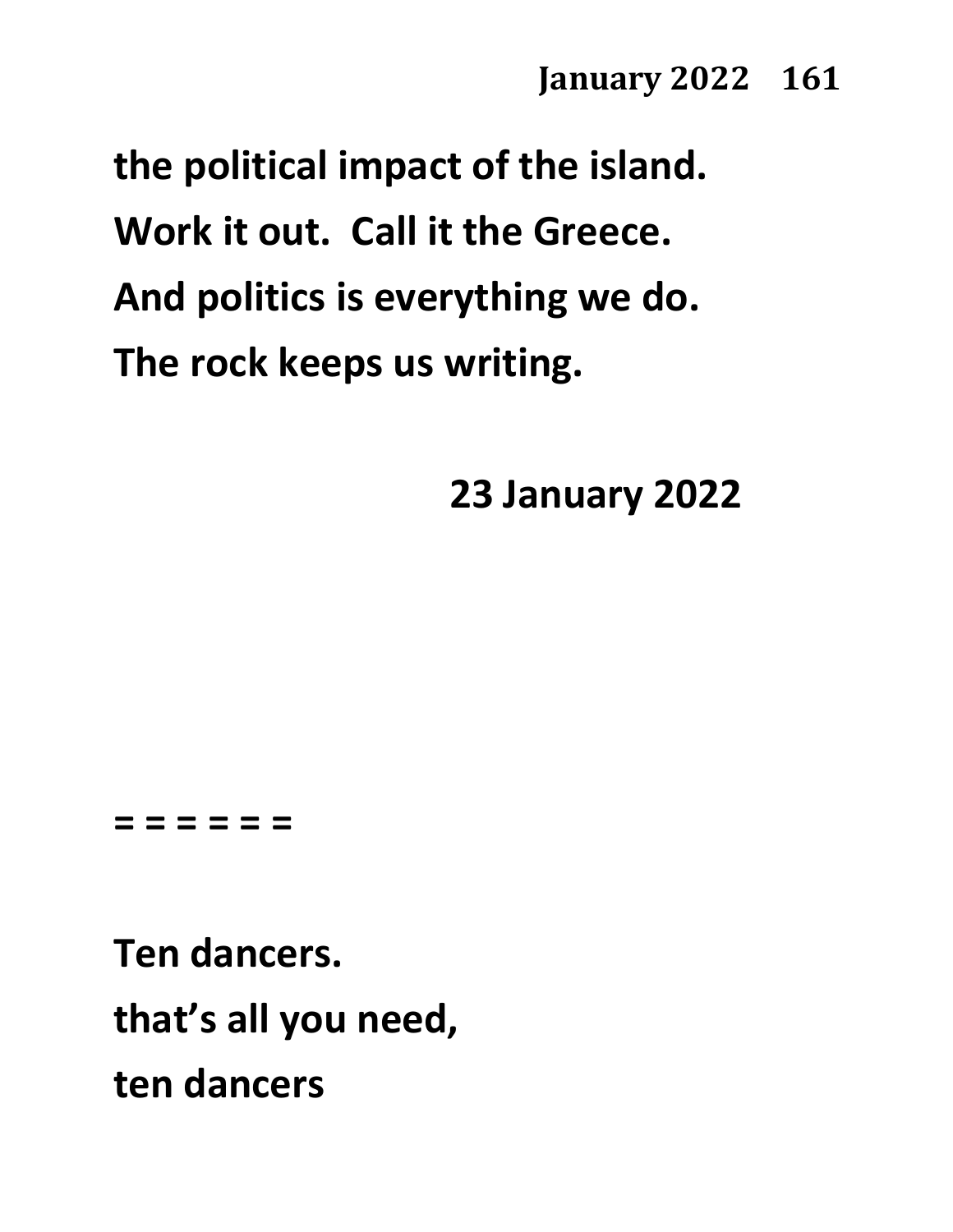**the political impact of the island.**
**Work it out.  Call it the Greece.**
**And politics is everything we do.**
**The rock keeps us writing.**

**23 January 2022**

**= = = = = =**

**Ten dancers.**
**that's all you need,**
**ten dancers**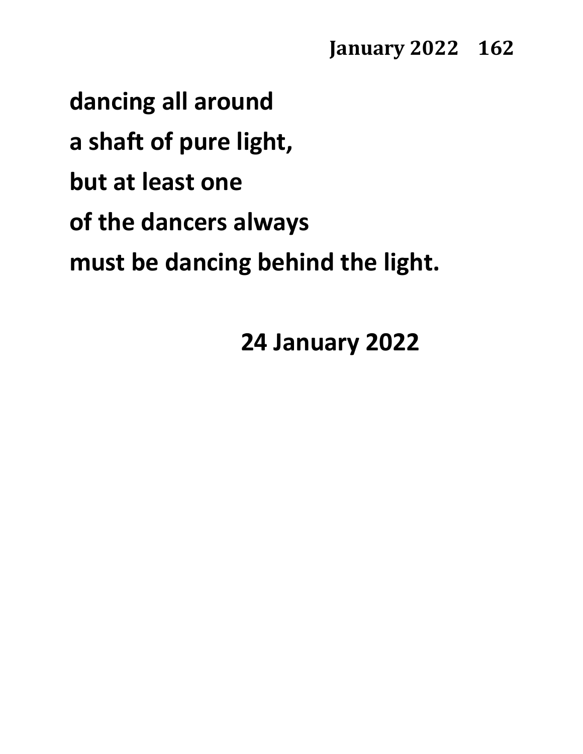**dancing all around**

**a shaft of pure light,**

**but at least one**

**of the dancers always**

**must be dancing behind the light.**

**24 January 2022**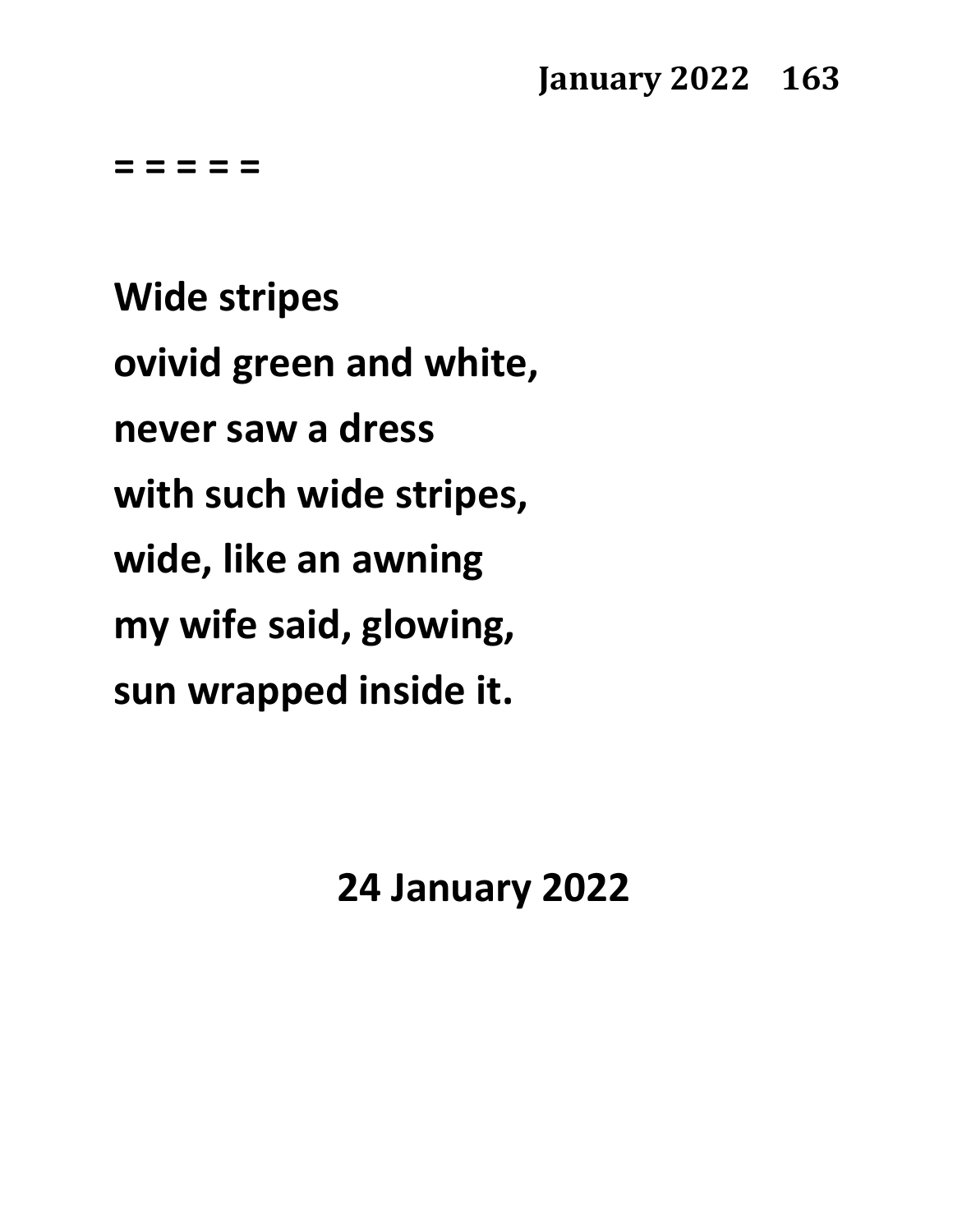= = = = =

**Wide stripes**
**ovivid green and white,**
**never saw a dress**
**with such wide stripes,**
**wide, like an awning**
**my wife said, glowing,**
**sun wrapped inside it.**

**24 January 2022**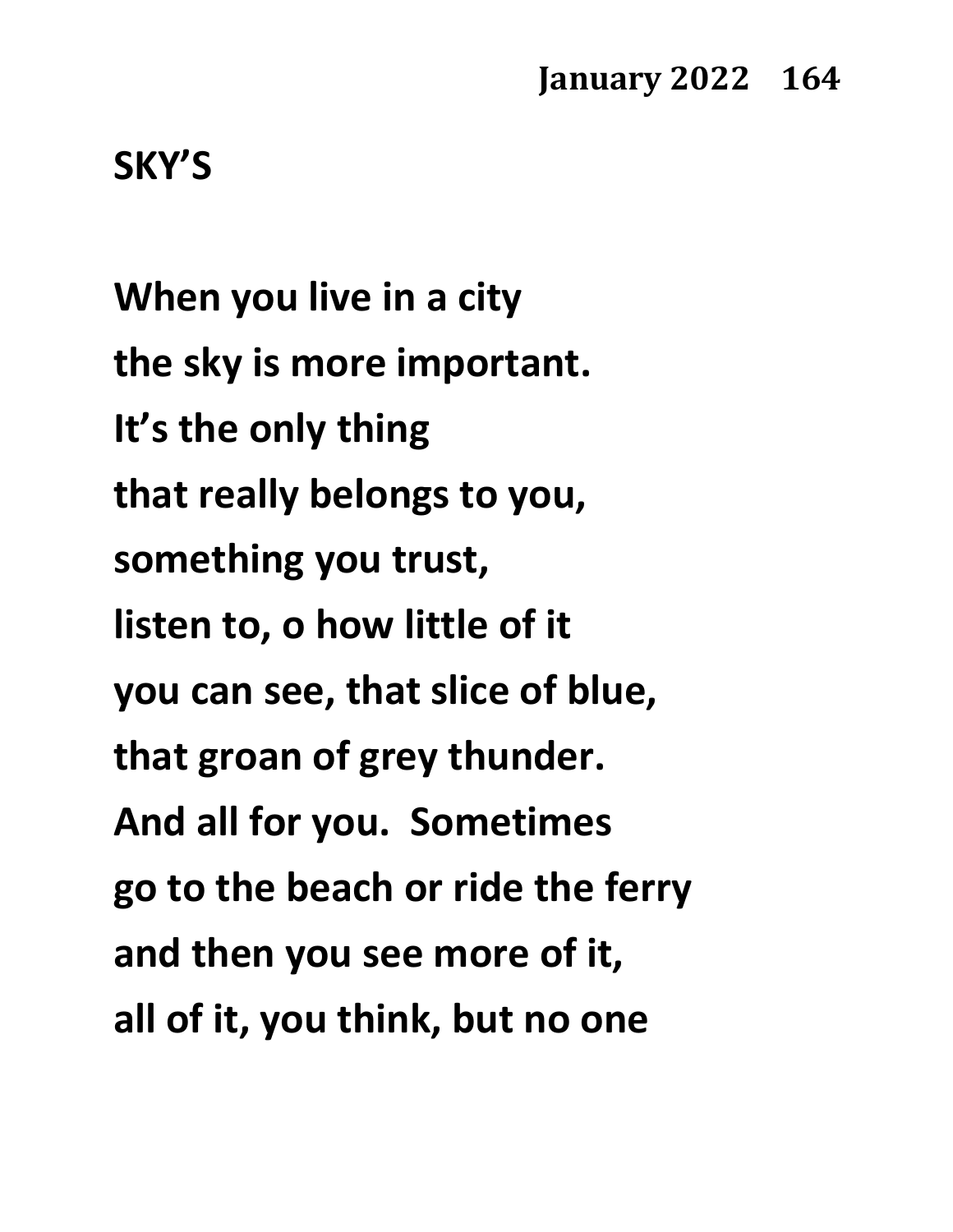## SKY'S

When you live in a city
the sky is more important.
It's the only thing
that really belongs to you,
something you trust,
listen to, o how little of it
you can see, that slice of blue,
that groan of grey thunder.
And all for you.  Sometimes
go to the beach or ride the ferry
and then you see more of it,
all of it, you think, but no one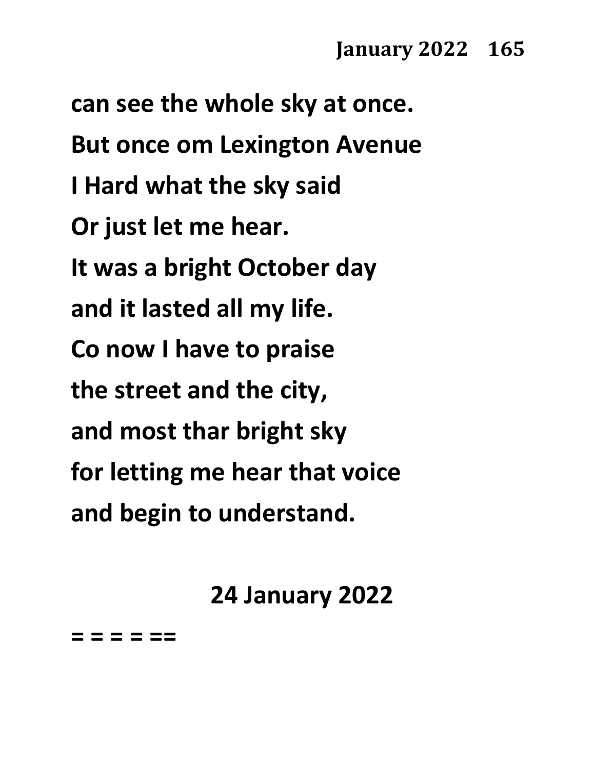**can see the whole sky at once.**

**But once om Lexington Avenue**

**I Hard what the sky said**

**Or just let me hear.**

**It was a bright October day**

**and it lasted all my life.**

**Co now I have to praise**

**the street and the city,**

**and most thar bright sky**

**for letting me hear that voice**

**and begin to understand.**

**24 January 2022**

**= = = = ==**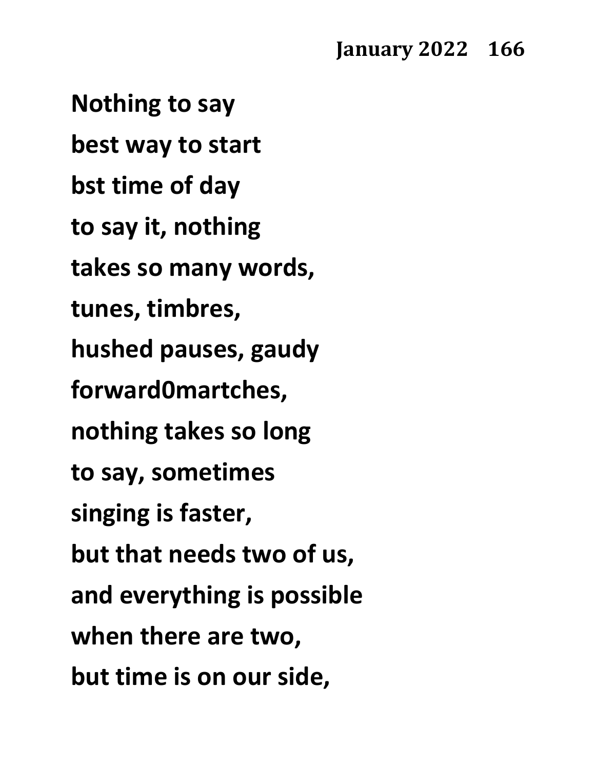**Nothing to say**
**best way to start**
**bst time of day**
**to say it, nothing**
**takes so many words,**
**tunes, timbres,**
**hushed pauses, gaudy**
**forward0martches,**
**nothing takes so long**
**to say, sometimes**
**singing is faster,**
**but that needs two of us,**
**and everything is possible**
**when there are two,**
**but time is on our side,**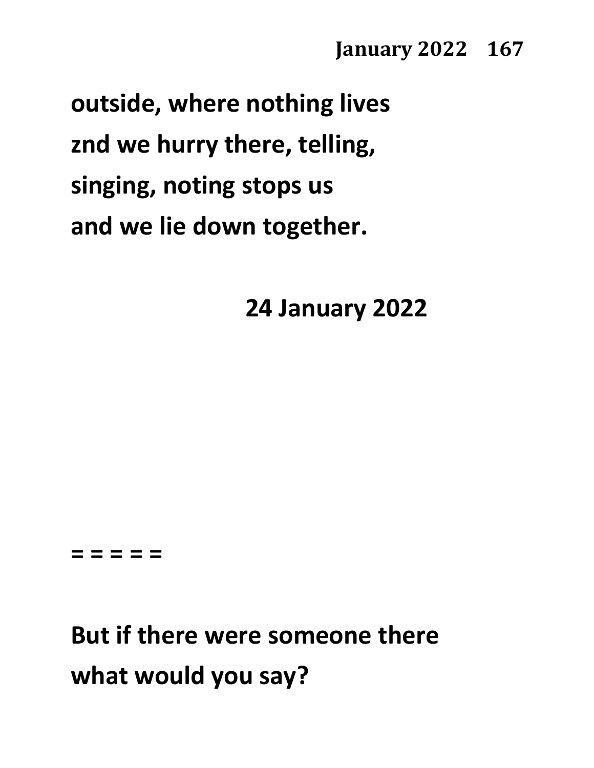**outside, where nothing lives**
**znd we hurry there, telling,**
**singing, noting stops us**
**and we lie down together.**

**24 January 2022**

**= = = = =**

**But if there were someone there**
**what would you say?**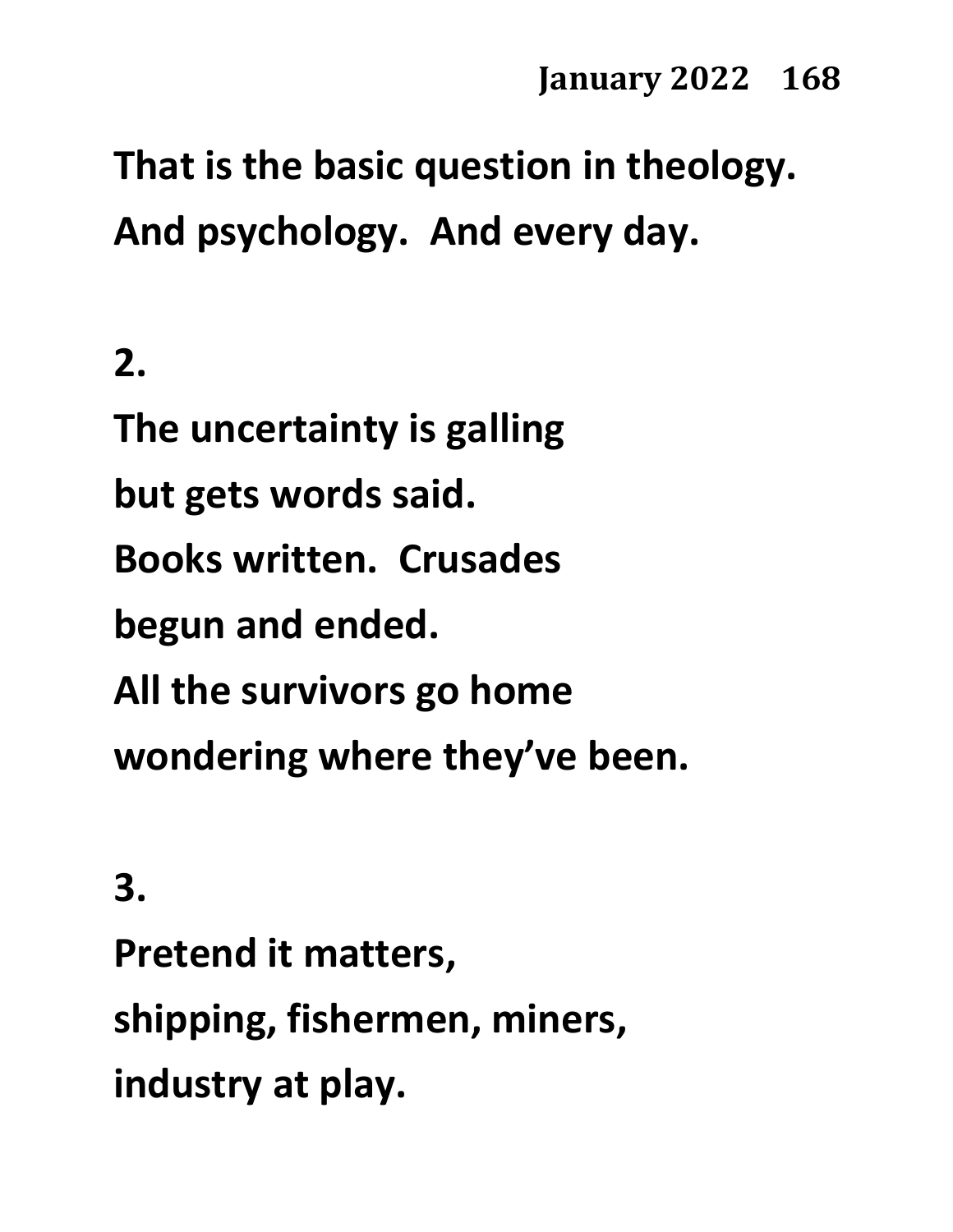**That is the basic question in theology.**
**And psychology. And every day.**

**2.**

**The uncertainty is galling**
**but gets words said.**
**Books written. Crusades**
**begun and ended.**
**All the survivors go home**
**wondering where they've been.**

**3.**

**Pretend it matters,**
**shipping, fishermen, miners,**
**industry at play.**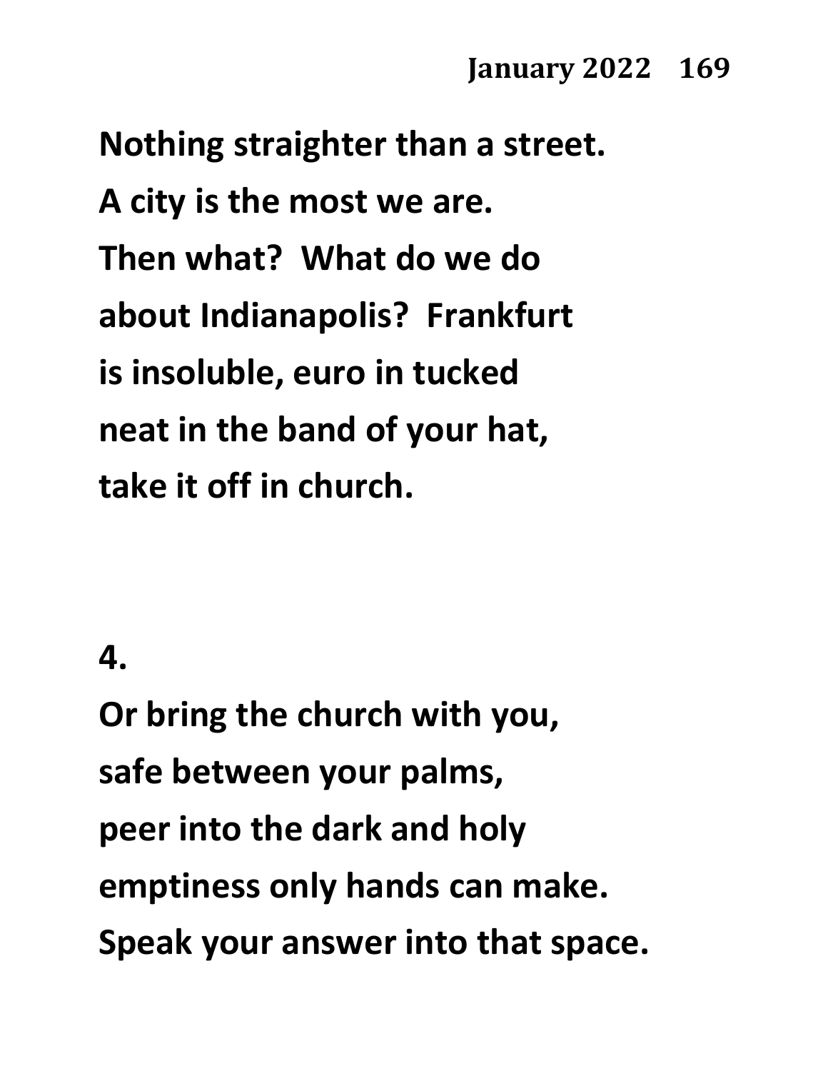Nothing straighter than a street.
A city is the most we are.
Then what?  What do we do
about Indianapolis?  Frankfurt
is insoluble, euro in tucked
neat in the band of your hat,
take it off in church.

4.

Or bring the church with you,
safe between your palms,
peer into the dark and holy
emptiness only hands can make.
Speak your answer into that space.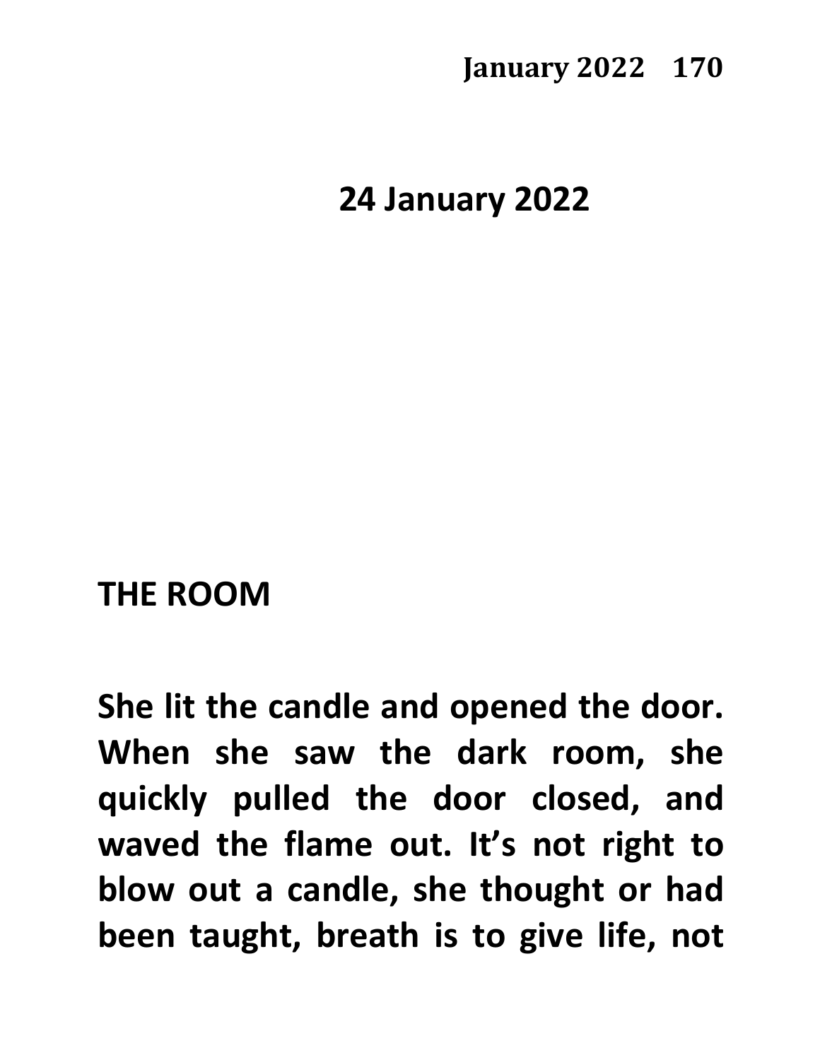## 24 January 2022

### THE ROOM

**She lit the candle and opened the door. When she saw the dark room, she quickly pulled the door closed, and waved the flame out. It's not right to blow out a candle, she thought or had been taught, breath is to give life, not**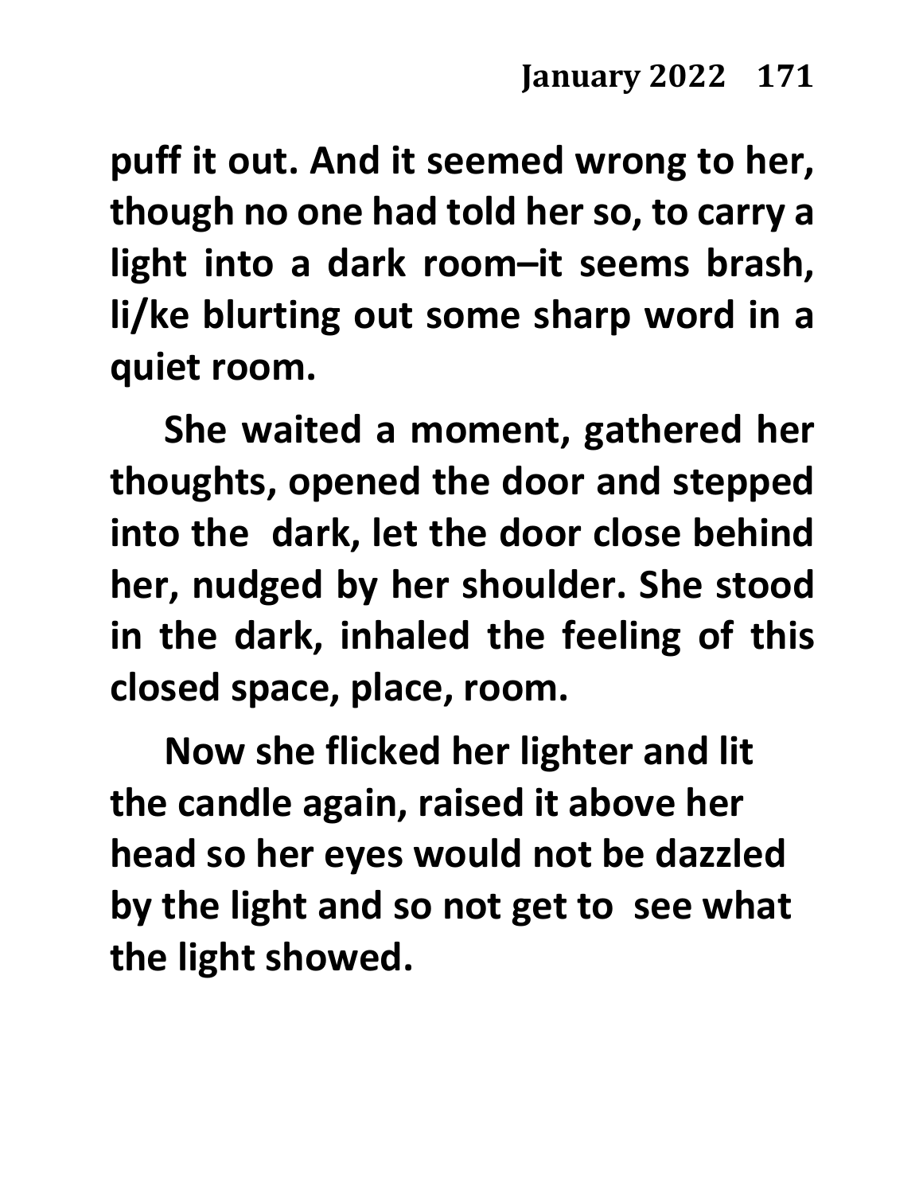**puff it out. And it seemed wrong to her, though no one had told her so, to carry a light into a dark room–it seems brash, li/ke blurting out some sharp word in a quiet room.**

**She waited a moment, gathered her thoughts, opened the door and stepped into the dark, let the door close behind her, nudged by her shoulder. She stood in the dark, inhaled the feeling of this closed space, place, room.**

**Now she flicked her lighter and lit the candle again, raised it above her head so her eyes would not be dazzled by the light and so not get to see what the light showed.**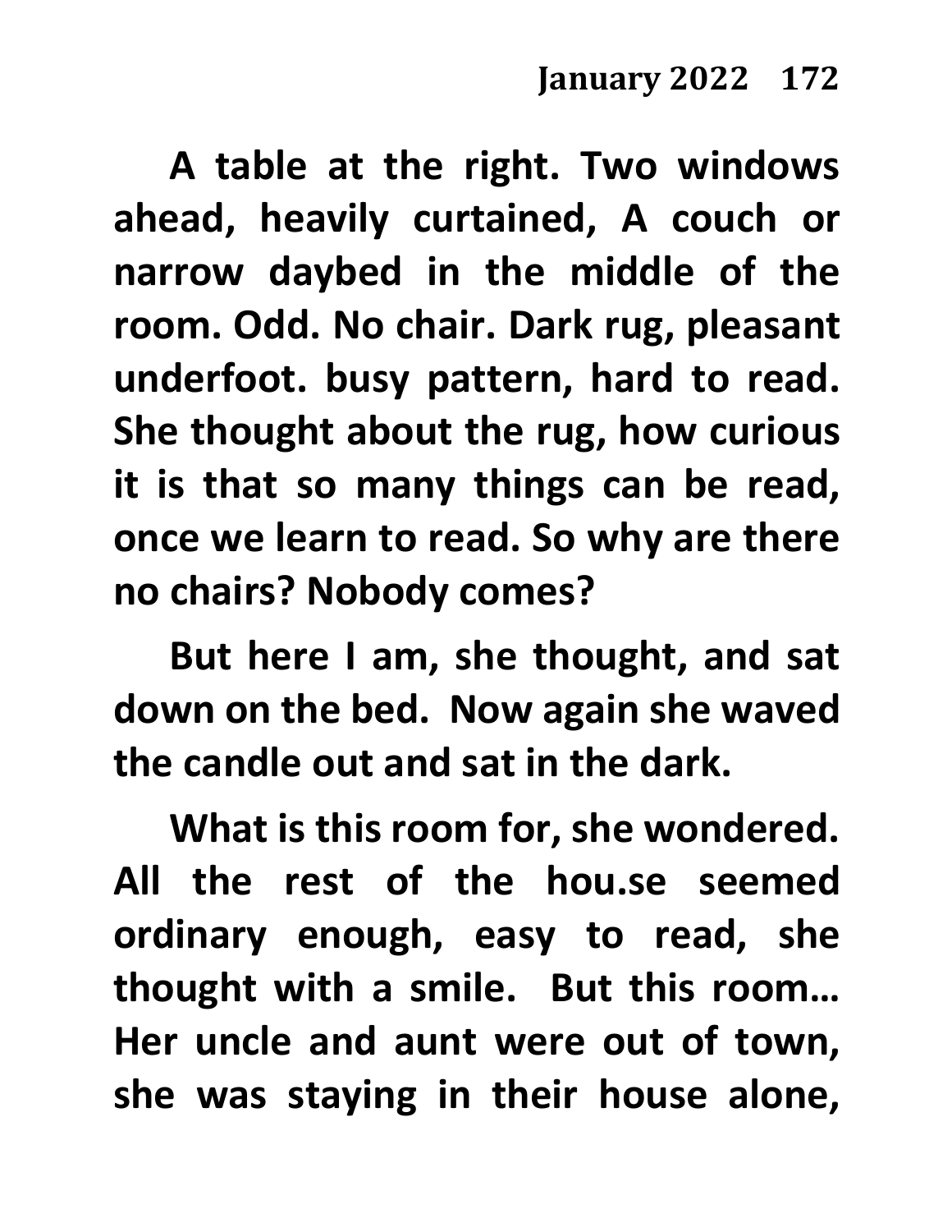**A table at the right. Two windows ahead, heavily curtained, A couch or narrow daybed in the middle of the room. Odd. No chair. Dark rug, pleasant underfoot. busy pattern, hard to read. She thought about the rug, how curious it is that so many things can be read, once we learn to read. So why are there no chairs? Nobody comes?**

**But here I am, she thought, and sat down on the bed. Now again she waved the candle out and sat in the dark.**

**What is this room for, she wondered. All the rest of the hou.se seemed ordinary enough, easy to read, she thought with a smile. But this room… Her uncle and aunt were out of town, she was staying in their house alone,**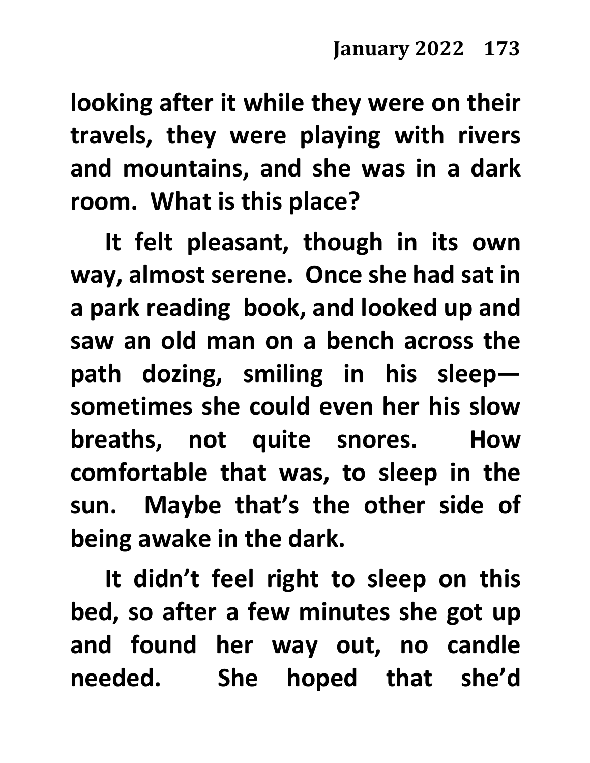looking after it while they were on their travels, they were playing with rivers and mountains, and she was in a dark room. What is this place?

It felt pleasant, though in its own way, almost serene. Once she had sat in a park reading book, and looked up and saw an old man on a bench across the path dozing, smiling in his sleep—sometimes she could even her his slow breaths, not quite snores. How comfortable that was, to sleep in the sun. Maybe that's the other side of being awake in the dark.

It didn't feel right to sleep on this bed, so after a few minutes she got up and found her way out, no candle needed. She hoped that she'd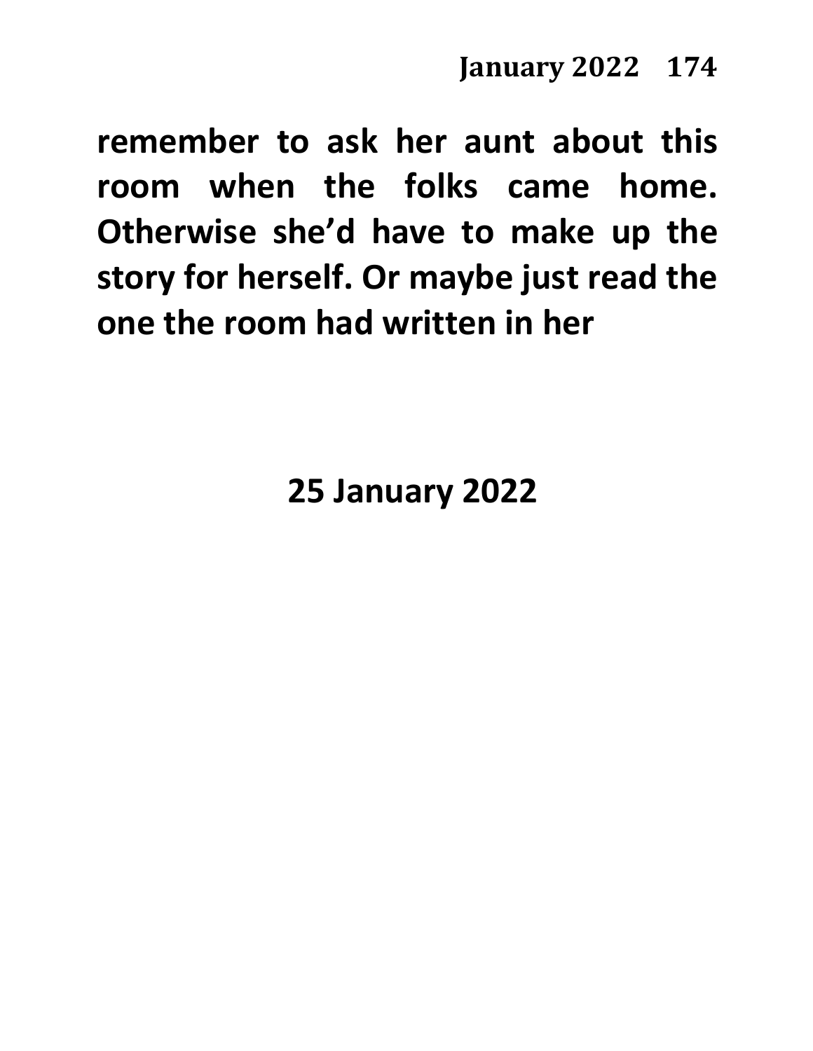**remember to ask her aunt about this room when the folks came home. Otherwise she'd have to make up the story for herself. Or maybe just read the one the room had written in her**

**25 January 2022**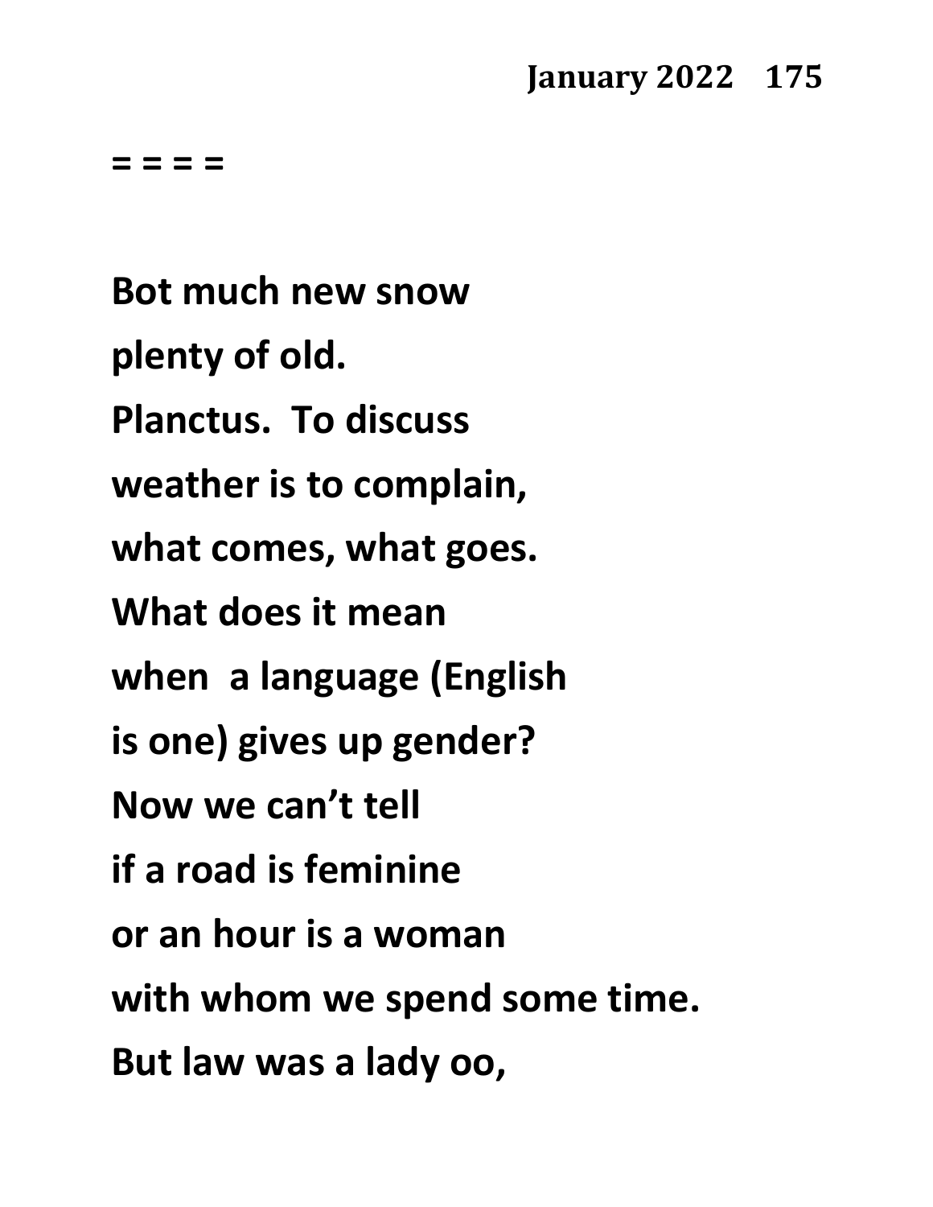**= = = =**

**Bot much new snow**

**plenty of old.**

**Planctus.  To discuss**

**weather is to complain,**

**what comes, what goes.**

**What does it mean**

**when  a language (English**

**is one) gives up gender?**

**Now we can't tell**

**if a road is feminine**

**or an hour is a woman**

**with whom we spend some time.**

**But law was a lady oo,**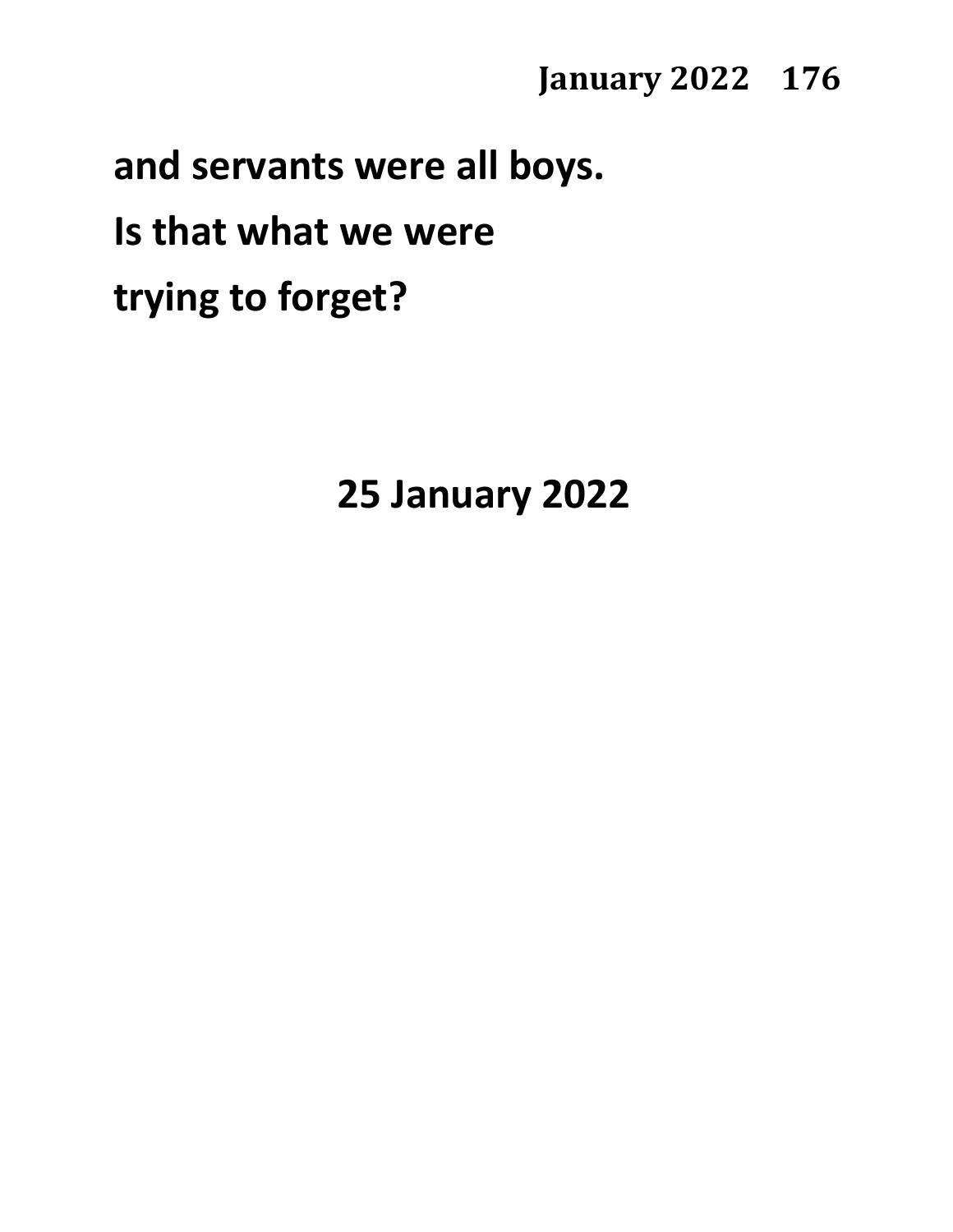**and servants were all boys.**

**Is that what we were**

**trying to forget?**

**25 January 2022**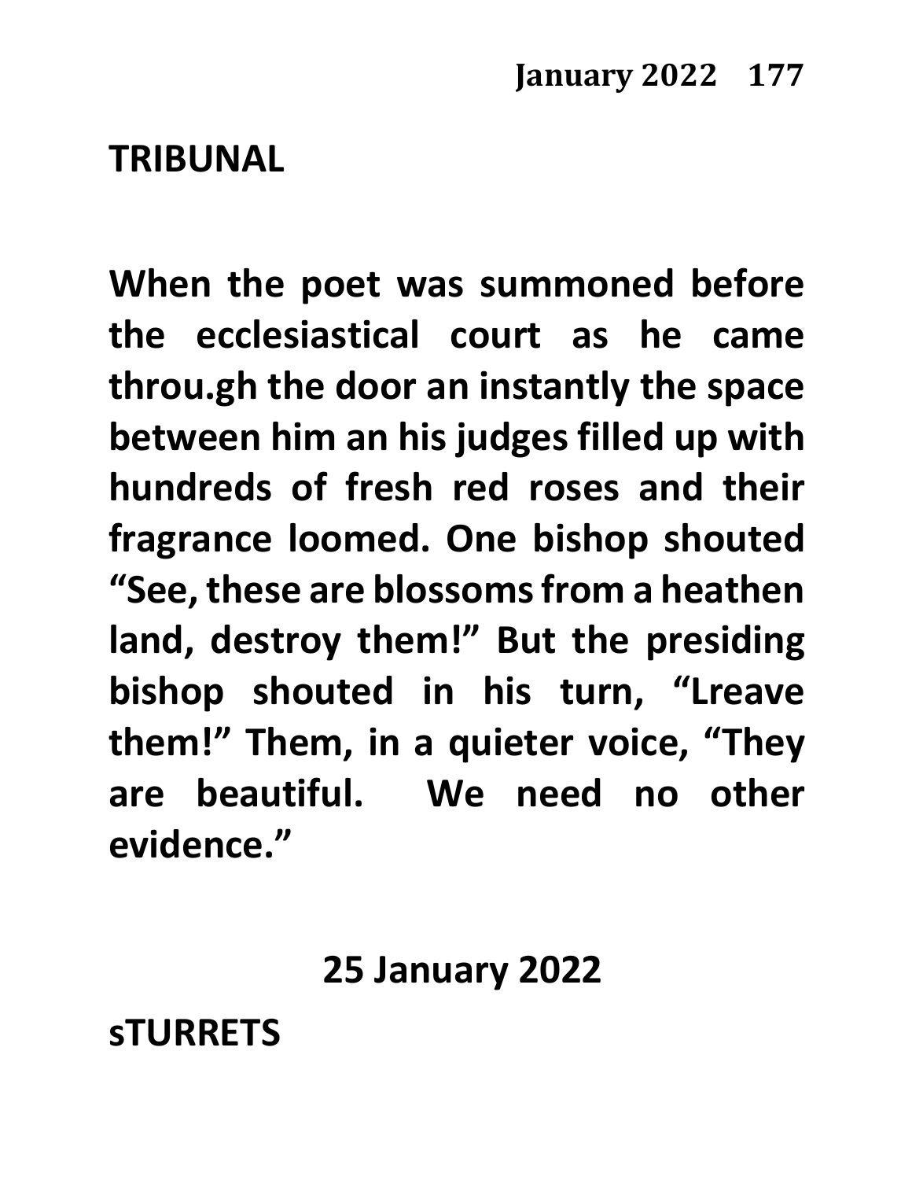## TRIBUNAL

**When the poet was summoned before the ecclesiastical court as he came throu.gh the door an instantly the space between him an his judges filled up with hundreds of fresh red roses and their fragrance loomed. One bishop shouted "See, these are blossoms from a heathen land, destroy them!" But the presiding bishop shouted in his turn, "Lreave them!" Them, in a quieter voice, "They are beautiful. We need no other evidence."**

**25 January 2022**

## sTURRETS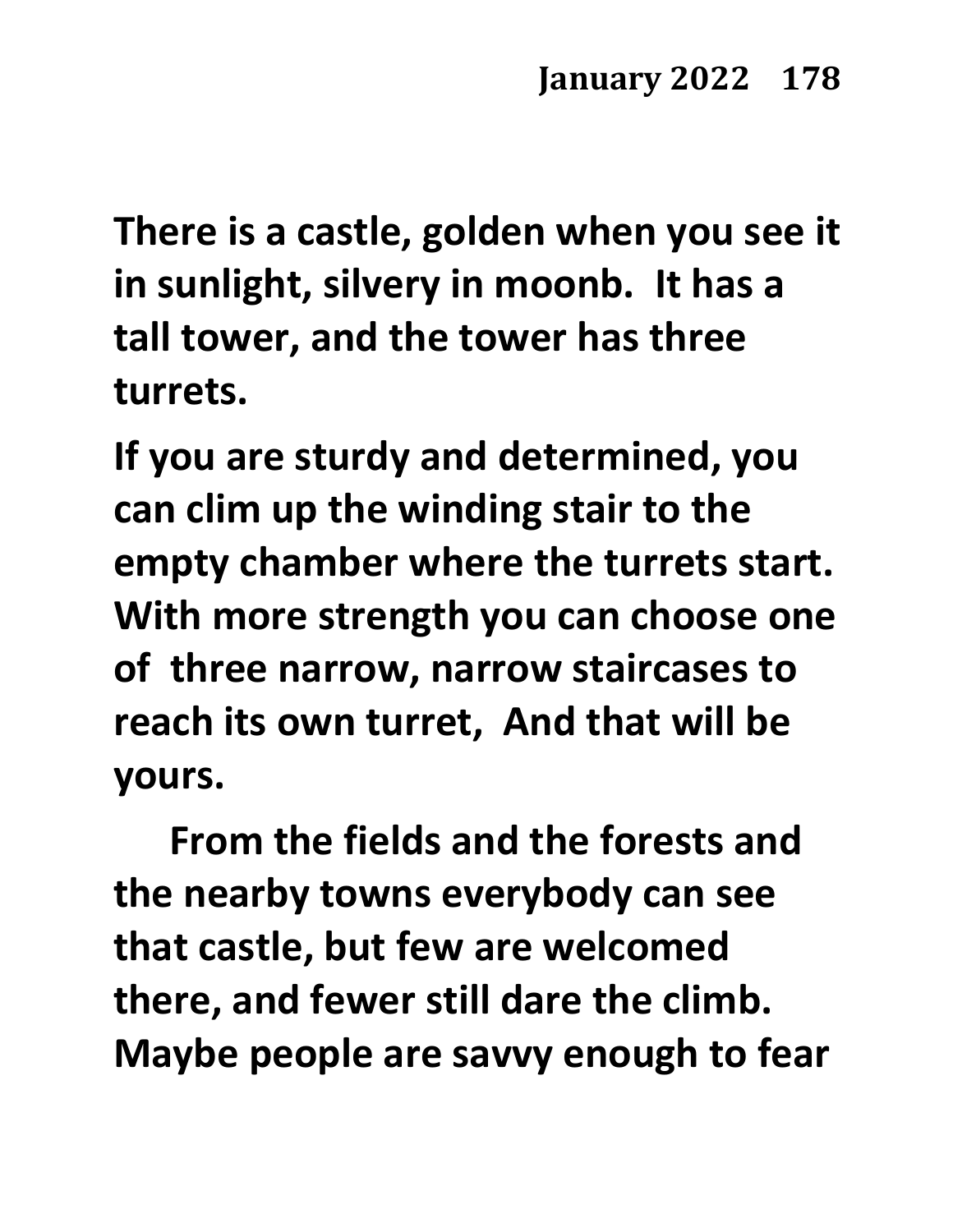**There is a castle, golden when you see it in sunlight, silvery in moonb.  It has a tall tower, and the tower has three turrets.**

**If you are sturdy and determined, you can clim up the winding stair to the empty chamber where the turrets start. With more strength you can choose one of  three narrow, narrow staircases to reach its own turret,  And that will be yours.**

**From the fields and the forests and the nearby towns everybody can see that castle, but few are welcomed there, and fewer still dare the climb. Maybe people are savvy enough to fear**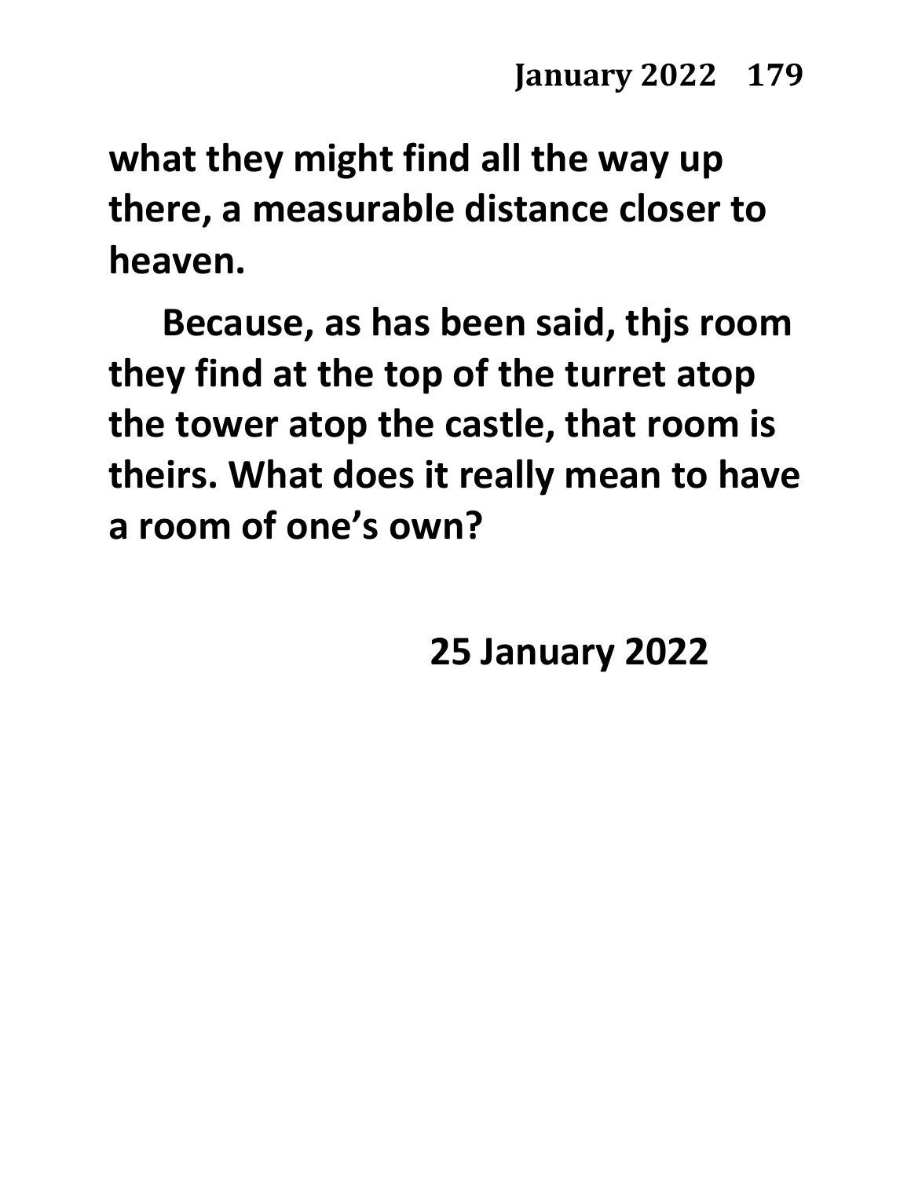**what they might find all the way up there, a measurable distance closer to heaven.**

**Because, as has been said, thjs room they find at the top of the turret atop the tower atop the castle, that room is theirs. What does it really mean to have a room of one's own?**

**25 January 2022**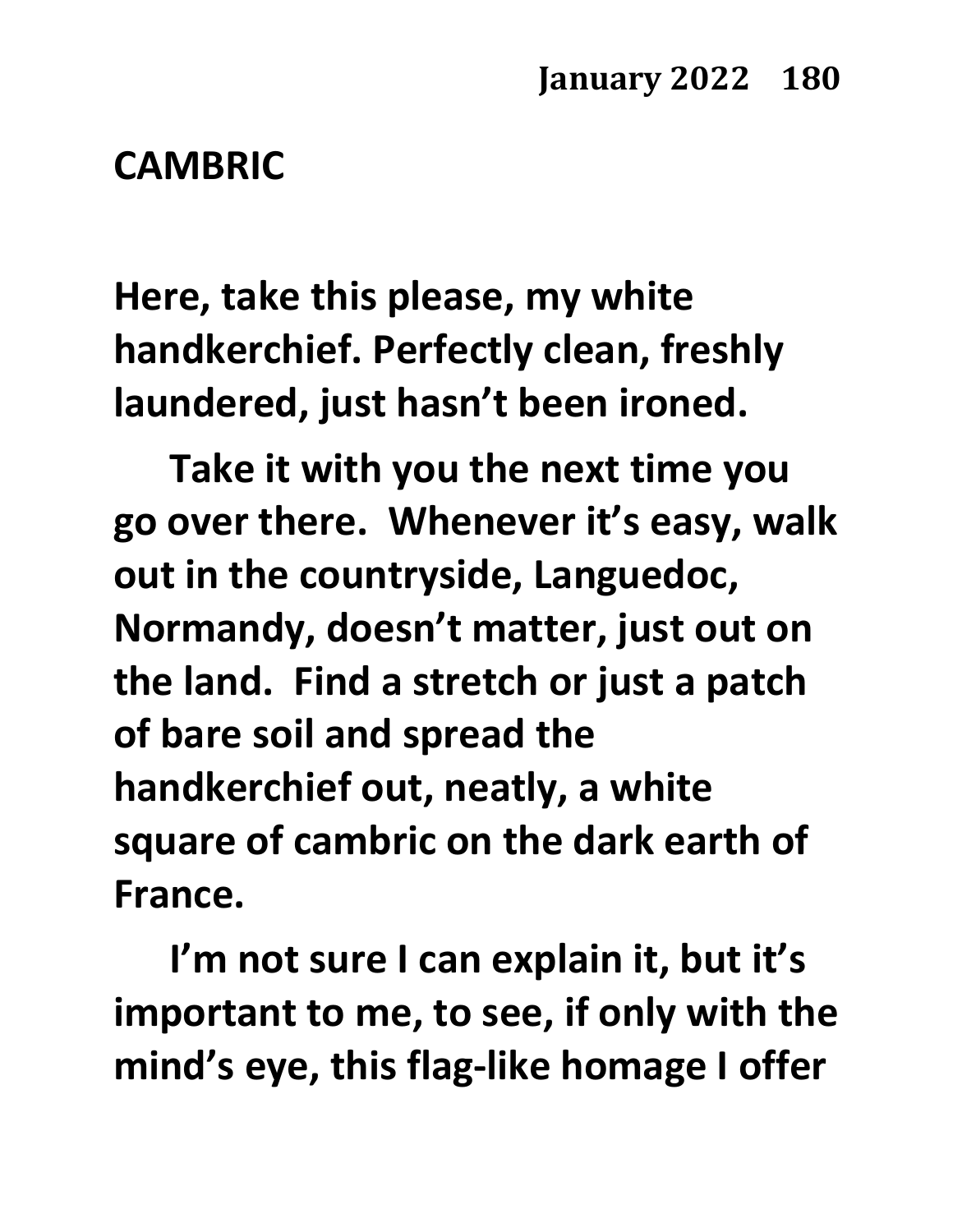## CAMBRIC

**Here, take this please, my white handkerchief. Perfectly clean, freshly laundered, just hasn't been ironed.**

**Take it with you the next time you go over there. Whenever it's easy, walk out in the countryside, Languedoc, Normandy, doesn't matter, just out on the land. Find a stretch or just a patch of bare soil and spread the handkerchief out, neatly, a white square of cambric on the dark earth of France.**

**I'm not sure I can explain it, but it's important to me, to see, if only with the mind's eye, this flag-like homage I offer**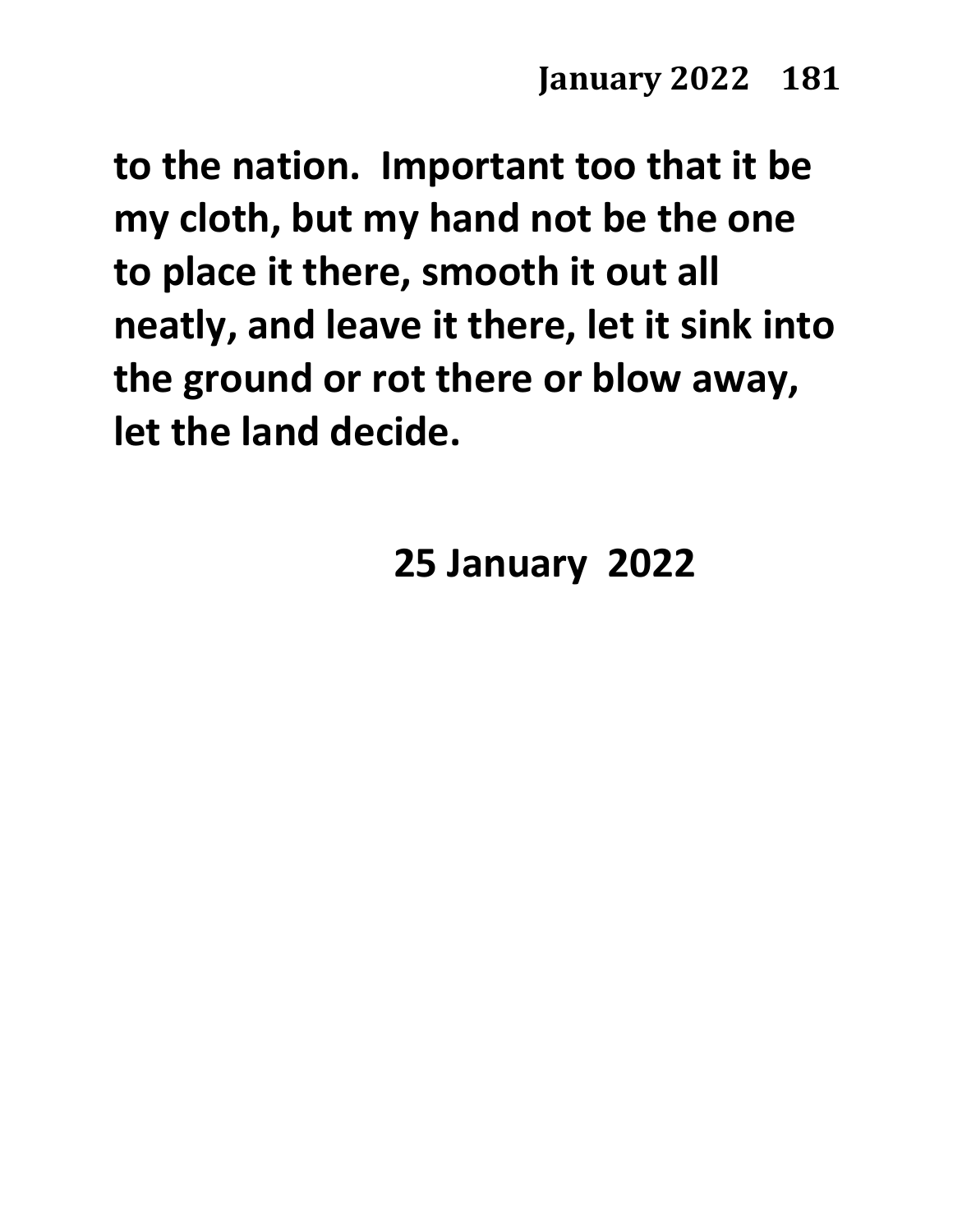**to the nation. Important too that it be my cloth, but my hand not be the one to place it there, smooth it out all neatly, and leave it there, let it sink into the ground or rot there or blow away, let the land decide.**

**25 January 2022**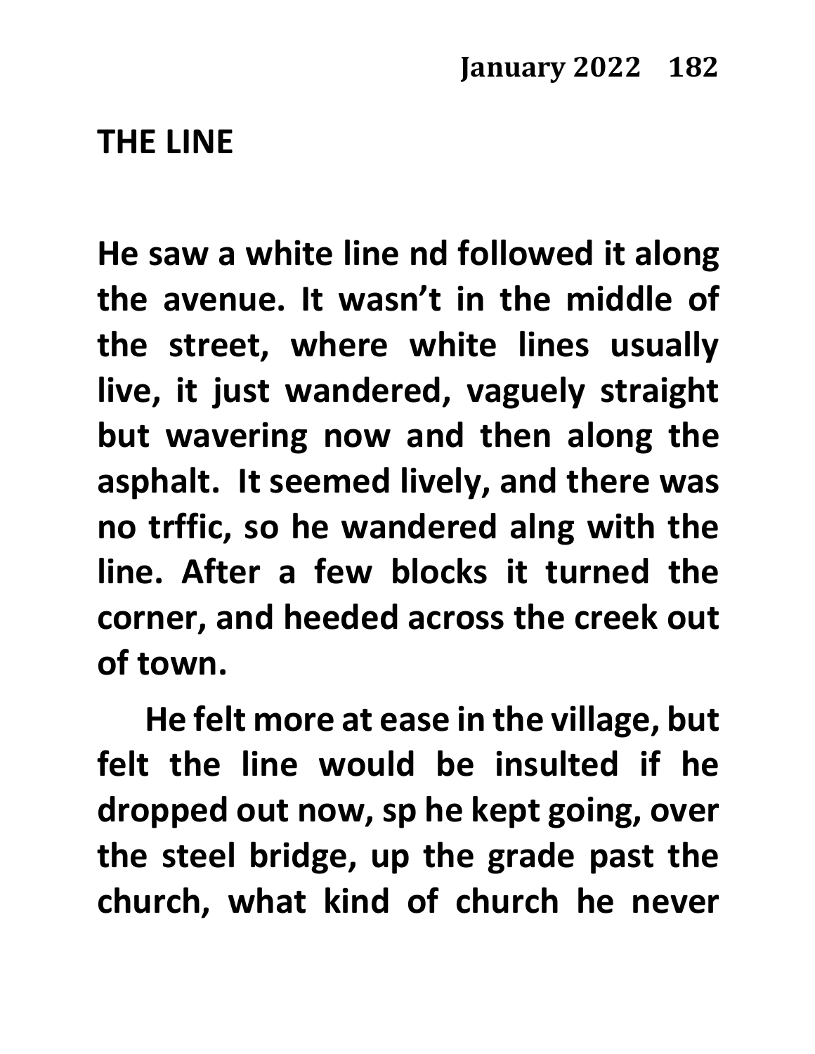## THE LINE

He saw a white line nd followed it along the avenue. It wasn't in the middle of the street, where white lines usually live, it just wandered, vaguely straight but wavering now and then along the asphalt. It seemed lively, and there was no trffic, so he wandered alng with the line. After a few blocks it turned the corner, and heeded across the creek out of town.

He felt more at ease in the village, but felt the line would be insulted if he dropped out now, sp he kept going, over the steel bridge, up the grade past the church, what kind of church he never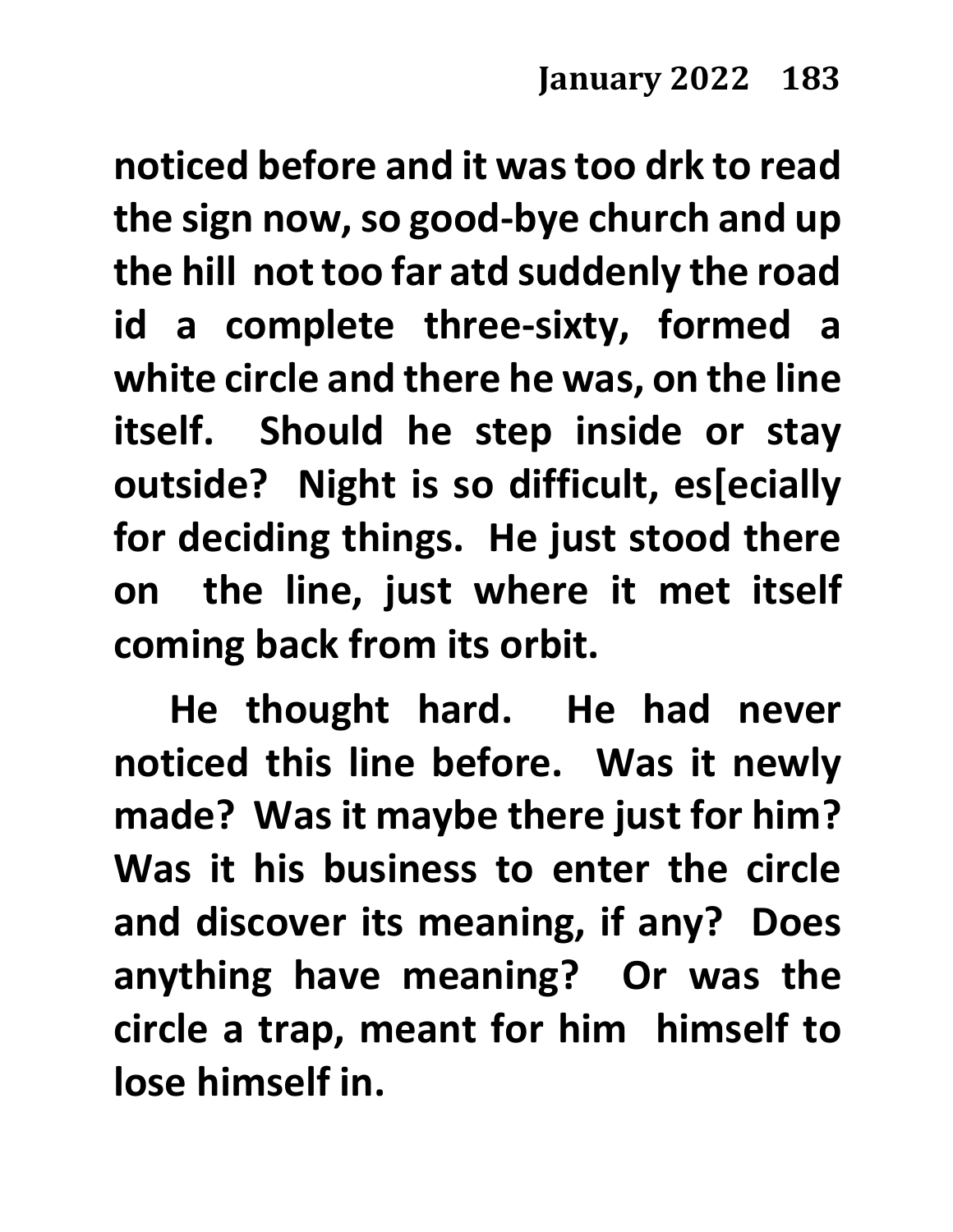**noticed before and it was too drk to read the sign now, so good-bye church and up the hill not too far atd suddenly the road id a complete three-sixty, formed a white circle and there he was, on the line itself. Should he step inside or stay outside? Night is so difficult, es[ecially for deciding things. He just stood there on the line, just where it met itself coming back from its orbit.**

**He thought hard. He had never noticed this line before. Was it newly made? Was it maybe there just for him? Was it his business to enter the circle and discover its meaning, if any? Does anything have meaning? Or was the circle a trap, meant for him himself to lose himself in.**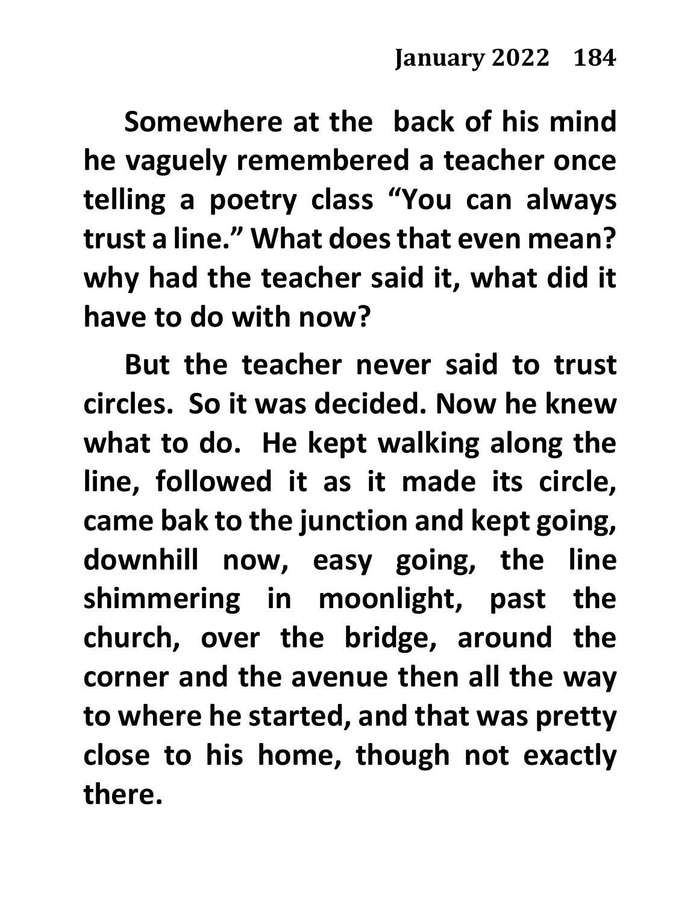**Somewhere at the back of his mind he vaguely remembered a teacher once telling a poetry class "You can always trust a line." What does that even mean? why had the teacher said it, what did it have to do with now?**

**But the teacher never said to trust circles. So it was decided. Now he knew what to do. He kept walking along the line, followed it as it made its circle, came bak to the junction and kept going, downhill now, easy going, the line shimmering in moonlight, past the church, over the bridge, around the corner and the avenue then all the way to where he started, and that was pretty close to his home, though not exactly there.**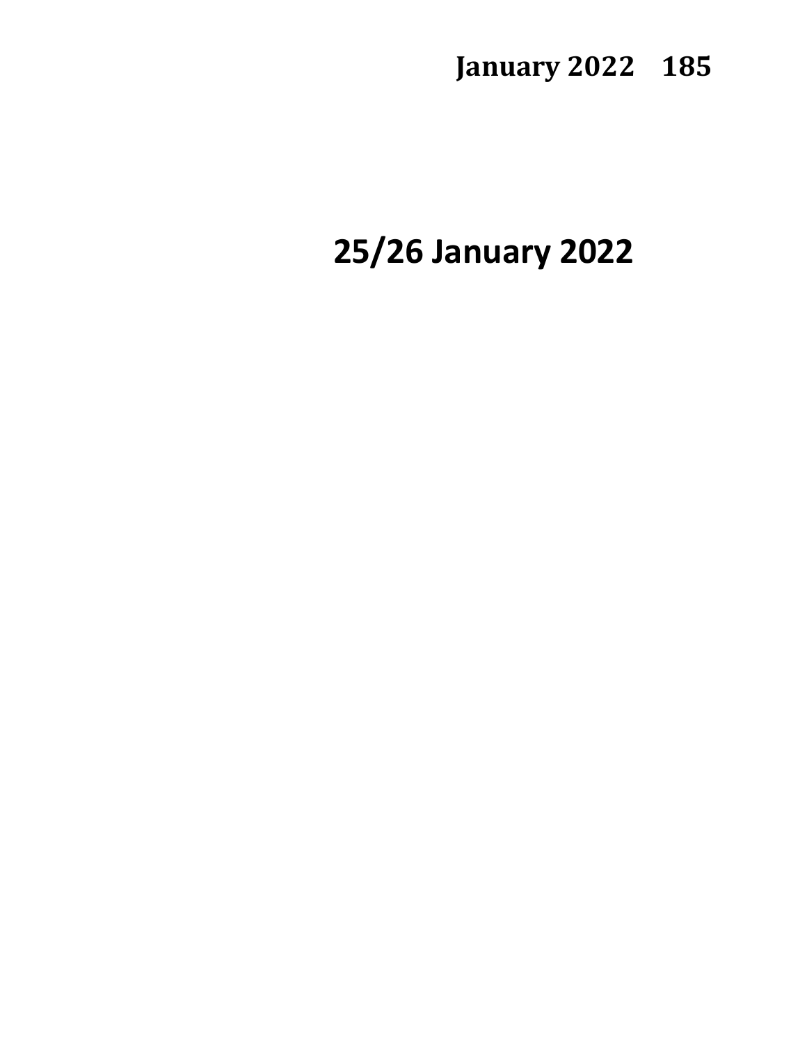# 25/26 January 2022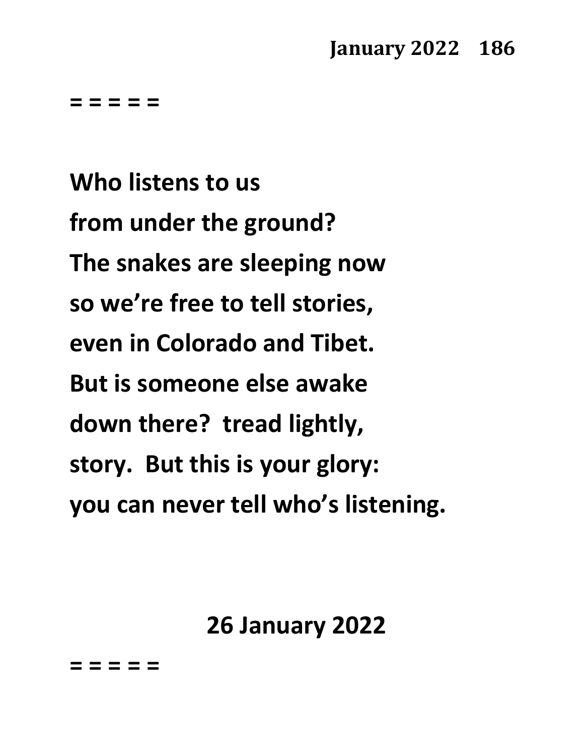= = = = =

**Who listens to us**
**from under the ground?**
**The snakes are sleeping now**
**so we're free to tell stories,**
**even in Colorado and Tibet.**
**But is someone else awake**
**down there? tread lightly,**
**story. But this is your glory:**
**you can never tell who's listening.**

**26 January 2022**

= = = = =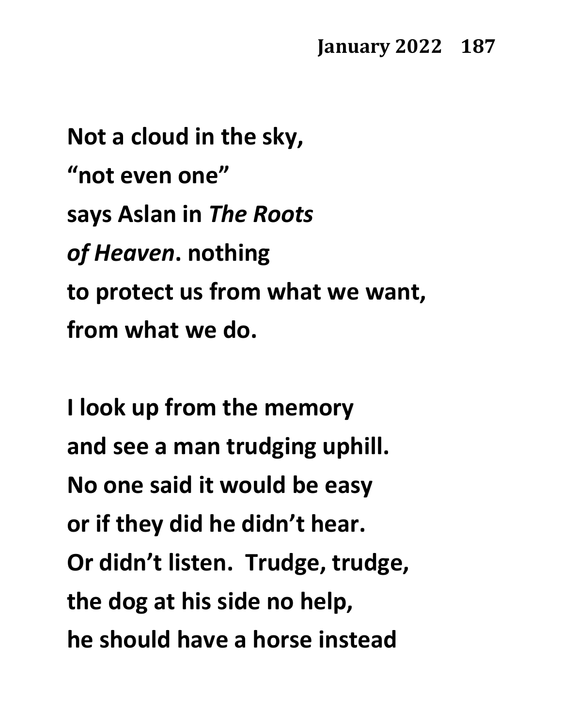**Not a cloud in the sky,**
**“not even one”**
**says Aslan in *The Roots***
***of Heaven*. nothing**
**to protect us from what we want,**
**from what we do.**

**I look up from the memory**
**and see a man trudging uphill.**
**No one said it would be easy**
**or if they did he didn’t hear.**
**Or didn’t listen.  Trudge, trudge,**
**the dog at his side no help,**
**he should have a horse instead**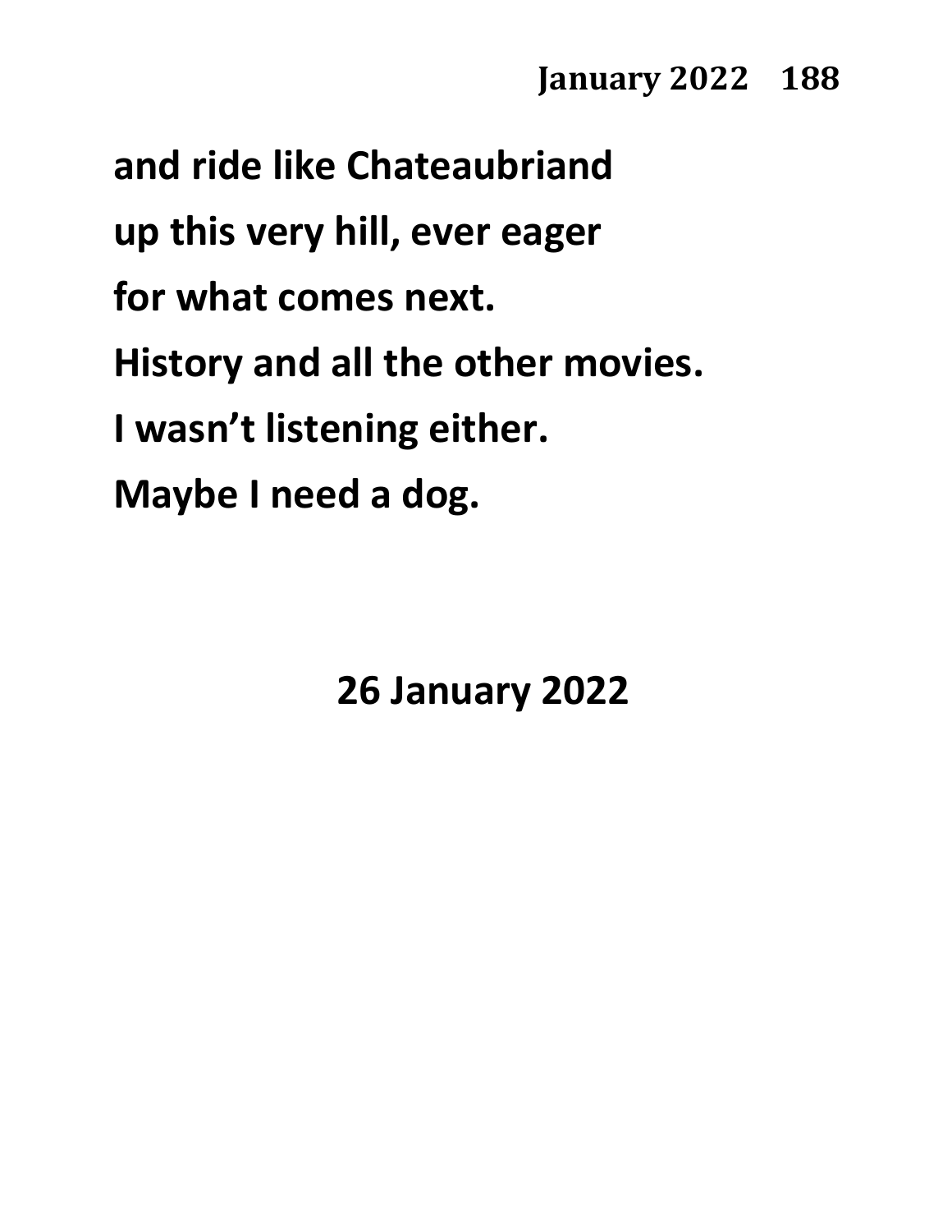**and ride like Chateaubriand**
**up this very hill, ever eager**
**for what comes next.**
**History and all the other movies.**
**I wasn't listening either.**
**Maybe I need a dog.**

**26 January 2022**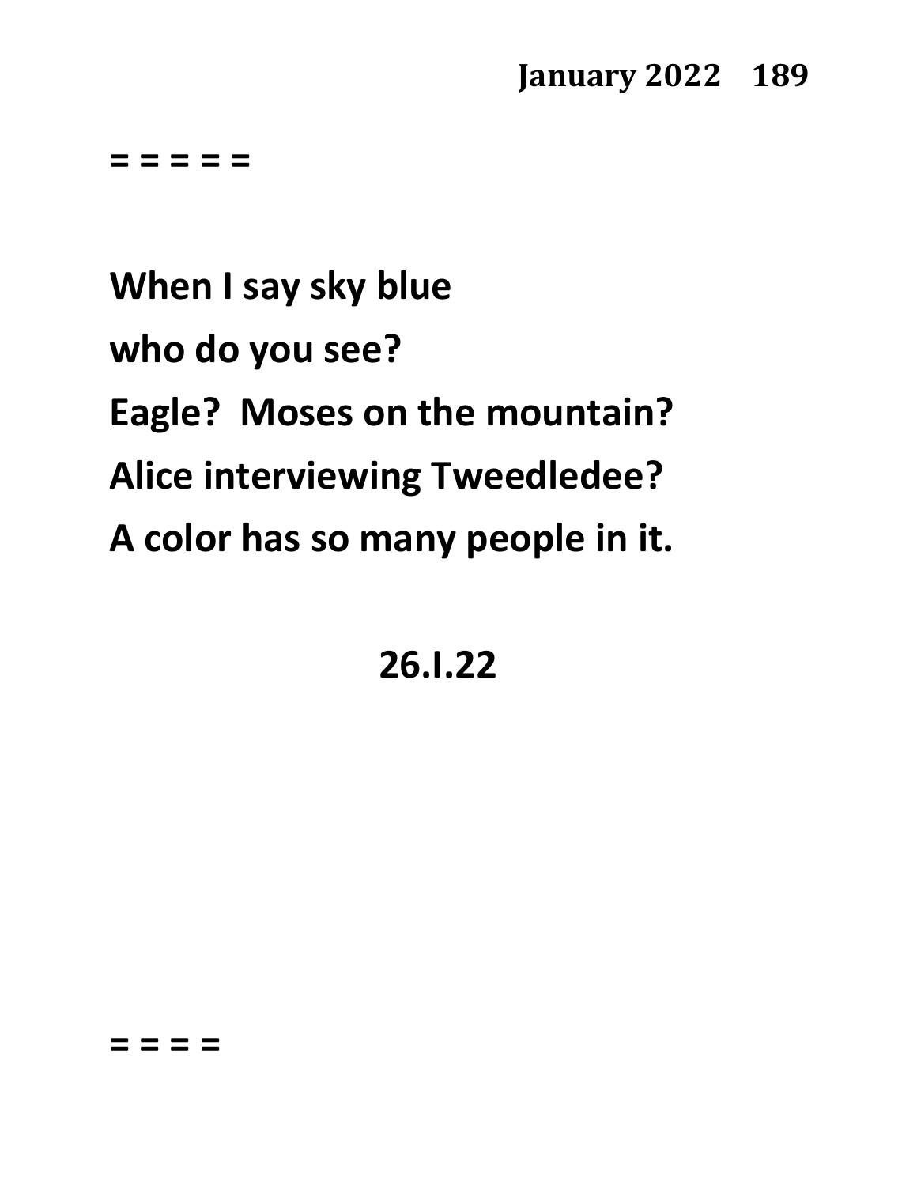= = = = =

When I say sky blue

who do you see?

Eagle?  Moses on the mountain?

Alice interviewing Tweedledee?

A color has so many people in it.

26.I.22

= = = =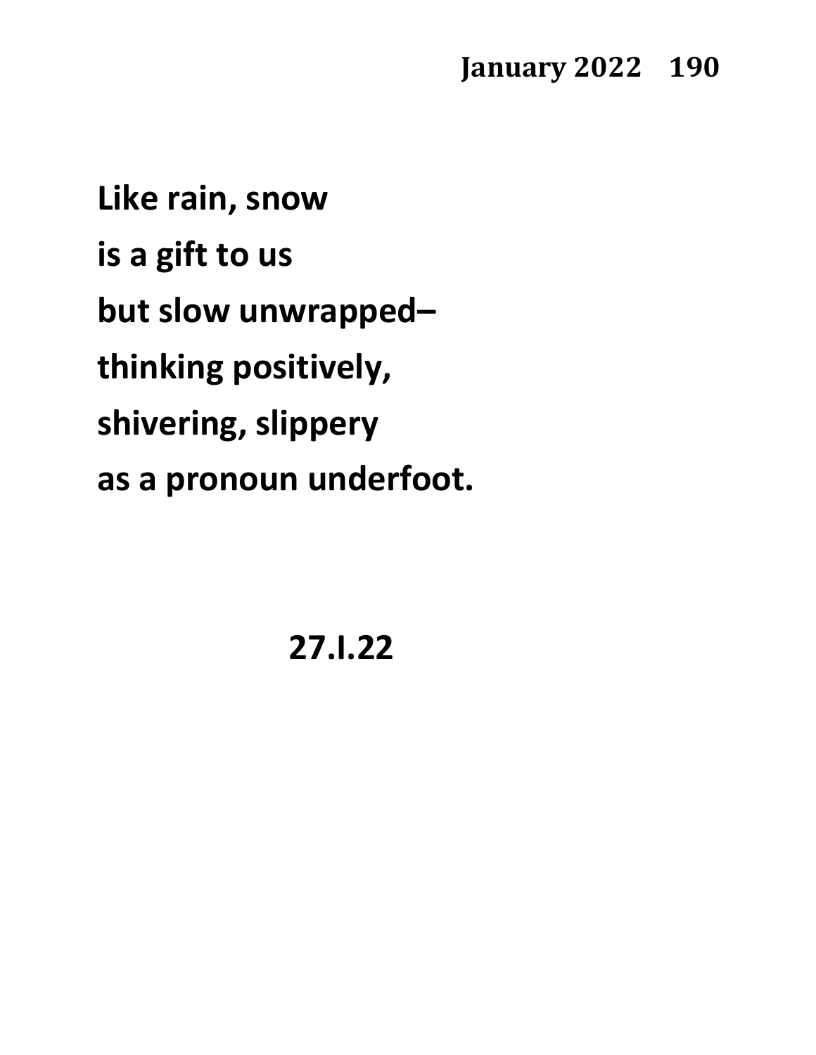Like rain, snow
is a gift to us
but slow unwrapped–
thinking positively,
shivering, slippery
as a pronoun underfoot.

27.I.22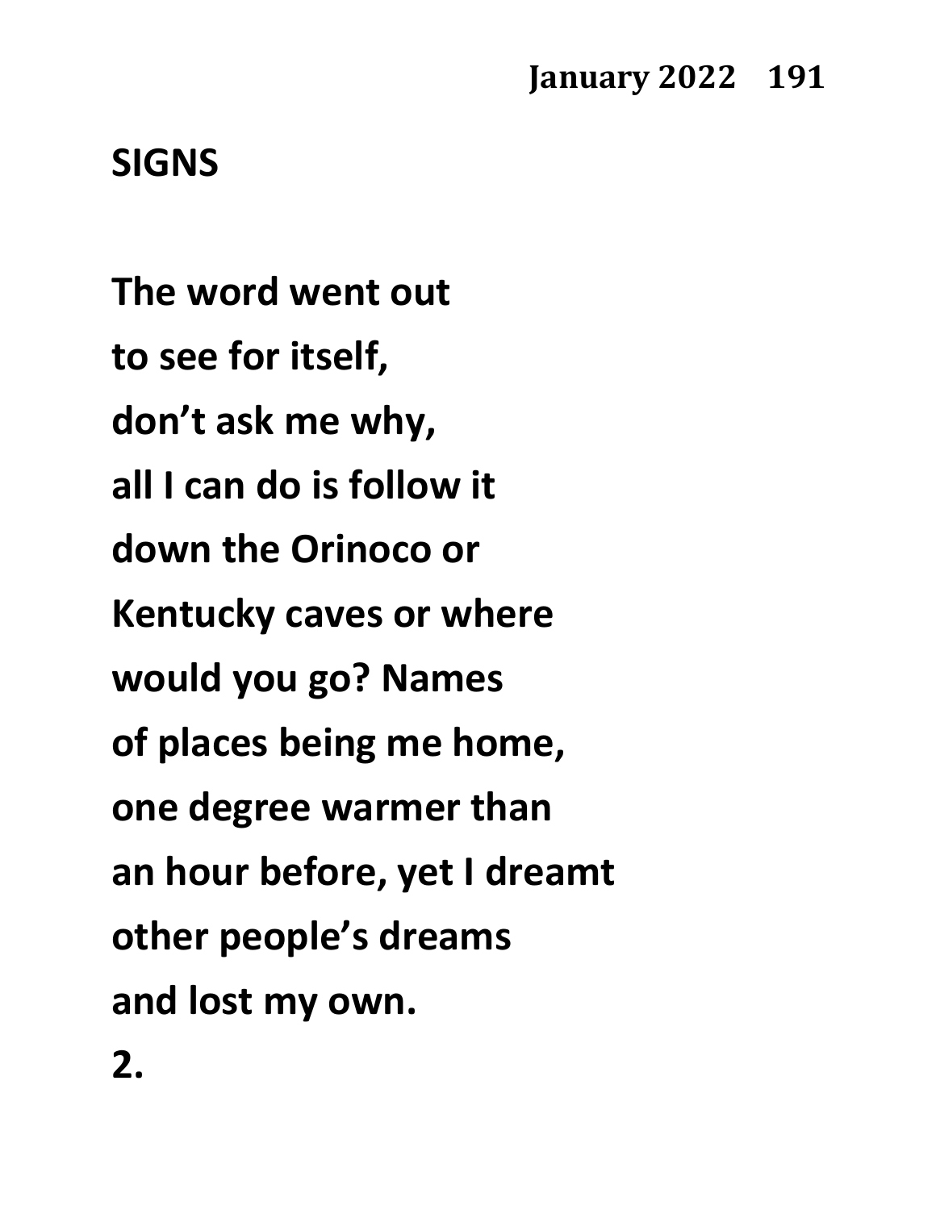## SIGNS

The word went out  
to see for itself,  
don't ask me why,  
all I can do is follow it  
down the Orinoco or  
Kentucky caves or where  
would you go? Names  
of places being me home,  
one degree warmer than  
an hour before, yet I dreamt  
other people's dreams  
and lost my own.

2.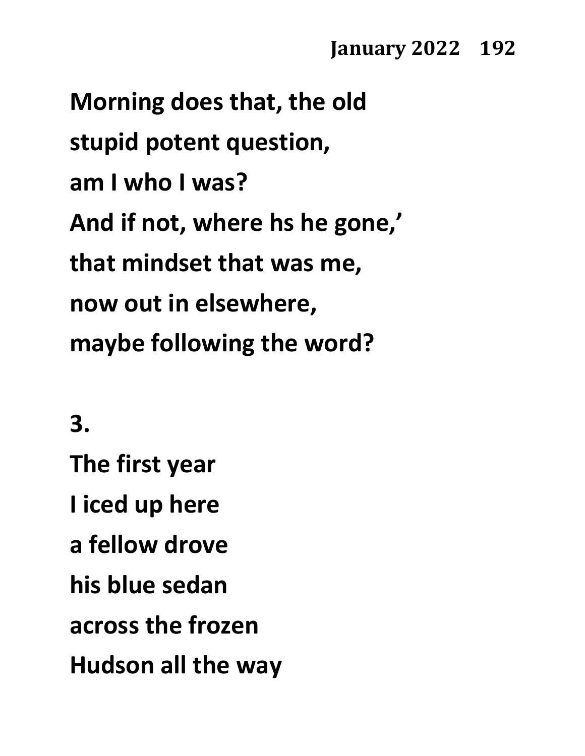**Morning does that, the old**
**stupid potent question,**
**am I who I was?**
**And if not, where hs he gone,'**
**that mindset that was me,**
**now out in elsewhere,**
**maybe following the word?**

**3.**

**The first year**
**I iced up here**
**a fellow drove**
**his blue sedan**
**across the frozen**
**Hudson all the way**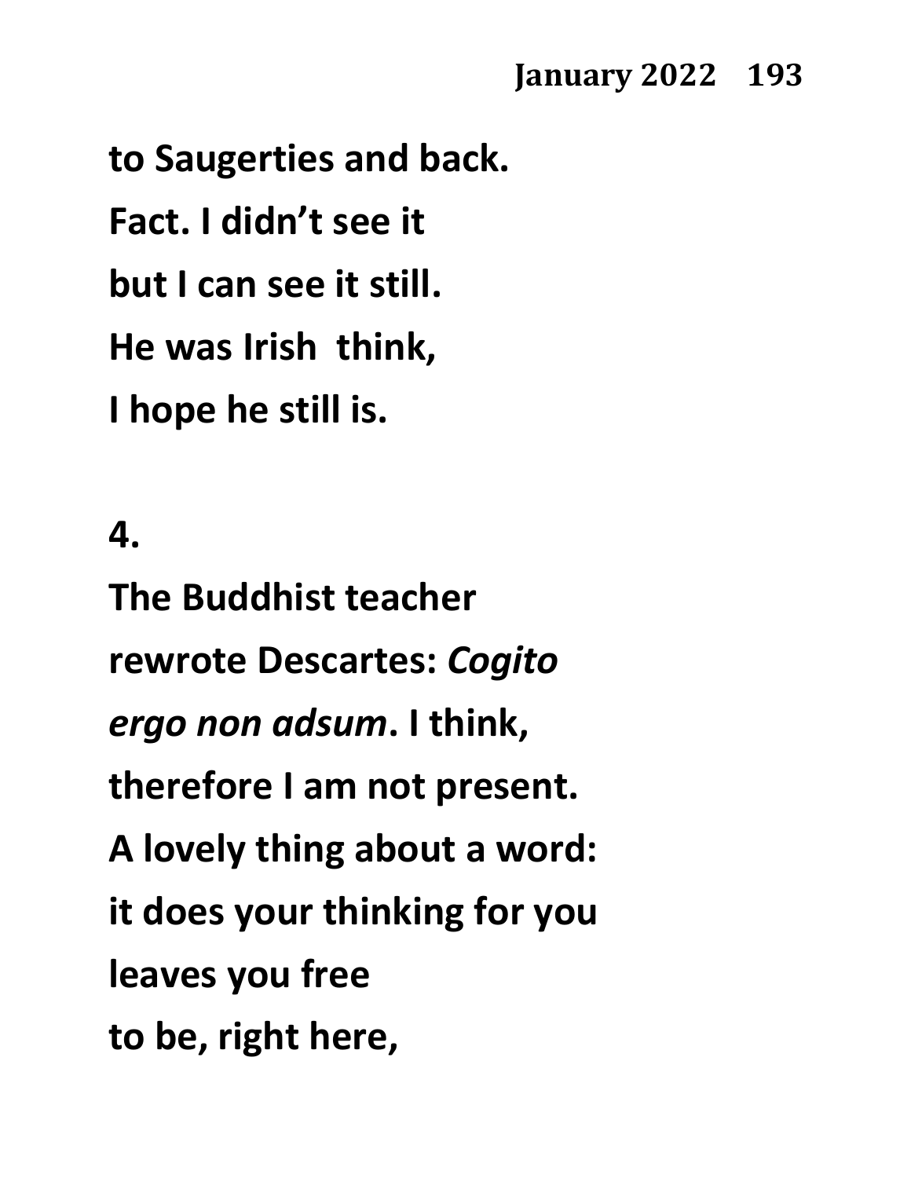**to Saugerties and back.**
**Fact. I didn’t see it**
**but I can see it still.**
**He was Irish  think,**
**I hope he still is.**

**4.**

**The Buddhist teacher**
**rewrote Descartes: *Cogito***
***ergo non adsum*. I think,**
**therefore I am not present.**
**A lovely thing about a word:**
**it does your thinking for you**
**leaves you free**
**to be, right here,**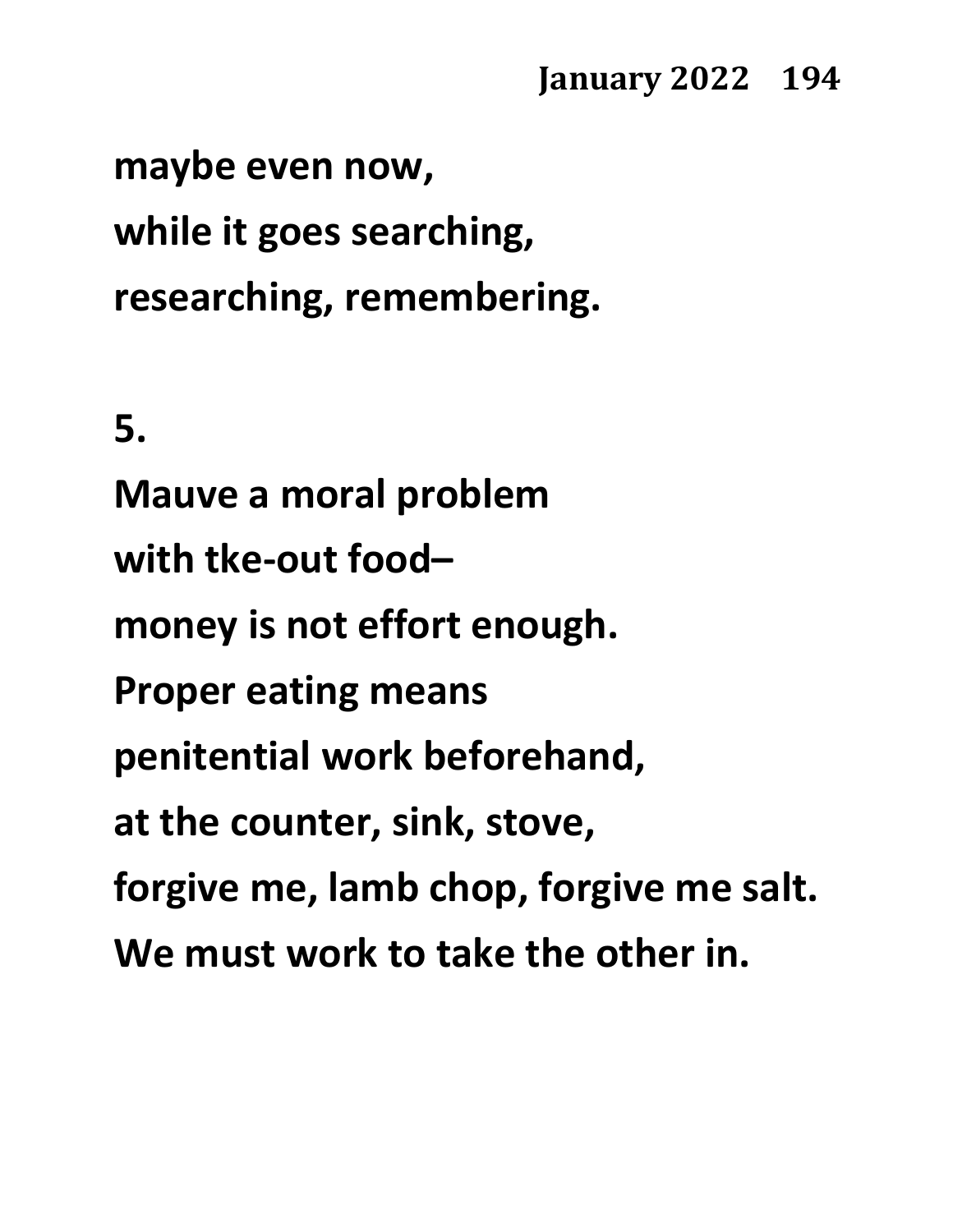maybe even now,
while it goes searching,
researching, remembering.

5.

Mauve a moral problem
with tke-out food–
money is not effort enough.
Proper eating means
penitential work beforehand,
at the counter, sink, stove,
forgive me, lamb chop, forgive me salt.
We must work to take the other in.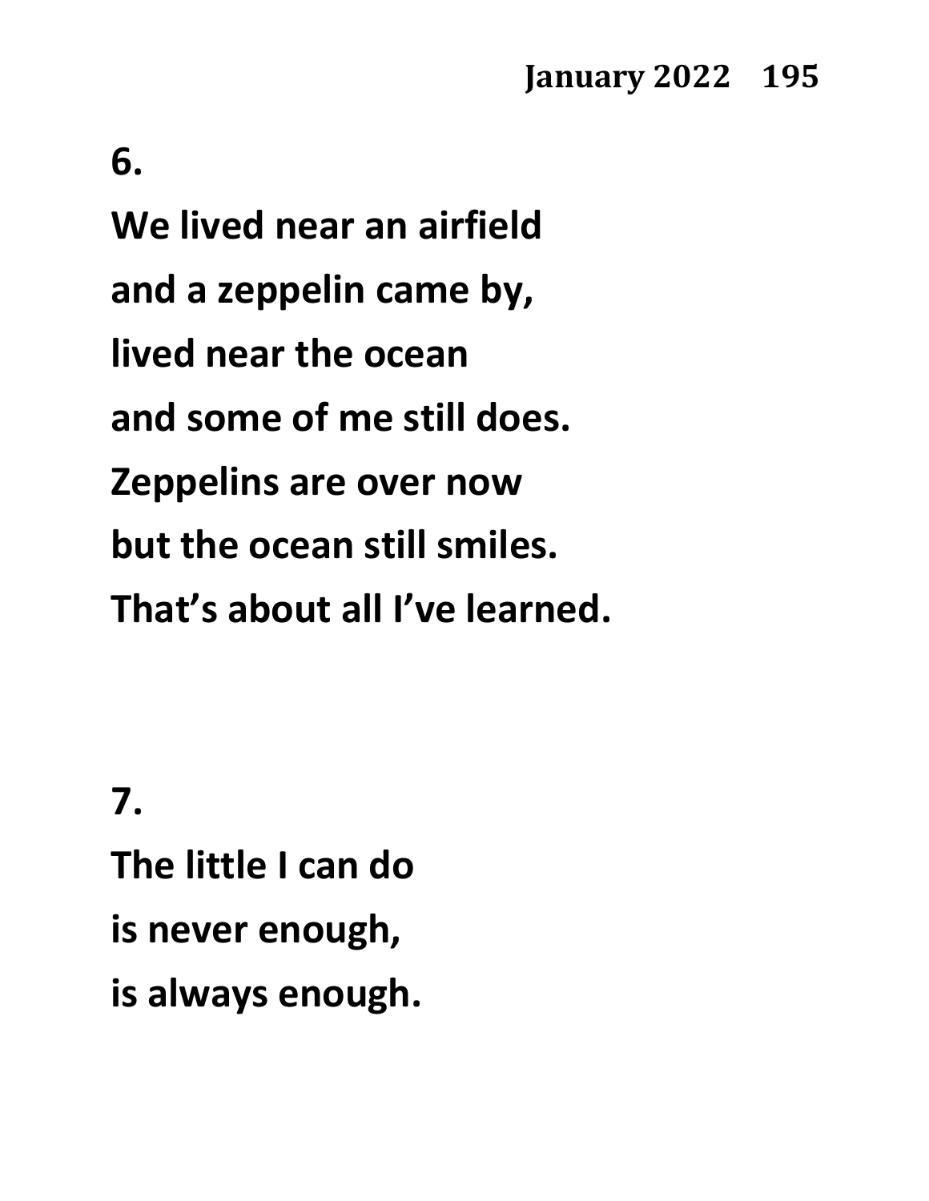**6.**

**We lived near an airfield**
**and a zeppelin came by,**
**lived near the ocean**
**and some of me still does.**
**Zeppelins are over now**
**but the ocean still smiles.**
**That's about all I've learned.**

**7.**

**The little I can do**
**is never enough,**
**is always enough.**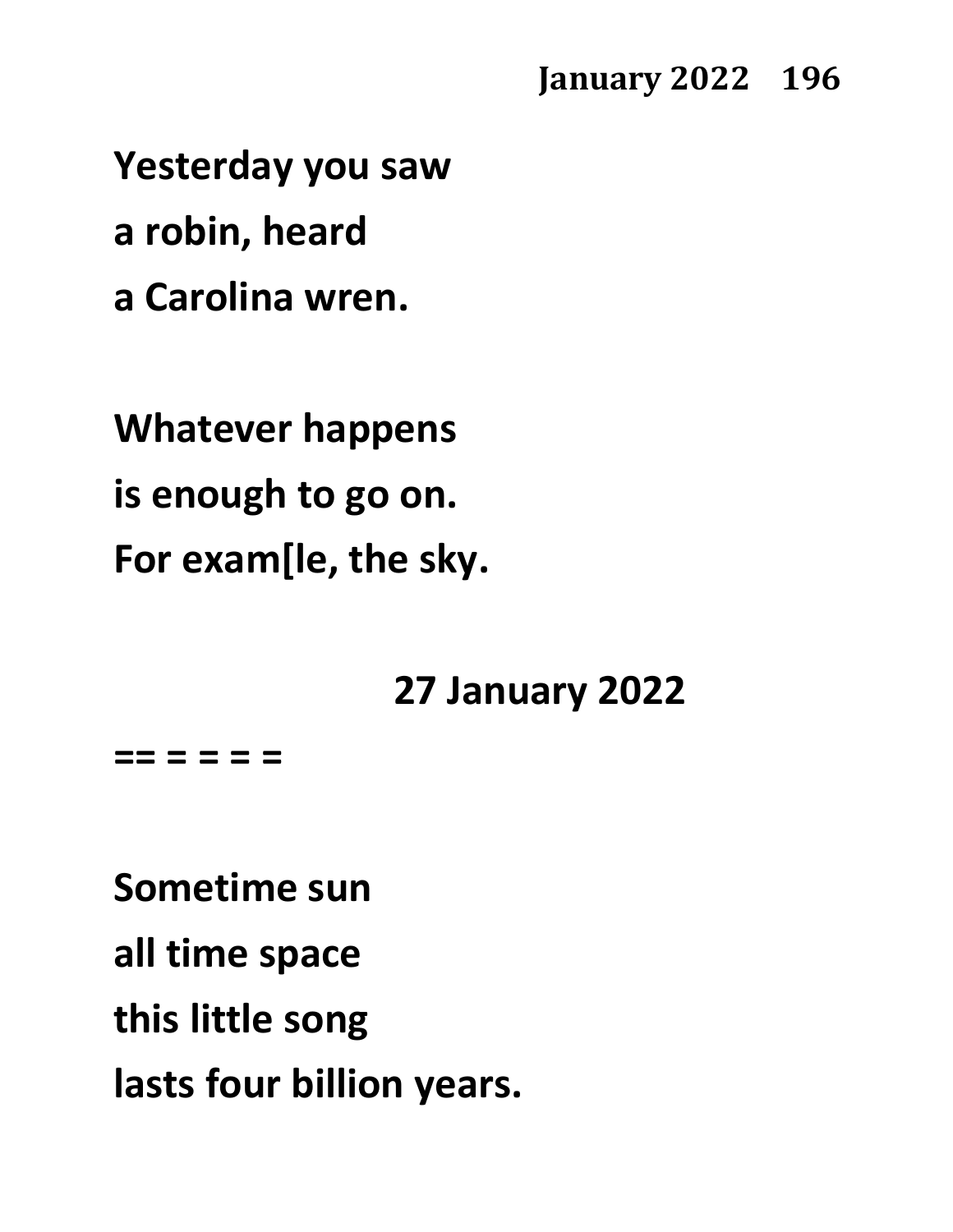**Yesterday you saw**
**a robin, heard**
**a Carolina wren.**

**Whatever happens**
**is enough to go on.**
**For exam[le, the sky.**

**27 January 2022**

**== = = = =**

**Sometime sun**
**all time space**
**this little song**
**lasts four billion years.**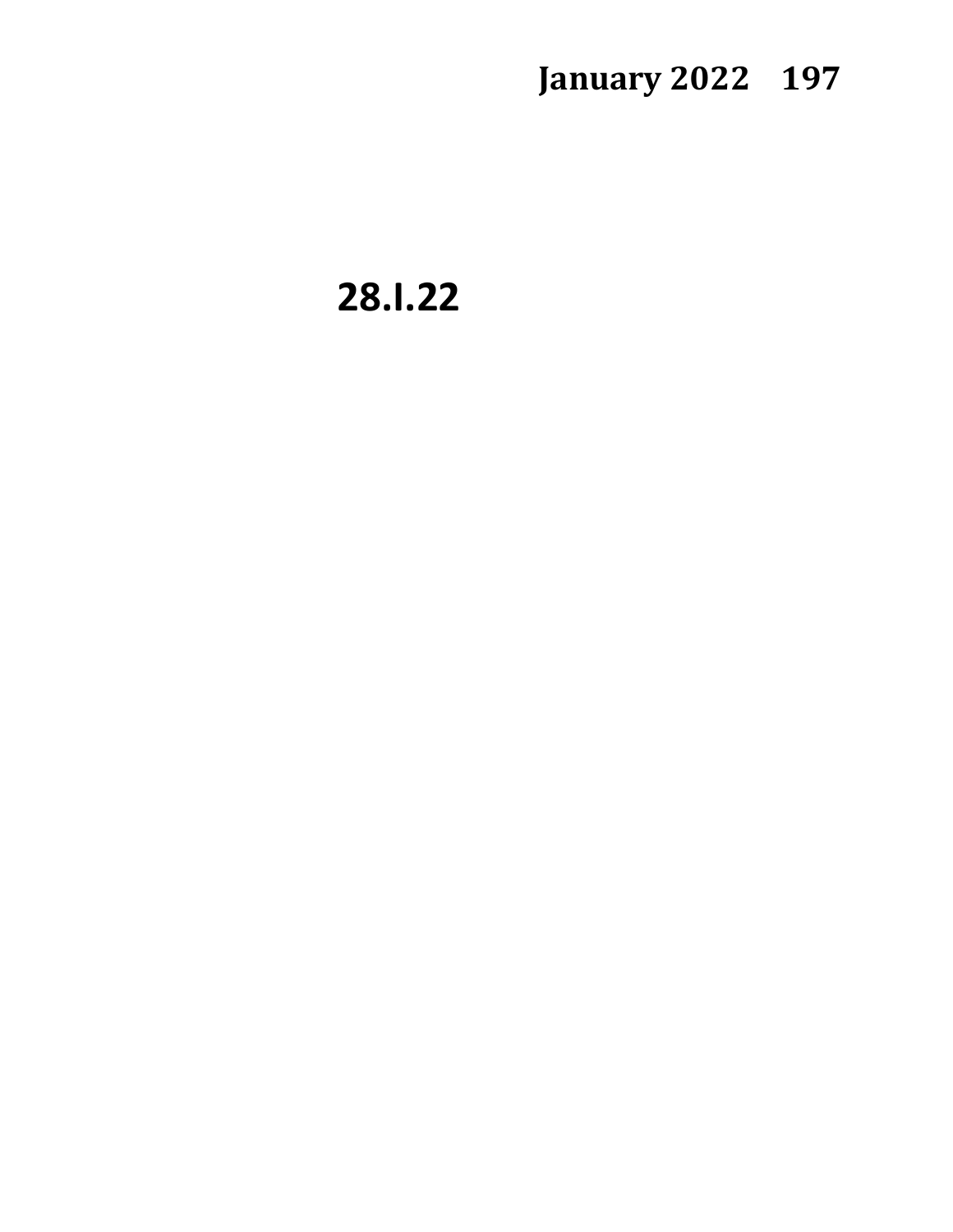## 28.I.22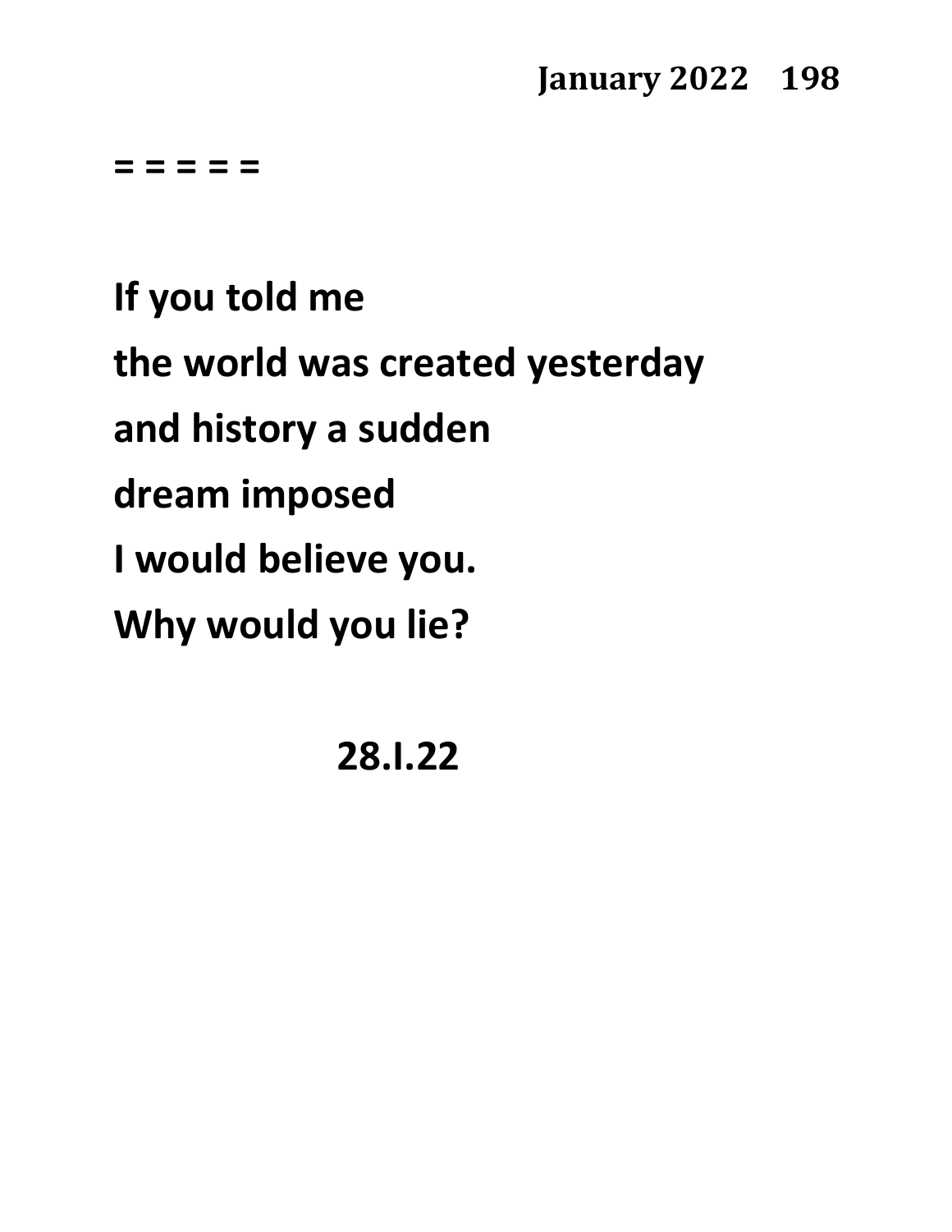= = = = =

**If you told me**  
**the world was created yesterday**  
**and history a sudden**  
**dream imposed**  
**I would believe you.**  
**Why would you lie?**

**28.I.22**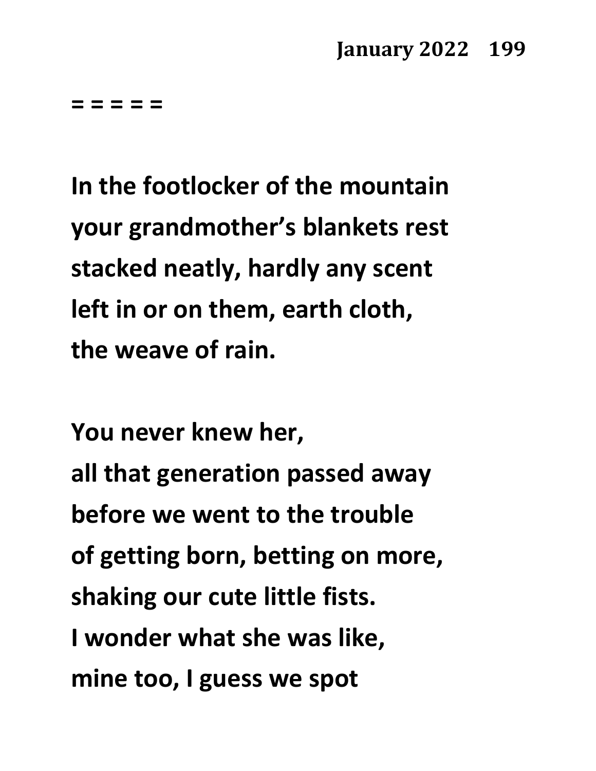= = = = =

In the footlocker of the mountain
your grandmother's blankets rest
stacked neatly, hardly any scent
left in or on them, earth cloth,
the weave of rain.

You never knew her,
all that generation passed away
before we went to the trouble
of getting born, betting on more,
shaking our cute little fists.
I wonder what she was like,
mine too, I guess we spot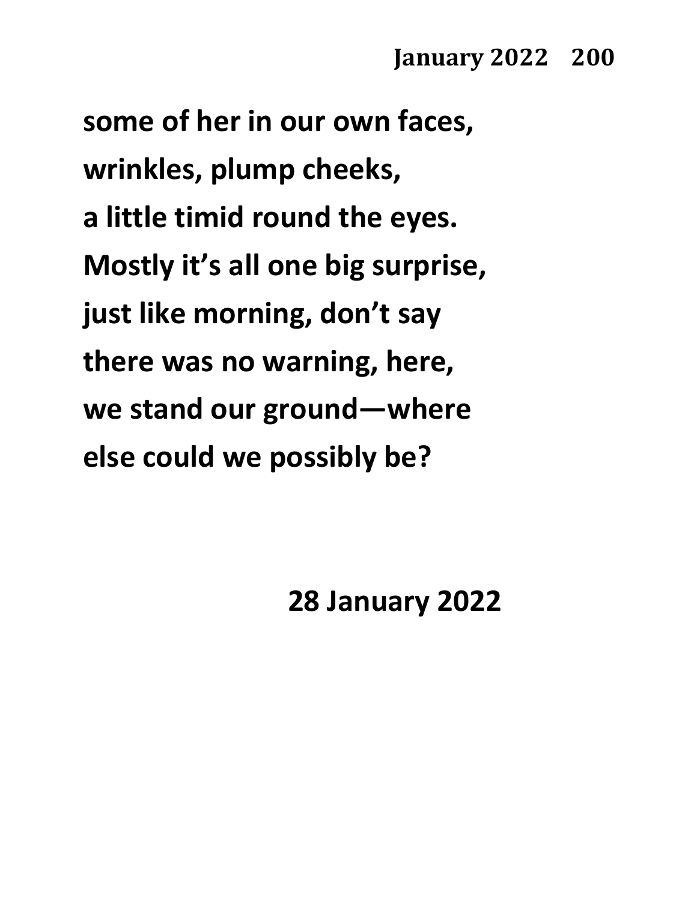**some of her in our own faces,**  
**wrinkles, plump cheeks,**  
**a little timid round the eyes.**  
**Mostly it's all one big surprise,**  
**just like morning, don't say**  
**there was no warning, here,**  
**we stand our ground—where**  
**else could we possibly be?**

**28 January 2022**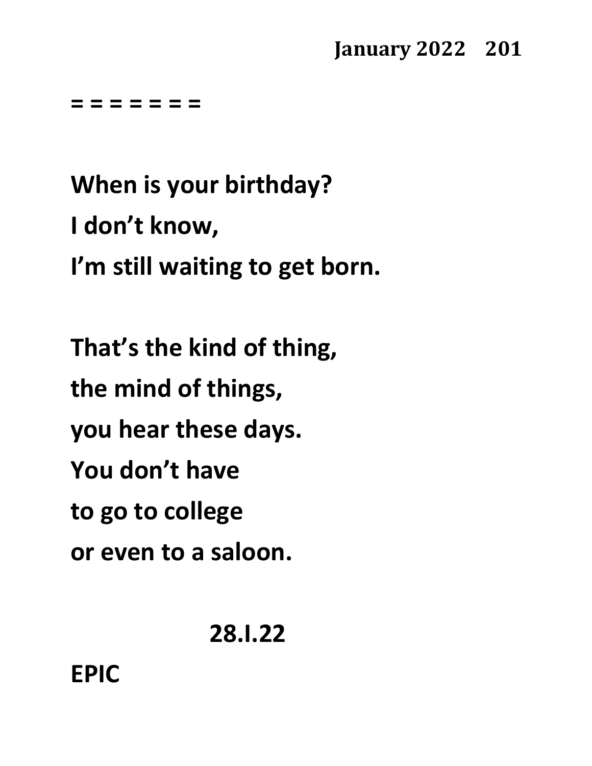= = = = = = =

**When is your birthday?**
**I don't know,**
**I'm still waiting to get born.**

**That's the kind of thing,**
**the mind of things,**
**you hear these days.**
**You don't have**
**to go to college**
**or even to a saloon.**

**28.I.22**

**EPIC**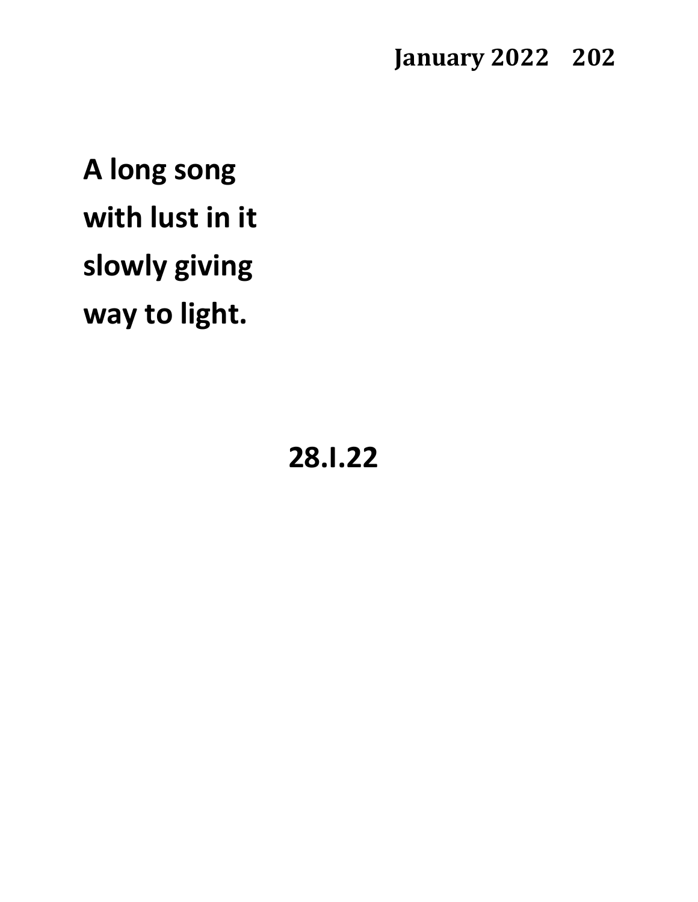**A long song**
**with lust in it**
**slowly giving**
**way to light.**

**28.I.22**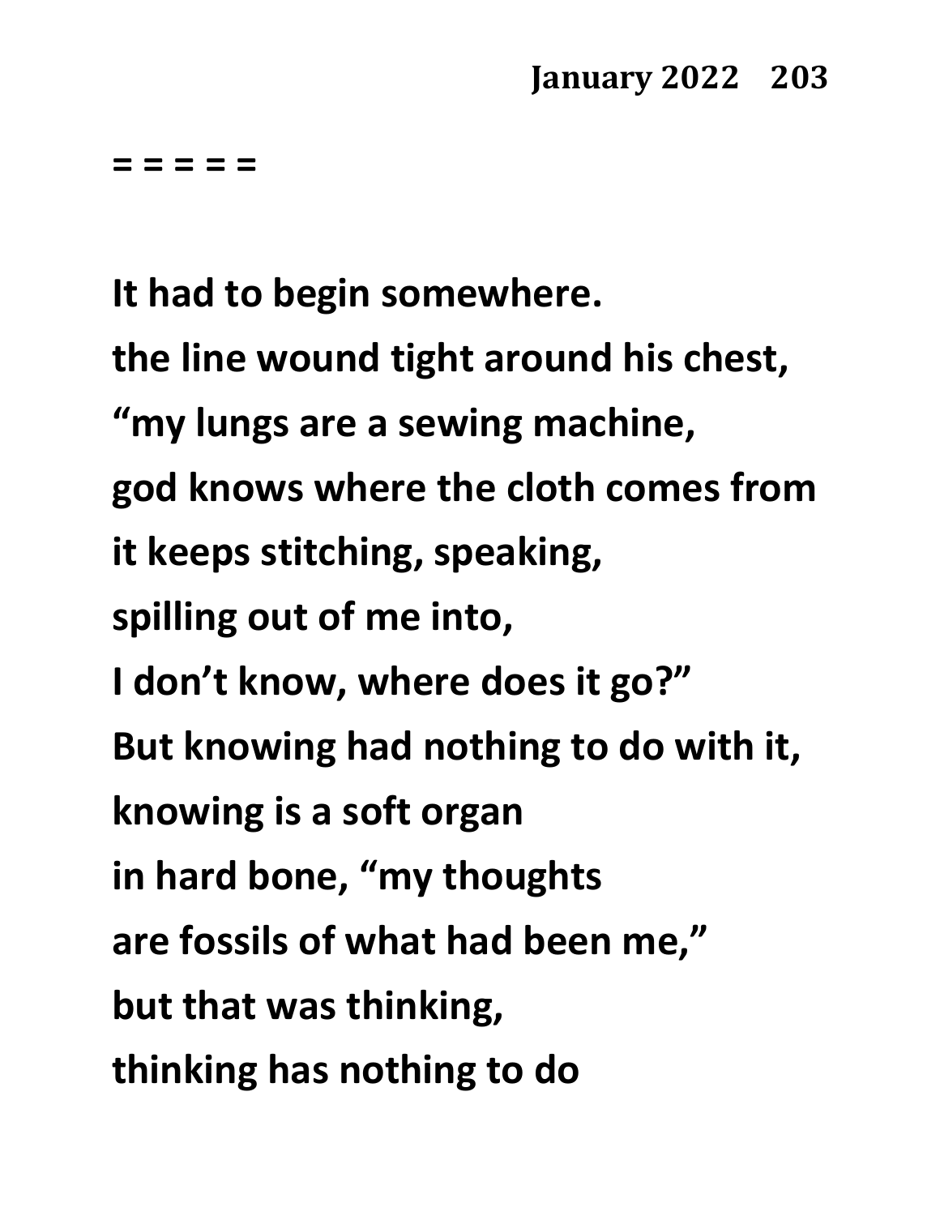= = = = =

It had to begin somewhere.
the line wound tight around his chest,
"my lungs are a sewing machine,
god knows where the cloth comes from
it keeps stitching, speaking,
spilling out of me into,
I don't know, where does it go?"
But knowing had nothing to do with it,
knowing is a soft organ
in hard bone, "my thoughts
are fossils of what had been me,"
but that was thinking,
thinking has nothing to do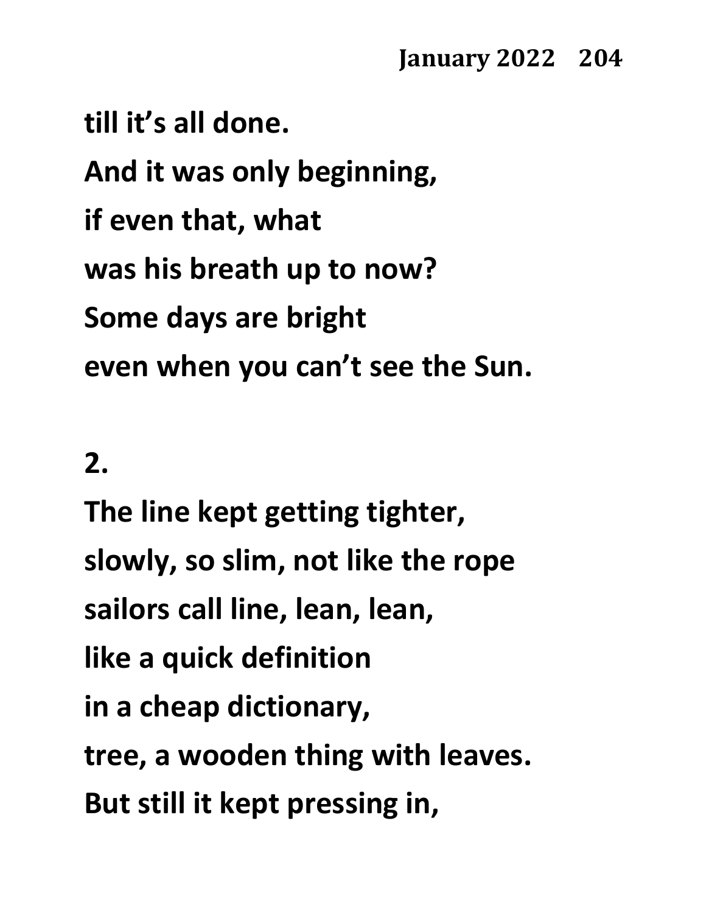till it’s all done.
And it was only beginning,
if even that, what
was his breath up to now?
Some days are bright
even when you can’t see the Sun.

2.

The line kept getting tighter,
slowly, so slim, not like the rope
sailors call line, lean, lean,
like a quick definition
in a cheap dictionary,
tree, a wooden thing with leaves.
But still it kept pressing in,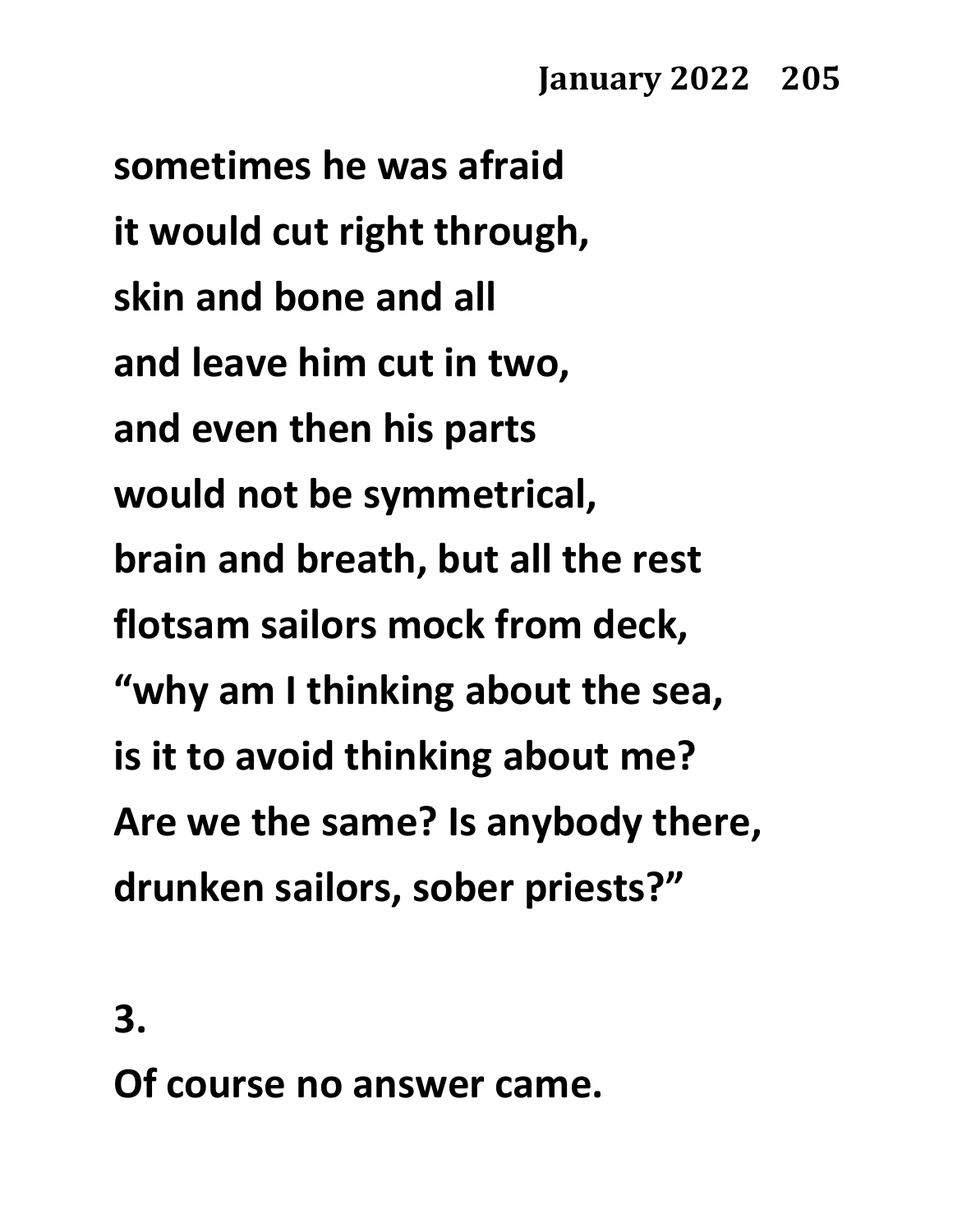sometimes he was afraid
it would cut right through,
skin and bone and all
and leave him cut in two,
and even then his parts
would not be symmetrical,
brain and breath, but all the rest
flotsam sailors mock from deck,
"why am I thinking about the sea,
is it to avoid thinking about me?
Are we the same? Is anybody there,
drunken sailors, sober priests?"

3.

Of course no answer came.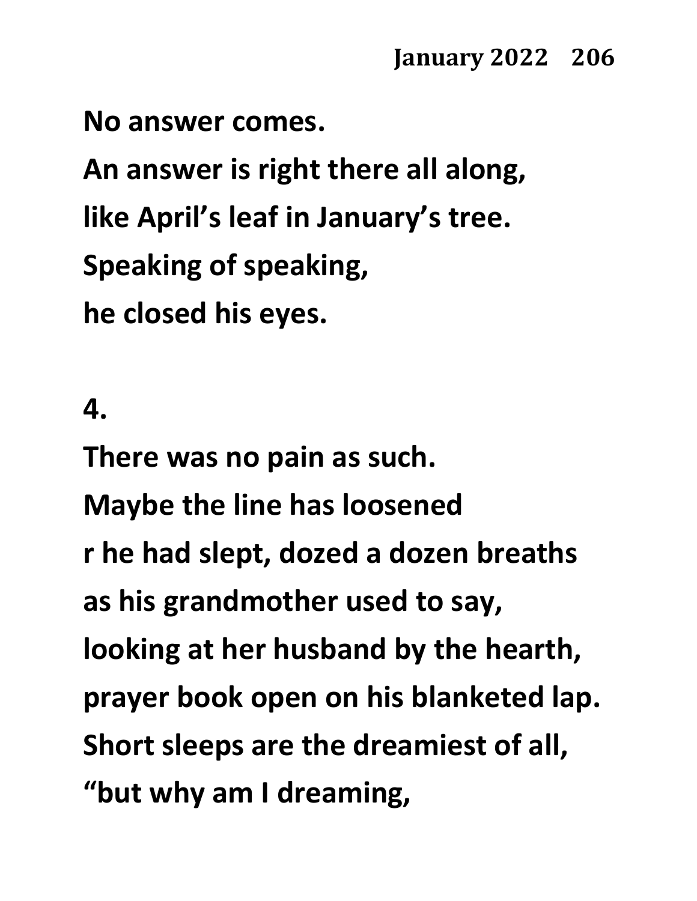No answer comes.
An answer is right there all along,
like April's leaf in January's tree.
Speaking of speaking,
he closed his eyes.

4.

There was no pain as such.
Maybe the line has loosened
r he had slept, dozed a dozen breaths
as his grandmother used to say,
looking at her husband by the hearth,
prayer book open on his blanketed lap.
Short sleeps are the dreamiest of all,
"but why am I dreaming,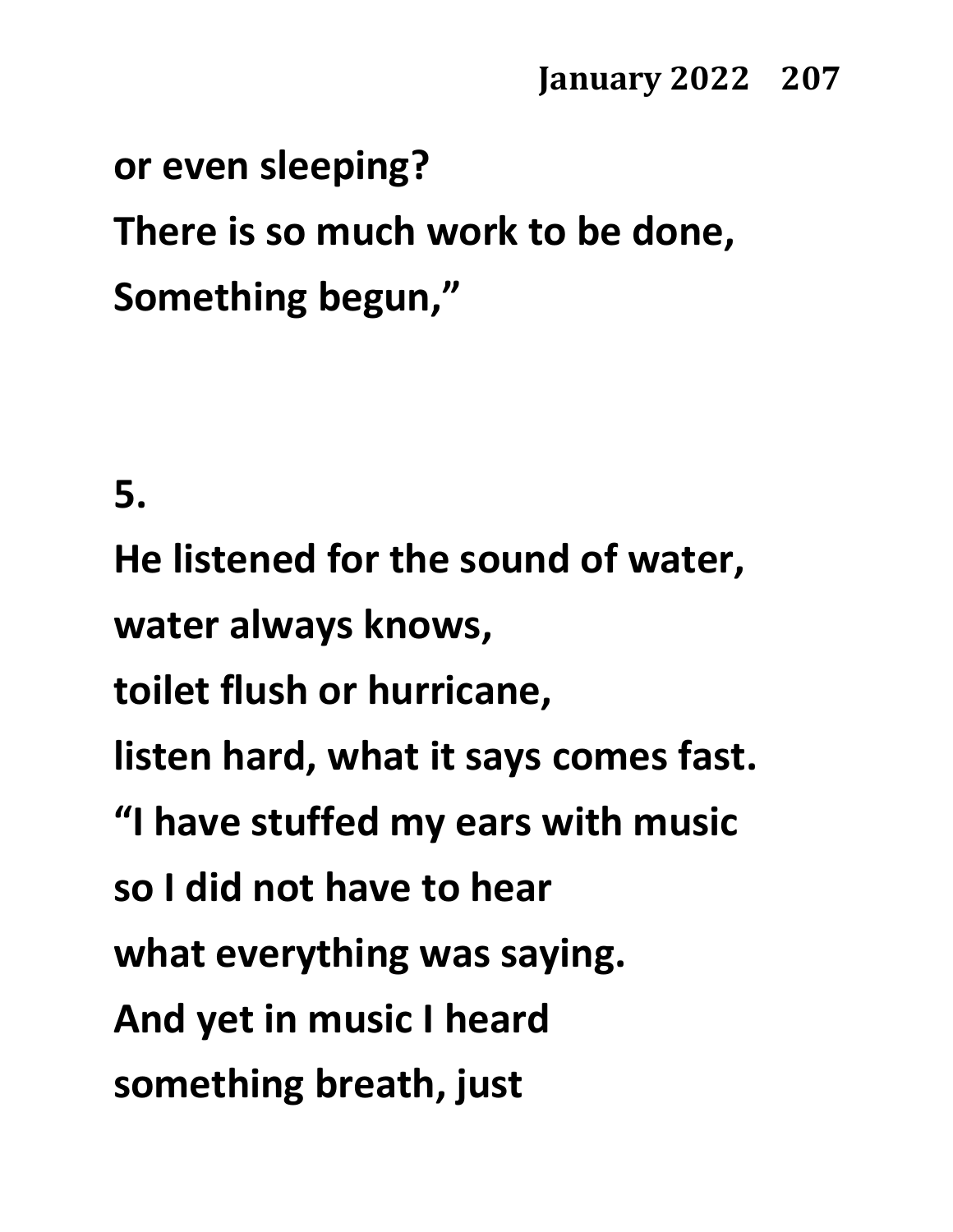**or even sleeping?**
**There is so much work to be done,**
**Something begun,"**

**5.**

**He listened for the sound of water,**
**water always knows,**
**toilet flush or hurricane,**
**listen hard, what it says comes fast.**
**"I have stuffed my ears with music**
**so I did not have to hear**
**what everything was saying.**
**And yet in music I heard**
**something breath, just**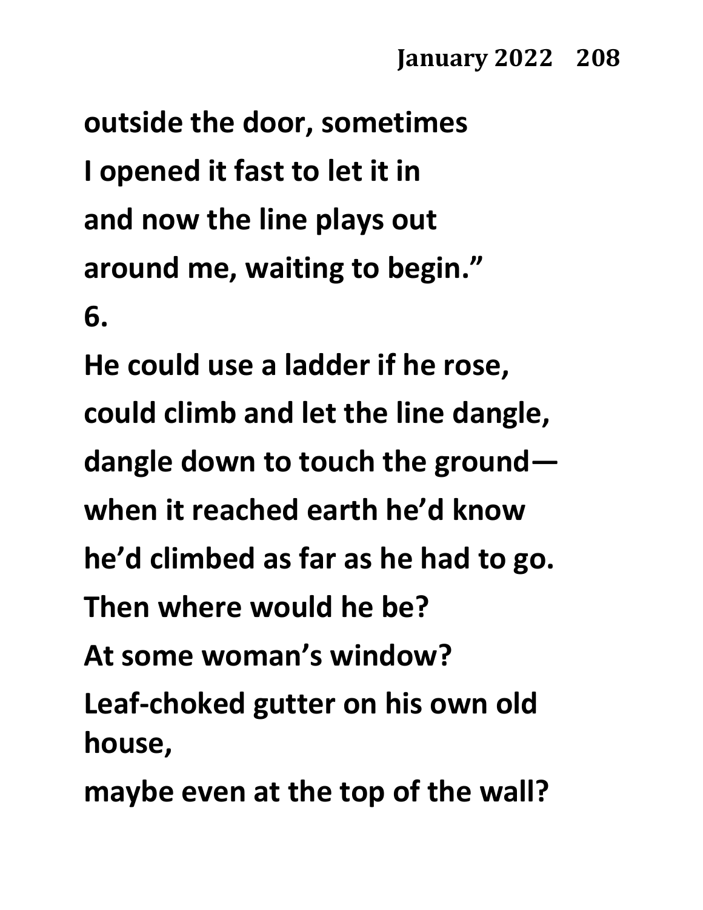outside the door, sometimes
I opened it fast to let it in
and now the line plays out
around me, waiting to begin."

6.

He could use a ladder if he rose,
could climb and let the line dangle,
dangle down to touch the ground—
when it reached earth he'd know
he'd climbed as far as he had to go.
Then where would he be?
At some woman's window?
Leaf-choked gutter on his own old house,
maybe even at the top of the wall?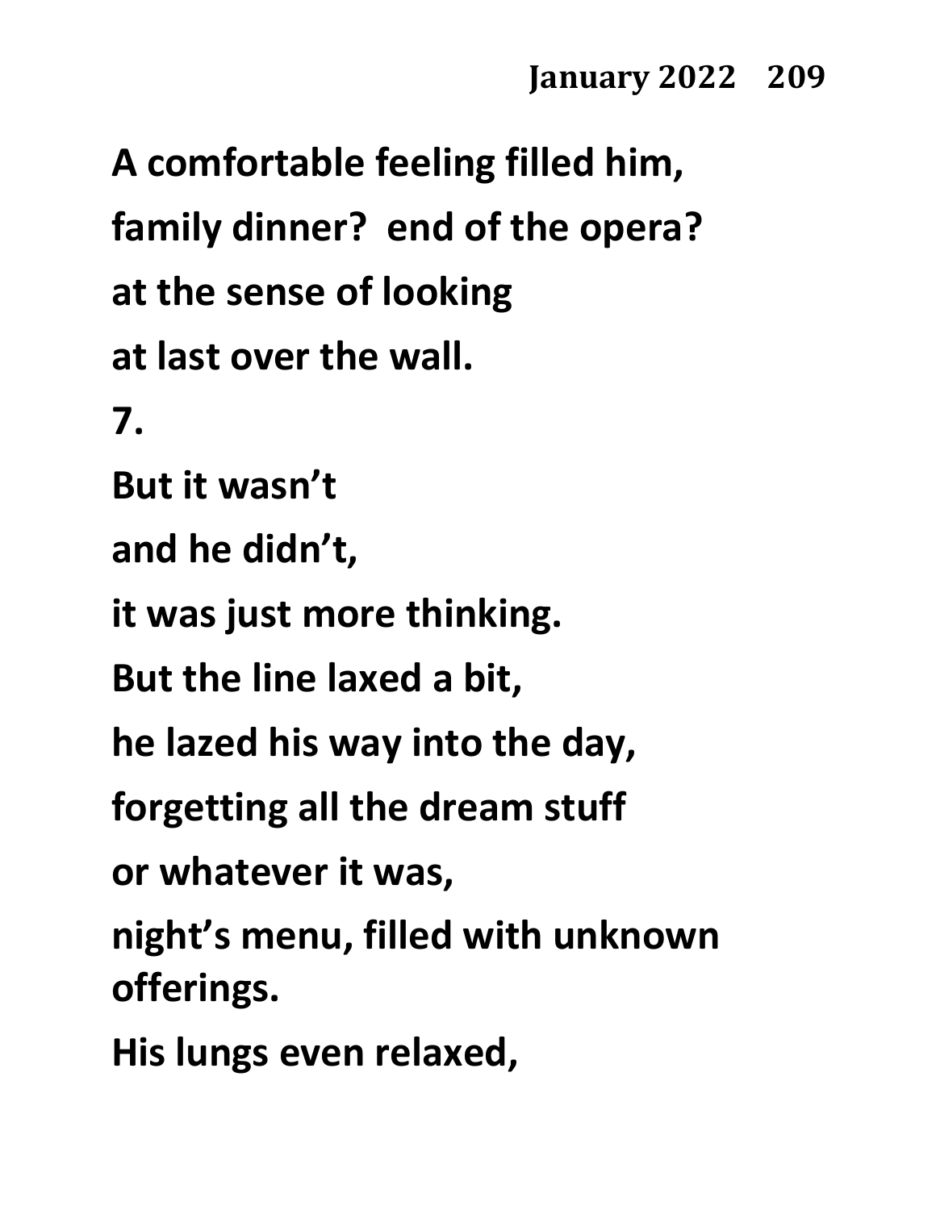A comfortable feeling filled him,

family dinner?  end of the opera?

at the sense of looking

at last over the wall.

7.

But it wasn't

and he didn't,

it was just more thinking.

But the line laxed a bit,

he lazed his way into the day,

forgetting all the dream stuff

or whatever it was,

night's menu, filled with unknown offerings.

His lungs even relaxed,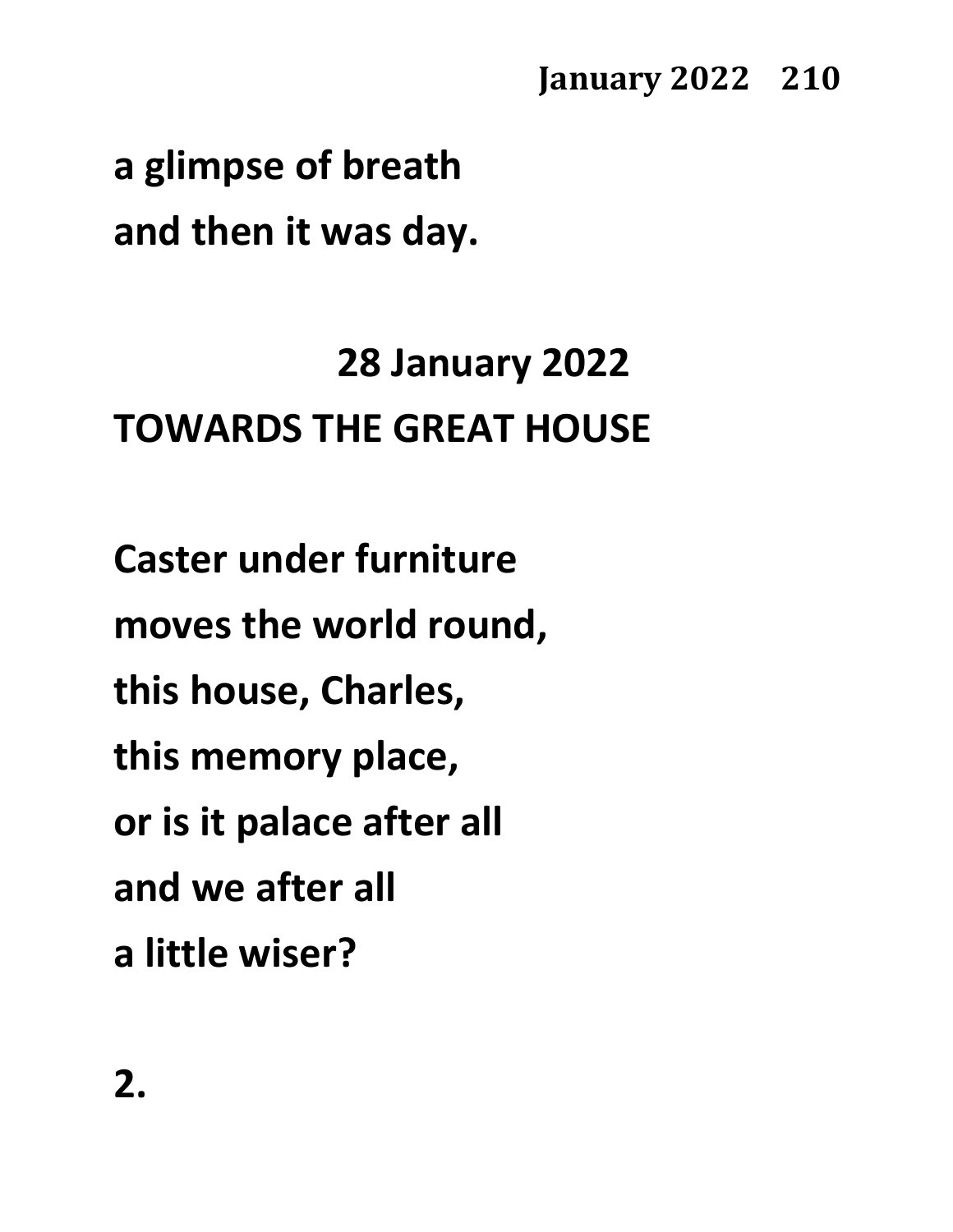a glimpse of breath
and then it was day.

## 28 January 2022

## TOWARDS THE GREAT HOUSE

Caster under furniture
moves the world round,
this house, Charles,
this memory place,
or is it palace after all
and we after all
a little wiser?

2.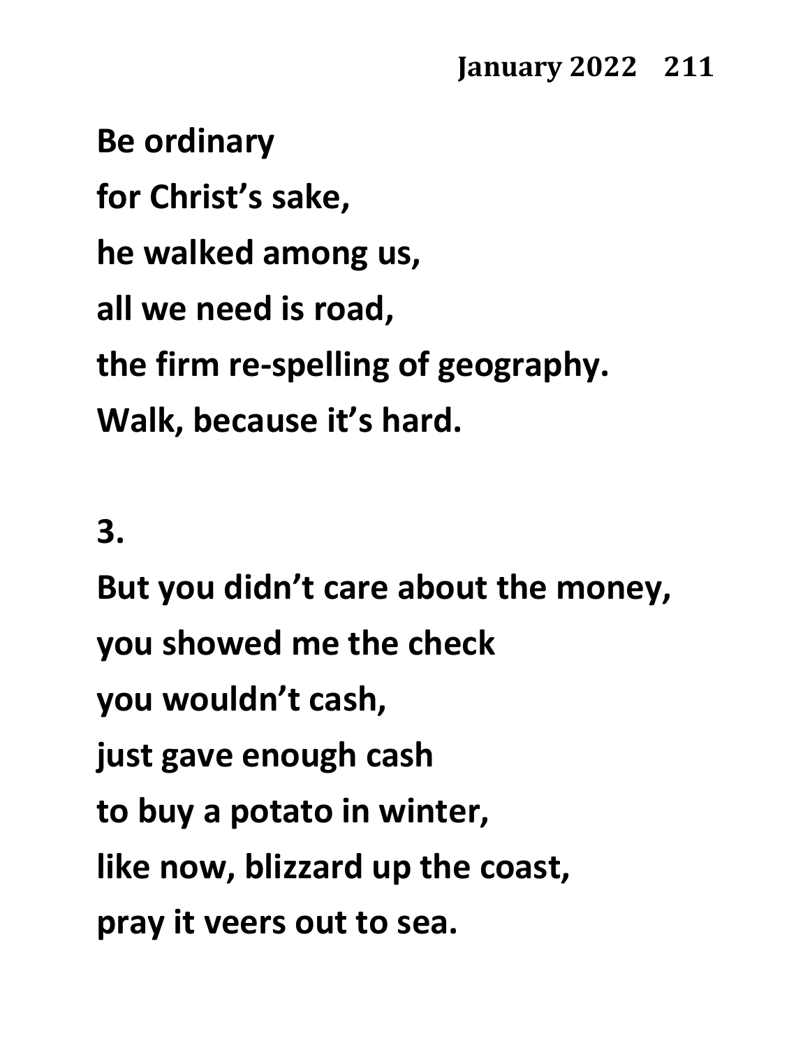Be ordinary
for Christ's sake,
he walked among us,
all we need is road,
the firm re-spelling of geography.
Walk, because it's hard.

3.

But you didn't care about the money,
you showed me the check
you wouldn't cash,
just gave enough cash
to buy a potato in winter,
like now, blizzard up the coast,
pray it veers out to sea.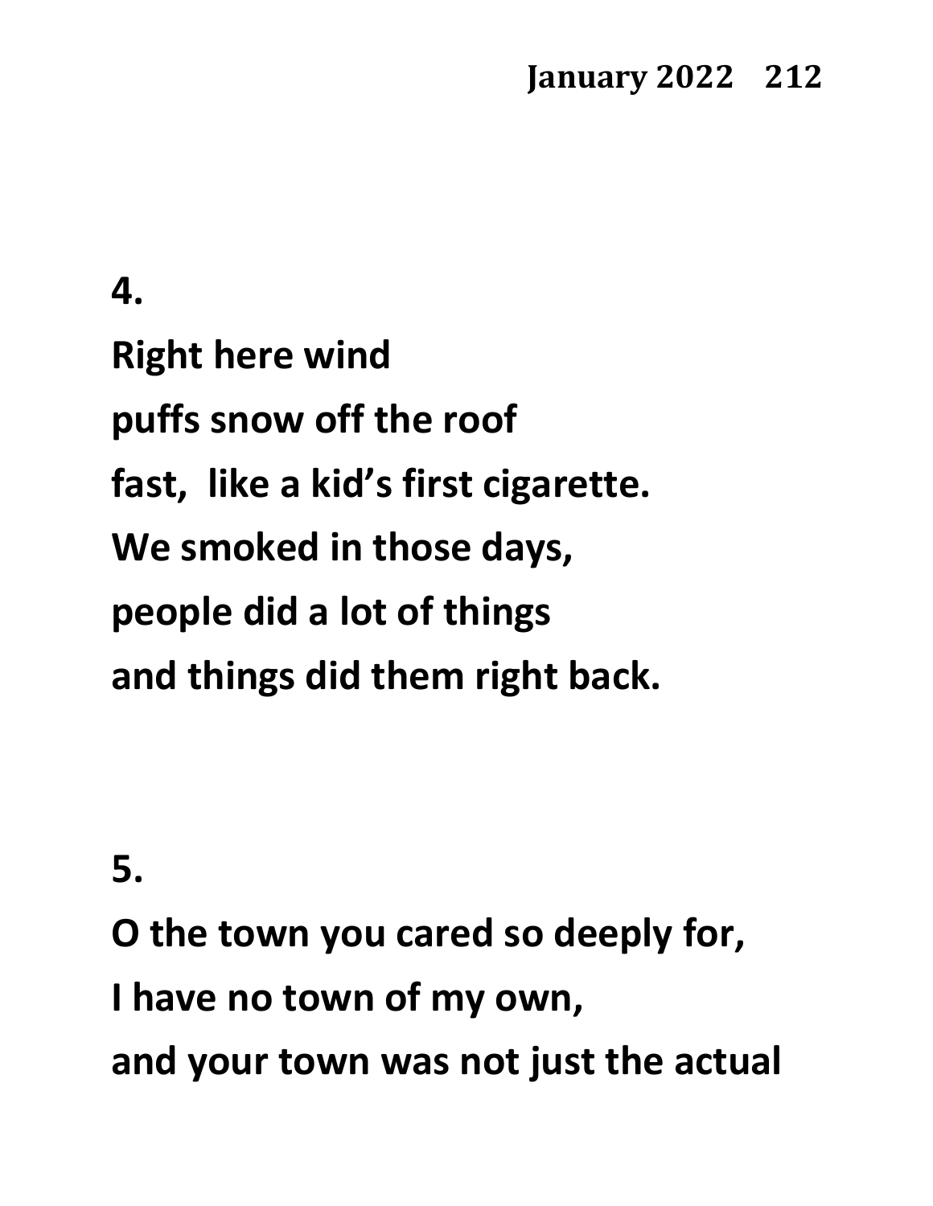**4.**

**Right here wind**
**puffs snow off the roof**
**fast,  like a kid's first cigarette.**
**We smoked in those days,**
**people did a lot of things**
**and things did them right back.**

**5.**

**O the town you cared so deeply for,**
**I have no town of my own,**
**and your town was not just the actual**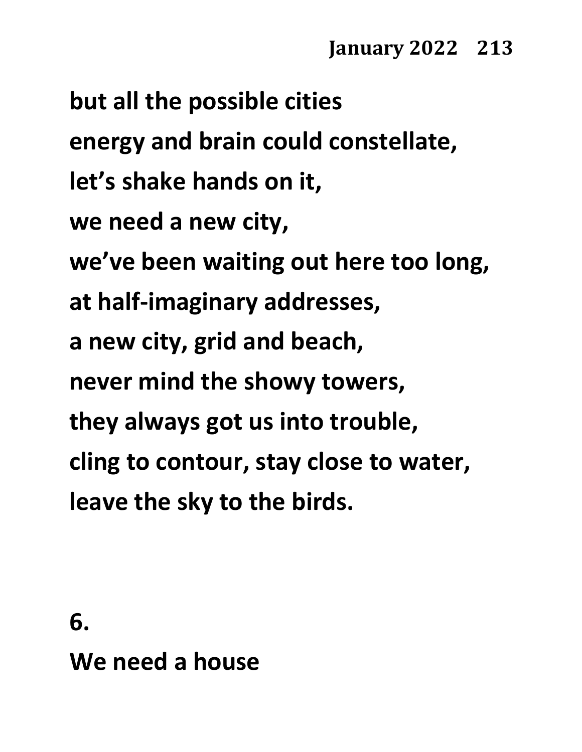**but all the possible cities**
**energy and brain could constellate,**
**let's shake hands on it,**
**we need a new city,**
**we've been waiting out here too long,**
**at half-imaginary addresses,**
**a new city, grid and beach,**
**never mind the showy towers,**
**they always got us into trouble,**
**cling to contour, stay close to water,**
**leave the sky to the birds.**

**6.**

**We need a house**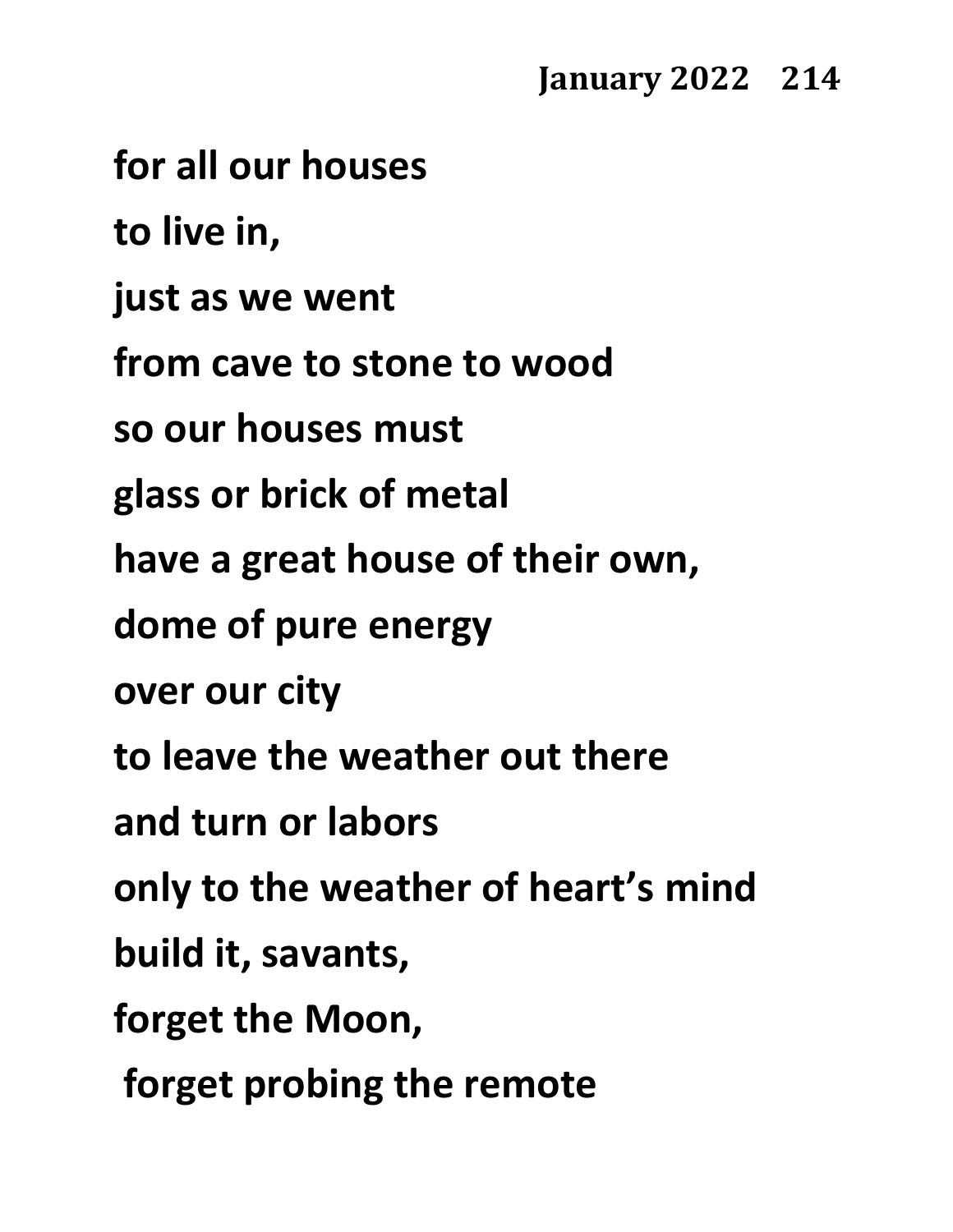for all our houses
to live in,
just as we went
from cave to stone to wood
so our houses must
glass or brick of metal
have a great house of their own,
dome of pure energy
over our city
to leave the weather out there
and turn or labors
only to the weather of heart's mind
build it, savants,
forget the Moon,
forget probing the remote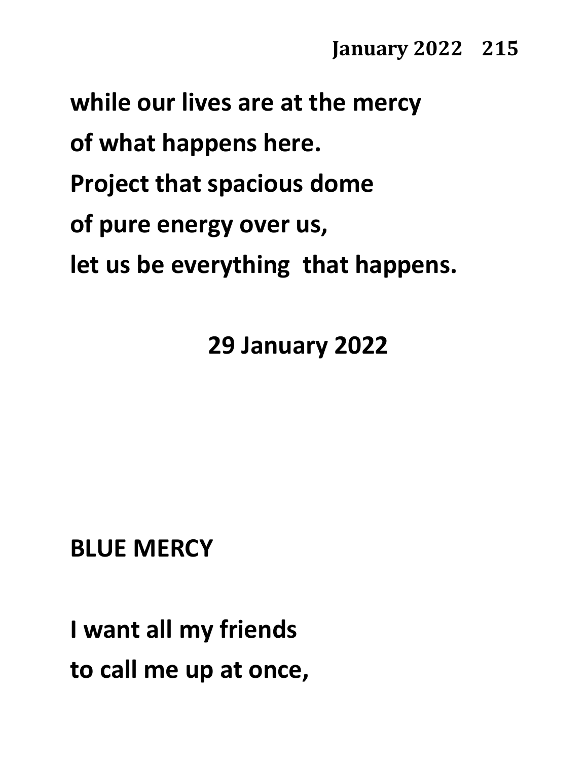while our lives are at the mercy
of what happens here.
Project that spacious dome
of pure energy over us,
let us be everything  that happens.

29 January 2022

## BLUE MERCY

I want all my friends
to call me up at once,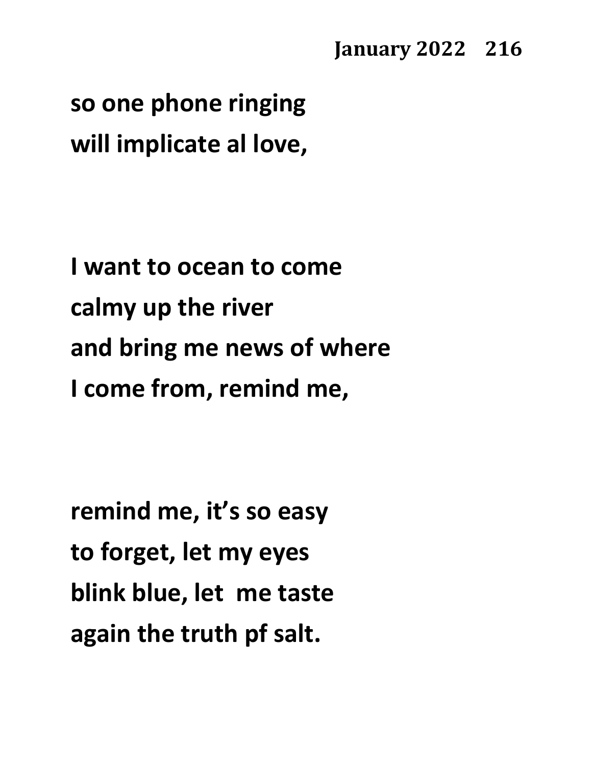**so one phone ringing**
**will implicate al love,**

**I want to ocean to come**
**calmy up the river**
**and bring me news of where**
**I come from, remind me,**

**remind me, it's so easy**
**to forget, let my eyes**
**blink blue, let  me taste**
**again the truth pf salt.**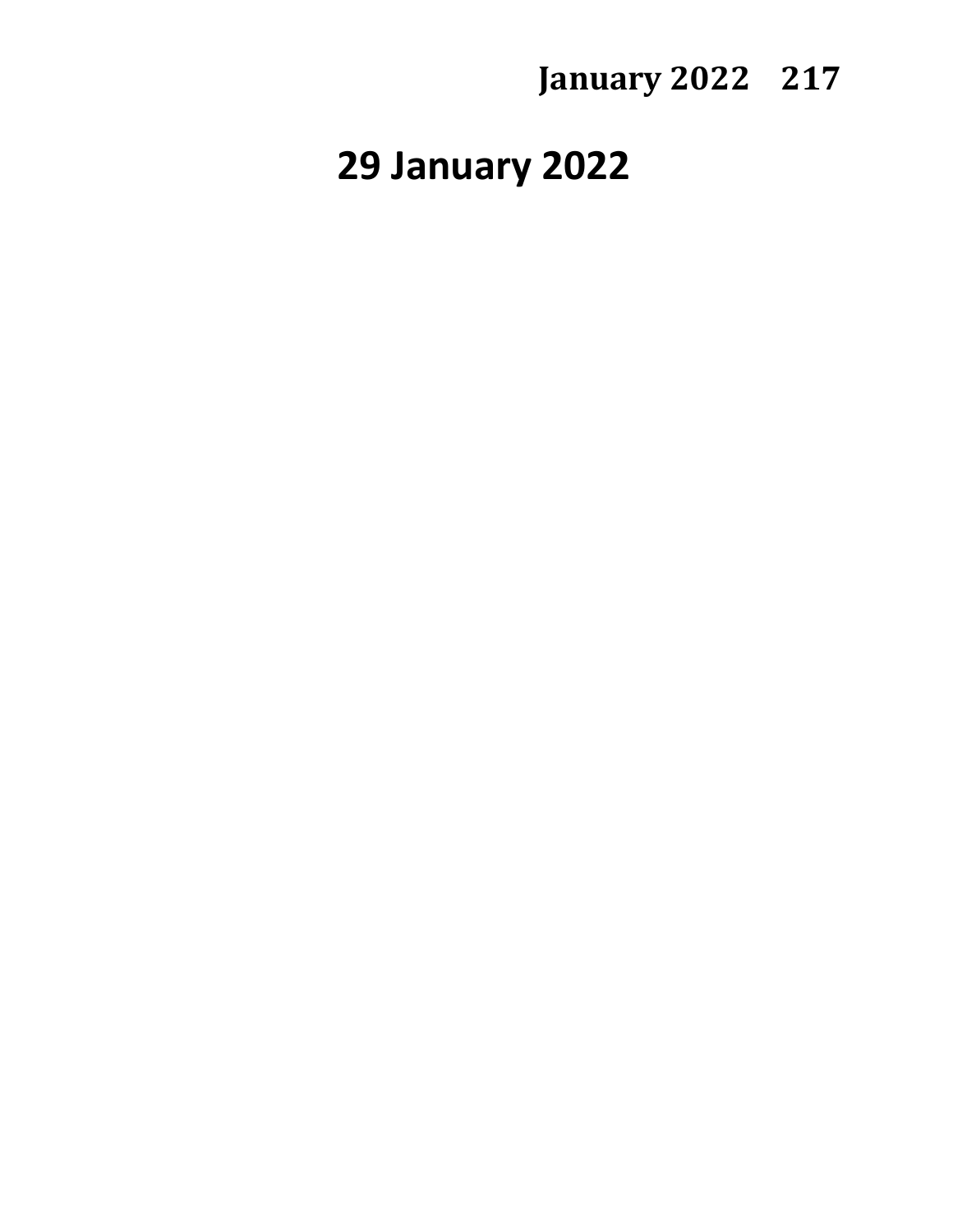# 29 January 2022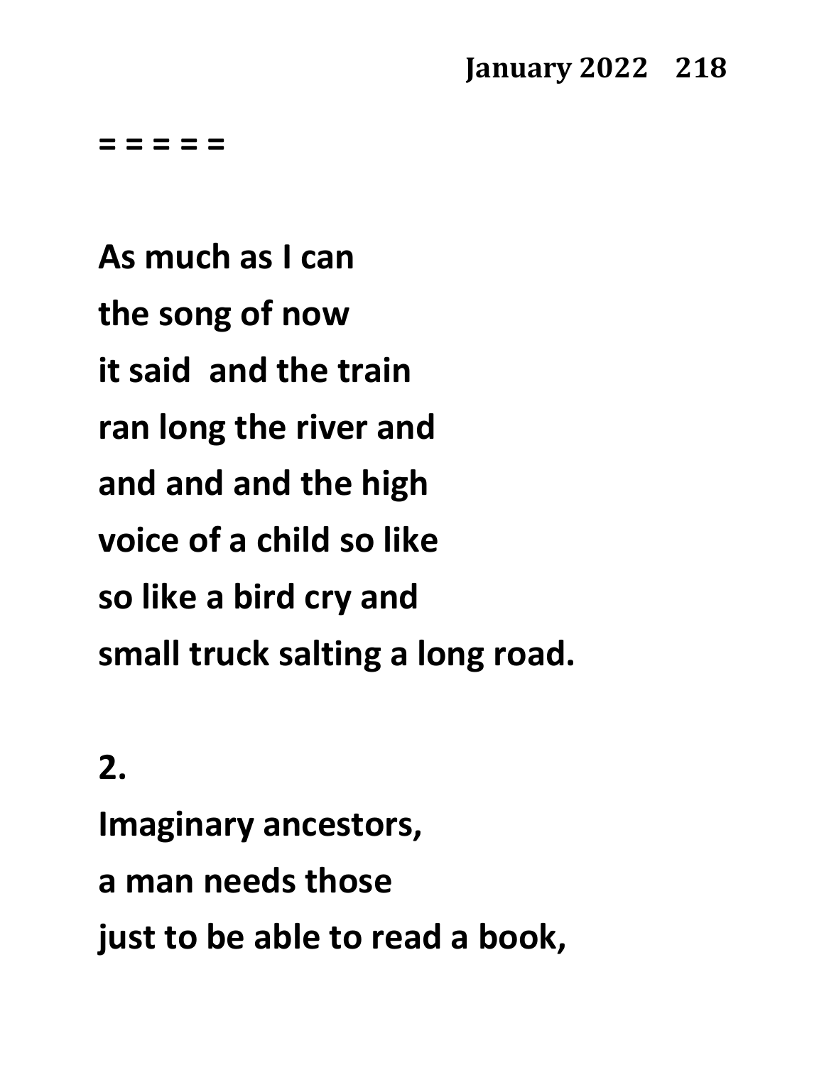= = = = =

As much as I can  
the song of now  
it said  and the train  
ran long the river and  
and and and the high  
voice of a child so like  
so like a bird cry and  
small truck salting a long road.

2.

Imaginary ancestors,  
a man needs those  
just to be able to read a book,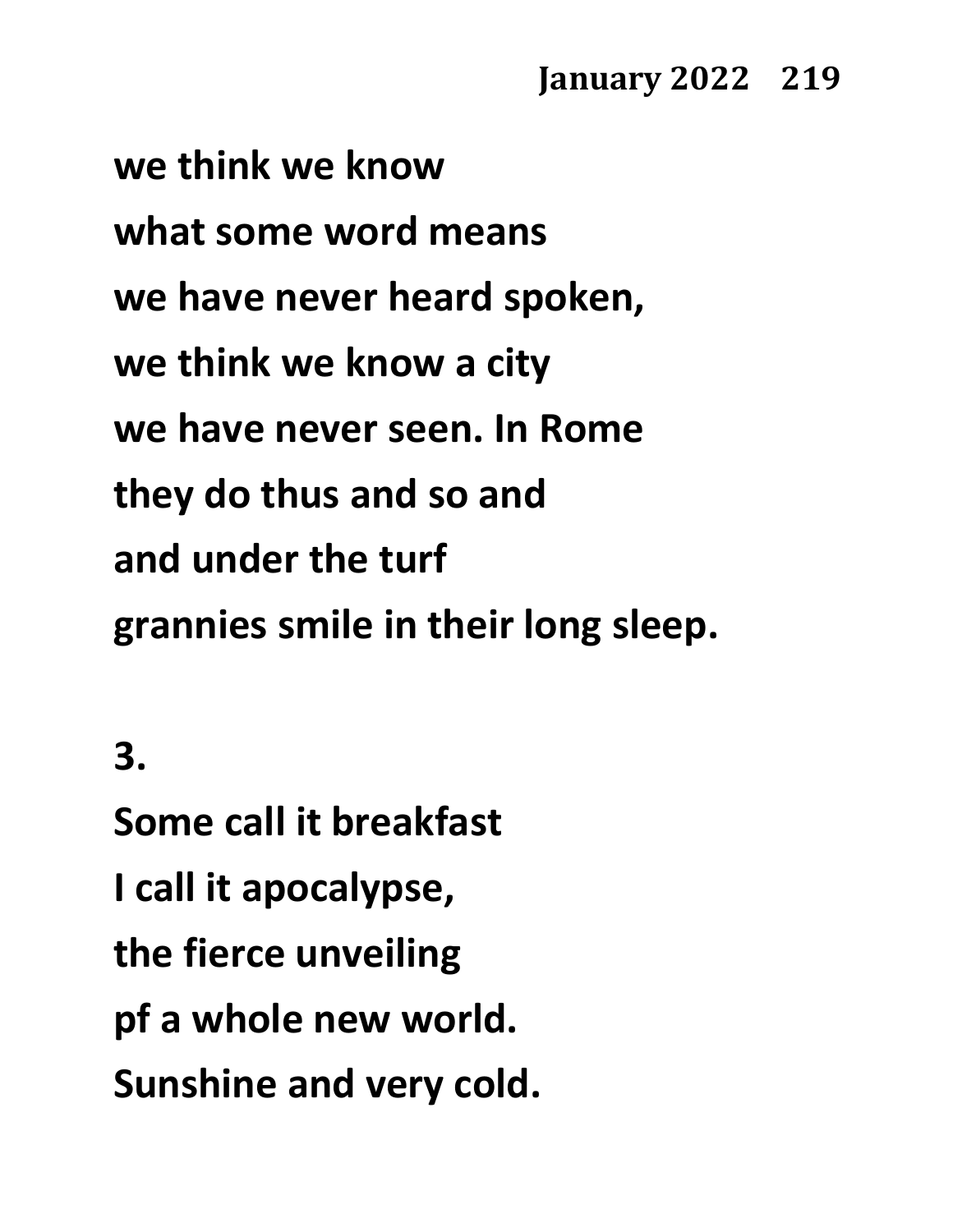**we think we know**
**what some word means**
**we have never heard spoken,**
**we think we know a city**
**we have never seen. In Rome**
**they do thus and so and**
**and under the turf**
**grannies smile in their long sleep.**

**3.**

**Some call it breakfast**
**I call it apocalypse,**
**the fierce unveiling**
**pf a whole new world.**
**Sunshine and very cold.**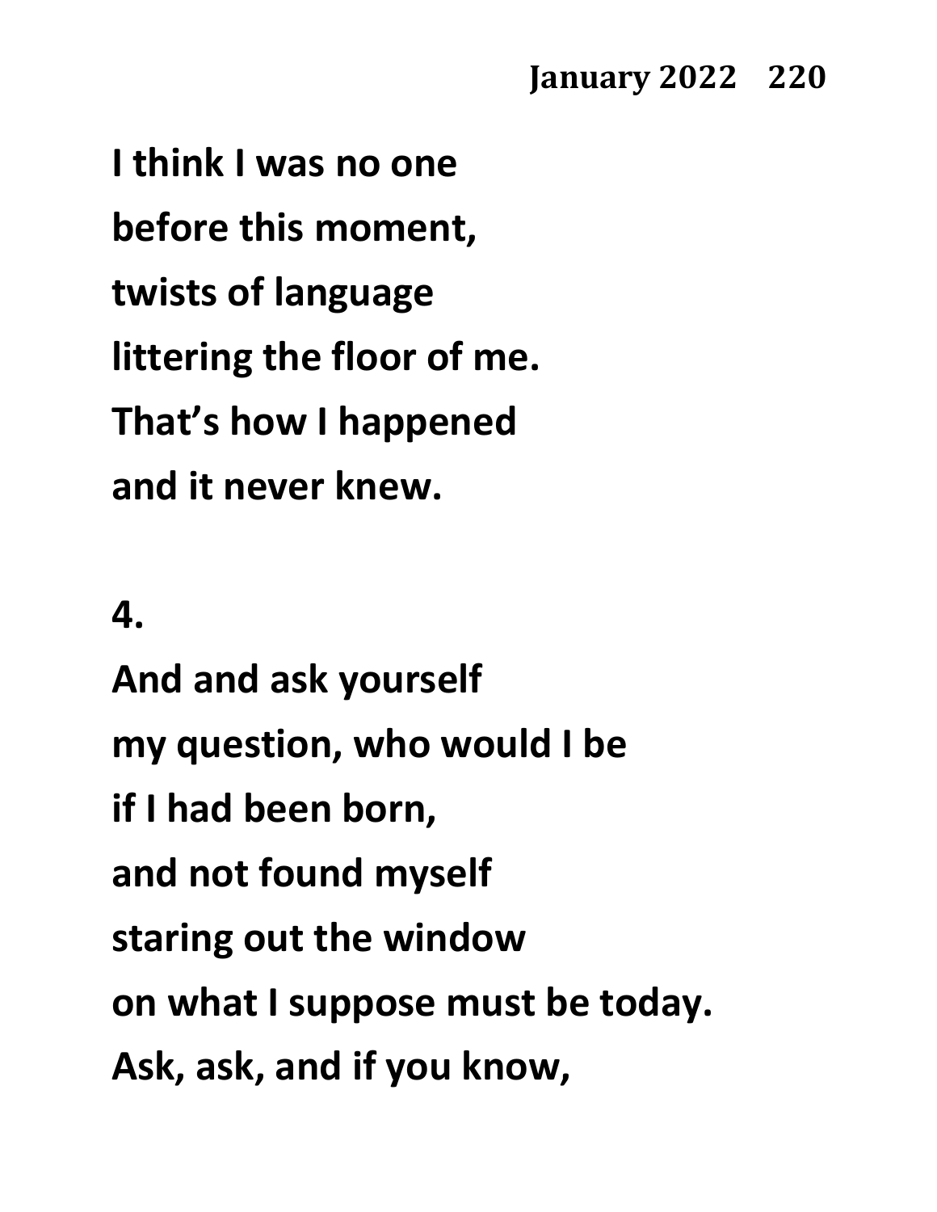**I think I was no one**
**before this moment,**
**twists of language**
**littering the floor of me.**
**That's how I happened**
**and it never knew.**

**4.**

**And and ask yourself**
**my question, who would I be**
**if I had been born,**
**and not found myself**
**staring out the window**
**on what I suppose must be today.**
**Ask, ask, and if you know,**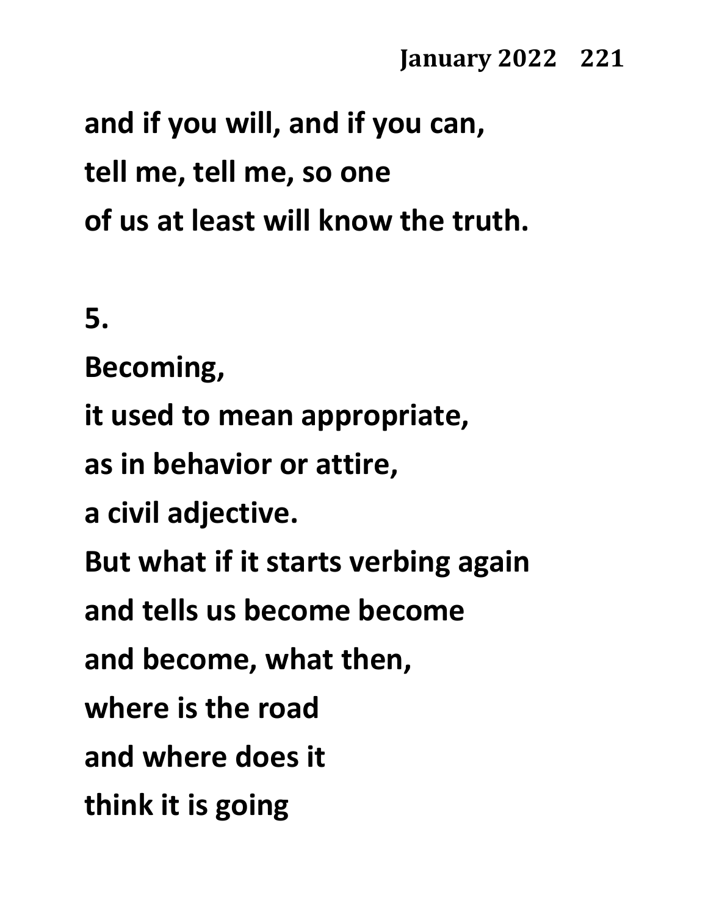**and if you will, and if you can,**
**tell me, tell me, so one**
**of us at least will know the truth.**

**5.**

**Becoming,**
**it used to mean appropriate,**
**as in behavior or attire,**
**a civil adjective.**
**But what if it starts verbing again**
**and tells us become become**
**and become, what then,**
**where is the road**
**and where does it**
**think it is going**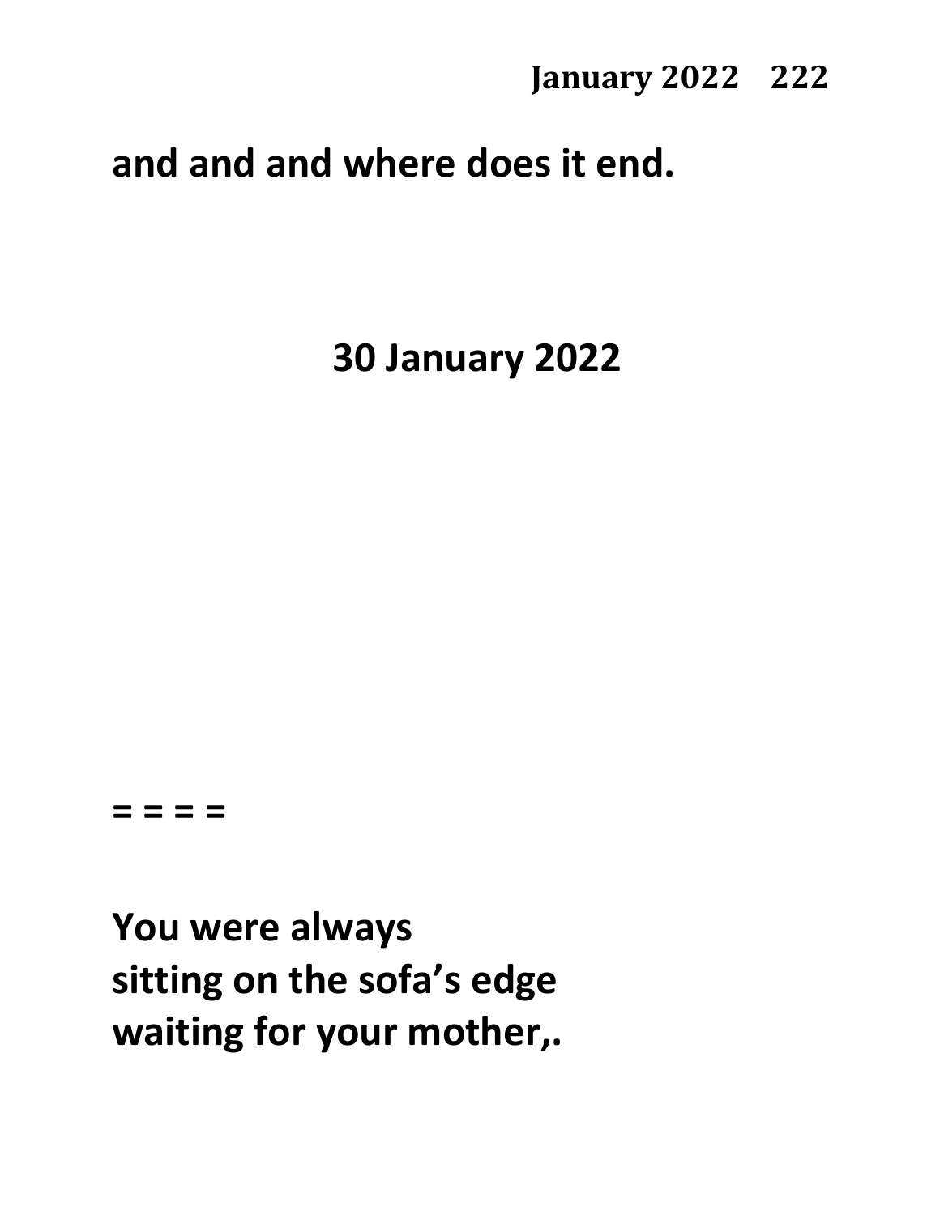**and and and where does it end.**

## 30 January 2022

**= = = =**

**You were always**
**sitting on the sofa’s edge**
**waiting for your mother,.**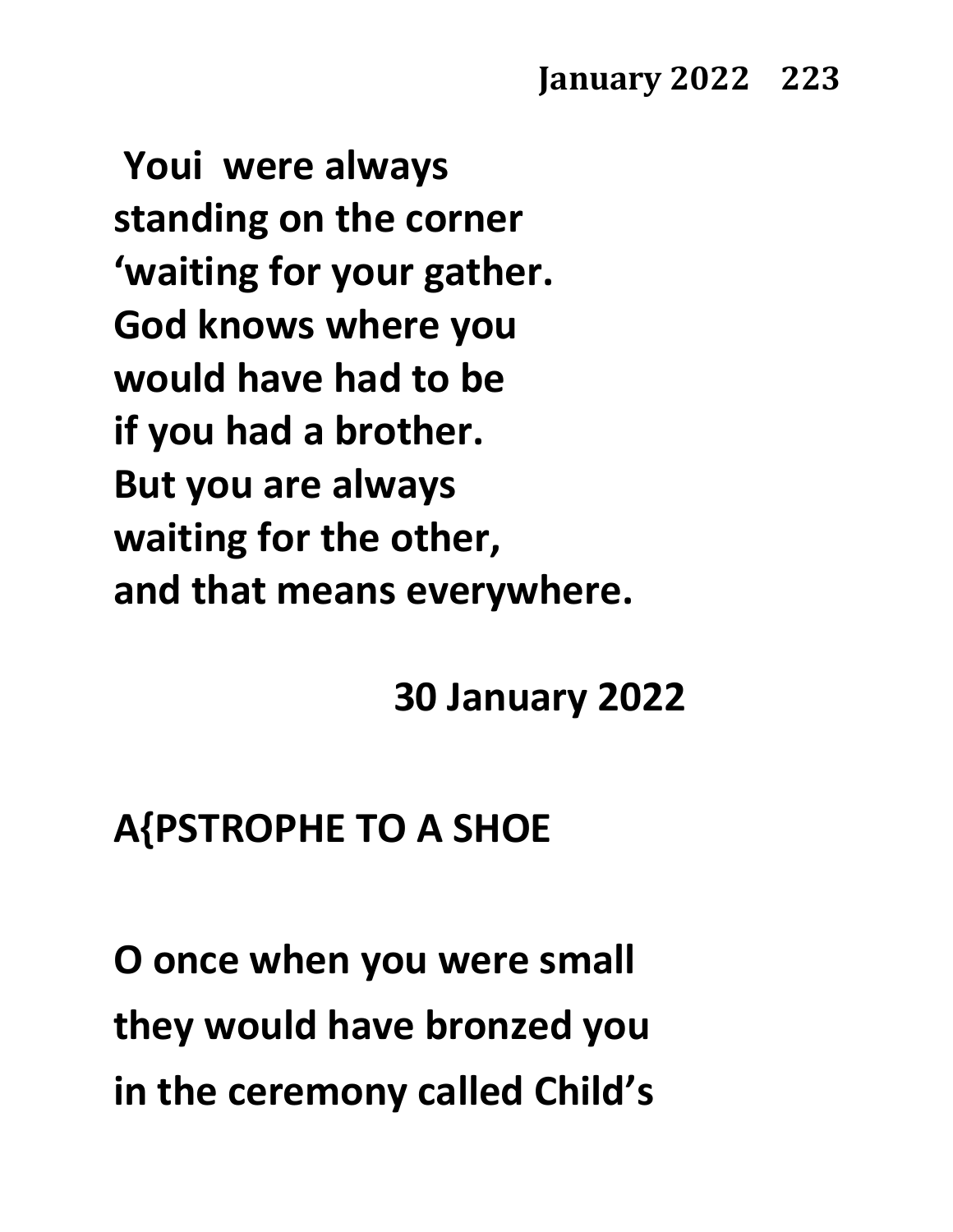**Youi were always**
**standing on the corner**
**'waiting for your gather.**
**God knows where you**
**would have had to be**
**if you had a brother.**
**But you are always**
**waiting for the other,**
**and that means everywhere.**

**30 January 2022**

## A{PSTROPHE TO A SHOE

**O once when you were small**
**they would have bronzed you**
**in the ceremony called Child's**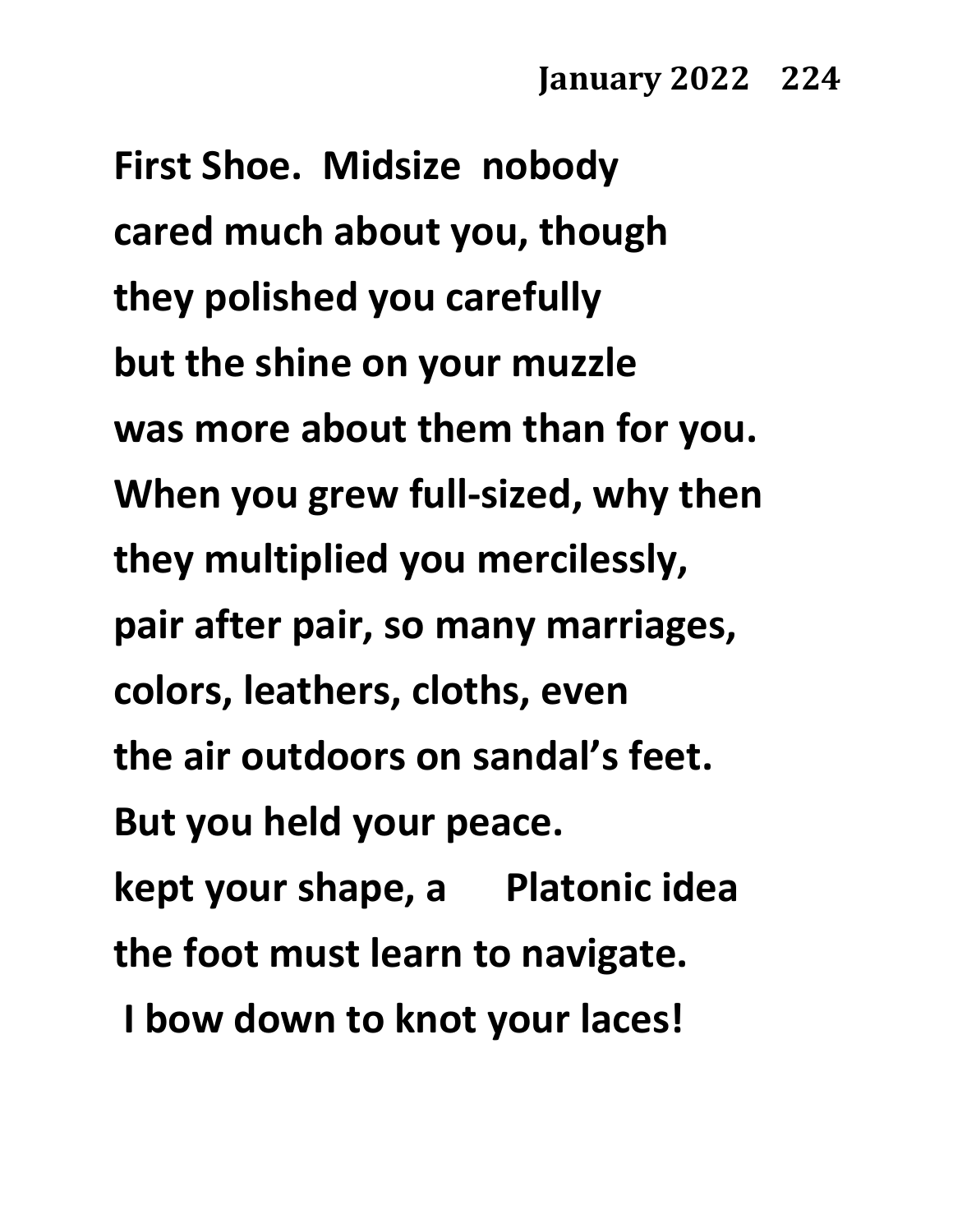**January 2022 224**

**First Shoe. Midsize nobody**
**cared much about you, though**
**they polished you carefully**
**but the shine on your muzzle**
**was more about them than for you.**
**When you grew full-sized, why then**
**they multiplied you mercilessly,**
**pair after pair, so many marriages,**
**colors, leathers, cloths, even**
**the air outdoors on sandal's feet.**
**But you held your peace.**
**kept your shape, a Platonic idea**
**the foot must learn to navigate.**
**I bow down to knot your laces!**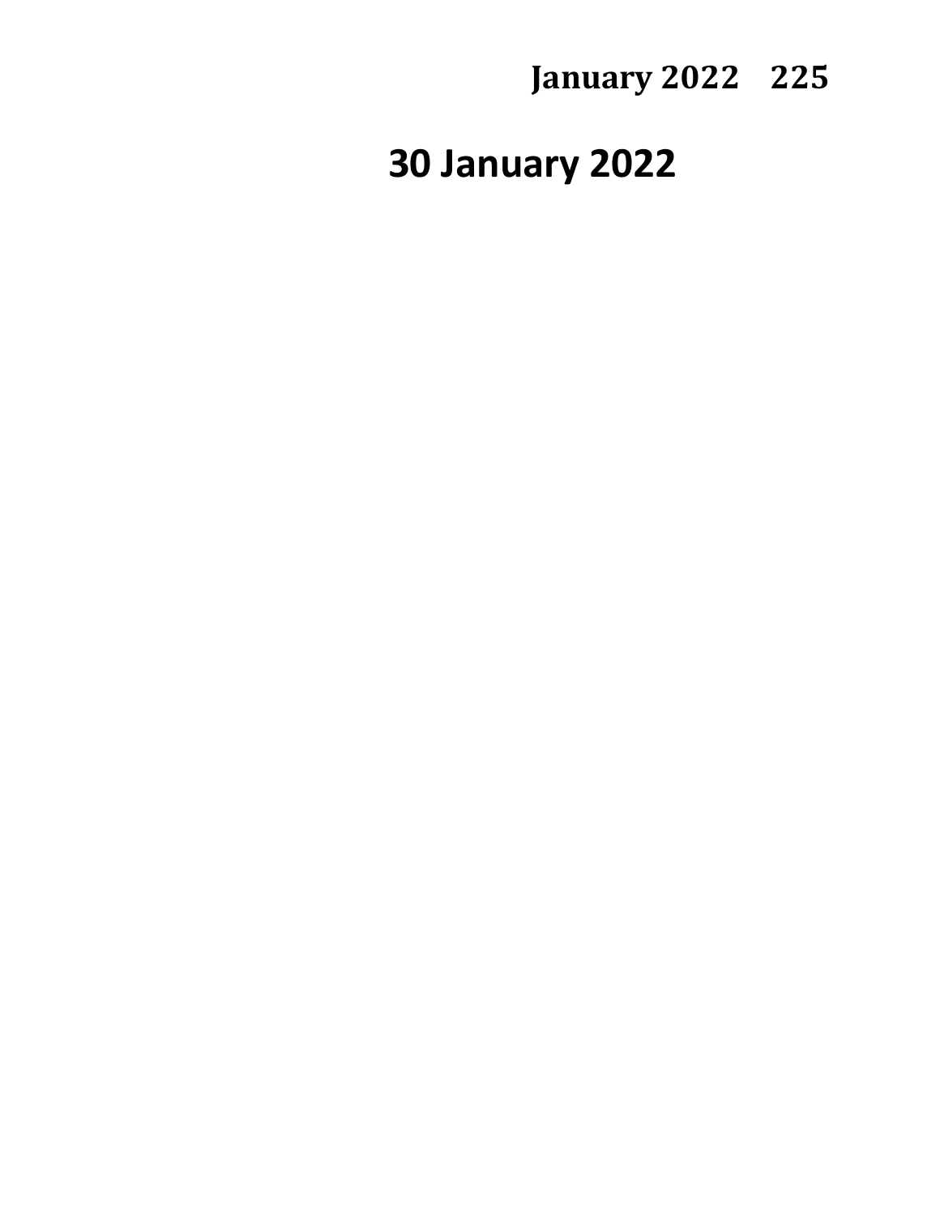# 30 January 2022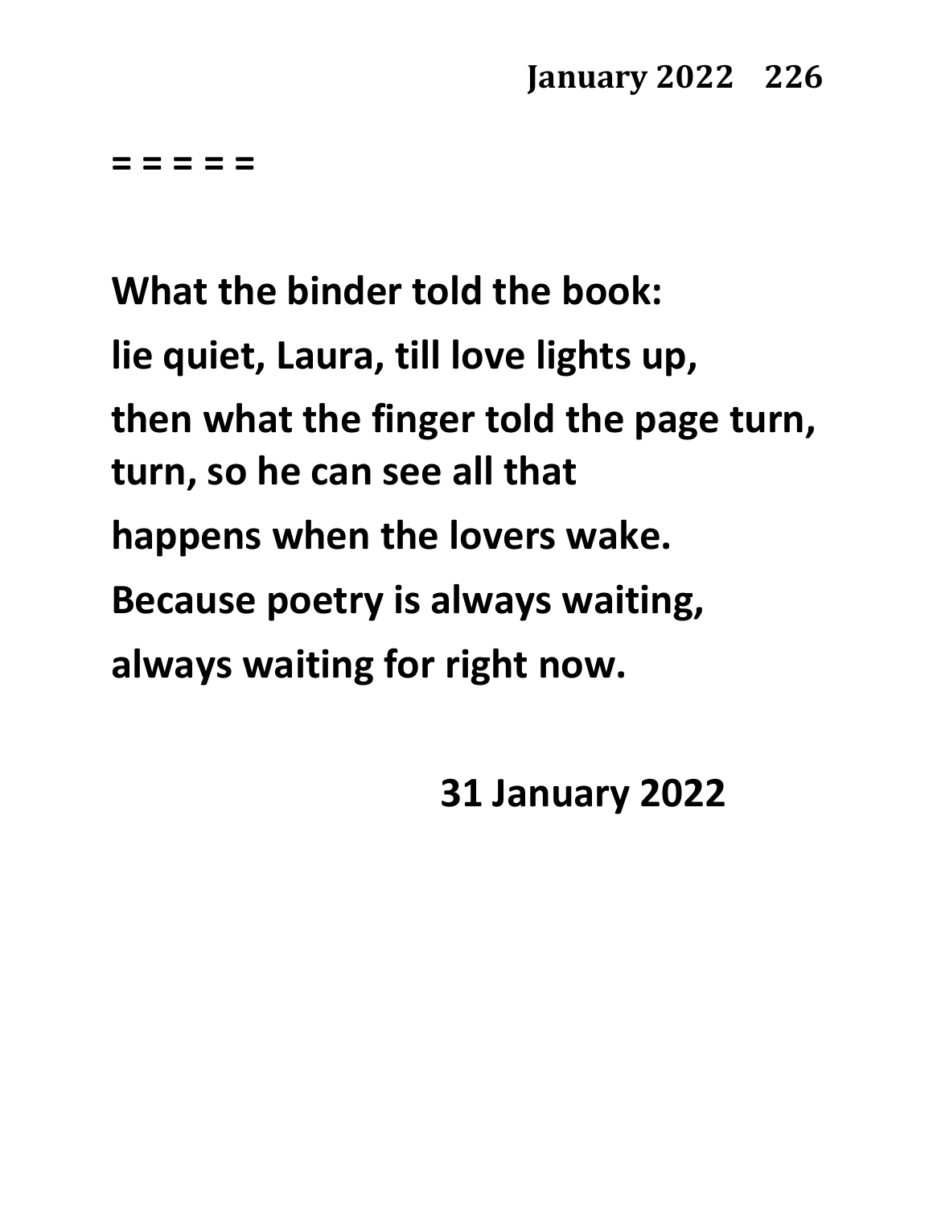= = = = =

What the binder told the book:
lie quiet, Laura, till love lights up,
then what the finger told the page turn,
turn, so he can see all that
happens when the lovers wake.
Because poetry is always waiting,
always waiting for right now.

31 January 2022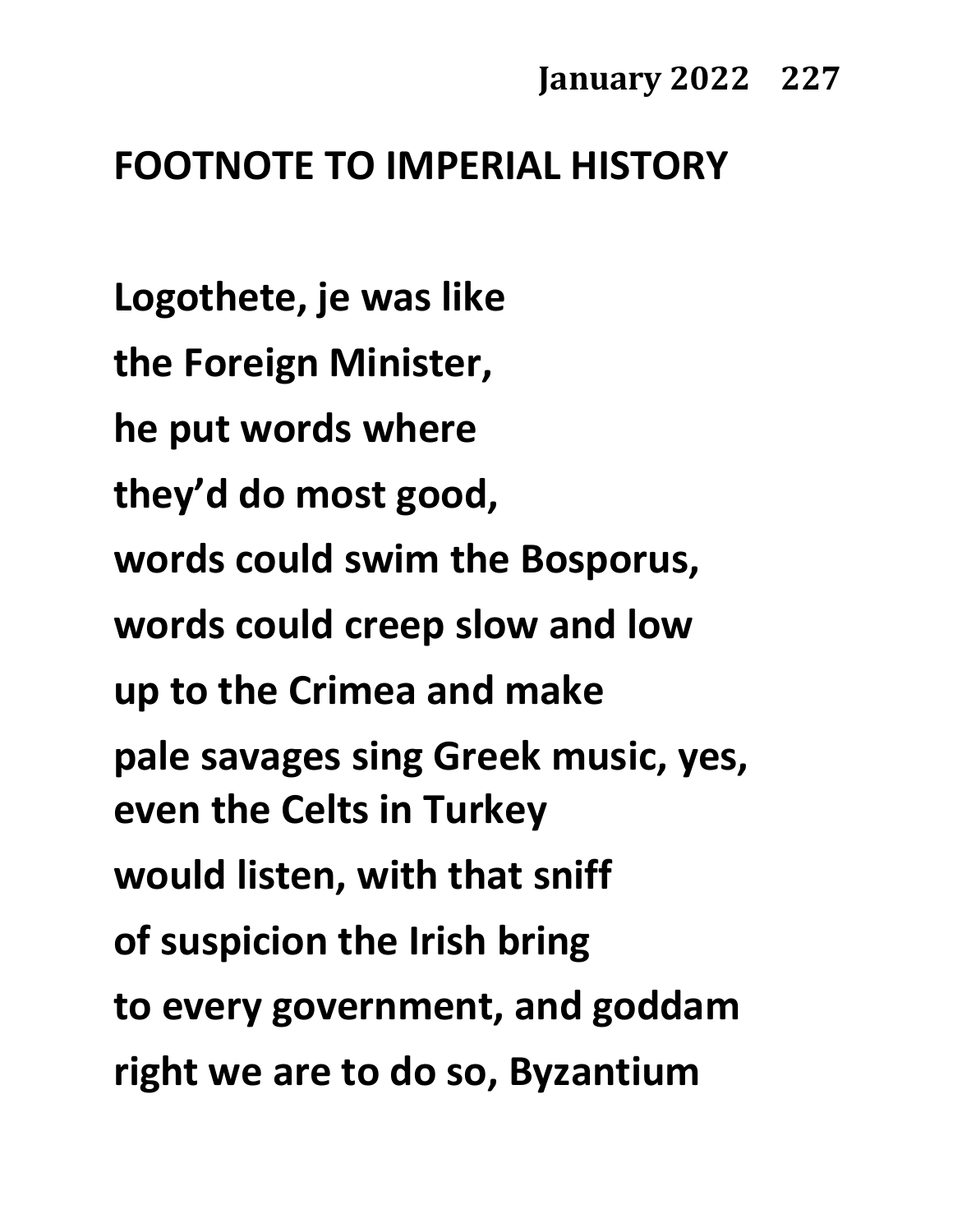**January 2022**

## FOOTNOTE TO IMPERIAL HISTORY

**Logothete, je was like**
**the Foreign Minister,**
**he put words where**
**they'd do most good,**
**words could swim the Bosporus,**
**words could creep slow and low**
**up to the Crimea and make**
**pale savages sing Greek music, yes,**
**even the Celts in Turkey**
**would listen, with that sniff**
**of suspicion the Irish bring**
**to every government, and goddam**
**right we are to do so, Byzantium**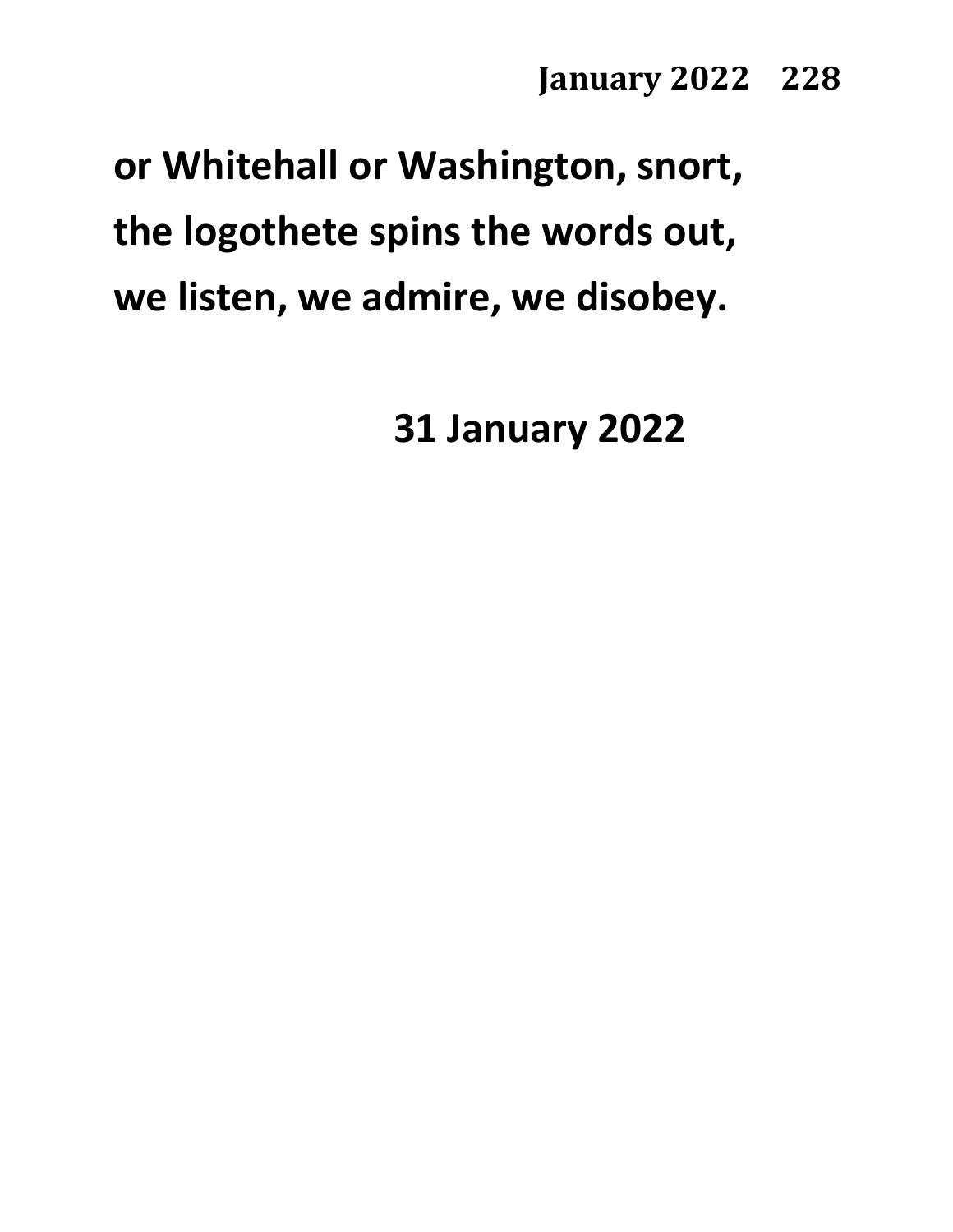**or Whitehall or Washington, snort,**
**the logothete spins the words out,**
**we listen, we admire, we disobey.**

**31 January 2022**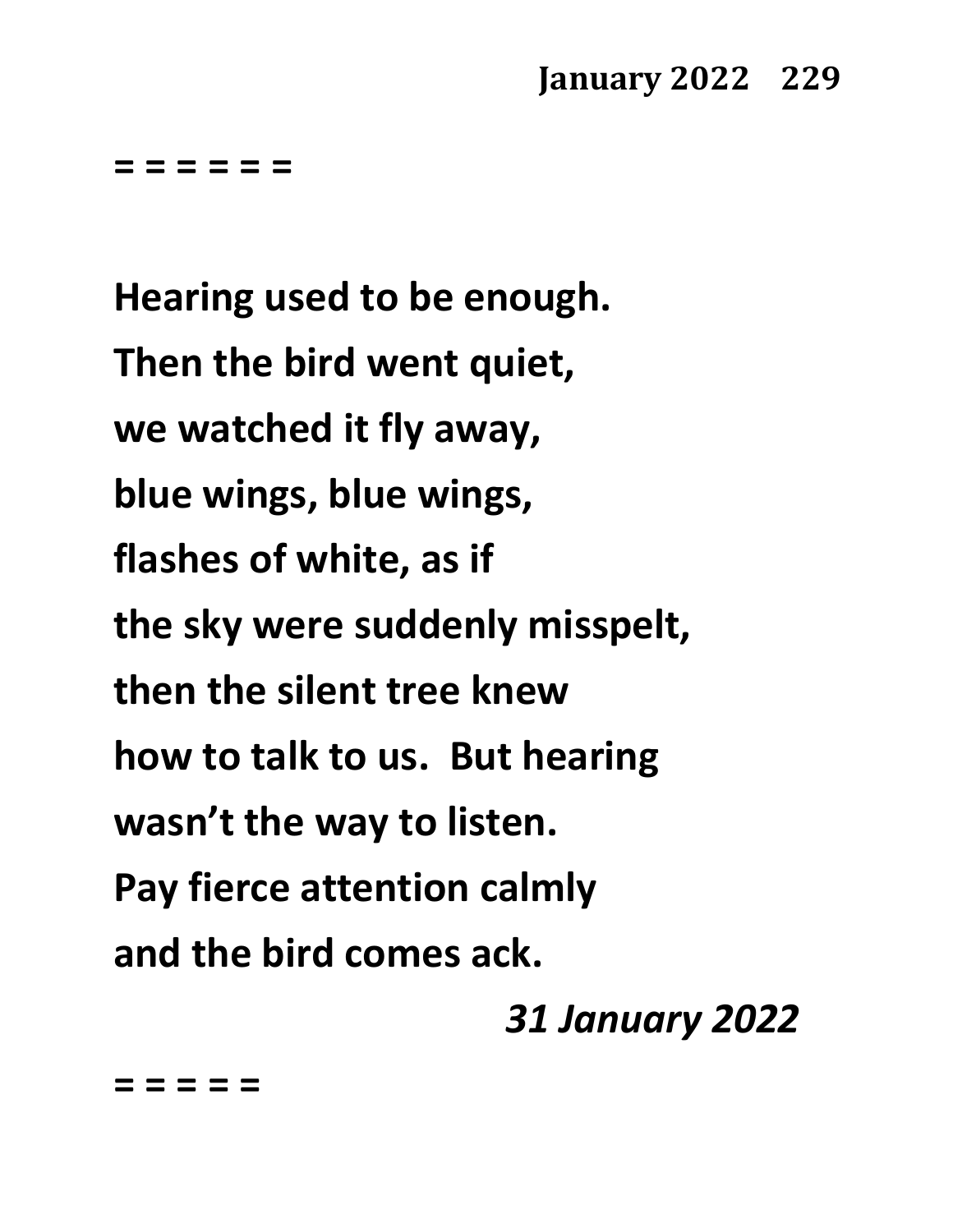= = = = = =

**Hearing used to be enough.**
**Then the bird went quiet,**
**we watched it fly away,**
**blue wings, blue wings,**
**flashes of white, as if**
**the sky were suddenly misspelt,**
**then the silent tree knew**
**how to talk to us.  But hearing**
**wasn't the way to listen.**
**Pay fierce attention calmly**
**and the bird comes ack.**

***31 January 2022***

= = = = =